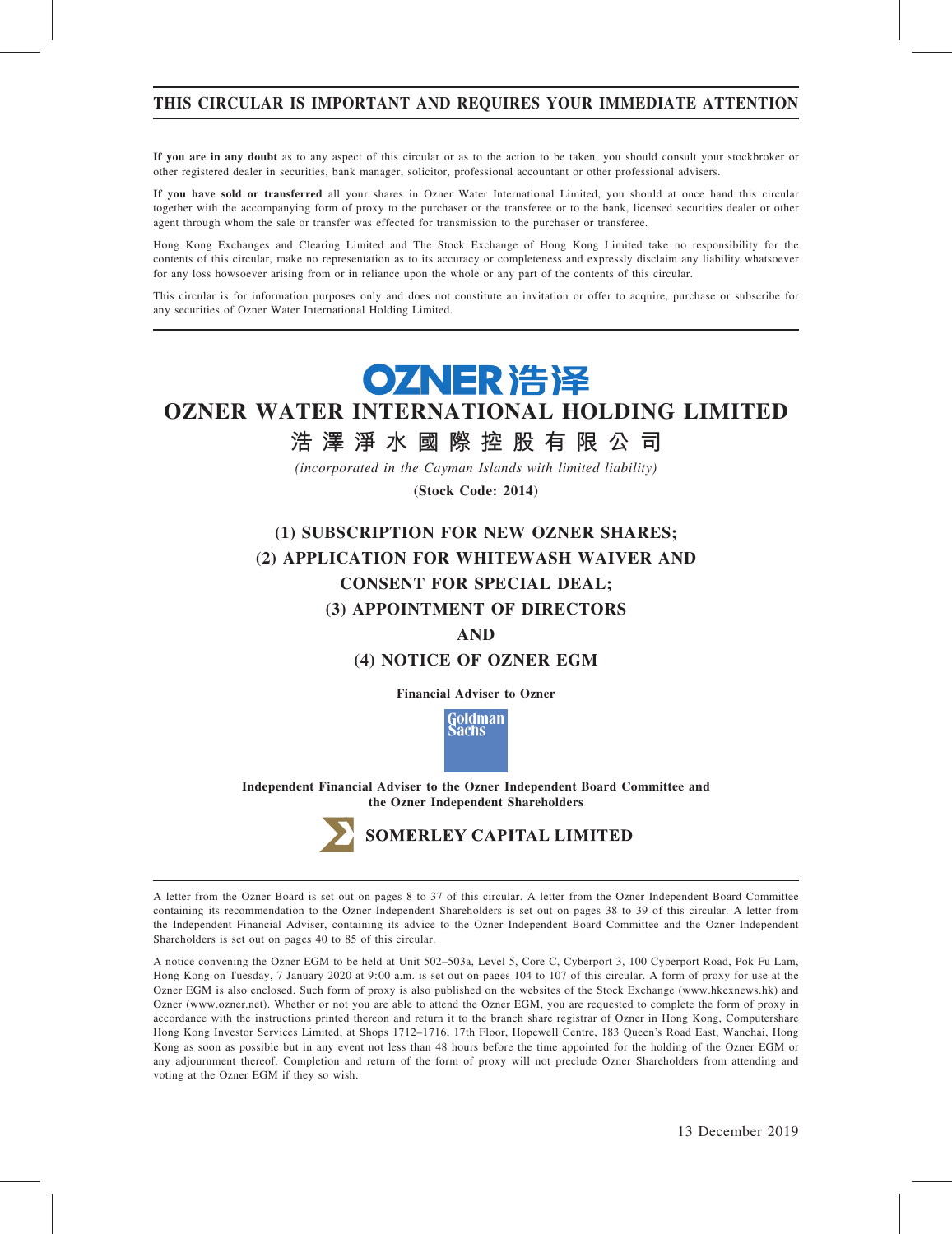**THIS CIRCULAR IS IMPORTANT AND REQUIRES YOUR IMMEDIATE ATTENTION**

**If you are in any doubt** as to any aspect of this circular or as to the action to be taken, you should consult your stockbroker or other registered dealer in securities, bank manager, solicitor, professional accountant or other professional advisers.

**If you have sold or transferred** all your shares in Ozner Water International Limited, you should at once hand this circular together with the accompanying form of proxy to the purchaser or the transferee or to the bank, licensed securities dealer or other agent through whom the sale or transfer was effected for transmission to the purchaser or transferee.

Hong Kong Exchanges and Clearing Limited and The Stock Exchange of Hong Kong Limited take no responsibility for the contents of this circular, make no representation as to its accuracy or completeness and expressly disclaim any liability whatsoever for any loss howsoever arising from or in reliance upon the whole or any part of the contents of this circular.

This circular is for information purposes only and does not constitute an invitation or offer to acquire, purchase or subscribe for any securities of Ozner Water International Holding Limited.

OZNER 浩泽

# OZNER WATER INTERNATIONAL HOLDING LIMITED

# 浩澤淨水國際控股有限公司

*(incorporated in the Cayman Islands with limited liability)*

**(Stock Code: 2014)**

## (1) SUBSCRIPTION FOR NEW OZNER SHARES;
## (2) APPLICATION FOR WHITEWASH WAIVER AND CONSENT FOR SPECIAL DEAL;
## (3) APPOINTMENT OF DIRECTORS
## AND
## (4) NOTICE OF OZNER EGM

**Financial Adviser to Ozner**

Goldman Sachs

**Independent Financial Adviser to the Ozner Independent Board Committee and the Ozner Independent Shareholders**

**SOMERLEY CAPITAL LIMITED**

A letter from the Ozner Board is set out on pages 8 to 37 of this circular. A letter from the Ozner Independent Board Committee containing its recommendation to the Ozner Independent Shareholders is set out on pages 38 to 39 of this circular. A letter from the Independent Financial Adviser, containing its advice to the Ozner Independent Board Committee and the Ozner Independent Shareholders is set out on pages 40 to 85 of this circular.

A notice convening the Ozner EGM to be held at Unit 502–503a, Level 5, Core C, Cyberport 3, 100 Cyberport Road, Pok Fu Lam, Hong Kong on Tuesday, 7 January 2020 at 9:00 a.m. is set out on pages 104 to 107 of this circular. A form of proxy for use at the Ozner EGM is also enclosed. Such form of proxy is also published on the websites of the Stock Exchange (www.hkexnews.hk) and Ozner (www.ozner.net). Whether or not you are able to attend the Ozner EGM, you are requested to complete the form of proxy in accordance with the instructions printed thereon and return it to the branch share registrar of Ozner in Hong Kong, Computershare Hong Kong Investor Services Limited, at Shops 1712–1716, 17th Floor, Hopewell Centre, 183 Queen's Road East, Wanchai, Hong Kong as soon as possible but in any event not less than 48 hours before the time appointed for the holding of the Ozner EGM or any adjournment thereof. Completion and return of the form of proxy will not preclude Ozner Shareholders from attending and voting at the Ozner EGM if they so wish.

13 December 2019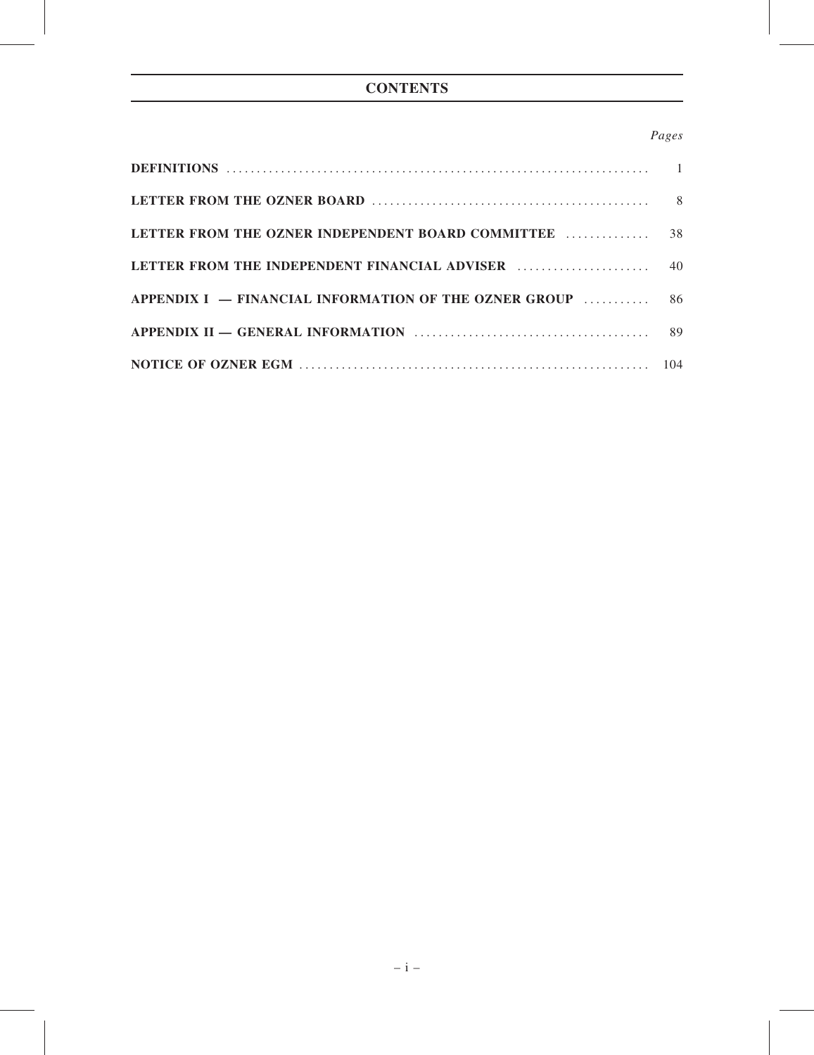# CONTENTS

| | *Pages* |
|---|---|
| **DEFINITIONS** | 1 |
| **LETTER FROM THE OZNER BOARD** | 8 |
| **LETTER FROM THE OZNER INDEPENDENT BOARD COMMITTEE** | 38 |
| **LETTER FROM THE INDEPENDENT FINANCIAL ADVISER** | 40 |
| **APPENDIX I — FINANCIAL INFORMATION OF THE OZNER GROUP** | 86 |
| **APPENDIX II — GENERAL INFORMATION** | 89 |
| **NOTICE OF OZNER EGM** | 104 |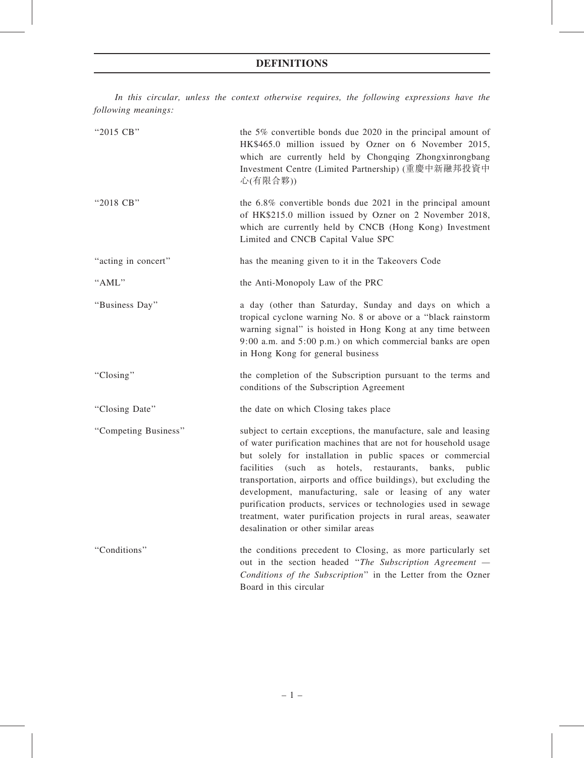# DEFINITIONS

*In this circular, unless the context otherwise requires, the following expressions have the following meanings:*

| | |
|---|---|
| "2015 CB" | the 5% convertible bonds due 2020 in the principal amount of HK$465.0 million issued by Ozner on 6 November 2015, which are currently held by Chongqing Zhongxinrongbang Investment Centre (Limited Partnership) (重慶中新融邦投資中心(有限合夥)) |
| "2018 CB" | the 6.8% convertible bonds due 2021 in the principal amount of HK$215.0 million issued by Ozner on 2 November 2018, which are currently held by CNCB (Hong Kong) Investment Limited and CNCB Capital Value SPC |
| "acting in concert" | has the meaning given to it in the Takeovers Code |
| "AML" | the Anti-Monopoly Law of the PRC |
| "Business Day" | a day (other than Saturday, Sunday and days on which a tropical cyclone warning No. 8 or above or a "black rainstorm warning signal" is hoisted in Hong Kong at any time between 9:00 a.m. and 5:00 p.m.) on which commercial banks are open in Hong Kong for general business |
| "Closing" | the completion of the Subscription pursuant to the terms and conditions of the Subscription Agreement |
| "Closing Date" | the date on which Closing takes place |
| "Competing Business" | subject to certain exceptions, the manufacture, sale and leasing of water purification machines that are not for household usage but solely for installation in public spaces or commercial facilities (such as hotels, restaurants, banks, public transportation, airports and office buildings), but excluding the development, manufacturing, sale or leasing of any water purification products, services or technologies used in sewage treatment, water purification projects in rural areas, seawater desalination or other similar areas |
| "Conditions" | the conditions precedent to Closing, as more particularly set out in the section headed "*The Subscription Agreement — Conditions of the Subscription*" in the Letter from the Ozner Board in this circular |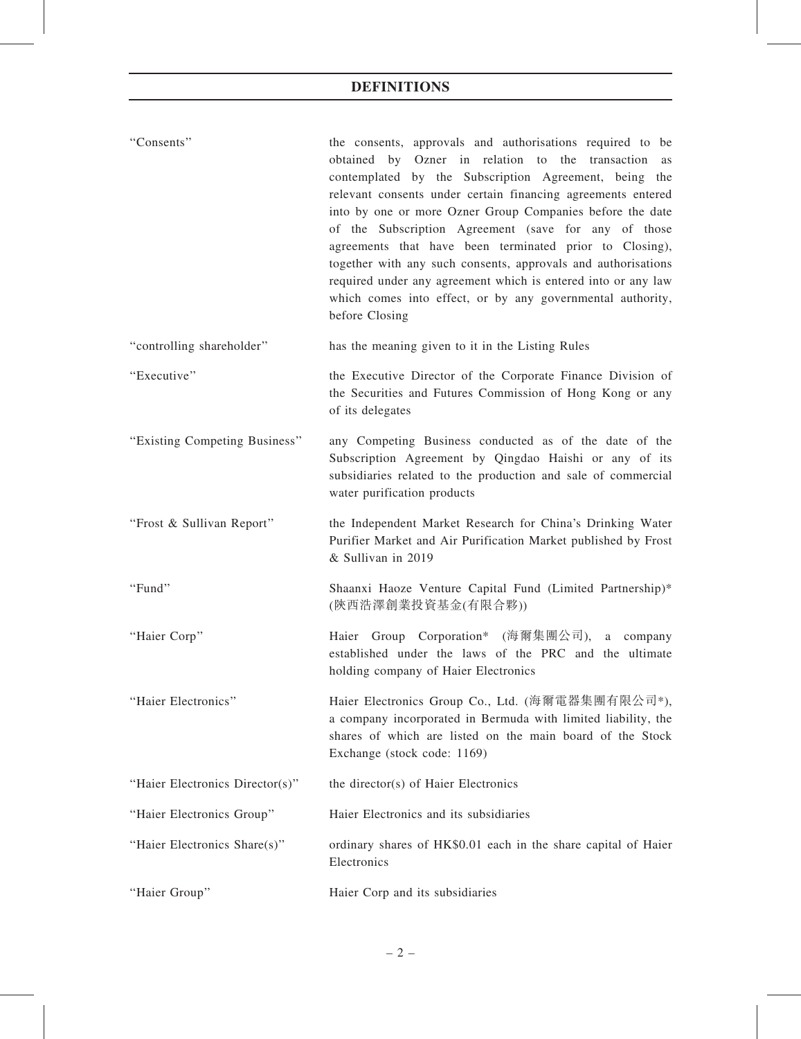## DEFINITIONS

| | |
|---|---|
| "Consents" | the consents, approvals and authorisations required to be obtained by Ozner in relation to the transaction as contemplated by the Subscription Agreement, being the relevant consents under certain financing agreements entered into by one or more Ozner Group Companies before the date of the Subscription Agreement (save for any of those agreements that have been terminated prior to Closing), together with any such consents, approvals and authorisations required under any agreement which is entered into or any law which comes into effect, or by any governmental authority, before Closing |
| "controlling shareholder" | has the meaning given to it in the Listing Rules |
| "Executive" | the Executive Director of the Corporate Finance Division of the Securities and Futures Commission of Hong Kong or any of its delegates |
| "Existing Competing Business" | any Competing Business conducted as of the date of the Subscription Agreement by Qingdao Haishi or any of its subsidiaries related to the production and sale of commercial water purification products |
| "Frost & Sullivan Report" | the Independent Market Research for China's Drinking Water Purifier Market and Air Purification Market published by Frost & Sullivan in 2019 |
| "Fund" | Shaanxi Haoze Venture Capital Fund (Limited Partnership)* (陝西浩澤創業投資基金(有限合夥)) |
| "Haier Corp" | Haier Group Corporation* (海爾集團公司), a company established under the laws of the PRC and the ultimate holding company of Haier Electronics |
| "Haier Electronics" | Haier Electronics Group Co., Ltd. (海爾電器集團有限公司*), a company incorporated in Bermuda with limited liability, the shares of which are listed on the main board of the Stock Exchange (stock code: 1169) |
| "Haier Electronics Director(s)" | the director(s) of Haier Electronics |
| "Haier Electronics Group" | Haier Electronics and its subsidiaries |
| "Haier Electronics Share(s)" | ordinary shares of HK$0.01 each in the share capital of Haier Electronics |
| "Haier Group" | Haier Corp and its subsidiaries |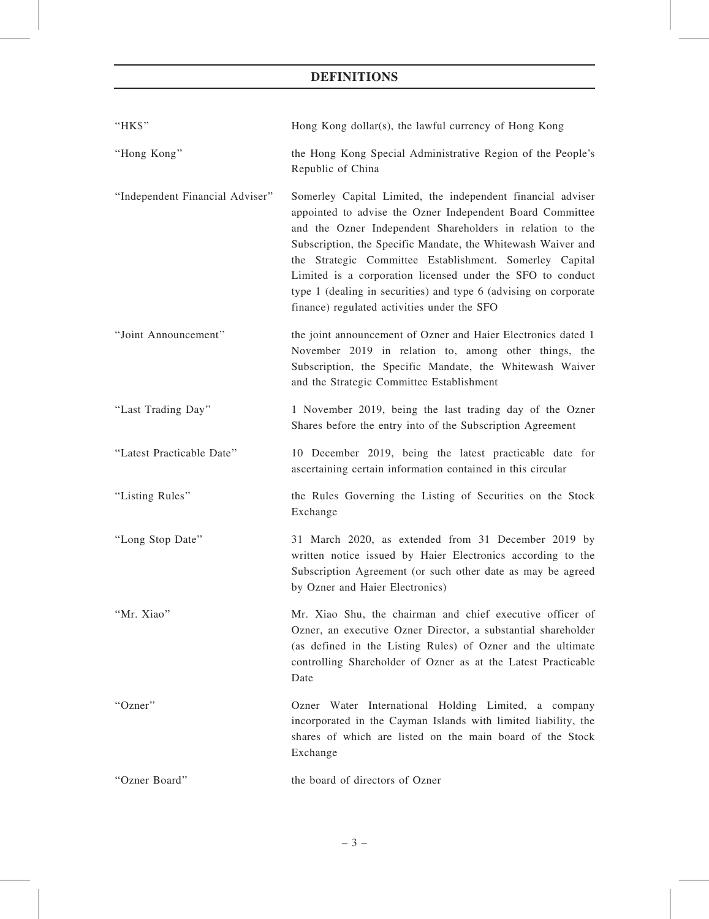## DEFINITIONS

| | |
|---|---|
| "HK$" | Hong Kong dollar(s), the lawful currency of Hong Kong |
| "Hong Kong" | the Hong Kong Special Administrative Region of the People's Republic of China |
| "Independent Financial Adviser" | Somerley Capital Limited, the independent financial adviser appointed to advise the Ozner Independent Board Committee and the Ozner Independent Shareholders in relation to the Subscription, the Specific Mandate, the Whitewash Waiver and the Strategic Committee Establishment. Somerley Capital Limited is a corporation licensed under the SFO to conduct type 1 (dealing in securities) and type 6 (advising on corporate finance) regulated activities under the SFO |
| "Joint Announcement" | the joint announcement of Ozner and Haier Electronics dated 1 November 2019 in relation to, among other things, the Subscription, the Specific Mandate, the Whitewash Waiver and the Strategic Committee Establishment |
| "Last Trading Day" | 1 November 2019, being the last trading day of the Ozner Shares before the entry into of the Subscription Agreement |
| "Latest Practicable Date" | 10 December 2019, being the latest practicable date for ascertaining certain information contained in this circular |
| "Listing Rules" | the Rules Governing the Listing of Securities on the Stock Exchange |
| "Long Stop Date" | 31 March 2020, as extended from 31 December 2019 by written notice issued by Haier Electronics according to the Subscription Agreement (or such other date as may be agreed by Ozner and Haier Electronics) |
| "Mr. Xiao" | Mr. Xiao Shu, the chairman and chief executive officer of Ozner, an executive Ozner Director, a substantial shareholder (as defined in the Listing Rules) of Ozner and the ultimate controlling Shareholder of Ozner as at the Latest Practicable Date |
| "Ozner" | Ozner Water International Holding Limited, a company incorporated in the Cayman Islands with limited liability, the shares of which are listed on the main board of the Stock Exchange |
| "Ozner Board" | the board of directors of Ozner |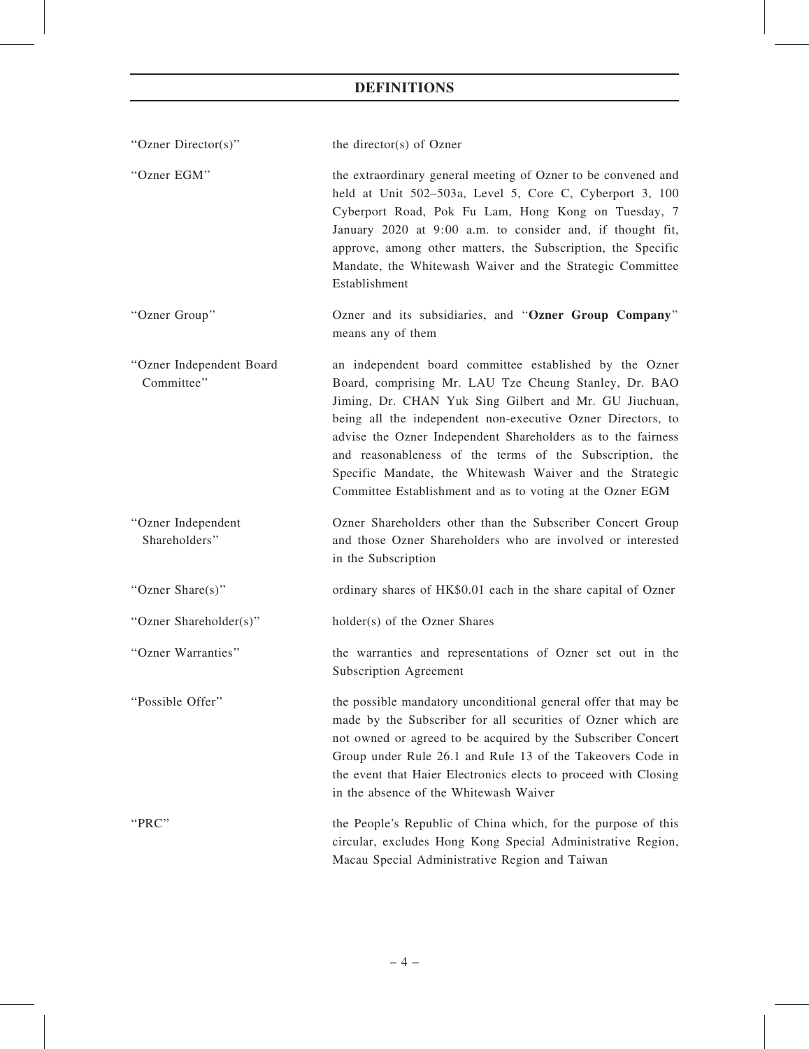# DEFINITIONS

| | |
|---|---|
| "Ozner Director(s)" | the director(s) of Ozner |
| "Ozner EGM" | the extraordinary general meeting of Ozner to be convened and held at Unit 502–503a, Level 5, Core C, Cyberport 3, 100 Cyberport Road, Pok Fu Lam, Hong Kong on Tuesday, 7 January 2020 at 9:00 a.m. to consider and, if thought fit, approve, among other matters, the Subscription, the Specific Mandate, the Whitewash Waiver and the Strategic Committee Establishment |
| "Ozner Group" | Ozner and its subsidiaries, and "**Ozner Group Company**" means any of them |
| "Ozner Independent Board Committee" | an independent board committee established by the Ozner Board, comprising Mr. LAU Tze Cheung Stanley, Dr. BAO Jiming, Dr. CHAN Yuk Sing Gilbert and Mr. GU Jiuchuan, being all the independent non-executive Ozner Directors, to advise the Ozner Independent Shareholders as to the fairness and reasonableness of the terms of the Subscription, the Specific Mandate, the Whitewash Waiver and the Strategic Committee Establishment and as to voting at the Ozner EGM |
| "Ozner Independent Shareholders" | Ozner Shareholders other than the Subscriber Concert Group and those Ozner Shareholders who are involved or interested in the Subscription |
| "Ozner Share(s)" | ordinary shares of HK$0.01 each in the share capital of Ozner |
| "Ozner Shareholder(s)" | holder(s) of the Ozner Shares |
| "Ozner Warranties" | the warranties and representations of Ozner set out in the Subscription Agreement |
| "Possible Offer" | the possible mandatory unconditional general offer that may be made by the Subscriber for all securities of Ozner which are not owned or agreed to be acquired by the Subscriber Concert Group under Rule 26.1 and Rule 13 of the Takeovers Code in the event that Haier Electronics elects to proceed with Closing in the absence of the Whitewash Waiver |
| "PRC" | the People's Republic of China which, for the purpose of this circular, excludes Hong Kong Special Administrative Region, Macau Special Administrative Region and Taiwan |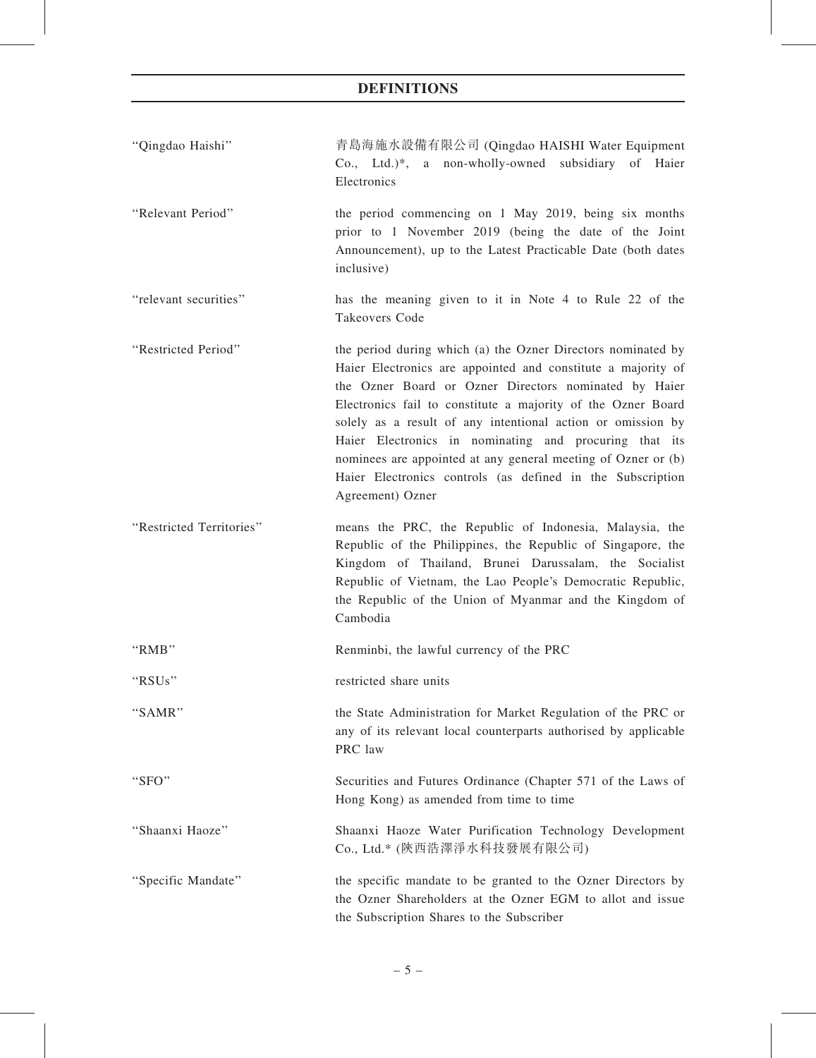## DEFINITIONS

| | |
|---|---|
| "Qingdao Haishi" | 青島海施水設備有限公司 (Qingdao HAISHI Water Equipment Co., Ltd.)*, a non-wholly-owned subsidiary of Haier Electronics |
| "Relevant Period" | the period commencing on 1 May 2019, being six months prior to 1 November 2019 (being the date of the Joint Announcement), up to the Latest Practicable Date (both dates inclusive) |
| "relevant securities" | has the meaning given to it in Note 4 to Rule 22 of the Takeovers Code |
| "Restricted Period" | the period during which (a) the Ozner Directors nominated by Haier Electronics are appointed and constitute a majority of the Ozner Board or Ozner Directors nominated by Haier Electronics fail to constitute a majority of the Ozner Board solely as a result of any intentional action or omission by Haier Electronics in nominating and procuring that its nominees are appointed at any general meeting of Ozner or (b) Haier Electronics controls (as defined in the Subscription Agreement) Ozner |
| "Restricted Territories" | means the PRC, the Republic of Indonesia, Malaysia, the Republic of the Philippines, the Republic of Singapore, the Kingdom of Thailand, Brunei Darussalam, the Socialist Republic of Vietnam, the Lao People's Democratic Republic, the Republic of the Union of Myanmar and the Kingdom of Cambodia |
| "RMB" | Renminbi, the lawful currency of the PRC |
| "RSUs" | restricted share units |
| "SAMR" | the State Administration for Market Regulation of the PRC or any of its relevant local counterparts authorised by applicable PRC law |
| "SFO" | Securities and Futures Ordinance (Chapter 571 of the Laws of Hong Kong) as amended from time to time |
| "Shaanxi Haoze" | Shaanxi Haoze Water Purification Technology Development Co., Ltd.* (陝西浩澤淨水科技發展有限公司) |
| "Specific Mandate" | the specific mandate to be granted to the Ozner Directors by the Ozner Shareholders at the Ozner EGM to allot and issue the Subscription Shares to the Subscriber |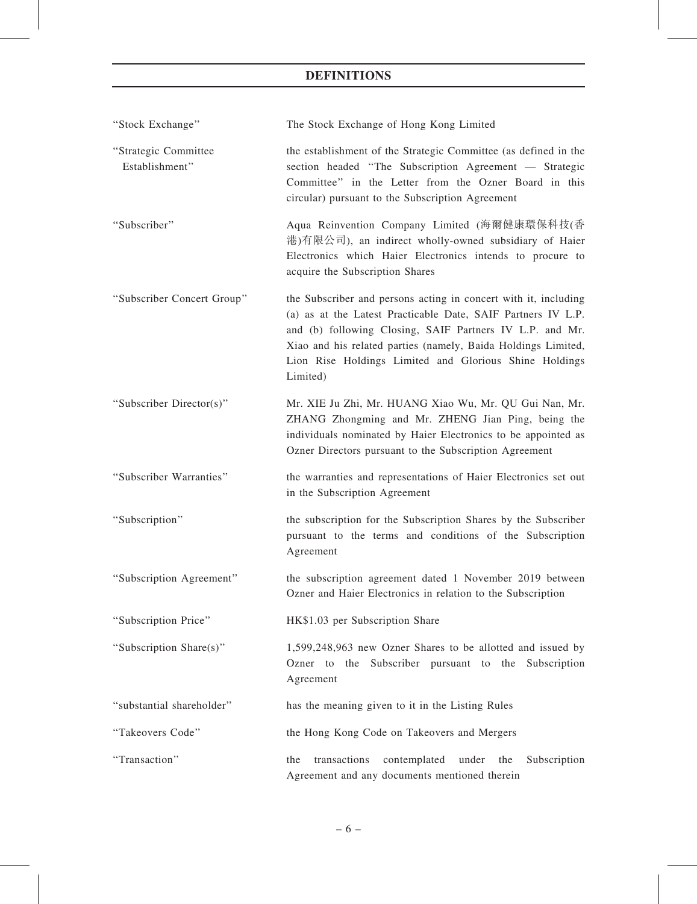# DEFINITIONS

| | |
|---|---|
| "Stock Exchange" | The Stock Exchange of Hong Kong Limited |
| "Strategic Committee Establishment" | the establishment of the Strategic Committee (as defined in the section headed "The Subscription Agreement — Strategic Committee" in the Letter from the Ozner Board in this circular) pursuant to the Subscription Agreement |
| "Subscriber" | Aqua Reinvention Company Limited (海爾健康環保科技(香港)有限公司), an indirect wholly-owned subsidiary of Haier Electronics which Haier Electronics intends to procure to acquire the Subscription Shares |
| "Subscriber Concert Group" | the Subscriber and persons acting in concert with it, including (a) as at the Latest Practicable Date, SAIF Partners IV L.P. and (b) following Closing, SAIF Partners IV L.P. and Mr. Xiao and his related parties (namely, Baida Holdings Limited, Lion Rise Holdings Limited and Glorious Shine Holdings Limited) |
| "Subscriber Director(s)" | Mr. XIE Ju Zhi, Mr. HUANG Xiao Wu, Mr. QU Gui Nan, Mr. ZHANG Zhongming and Mr. ZHENG Jian Ping, being the individuals nominated by Haier Electronics to be appointed as Ozner Directors pursuant to the Subscription Agreement |
| "Subscriber Warranties" | the warranties and representations of Haier Electronics set out in the Subscription Agreement |
| "Subscription" | the subscription for the Subscription Shares by the Subscriber pursuant to the terms and conditions of the Subscription Agreement |
| "Subscription Agreement" | the subscription agreement dated 1 November 2019 between Ozner and Haier Electronics in relation to the Subscription |
| "Subscription Price" | HK$1.03 per Subscription Share |
| "Subscription Share(s)" | 1,599,248,963 new Ozner Shares to be allotted and issued by Ozner to the Subscriber pursuant to the Subscription Agreement |
| "substantial shareholder" | has the meaning given to it in the Listing Rules |
| "Takeovers Code" | the Hong Kong Code on Takeovers and Mergers |
| "Transaction" | the transactions contemplated under the Subscription Agreement and any documents mentioned therein |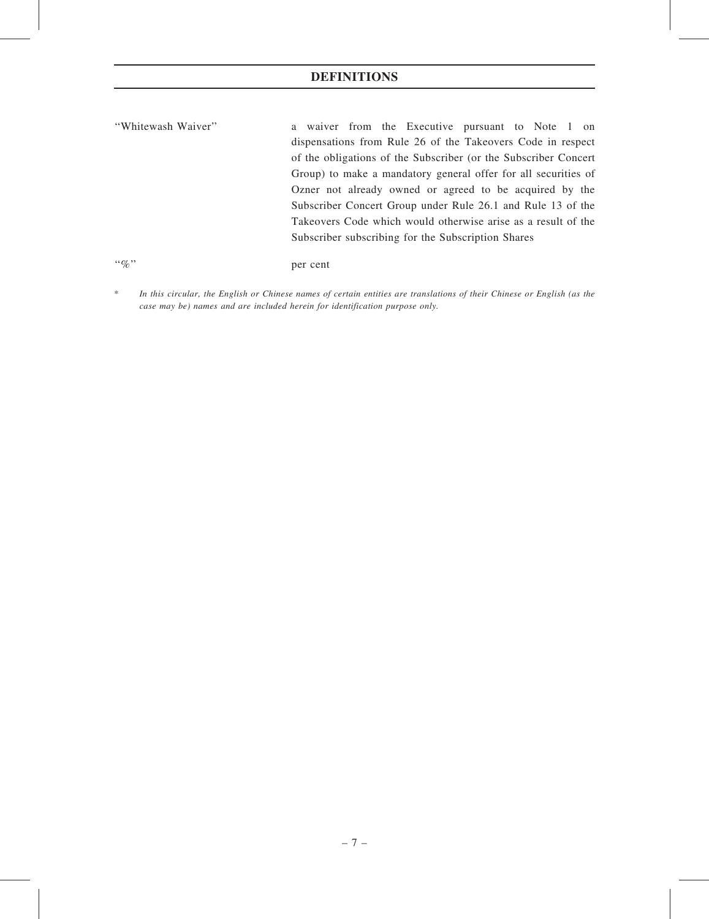## DEFINITIONS

| | |
|---|---|
| "Whitewash Waiver" | a waiver from the Executive pursuant to Note 1 on dispensations from Rule 26 of the Takeovers Code in respect of the obligations of the Subscriber (or the Subscriber Concert Group) to make a mandatory general offer for all securities of Ozner not already owned or agreed to be acquired by the Subscriber Concert Group under Rule 26.1 and Rule 13 of the Takeovers Code which would otherwise arise as a result of the Subscriber subscribing for the Subscription Shares |
| "%" | per cent |

\* *In this circular, the English or Chinese names of certain entities are translations of their Chinese or English (as the case may be) names and are included herein for identification purpose only.*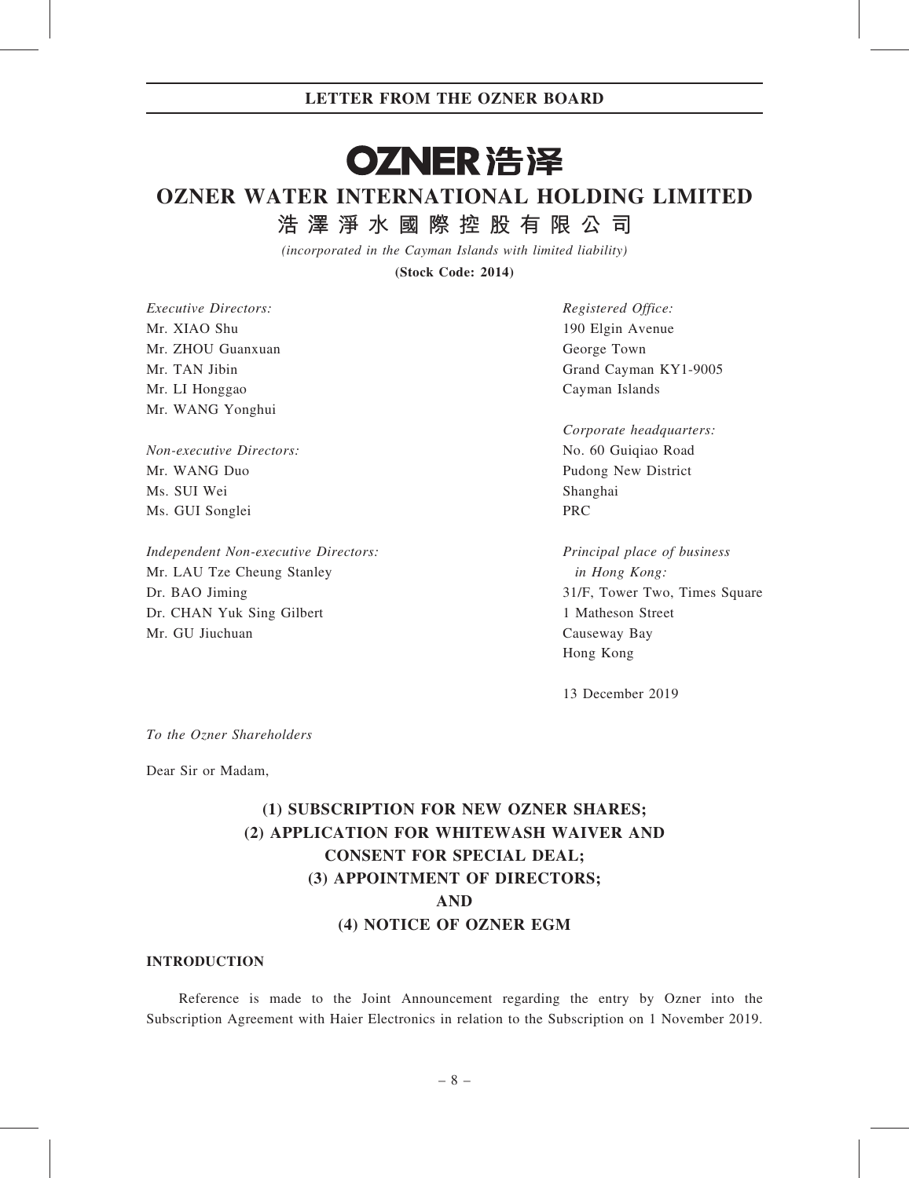# OZNER浩泽

# OZNER WATER INTERNATIONAL HOLDING LIMITED

## 浩澤淨水國際控股有限公司

*(incorporated in the Cayman Islands with limited liability)*

**(Stock Code: 2014)**

*Executive Directors:*
Mr. XIAO Shu
Mr. ZHOU Guanxuan
Mr. TAN Jibin
Mr. LI Honggao
Mr. WANG Yonghui

*Non-executive Directors:*
Mr. WANG Duo
Ms. SUI Wei
Ms. GUI Songlei

*Independent Non-executive Directors:*
Mr. LAU Tze Cheung Stanley
Dr. BAO Jiming
Dr. CHAN Yuk Sing Gilbert
Mr. GU Jiuchuan

*Registered Office:*
190 Elgin Avenue
George Town
Grand Cayman KY1-9005
Cayman Islands

*Corporate headquarters:*
No. 60 Guiqiao Road
Pudong New District
Shanghai
PRC

*Principal place of business in Hong Kong:*
31/F, Tower Two, Times Square
1 Matheson Street
Causeway Bay
Hong Kong

13 December 2019

*To the Ozner Shareholders*

Dear Sir or Madam,

**(1) SUBSCRIPTION FOR NEW OZNER SHARES;**
**(2) APPLICATION FOR WHITEWASH WAIVER AND CONSENT FOR SPECIAL DEAL;**
**(3) APPOINTMENT OF DIRECTORS;**
**AND**
**(4) NOTICE OF OZNER EGM**

## INTRODUCTION

Reference is made to the Joint Announcement regarding the entry by Ozner into the Subscription Agreement with Haier Electronics in relation to the Subscription on 1 November 2019.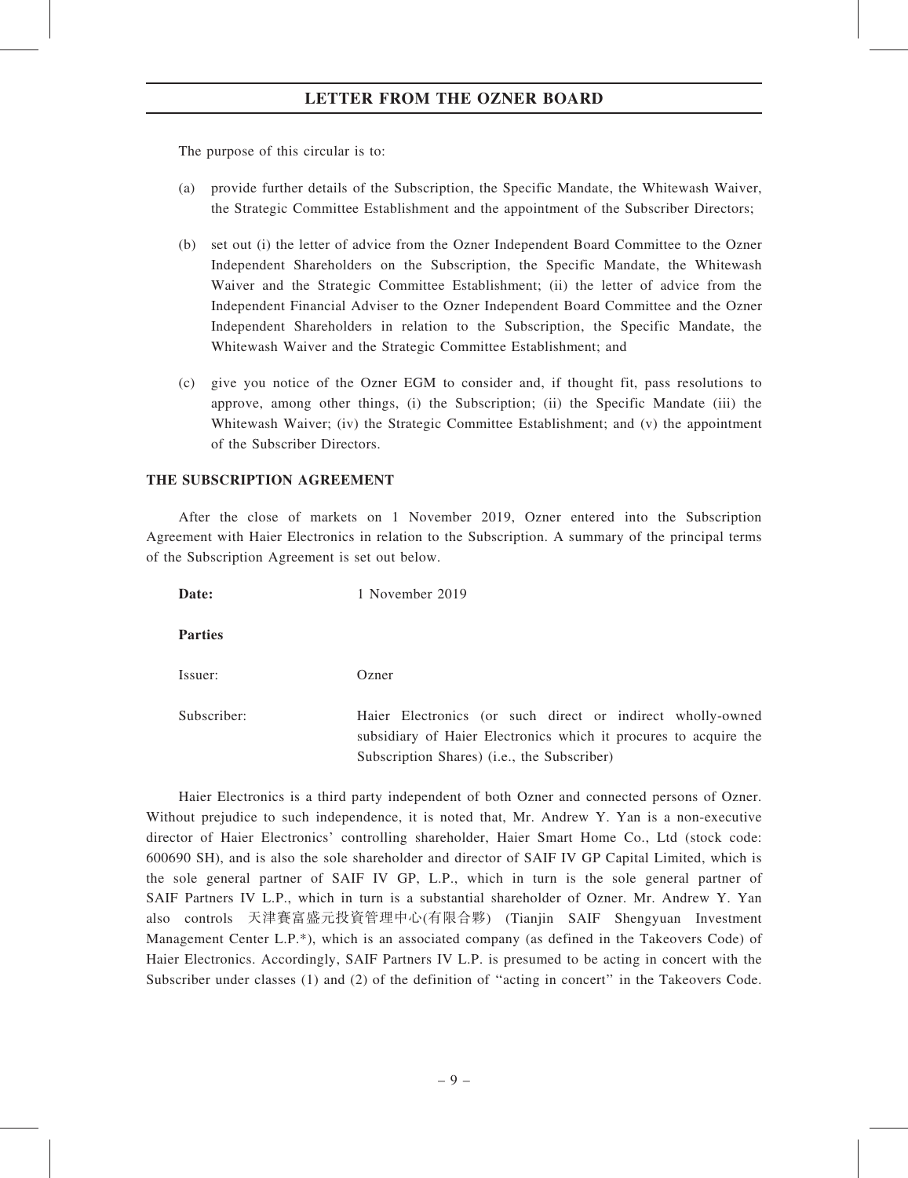The purpose of this circular is to:

(a) provide further details of the Subscription, the Specific Mandate, the Whitewash Waiver, the Strategic Committee Establishment and the appointment of the Subscriber Directors;

(b) set out (i) the letter of advice from the Ozner Independent Board Committee to the Ozner Independent Shareholders on the Subscription, the Specific Mandate, the Whitewash Waiver and the Strategic Committee Establishment; (ii) the letter of advice from the Independent Financial Adviser to the Ozner Independent Board Committee and the Ozner Independent Shareholders in relation to the Subscription, the Specific Mandate, the Whitewash Waiver and the Strategic Committee Establishment; and

(c) give you notice of the Ozner EGM to consider and, if thought fit, pass resolutions to approve, among other things, (i) the Subscription; (ii) the Specific Mandate (iii) the Whitewash Waiver; (iv) the Strategic Committee Establishment; and (v) the appointment of the Subscriber Directors.

## THE SUBSCRIPTION AGREEMENT

After the close of markets on 1 November 2019, Ozner entered into the Subscription Agreement with Haier Electronics in relation to the Subscription. A summary of the principal terms of the Subscription Agreement is set out below.

**Date:** 1 November 2019

**Parties**

Issuer: Ozner

Subscriber: Haier Electronics (or such direct or indirect wholly-owned subsidiary of Haier Electronics which it procures to acquire the Subscription Shares) (i.e., the Subscriber)

Haier Electronics is a third party independent of both Ozner and connected persons of Ozner. Without prejudice to such independence, it is noted that, Mr. Andrew Y. Yan is a non-executive director of Haier Electronics' controlling shareholder, Haier Smart Home Co., Ltd (stock code: 600690 SH), and is also the sole shareholder and director of SAIF IV GP Capital Limited, which is the sole general partner of SAIF IV GP, L.P., which in turn is the sole general partner of SAIF Partners IV L.P., which in turn is a substantial shareholder of Ozner. Mr. Andrew Y. Yan also controls 天津賽富盛元投資管理中心(有限合夥) (Tianjin SAIF Shengyuan Investment Management Center L.P.*), which is an associated company (as defined in the Takeovers Code) of Haier Electronics. Accordingly, SAIF Partners IV L.P. is presumed to be acting in concert with the Subscriber under classes (1) and (2) of the definition of "acting in concert" in the Takeovers Code.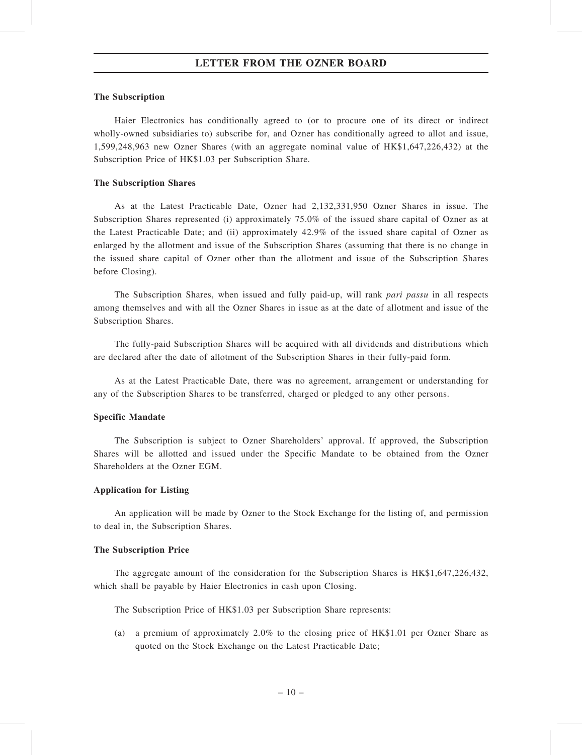## The Subscription

Haier Electronics has conditionally agreed to (or to procure one of its direct or indirect wholly-owned subsidiaries to) subscribe for, and Ozner has conditionally agreed to allot and issue, 1,599,248,963 new Ozner Shares (with an aggregate nominal value of HK$1,647,226,432) at the Subscription Price of HK$1.03 per Subscription Share.

## The Subscription Shares

As at the Latest Practicable Date, Ozner had 2,132,331,950 Ozner Shares in issue. The Subscription Shares represented (i) approximately 75.0% of the issued share capital of Ozner as at the Latest Practicable Date; and (ii) approximately 42.9% of the issued share capital of Ozner as enlarged by the allotment and issue of the Subscription Shares (assuming that there is no change in the issued share capital of Ozner other than the allotment and issue of the Subscription Shares before Closing).

The Subscription Shares, when issued and fully paid-up, will rank *pari passu* in all respects among themselves and with all the Ozner Shares in issue as at the date of allotment and issue of the Subscription Shares.

The fully-paid Subscription Shares will be acquired with all dividends and distributions which are declared after the date of allotment of the Subscription Shares in their fully-paid form.

As at the Latest Practicable Date, there was no agreement, arrangement or understanding for any of the Subscription Shares to be transferred, charged or pledged to any other persons.

## Specific Mandate

The Subscription is subject to Ozner Shareholders' approval. If approved, the Subscription Shares will be allotted and issued under the Specific Mandate to be obtained from the Ozner Shareholders at the Ozner EGM.

## Application for Listing

An application will be made by Ozner to the Stock Exchange for the listing of, and permission to deal in, the Subscription Shares.

## The Subscription Price

The aggregate amount of the consideration for the Subscription Shares is HK$1,647,226,432, which shall be payable by Haier Electronics in cash upon Closing.

The Subscription Price of HK$1.03 per Subscription Share represents:

(a) a premium of approximately 2.0% to the closing price of HK$1.01 per Ozner Share as quoted on the Stock Exchange on the Latest Practicable Date;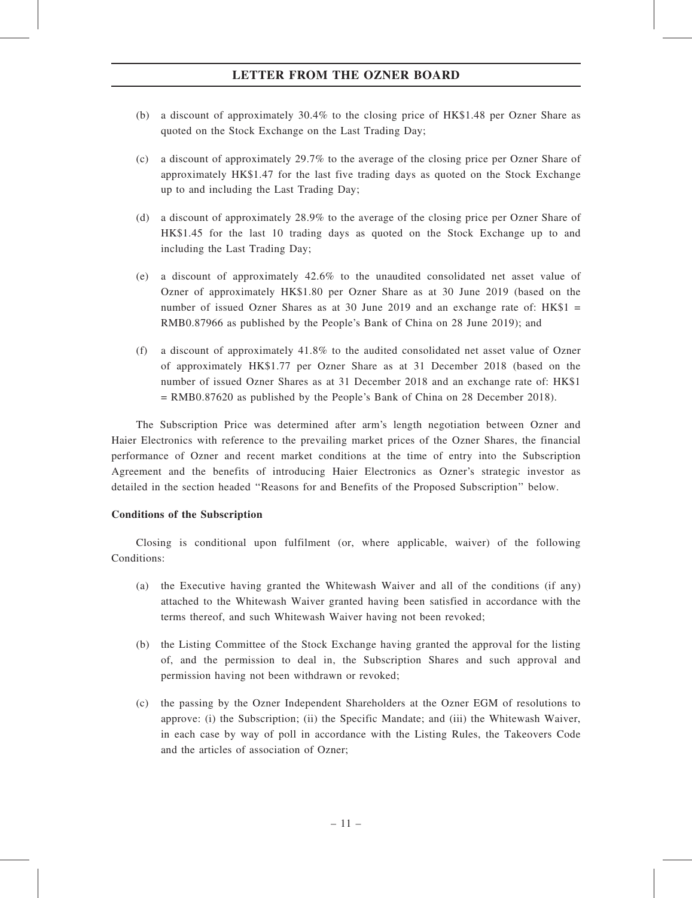(b) a discount of approximately 30.4% to the closing price of HK$1.48 per Ozner Share as quoted on the Stock Exchange on the Last Trading Day;

(c) a discount of approximately 29.7% to the average of the closing price per Ozner Share of approximately HK$1.47 for the last five trading days as quoted on the Stock Exchange up to and including the Last Trading Day;

(d) a discount of approximately 28.9% to the average of the closing price per Ozner Share of HK$1.45 for the last 10 trading days as quoted on the Stock Exchange up to and including the Last Trading Day;

(e) a discount of approximately 42.6% to the unaudited consolidated net asset value of Ozner of approximately HK$1.80 per Ozner Share as at 30 June 2019 (based on the number of issued Ozner Shares as at 30 June 2019 and an exchange rate of: HK$1 = RMB0.87966 as published by the People's Bank of China on 28 June 2019); and

(f) a discount of approximately 41.8% to the audited consolidated net asset value of Ozner of approximately HK$1.77 per Ozner Share as at 31 December 2018 (based on the number of issued Ozner Shares as at 31 December 2018 and an exchange rate of: HK$1 = RMB0.87620 as published by the People's Bank of China on 28 December 2018).

The Subscription Price was determined after arm's length negotiation between Ozner and Haier Electronics with reference to the prevailing market prices of the Ozner Shares, the financial performance of Ozner and recent market conditions at the time of entry into the Subscription Agreement and the benefits of introducing Haier Electronics as Ozner's strategic investor as detailed in the section headed "Reasons for and Benefits of the Proposed Subscription" below.

**Conditions of the Subscription**

Closing is conditional upon fulfilment (or, where applicable, waiver) of the following Conditions:

(a) the Executive having granted the Whitewash Waiver and all of the conditions (if any) attached to the Whitewash Waiver granted having been satisfied in accordance with the terms thereof, and such Whitewash Waiver having not been revoked;

(b) the Listing Committee of the Stock Exchange having granted the approval for the listing of, and the permission to deal in, the Subscription Shares and such approval and permission having not been withdrawn or revoked;

(c) the passing by the Ozner Independent Shareholders at the Ozner EGM of resolutions to approve: (i) the Subscription; (ii) the Specific Mandate; and (iii) the Whitewash Waiver, in each case by way of poll in accordance with the Listing Rules, the Takeovers Code and the articles of association of Ozner;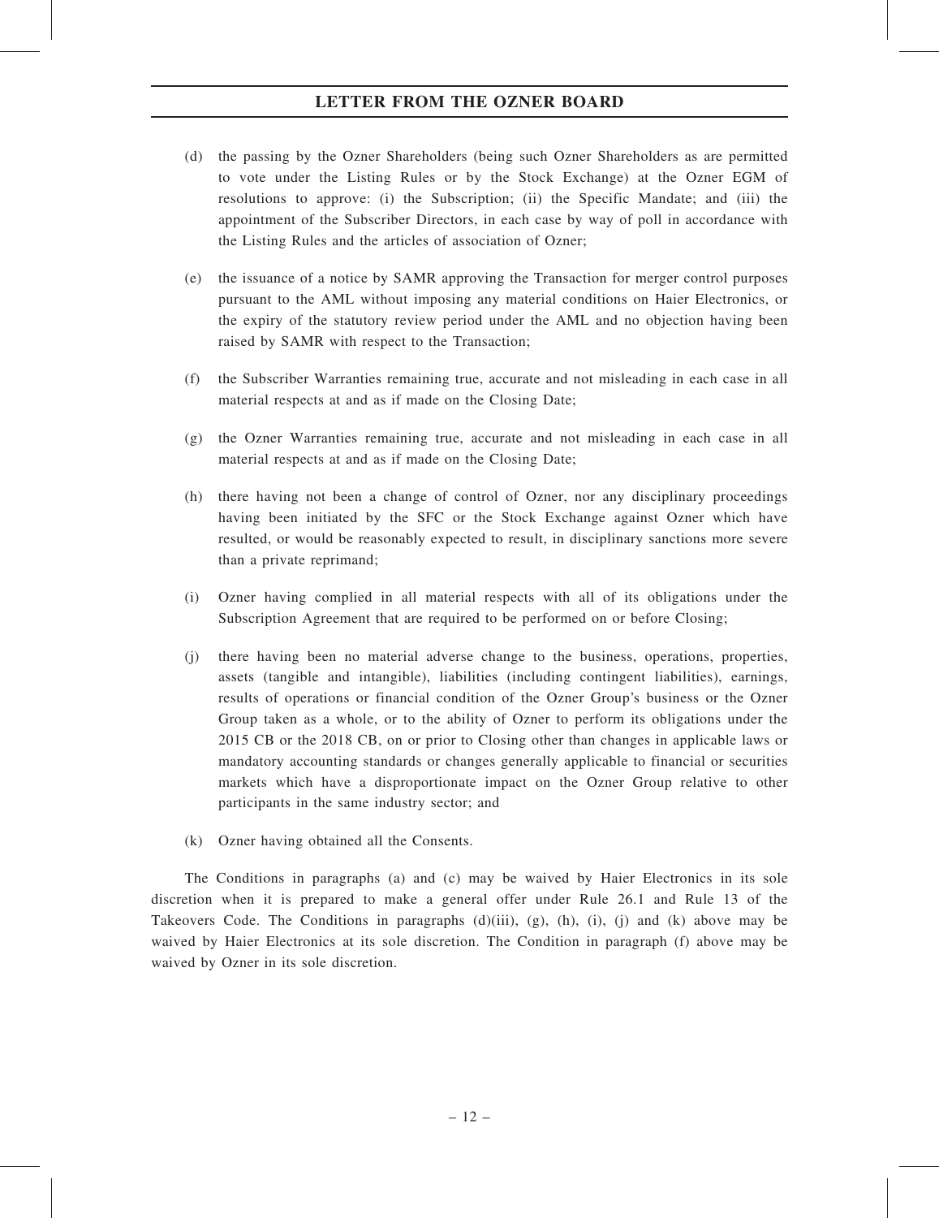(d) the passing by the Ozner Shareholders (being such Ozner Shareholders as are permitted to vote under the Listing Rules or by the Stock Exchange) at the Ozner EGM of resolutions to approve: (i) the Subscription; (ii) the Specific Mandate; and (iii) the appointment of the Subscriber Directors, in each case by way of poll in accordance with the Listing Rules and the articles of association of Ozner;

(e) the issuance of a notice by SAMR approving the Transaction for merger control purposes pursuant to the AML without imposing any material conditions on Haier Electronics, or the expiry of the statutory review period under the AML and no objection having been raised by SAMR with respect to the Transaction;

(f) the Subscriber Warranties remaining true, accurate and not misleading in each case in all material respects at and as if made on the Closing Date;

(g) the Ozner Warranties remaining true, accurate and not misleading in each case in all material respects at and as if made on the Closing Date;

(h) there having not been a change of control of Ozner, nor any disciplinary proceedings having been initiated by the SFC or the Stock Exchange against Ozner which have resulted, or would be reasonably expected to result, in disciplinary sanctions more severe than a private reprimand;

(i) Ozner having complied in all material respects with all of its obligations under the Subscription Agreement that are required to be performed on or before Closing;

(j) there having been no material adverse change to the business, operations, properties, assets (tangible and intangible), liabilities (including contingent liabilities), earnings, results of operations or financial condition of the Ozner Group's business or the Ozner Group taken as a whole, or to the ability of Ozner to perform its obligations under the 2015 CB or the 2018 CB, on or prior to Closing other than changes in applicable laws or mandatory accounting standards or changes generally applicable to financial or securities markets which have a disproportionate impact on the Ozner Group relative to other participants in the same industry sector; and

(k) Ozner having obtained all the Consents.

The Conditions in paragraphs (a) and (c) may be waived by Haier Electronics in its sole discretion when it is prepared to make a general offer under Rule 26.1 and Rule 13 of the Takeovers Code. The Conditions in paragraphs (d)(iii), (g), (h), (i), (j) and (k) above may be waived by Haier Electronics at its sole discretion. The Condition in paragraph (f) above may be waived by Ozner in its sole discretion.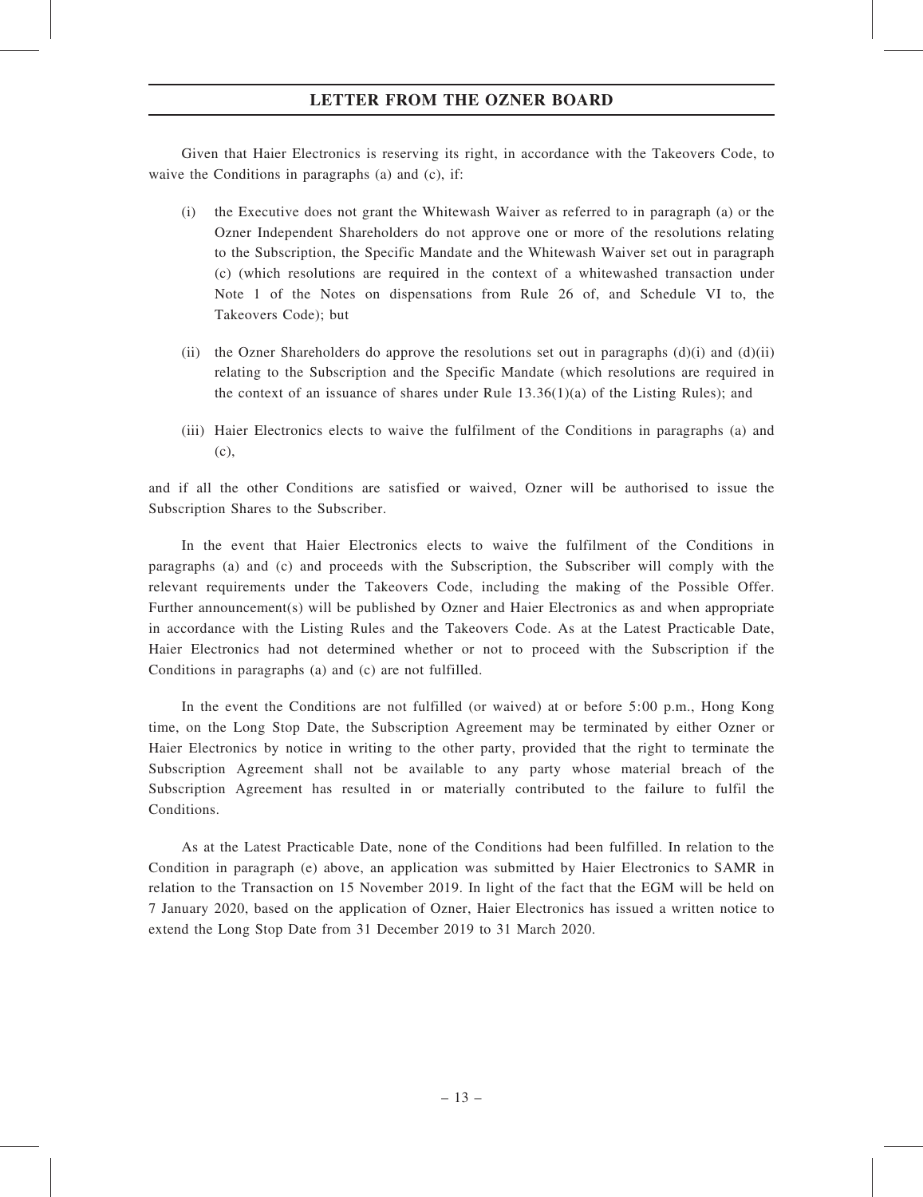Given that Haier Electronics is reserving its right, in accordance with the Takeovers Code, to waive the Conditions in paragraphs (a) and (c), if:

(i) the Executive does not grant the Whitewash Waiver as referred to in paragraph (a) or the Ozner Independent Shareholders do not approve one or more of the resolutions relating to the Subscription, the Specific Mandate and the Whitewash Waiver set out in paragraph (c) (which resolutions are required in the context of a whitewashed transaction under Note 1 of the Notes on dispensations from Rule 26 of, and Schedule VI to, the Takeovers Code); but

(ii) the Ozner Shareholders do approve the resolutions set out in paragraphs (d)(i) and (d)(ii) relating to the Subscription and the Specific Mandate (which resolutions are required in the context of an issuance of shares under Rule 13.36(1)(a) of the Listing Rules); and

(iii) Haier Electronics elects to waive the fulfilment of the Conditions in paragraphs (a) and (c),

and if all the other Conditions are satisfied or waived, Ozner will be authorised to issue the Subscription Shares to the Subscriber.

In the event that Haier Electronics elects to waive the fulfilment of the Conditions in paragraphs (a) and (c) and proceeds with the Subscription, the Subscriber will comply with the relevant requirements under the Takeovers Code, including the making of the Possible Offer. Further announcement(s) will be published by Ozner and Haier Electronics as and when appropriate in accordance with the Listing Rules and the Takeovers Code. As at the Latest Practicable Date, Haier Electronics had not determined whether or not to proceed with the Subscription if the Conditions in paragraphs (a) and (c) are not fulfilled.

In the event the Conditions are not fulfilled (or waived) at or before 5:00 p.m., Hong Kong time, on the Long Stop Date, the Subscription Agreement may be terminated by either Ozner or Haier Electronics by notice in writing to the other party, provided that the right to terminate the Subscription Agreement shall not be available to any party whose material breach of the Subscription Agreement has resulted in or materially contributed to the failure to fulfil the Conditions.

As at the Latest Practicable Date, none of the Conditions had been fulfilled. In relation to the Condition in paragraph (e) above, an application was submitted by Haier Electronics to SAMR in relation to the Transaction on 15 November 2019. In light of the fact that the EGM will be held on 7 January 2020, based on the application of Ozner, Haier Electronics has issued a written notice to extend the Long Stop Date from 31 December 2019 to 31 March 2020.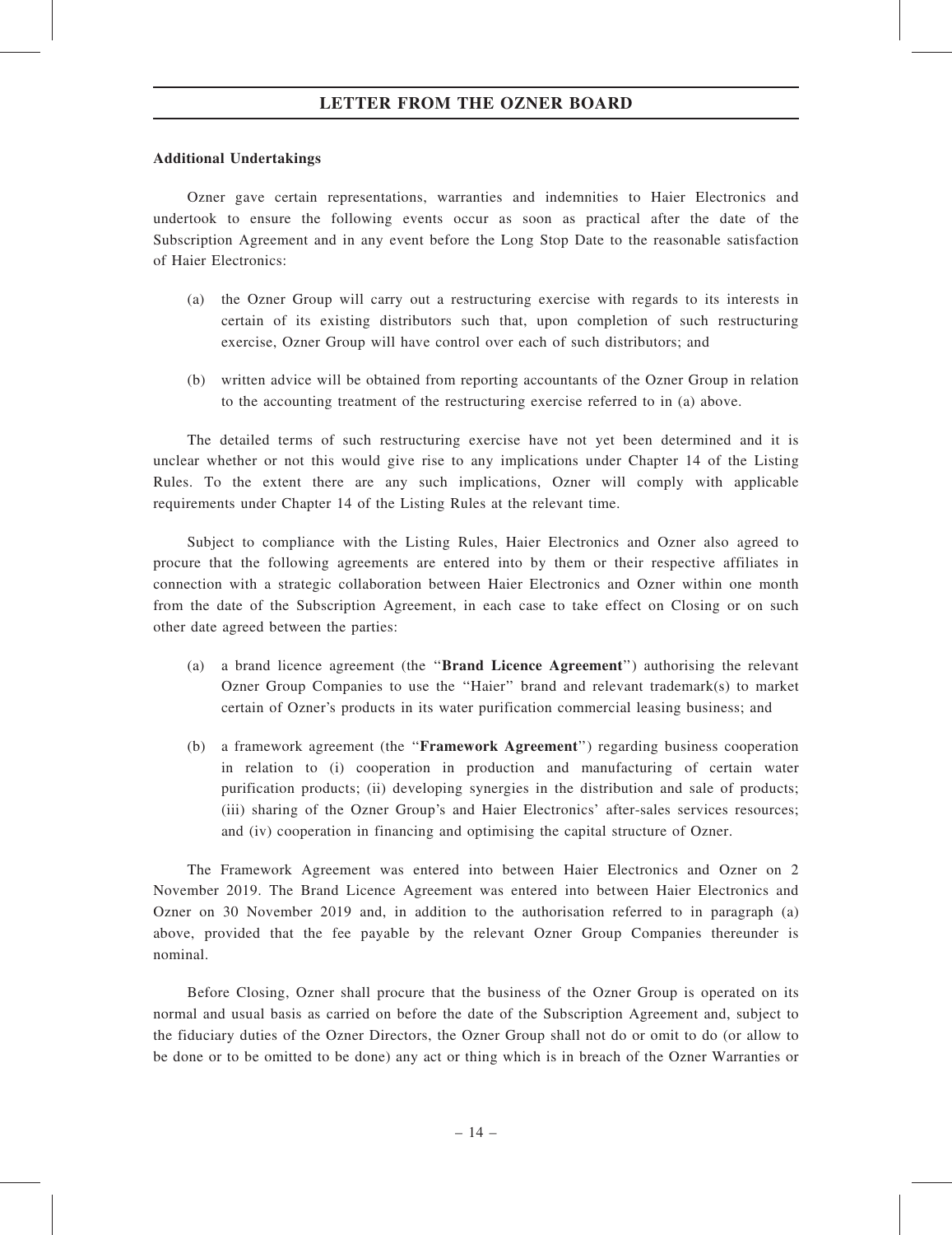**Additional Undertakings**

Ozner gave certain representations, warranties and indemnities to Haier Electronics and undertook to ensure the following events occur as soon as practical after the date of the Subscription Agreement and in any event before the Long Stop Date to the reasonable satisfaction of Haier Electronics:

(a) the Ozner Group will carry out a restructuring exercise with regards to its interests in certain of its existing distributors such that, upon completion of such restructuring exercise, Ozner Group will have control over each of such distributors; and

(b) written advice will be obtained from reporting accountants of the Ozner Group in relation to the accounting treatment of the restructuring exercise referred to in (a) above.

The detailed terms of such restructuring exercise have not yet been determined and it is unclear whether or not this would give rise to any implications under Chapter 14 of the Listing Rules. To the extent there are any such implications, Ozner will comply with applicable requirements under Chapter 14 of the Listing Rules at the relevant time.

Subject to compliance with the Listing Rules, Haier Electronics and Ozner also agreed to procure that the following agreements are entered into by them or their respective affiliates in connection with a strategic collaboration between Haier Electronics and Ozner within one month from the date of the Subscription Agreement, in each case to take effect on Closing or on such other date agreed between the parties:

(a) a brand licence agreement (the "**Brand Licence Agreement**") authorising the relevant Ozner Group Companies to use the "Haier" brand and relevant trademark(s) to market certain of Ozner's products in its water purification commercial leasing business; and

(b) a framework agreement (the "**Framework Agreement**") regarding business cooperation in relation to (i) cooperation in production and manufacturing of certain water purification products; (ii) developing synergies in the distribution and sale of products; (iii) sharing of the Ozner Group's and Haier Electronics' after-sales services resources; and (iv) cooperation in financing and optimising the capital structure of Ozner.

The Framework Agreement was entered into between Haier Electronics and Ozner on 2 November 2019. The Brand Licence Agreement was entered into between Haier Electronics and Ozner on 30 November 2019 and, in addition to the authorisation referred to in paragraph (a) above, provided that the fee payable by the relevant Ozner Group Companies thereunder is nominal.

Before Closing, Ozner shall procure that the business of the Ozner Group is operated on its normal and usual basis as carried on before the date of the Subscription Agreement and, subject to the fiduciary duties of the Ozner Directors, the Ozner Group shall not do or omit to do (or allow to be done or to be omitted to be done) any act or thing which is in breach of the Ozner Warranties or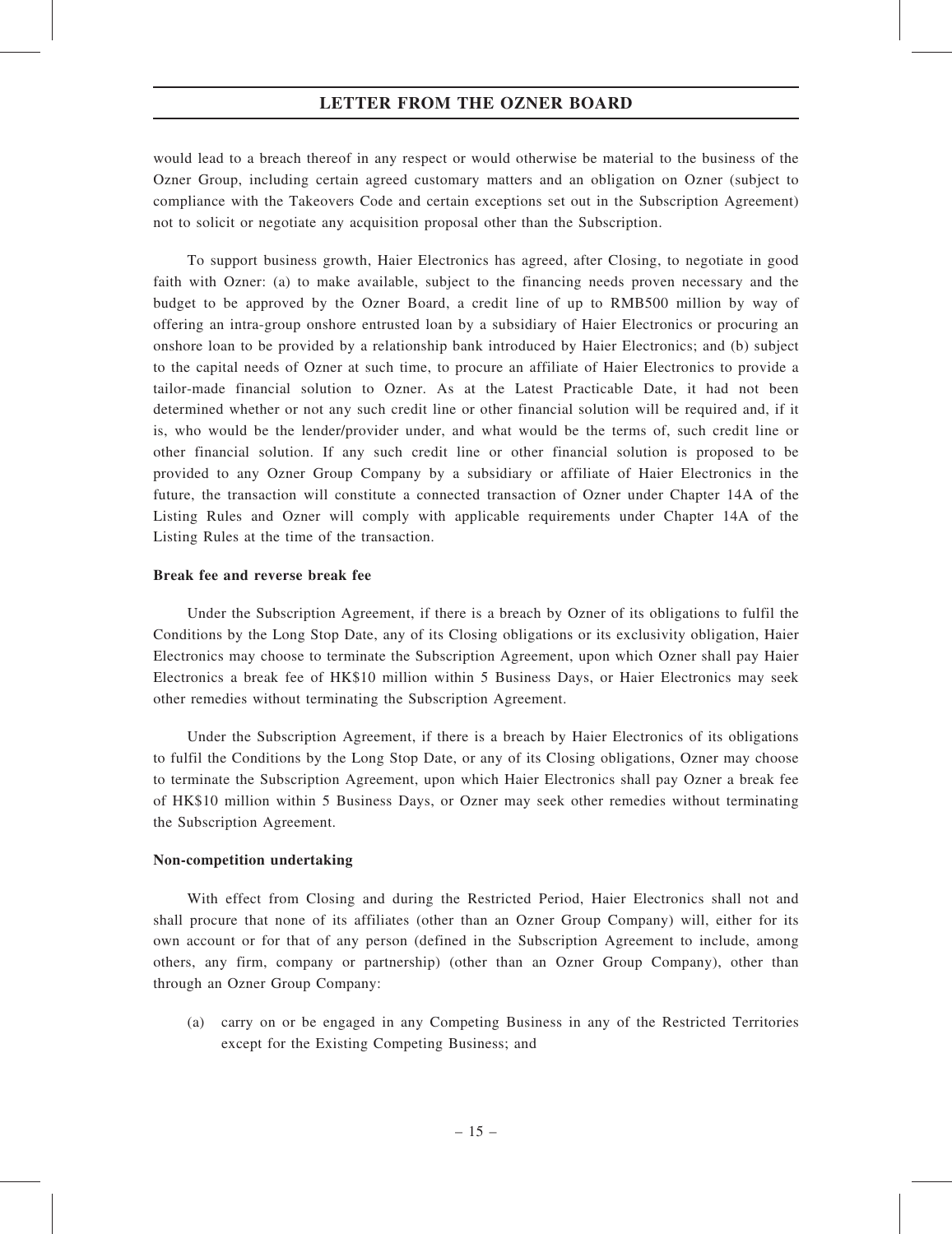would lead to a breach thereof in any respect or would otherwise be material to the business of the Ozner Group, including certain agreed customary matters and an obligation on Ozner (subject to compliance with the Takeovers Code and certain exceptions set out in the Subscription Agreement) not to solicit or negotiate any acquisition proposal other than the Subscription.

To support business growth, Haier Electronics has agreed, after Closing, to negotiate in good faith with Ozner: (a) to make available, subject to the financing needs proven necessary and the budget to be approved by the Ozner Board, a credit line of up to RMB500 million by way of offering an intra-group onshore entrusted loan by a subsidiary of Haier Electronics or procuring an onshore loan to be provided by a relationship bank introduced by Haier Electronics; and (b) subject to the capital needs of Ozner at such time, to procure an affiliate of Haier Electronics to provide a tailor-made financial solution to Ozner. As at the Latest Practicable Date, it had not been determined whether or not any such credit line or other financial solution will be required and, if it is, who would be the lender/provider under, and what would be the terms of, such credit line or other financial solution. If any such credit line or other financial solution is proposed to be provided to any Ozner Group Company by a subsidiary or affiliate of Haier Electronics in the future, the transaction will constitute a connected transaction of Ozner under Chapter 14A of the Listing Rules and Ozner will comply with applicable requirements under Chapter 14A of the Listing Rules at the time of the transaction.

**Break fee and reverse break fee**

Under the Subscription Agreement, if there is a breach by Ozner of its obligations to fulfil the Conditions by the Long Stop Date, any of its Closing obligations or its exclusivity obligation, Haier Electronics may choose to terminate the Subscription Agreement, upon which Ozner shall pay Haier Electronics a break fee of HK$10 million within 5 Business Days, or Haier Electronics may seek other remedies without terminating the Subscription Agreement.

Under the Subscription Agreement, if there is a breach by Haier Electronics of its obligations to fulfil the Conditions by the Long Stop Date, or any of its Closing obligations, Ozner may choose to terminate the Subscription Agreement, upon which Haier Electronics shall pay Ozner a break fee of HK$10 million within 5 Business Days, or Ozner may seek other remedies without terminating the Subscription Agreement.

**Non-competition undertaking**

With effect from Closing and during the Restricted Period, Haier Electronics shall not and shall procure that none of its affiliates (other than an Ozner Group Company) will, either for its own account or for that of any person (defined in the Subscription Agreement to include, among others, any firm, company or partnership) (other than an Ozner Group Company), other than through an Ozner Group Company:

(a) carry on or be engaged in any Competing Business in any of the Restricted Territories except for the Existing Competing Business; and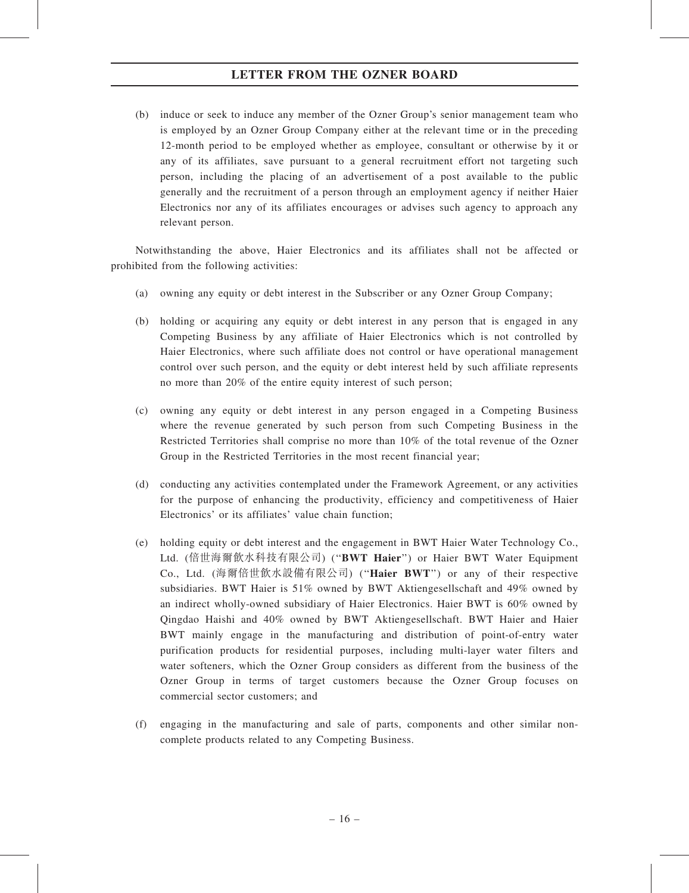(b) induce or seek to induce any member of the Ozner Group's senior management team who is employed by an Ozner Group Company either at the relevant time or in the preceding 12-month period to be employed whether as employee, consultant or otherwise by it or any of its affiliates, save pursuant to a general recruitment effort not targeting such person, including the placing of an advertisement of a post available to the public generally and the recruitment of a person through an employment agency if neither Haier Electronics nor any of its affiliates encourages or advises such agency to approach any relevant person.

Notwithstanding the above, Haier Electronics and its affiliates shall not be affected or prohibited from the following activities:

(a) owning any equity or debt interest in the Subscriber or any Ozner Group Company;

(b) holding or acquiring any equity or debt interest in any person that is engaged in any Competing Business by any affiliate of Haier Electronics which is not controlled by Haier Electronics, where such affiliate does not control or have operational management control over such person, and the equity or debt interest held by such affiliate represents no more than 20% of the entire equity interest of such person;

(c) owning any equity or debt interest in any person engaged in a Competing Business where the revenue generated by such person from such Competing Business in the Restricted Territories shall comprise no more than 10% of the total revenue of the Ozner Group in the Restricted Territories in the most recent financial year;

(d) conducting any activities contemplated under the Framework Agreement, or any activities for the purpose of enhancing the productivity, efficiency and competitiveness of Haier Electronics' or its affiliates' value chain function;

(e) holding equity or debt interest and the engagement in BWT Haier Water Technology Co., Ltd. (倍世海爾飲水科技有限公司) ("**BWT Haier**") or Haier BWT Water Equipment Co., Ltd. (海爾倍世飲水設備有限公司) ("**Haier BWT**") or any of their respective subsidiaries. BWT Haier is 51% owned by BWT Aktiengesellschaft and 49% owned by an indirect wholly-owned subsidiary of Haier Electronics. Haier BWT is 60% owned by Qingdao Haishi and 40% owned by BWT Aktiengesellschaft. BWT Haier and Haier BWT mainly engage in the manufacturing and distribution of point-of-entry water purification products for residential purposes, including multi-layer water filters and water softeners, which the Ozner Group considers as different from the business of the Ozner Group in terms of target customers because the Ozner Group focuses on commercial sector customers; and

(f) engaging in the manufacturing and sale of parts, components and other similar non-complete products related to any Competing Business.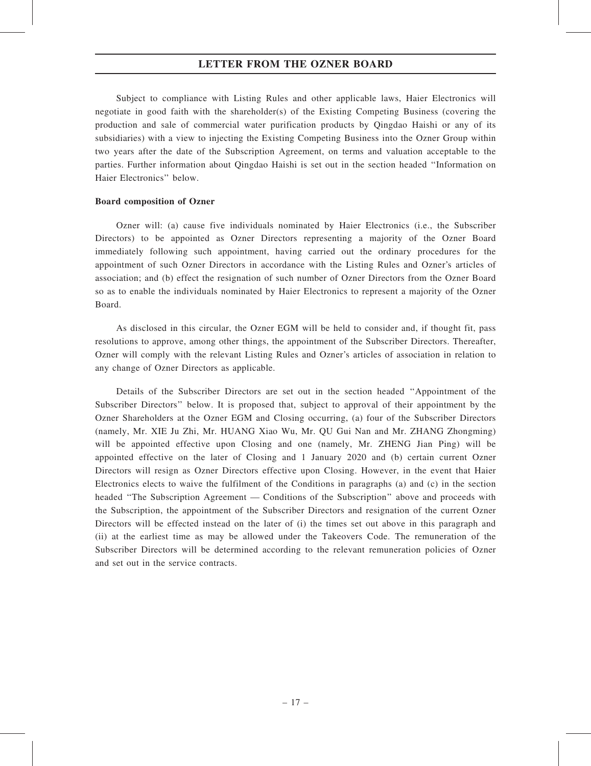Subject to compliance with Listing Rules and other applicable laws, Haier Electronics will negotiate in good faith with the shareholder(s) of the Existing Competing Business (covering the production and sale of commercial water purification products by Qingdao Haishi or any of its subsidiaries) with a view to injecting the Existing Competing Business into the Ozner Group within two years after the date of the Subscription Agreement, on terms and valuation acceptable to the parties. Further information about Qingdao Haishi is set out in the section headed ''Information on Haier Electronics'' below.

**Board composition of Ozner**

Ozner will: (a) cause five individuals nominated by Haier Electronics (i.e., the Subscriber Directors) to be appointed as Ozner Directors representing a majority of the Ozner Board immediately following such appointment, having carried out the ordinary procedures for the appointment of such Ozner Directors in accordance with the Listing Rules and Ozner's articles of association; and (b) effect the resignation of such number of Ozner Directors from the Ozner Board so as to enable the individuals nominated by Haier Electronics to represent a majority of the Ozner Board.

As disclosed in this circular, the Ozner EGM will be held to consider and, if thought fit, pass resolutions to approve, among other things, the appointment of the Subscriber Directors. Thereafter, Ozner will comply with the relevant Listing Rules and Ozner's articles of association in relation to any change of Ozner Directors as applicable.

Details of the Subscriber Directors are set out in the section headed ''Appointment of the Subscriber Directors'' below. It is proposed that, subject to approval of their appointment by the Ozner Shareholders at the Ozner EGM and Closing occurring, (a) four of the Subscriber Directors (namely, Mr. XIE Ju Zhi, Mr. HUANG Xiao Wu, Mr. QU Gui Nan and Mr. ZHANG Zhongming) will be appointed effective upon Closing and one (namely, Mr. ZHENG Jian Ping) will be appointed effective on the later of Closing and 1 January 2020 and (b) certain current Ozner Directors will resign as Ozner Directors effective upon Closing. However, in the event that Haier Electronics elects to waive the fulfilment of the Conditions in paragraphs (a) and (c) in the section headed ''The Subscription Agreement — Conditions of the Subscription'' above and proceeds with the Subscription, the appointment of the Subscriber Directors and resignation of the current Ozner Directors will be effected instead on the later of (i) the times set out above in this paragraph and (ii) at the earliest time as may be allowed under the Takeovers Code. The remuneration of the Subscriber Directors will be determined according to the relevant remuneration policies of Ozner and set out in the service contracts.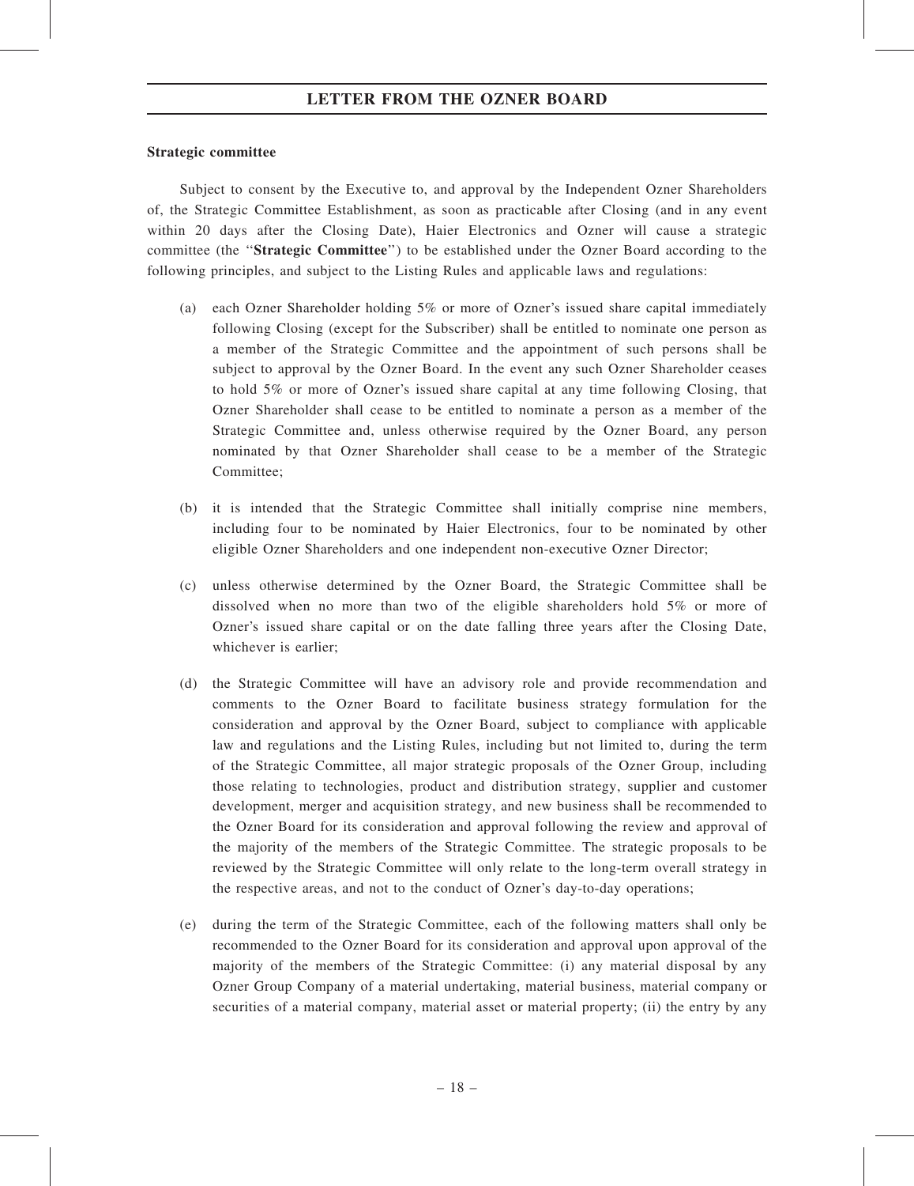**Strategic committee**

Subject to consent by the Executive to, and approval by the Independent Ozner Shareholders of, the Strategic Committee Establishment, as soon as practicable after Closing (and in any event within 20 days after the Closing Date), Haier Electronics and Ozner will cause a strategic committee (the "**Strategic Committee**") to be established under the Ozner Board according to the following principles, and subject to the Listing Rules and applicable laws and regulations:

(a) each Ozner Shareholder holding 5% or more of Ozner's issued share capital immediately following Closing (except for the Subscriber) shall be entitled to nominate one person as a member of the Strategic Committee and the appointment of such persons shall be subject to approval by the Ozner Board. In the event any such Ozner Shareholder ceases to hold 5% or more of Ozner's issued share capital at any time following Closing, that Ozner Shareholder shall cease to be entitled to nominate a person as a member of the Strategic Committee and, unless otherwise required by the Ozner Board, any person nominated by that Ozner Shareholder shall cease to be a member of the Strategic Committee;

(b) it is intended that the Strategic Committee shall initially comprise nine members, including four to be nominated by Haier Electronics, four to be nominated by other eligible Ozner Shareholders and one independent non-executive Ozner Director;

(c) unless otherwise determined by the Ozner Board, the Strategic Committee shall be dissolved when no more than two of the eligible shareholders hold 5% or more of Ozner's issued share capital or on the date falling three years after the Closing Date, whichever is earlier;

(d) the Strategic Committee will have an advisory role and provide recommendation and comments to the Ozner Board to facilitate business strategy formulation for the consideration and approval by the Ozner Board, subject to compliance with applicable law and regulations and the Listing Rules, including but not limited to, during the term of the Strategic Committee, all major strategic proposals of the Ozner Group, including those relating to technologies, product and distribution strategy, supplier and customer development, merger and acquisition strategy, and new business shall be recommended to the Ozner Board for its consideration and approval following the review and approval of the majority of the members of the Strategic Committee. The strategic proposals to be reviewed by the Strategic Committee will only relate to the long-term overall strategy in the respective areas, and not to the conduct of Ozner's day-to-day operations;

(e) during the term of the Strategic Committee, each of the following matters shall only be recommended to the Ozner Board for its consideration and approval upon approval of the majority of the members of the Strategic Committee: (i) any material disposal by any Ozner Group Company of a material undertaking, material business, material company or securities of a material company, material asset or material property; (ii) the entry by any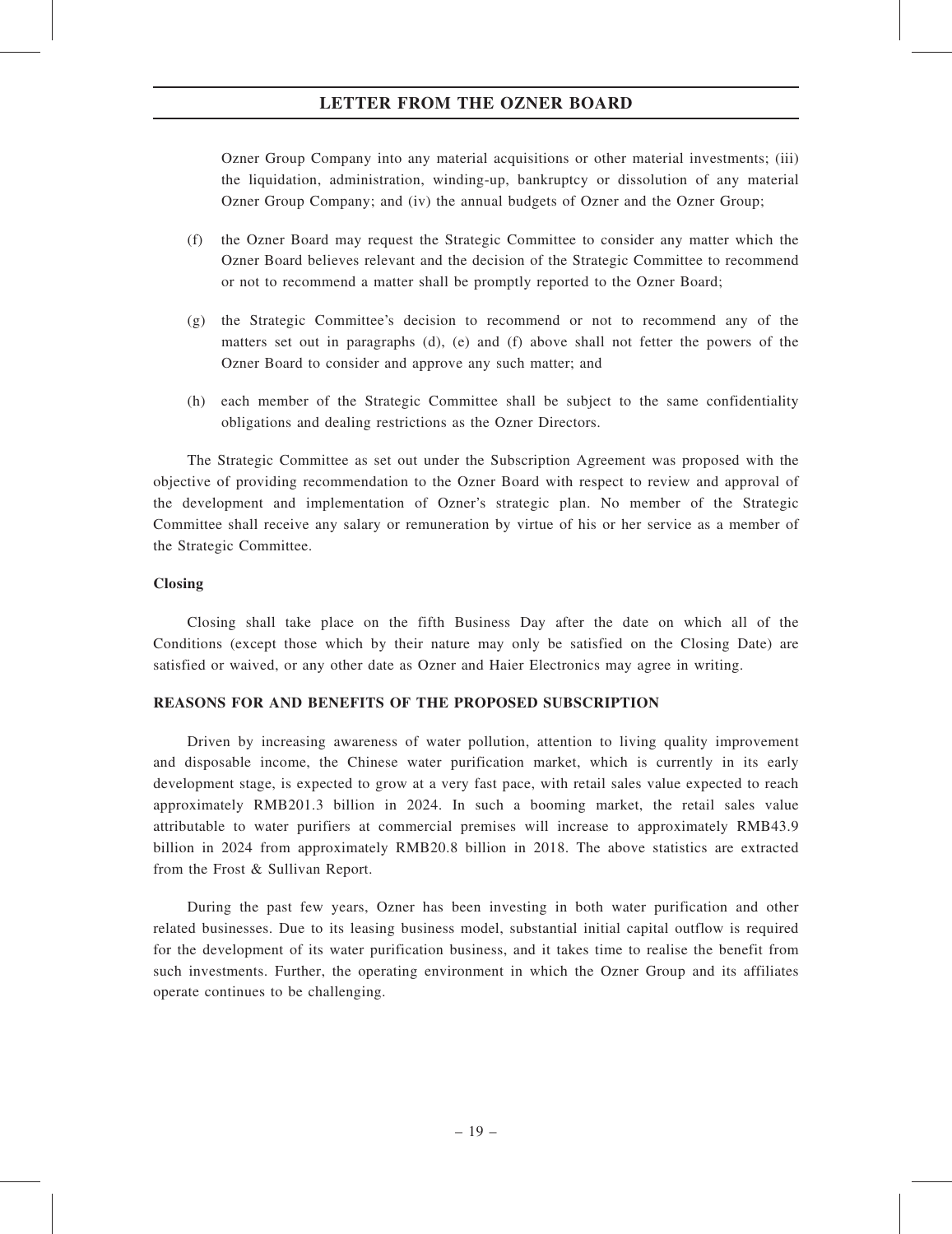Ozner Group Company into any material acquisitions or other material investments; (iii) the liquidation, administration, winding-up, bankruptcy or dissolution of any material Ozner Group Company; and (iv) the annual budgets of Ozner and the Ozner Group;

(f) the Ozner Board may request the Strategic Committee to consider any matter which the Ozner Board believes relevant and the decision of the Strategic Committee to recommend or not to recommend a matter shall be promptly reported to the Ozner Board;

(g) the Strategic Committee's decision to recommend or not to recommend any of the matters set out in paragraphs (d), (e) and (f) above shall not fetter the powers of the Ozner Board to consider and approve any such matter; and

(h) each member of the Strategic Committee shall be subject to the same confidentiality obligations and dealing restrictions as the Ozner Directors.

The Strategic Committee as set out under the Subscription Agreement was proposed with the objective of providing recommendation to the Ozner Board with respect to review and approval of the development and implementation of Ozner's strategic plan. No member of the Strategic Committee shall receive any salary or remuneration by virtue of his or her service as a member of the Strategic Committee.

**Closing**

Closing shall take place on the fifth Business Day after the date on which all of the Conditions (except those which by their nature may only be satisfied on the Closing Date) are satisfied or waived, or any other date as Ozner and Haier Electronics may agree in writing.

**REASONS FOR AND BENEFITS OF THE PROPOSED SUBSCRIPTION**

Driven by increasing awareness of water pollution, attention to living quality improvement and disposable income, the Chinese water purification market, which is currently in its early development stage, is expected to grow at a very fast pace, with retail sales value expected to reach approximately RMB201.3 billion in 2024. In such a booming market, the retail sales value attributable to water purifiers at commercial premises will increase to approximately RMB43.9 billion in 2024 from approximately RMB20.8 billion in 2018. The above statistics are extracted from the Frost & Sullivan Report.

During the past few years, Ozner has been investing in both water purification and other related businesses. Due to its leasing business model, substantial initial capital outflow is required for the development of its water purification business, and it takes time to realise the benefit from such investments. Further, the operating environment in which the Ozner Group and its affiliates operate continues to be challenging.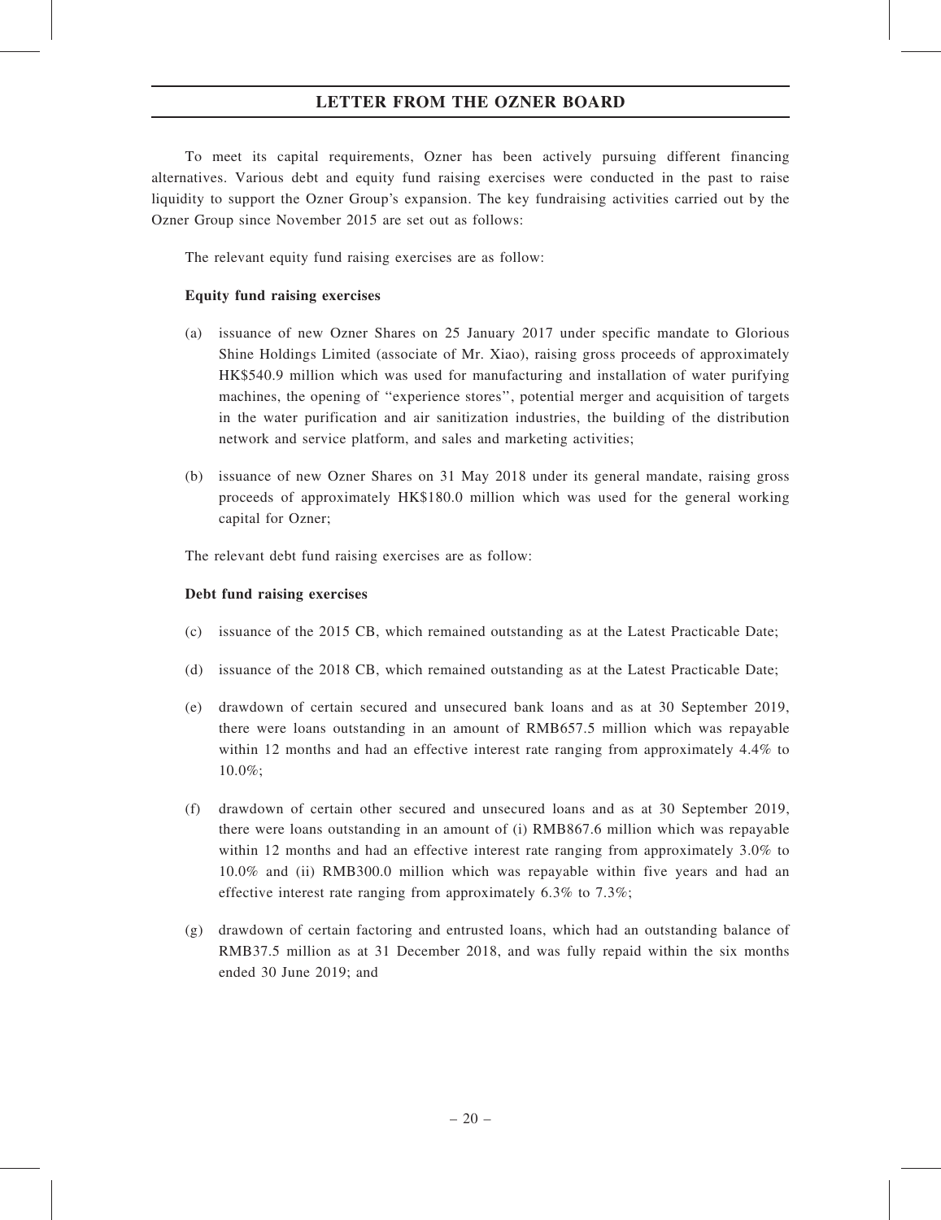To meet its capital requirements, Ozner has been actively pursuing different financing alternatives. Various debt and equity fund raising exercises were conducted in the past to raise liquidity to support the Ozner Group's expansion. The key fundraising activities carried out by the Ozner Group since November 2015 are set out as follows:

The relevant equity fund raising exercises are as follow:

**Equity fund raising exercises**

(a) issuance of new Ozner Shares on 25 January 2017 under specific mandate to Glorious Shine Holdings Limited (associate of Mr. Xiao), raising gross proceeds of approximately HK$540.9 million which was used for manufacturing and installation of water purifying machines, the opening of "experience stores", potential merger and acquisition of targets in the water purification and air sanitization industries, the building of the distribution network and service platform, and sales and marketing activities;

(b) issuance of new Ozner Shares on 31 May 2018 under its general mandate, raising gross proceeds of approximately HK$180.0 million which was used for the general working capital for Ozner;

The relevant debt fund raising exercises are as follow:

**Debt fund raising exercises**

(c) issuance of the 2015 CB, which remained outstanding as at the Latest Practicable Date;

(d) issuance of the 2018 CB, which remained outstanding as at the Latest Practicable Date;

(e) drawdown of certain secured and unsecured bank loans and as at 30 September 2019, there were loans outstanding in an amount of RMB657.5 million which was repayable within 12 months and had an effective interest rate ranging from approximately 4.4% to 10.0%;

(f) drawdown of certain other secured and unsecured loans and as at 30 September 2019, there were loans outstanding in an amount of (i) RMB867.6 million which was repayable within 12 months and had an effective interest rate ranging from approximately 3.0% to 10.0% and (ii) RMB300.0 million which was repayable within five years and had an effective interest rate ranging from approximately 6.3% to 7.3%;

(g) drawdown of certain factoring and entrusted loans, which had an outstanding balance of RMB37.5 million as at 31 December 2018, and was fully repaid within the six months ended 30 June 2019; and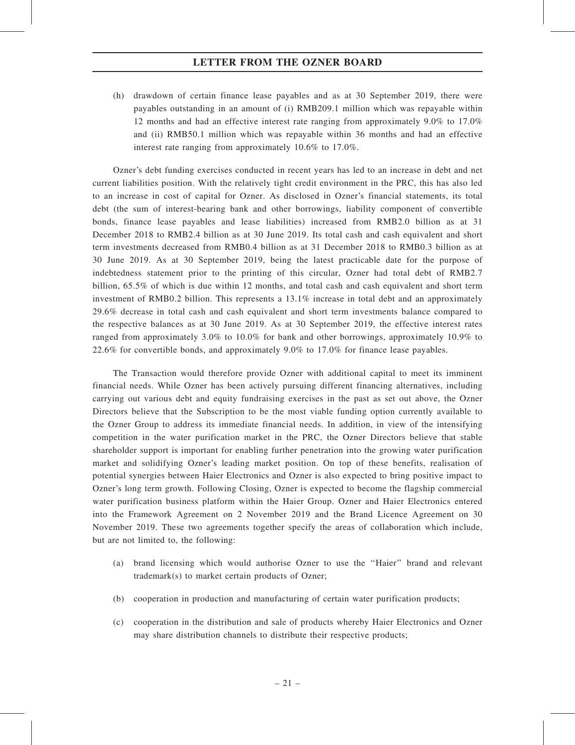(h) drawdown of certain finance lease payables and as at 30 September 2019, there were payables outstanding in an amount of (i) RMB209.1 million which was repayable within 12 months and had an effective interest rate ranging from approximately 9.0% to 17.0% and (ii) RMB50.1 million which was repayable within 36 months and had an effective interest rate ranging from approximately 10.6% to 17.0%.

Ozner's debt funding exercises conducted in recent years has led to an increase in debt and net current liabilities position. With the relatively tight credit environment in the PRC, this has also led to an increase in cost of capital for Ozner. As disclosed in Ozner's financial statements, its total debt (the sum of interest-bearing bank and other borrowings, liability component of convertible bonds, finance lease payables and lease liabilities) increased from RMB2.0 billion as at 31 December 2018 to RMB2.4 billion as at 30 June 2019. Its total cash and cash equivalent and short term investments decreased from RMB0.4 billion as at 31 December 2018 to RMB0.3 billion as at 30 June 2019. As at 30 September 2019, being the latest practicable date for the purpose of indebtedness statement prior to the printing of this circular, Ozner had total debt of RMB2.7 billion, 65.5% of which is due within 12 months, and total cash and cash equivalent and short term investment of RMB0.2 billion. This represents a 13.1% increase in total debt and an approximately 29.6% decrease in total cash and cash equivalent and short term investments balance compared to the respective balances as at 30 June 2019. As at 30 September 2019, the effective interest rates ranged from approximately 3.0% to 10.0% for bank and other borrowings, approximately 10.9% to 22.6% for convertible bonds, and approximately 9.0% to 17.0% for finance lease payables.

The Transaction would therefore provide Ozner with additional capital to meet its imminent financial needs. While Ozner has been actively pursuing different financing alternatives, including carrying out various debt and equity fundraising exercises in the past as set out above, the Ozner Directors believe that the Subscription to be the most viable funding option currently available to the Ozner Group to address its immediate financial needs. In addition, in view of the intensifying competition in the water purification market in the PRC, the Ozner Directors believe that stable shareholder support is important for enabling further penetration into the growing water purification market and solidifying Ozner's leading market position. On top of these benefits, realisation of potential synergies between Haier Electronics and Ozner is also expected to bring positive impact to Ozner's long term growth. Following Closing, Ozner is expected to become the flagship commercial water purification business platform within the Haier Group. Ozner and Haier Electronics entered into the Framework Agreement on 2 November 2019 and the Brand Licence Agreement on 30 November 2019. These two agreements together specify the areas of collaboration which include, but are not limited to, the following:

(a) brand licensing which would authorise Ozner to use the "Haier" brand and relevant trademark(s) to market certain products of Ozner;

(b) cooperation in production and manufacturing of certain water purification products;

(c) cooperation in the distribution and sale of products whereby Haier Electronics and Ozner may share distribution channels to distribute their respective products;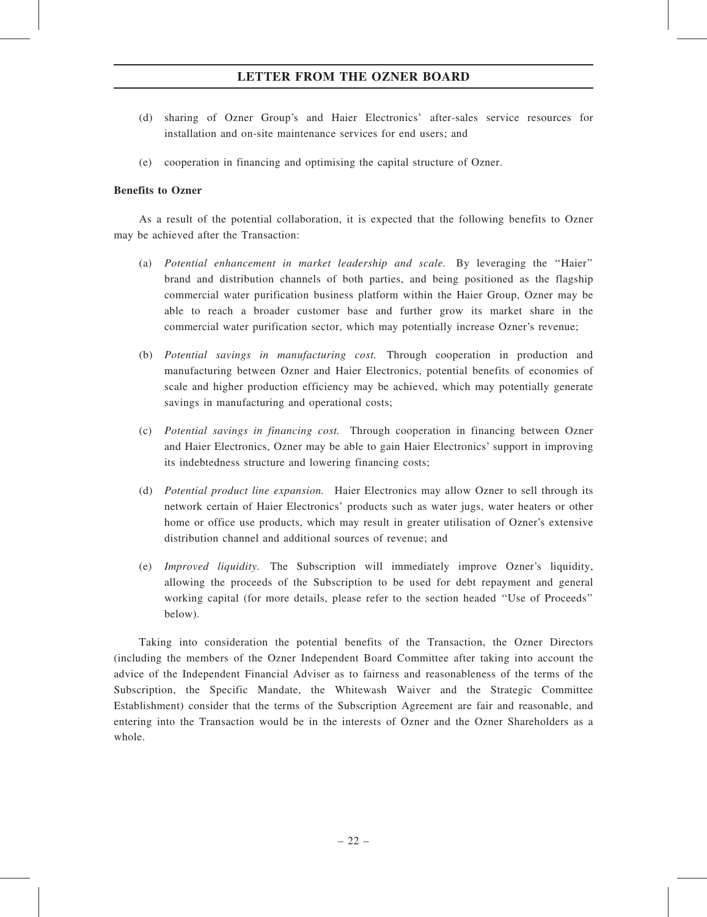(d) sharing of Ozner Group's and Haier Electronics' after-sales service resources for installation and on-site maintenance services for end users; and

(e) cooperation in financing and optimising the capital structure of Ozner.

**Benefits to Ozner**

As a result of the potential collaboration, it is expected that the following benefits to Ozner may be achieved after the Transaction:

(a) *Potential enhancement in market leadership and scale.* By leveraging the "Haier" brand and distribution channels of both parties, and being positioned as the flagship commercial water purification business platform within the Haier Group, Ozner may be able to reach a broader customer base and further grow its market share in the commercial water purification sector, which may potentially increase Ozner's revenue;

(b) *Potential savings in manufacturing cost.* Through cooperation in production and manufacturing between Ozner and Haier Electronics, potential benefits of economies of scale and higher production efficiency may be achieved, which may potentially generate savings in manufacturing and operational costs;

(c) *Potential savings in financing cost.* Through cooperation in financing between Ozner and Haier Electronics, Ozner may be able to gain Haier Electronics' support in improving its indebtedness structure and lowering financing costs;

(d) *Potential product line expansion.* Haier Electronics may allow Ozner to sell through its network certain of Haier Electronics' products such as water jugs, water heaters or other home or office use products, which may result in greater utilisation of Ozner's extensive distribution channel and additional sources of revenue; and

(e) *Improved liquidity.* The Subscription will immediately improve Ozner's liquidity, allowing the proceeds of the Subscription to be used for debt repayment and general working capital (for more details, please refer to the section headed "Use of Proceeds" below).

Taking into consideration the potential benefits of the Transaction, the Ozner Directors (including the members of the Ozner Independent Board Committee after taking into account the advice of the Independent Financial Adviser as to fairness and reasonableness of the terms of the Subscription, the Specific Mandate, the Whitewash Waiver and the Strategic Committee Establishment) consider that the terms of the Subscription Agreement are fair and reasonable, and entering into the Transaction would be in the interests of Ozner and the Ozner Shareholders as a whole.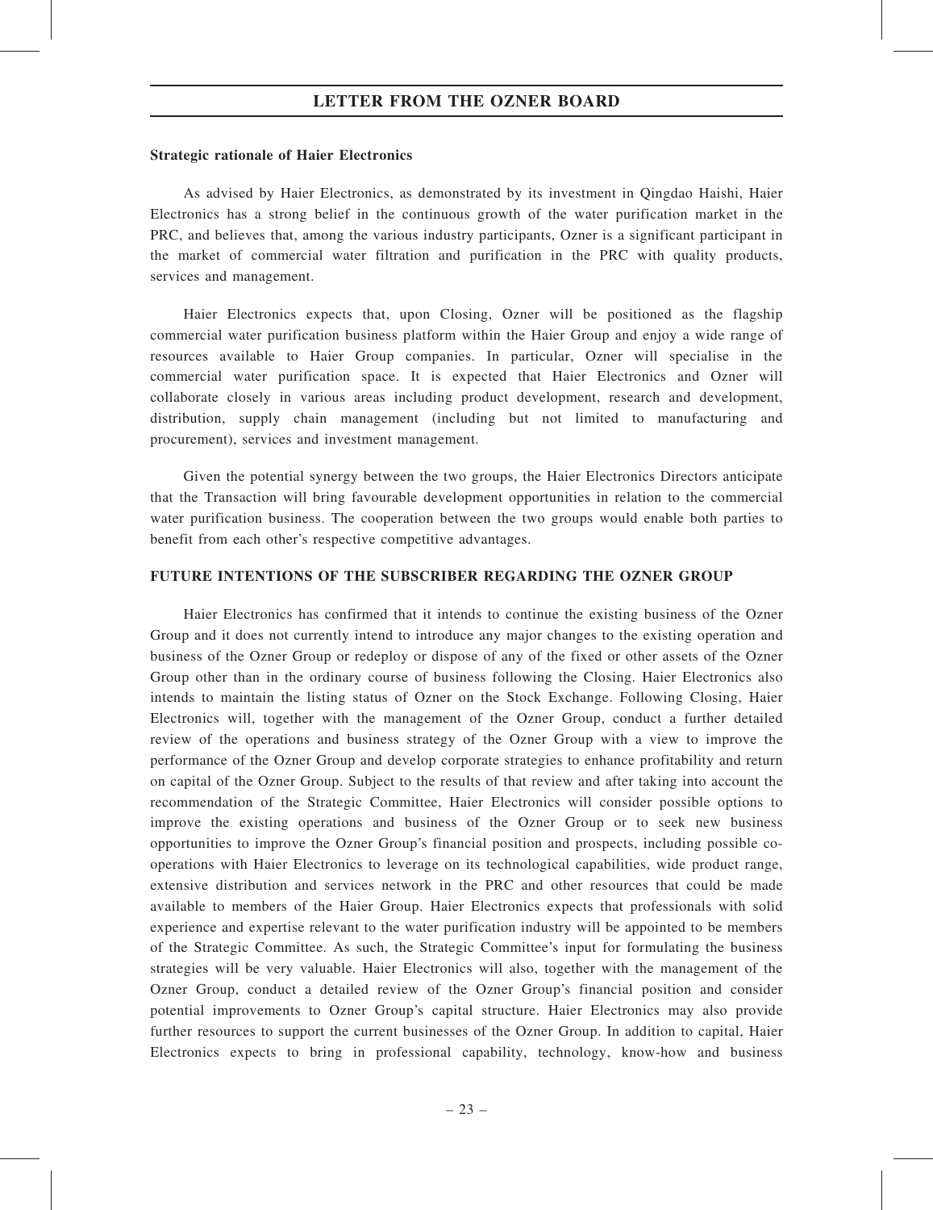**Strategic rationale of Haier Electronics**

As advised by Haier Electronics, as demonstrated by its investment in Qingdao Haishi, Haier Electronics has a strong belief in the continuous growth of the water purification market in the PRC, and believes that, among the various industry participants, Ozner is a significant participant in the market of commercial water filtration and purification in the PRC with quality products, services and management.

Haier Electronics expects that, upon Closing, Ozner will be positioned as the flagship commercial water purification business platform within the Haier Group and enjoy a wide range of resources available to Haier Group companies. In particular, Ozner will specialise in the commercial water purification space. It is expected that Haier Electronics and Ozner will collaborate closely in various areas including product development, research and development, distribution, supply chain management (including but not limited to manufacturing and procurement), services and investment management.

Given the potential synergy between the two groups, the Haier Electronics Directors anticipate that the Transaction will bring favourable development opportunities in relation to the commercial water purification business. The cooperation between the two groups would enable both parties to benefit from each other's respective competitive advantages.

## FUTURE INTENTIONS OF THE SUBSCRIBER REGARDING THE OZNER GROUP

Haier Electronics has confirmed that it intends to continue the existing business of the Ozner Group and it does not currently intend to introduce any major changes to the existing operation and business of the Ozner Group or redeploy or dispose of any of the fixed or other assets of the Ozner Group other than in the ordinary course of business following the Closing. Haier Electronics also intends to maintain the listing status of Ozner on the Stock Exchange. Following Closing, Haier Electronics will, together with the management of the Ozner Group, conduct a further detailed review of the operations and business strategy of the Ozner Group with a view to improve the performance of the Ozner Group and develop corporate strategies to enhance profitability and return on capital of the Ozner Group. Subject to the results of that review and after taking into account the recommendation of the Strategic Committee, Haier Electronics will consider possible options to improve the existing operations and business of the Ozner Group or to seek new business opportunities to improve the Ozner Group's financial position and prospects, including possible co-operations with Haier Electronics to leverage on its technological capabilities, wide product range, extensive distribution and services network in the PRC and other resources that could be made available to members of the Haier Group. Haier Electronics expects that professionals with solid experience and expertise relevant to the water purification industry will be appointed to be members of the Strategic Committee. As such, the Strategic Committee's input for formulating the business strategies will be very valuable. Haier Electronics will also, together with the management of the Ozner Group, conduct a detailed review of the Ozner Group's financial position and consider potential improvements to Ozner Group's capital structure. Haier Electronics may also provide further resources to support the current businesses of the Ozner Group. In addition to capital, Haier Electronics expects to bring in professional capability, technology, know-how and business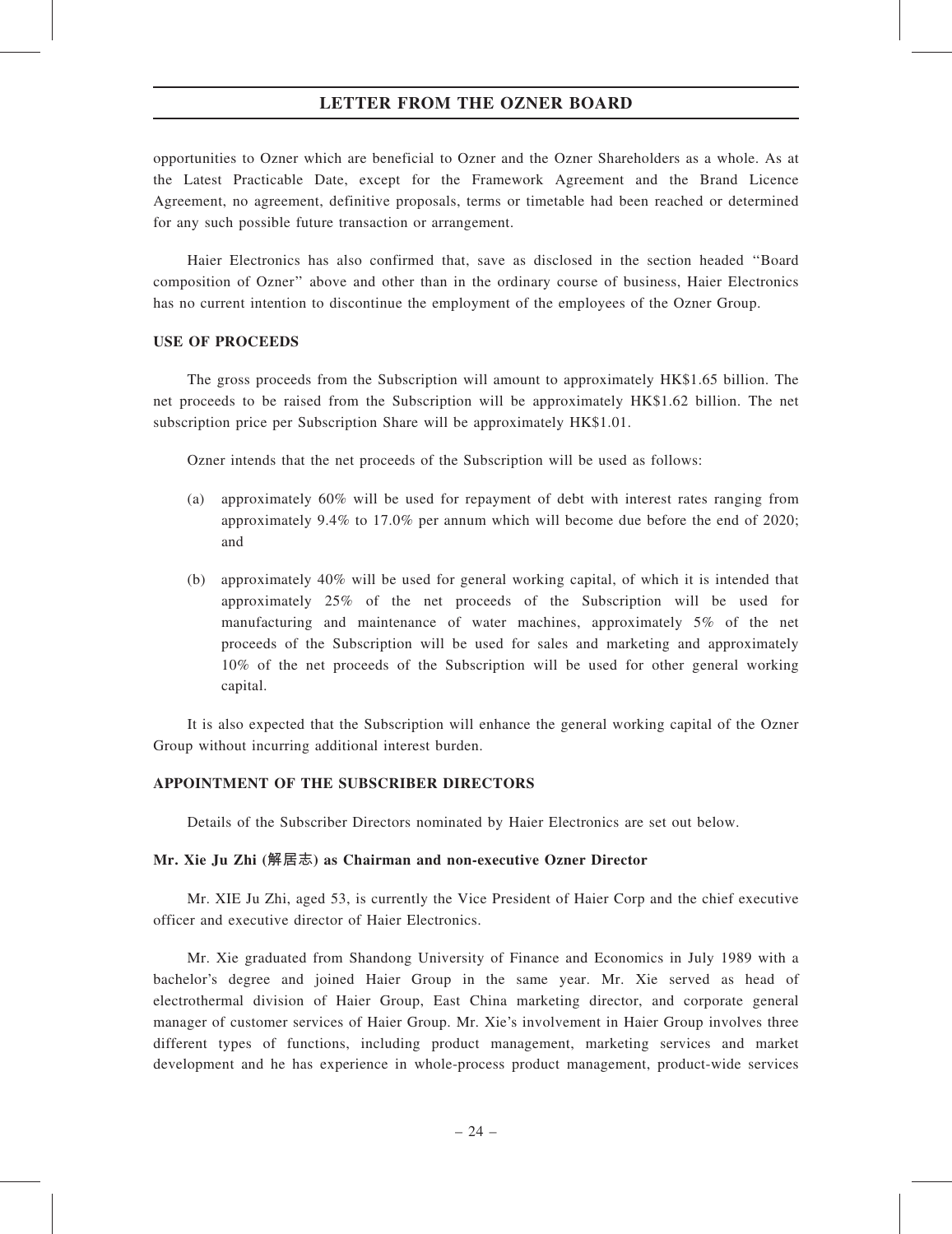opportunities to Ozner which are beneficial to Ozner and the Ozner Shareholders as a whole. As at the Latest Practicable Date, except for the Framework Agreement and the Brand Licence Agreement, no agreement, definitive proposals, terms or timetable had been reached or determined for any such possible future transaction or arrangement.

Haier Electronics has also confirmed that, save as disclosed in the section headed "Board composition of Ozner" above and other than in the ordinary course of business, Haier Electronics has no current intention to discontinue the employment of the employees of the Ozner Group.

## USE OF PROCEEDS

The gross proceeds from the Subscription will amount to approximately HK$1.65 billion. The net proceeds to be raised from the Subscription will be approximately HK$1.62 billion. The net subscription price per Subscription Share will be approximately HK$1.01.

Ozner intends that the net proceeds of the Subscription will be used as follows:

(a) approximately 60% will be used for repayment of debt with interest rates ranging from approximately 9.4% to 17.0% per annum which will become due before the end of 2020; and

(b) approximately 40% will be used for general working capital, of which it is intended that approximately 25% of the net proceeds of the Subscription will be used for manufacturing and maintenance of water machines, approximately 5% of the net proceeds of the Subscription will be used for sales and marketing and approximately 10% of the net proceeds of the Subscription will be used for other general working capital.

It is also expected that the Subscription will enhance the general working capital of the Ozner Group without incurring additional interest burden.

## APPOINTMENT OF THE SUBSCRIBER DIRECTORS

Details of the Subscriber Directors nominated by Haier Electronics are set out below.

### Mr. Xie Ju Zhi (解居志) as Chairman and non-executive Ozner Director

Mr. XIE Ju Zhi, aged 53, is currently the Vice President of Haier Corp and the chief executive officer and executive director of Haier Electronics.

Mr. Xie graduated from Shandong University of Finance and Economics in July 1989 with a bachelor's degree and joined Haier Group in the same year. Mr. Xie served as head of electrothermal division of Haier Group, East China marketing director, and corporate general manager of customer services of Haier Group. Mr. Xie's involvement in Haier Group involves three different types of functions, including product management, marketing services and market development and he has experience in whole-process product management, product-wide services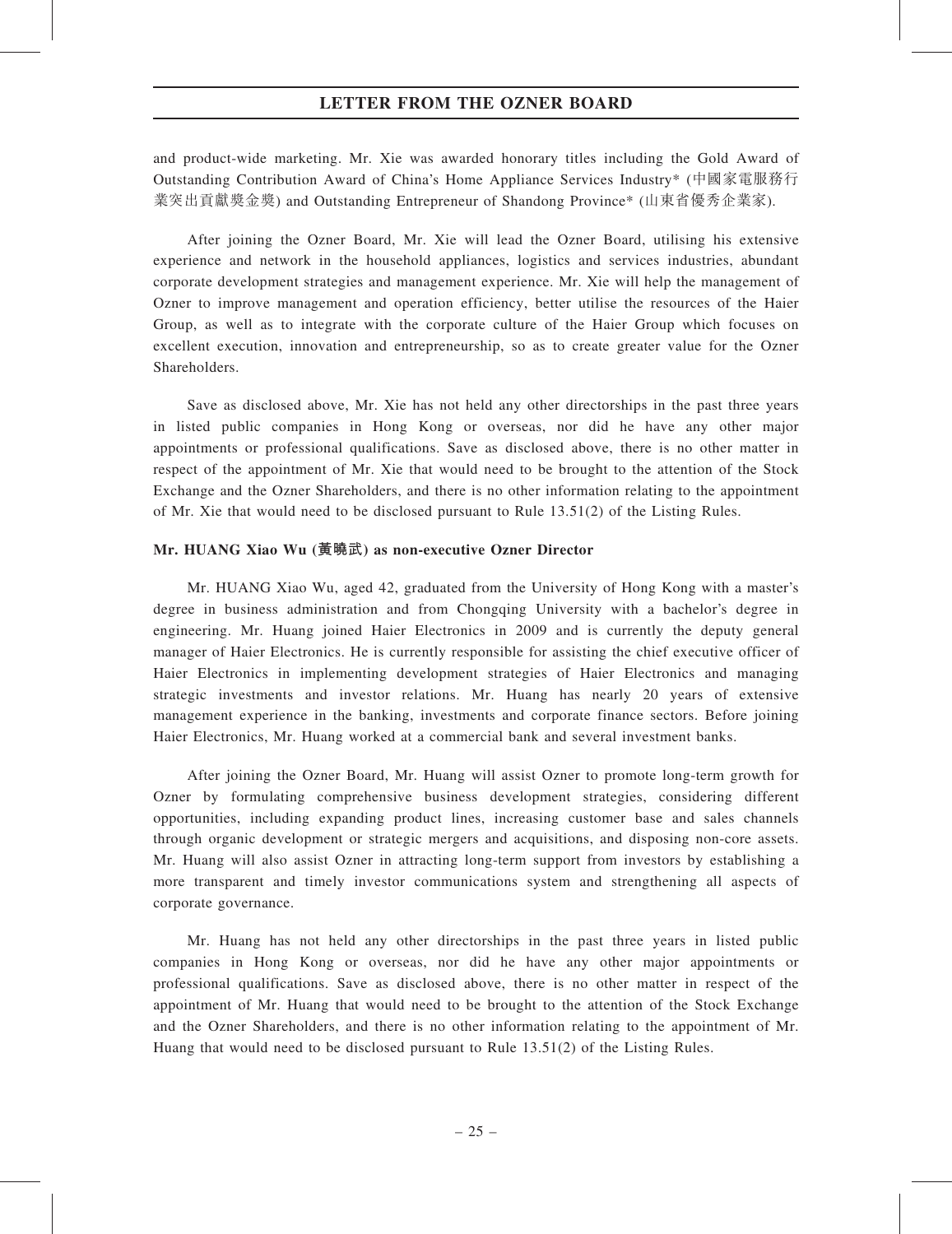and product-wide marketing. Mr. Xie was awarded honorary titles including the Gold Award of Outstanding Contribution Award of China's Home Appliance Services Industry* (中國家電服務行業突出貢獻獎金獎) and Outstanding Entrepreneur of Shandong Province* (山東省優秀企業家).

After joining the Ozner Board, Mr. Xie will lead the Ozner Board, utilising his extensive experience and network in the household appliances, logistics and services industries, abundant corporate development strategies and management experience. Mr. Xie will help the management of Ozner to improve management and operation efficiency, better utilise the resources of the Haier Group, as well as to integrate with the corporate culture of the Haier Group which focuses on excellent execution, innovation and entrepreneurship, so as to create greater value for the Ozner Shareholders.

Save as disclosed above, Mr. Xie has not held any other directorships in the past three years in listed public companies in Hong Kong or overseas, nor did he have any other major appointments or professional qualifications. Save as disclosed above, there is no other matter in respect of the appointment of Mr. Xie that would need to be brought to the attention of the Stock Exchange and the Ozner Shareholders, and there is no other information relating to the appointment of Mr. Xie that would need to be disclosed pursuant to Rule 13.51(2) of the Listing Rules.

**Mr. HUANG Xiao Wu (黃曉武) as non-executive Ozner Director**

Mr. HUANG Xiao Wu, aged 42, graduated from the University of Hong Kong with a master's degree in business administration and from Chongqing University with a bachelor's degree in engineering. Mr. Huang joined Haier Electronics in 2009 and is currently the deputy general manager of Haier Electronics. He is currently responsible for assisting the chief executive officer of Haier Electronics in implementing development strategies of Haier Electronics and managing strategic investments and investor relations. Mr. Huang has nearly 20 years of extensive management experience in the banking, investments and corporate finance sectors. Before joining Haier Electronics, Mr. Huang worked at a commercial bank and several investment banks.

After joining the Ozner Board, Mr. Huang will assist Ozner to promote long-term growth for Ozner by formulating comprehensive business development strategies, considering different opportunities, including expanding product lines, increasing customer base and sales channels through organic development or strategic mergers and acquisitions, and disposing non-core assets. Mr. Huang will also assist Ozner in attracting long-term support from investors by establishing a more transparent and timely investor communications system and strengthening all aspects of corporate governance.

Mr. Huang has not held any other directorships in the past three years in listed public companies in Hong Kong or overseas, nor did he have any other major appointments or professional qualifications. Save as disclosed above, there is no other matter in respect of the appointment of Mr. Huang that would need to be brought to the attention of the Stock Exchange and the Ozner Shareholders, and there is no other information relating to the appointment of Mr. Huang that would need to be disclosed pursuant to Rule 13.51(2) of the Listing Rules.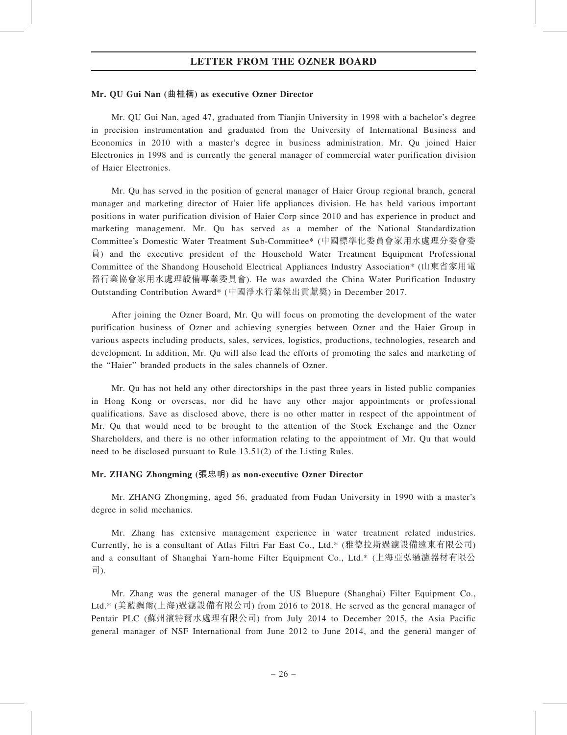**Mr. QU Gui Nan (曲桂楠) as executive Ozner Director**

Mr. QU Gui Nan, aged 47, graduated from Tianjin University in 1998 with a bachelor's degree in precision instrumentation and graduated from the University of International Business and Economics in 2010 with a master's degree in business administration. Mr. Qu joined Haier Electronics in 1998 and is currently the general manager of commercial water purification division of Haier Electronics.

Mr. Qu has served in the position of general manager of Haier Group regional branch, general manager and marketing director of Haier life appliances division. He has held various important positions in water purification division of Haier Corp since 2010 and has experience in product and marketing management. Mr. Qu has served as a member of the National Standardization Committee's Domestic Water Treatment Sub-Committee* (中國標準化委員會家用水處理分委會委員) and the executive president of the Household Water Treatment Equipment Professional Committee of the Shandong Household Electrical Appliances Industry Association* (山東省家用電器行業協會家用水處理設備專業委員會). He was awarded the China Water Purification Industry Outstanding Contribution Award* (中國淨水行業傑出貢獻獎) in December 2017.

After joining the Ozner Board, Mr. Qu will focus on promoting the development of the water purification business of Ozner and achieving synergies between Ozner and the Haier Group in various aspects including products, sales, services, logistics, productions, technologies, research and development. In addition, Mr. Qu will also lead the efforts of promoting the sales and marketing of the "Haier" branded products in the sales channels of Ozner.

Mr. Qu has not held any other directorships in the past three years in listed public companies in Hong Kong or overseas, nor did he have any other major appointments or professional qualifications. Save as disclosed above, there is no other matter in respect of the appointment of Mr. Qu that would need to be brought to the attention of the Stock Exchange and the Ozner Shareholders, and there is no other information relating to the appointment of Mr. Qu that would need to be disclosed pursuant to Rule 13.51(2) of the Listing Rules.

**Mr. ZHANG Zhongming (張忠明) as non-executive Ozner Director**

Mr. ZHANG Zhongming, aged 56, graduated from Fudan University in 1990 with a master's degree in solid mechanics.

Mr. Zhang has extensive management experience in water treatment related industries. Currently, he is a consultant of Atlas Filtri Far East Co., Ltd.* (雅德拉斯過濾設備遠東有限公司) and a consultant of Shanghai Yarn-home Filter Equipment Co., Ltd.* (上海亞弘過濾器材有限公司).

Mr. Zhang was the general manager of the US Bluepure (Shanghai) Filter Equipment Co., Ltd.* (美藍飄爾(上海)過濾設備有限公司) from 2016 to 2018. He served as the general manager of Pentair PLC (蘇州濱特爾水處理有限公司) from July 2014 to December 2015, the Asia Pacific general manager of NSF International from June 2012 to June 2014, and the general manger of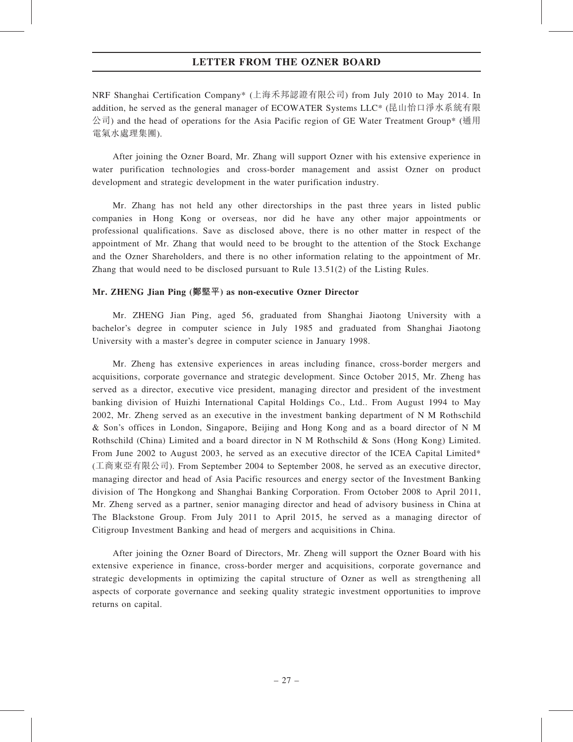NRF Shanghai Certification Company* (上海禾邦認證有限公司) from July 2010 to May 2014. In addition, he served as the general manager of ECOWATER Systems LLC* (昆山怡口淨水系統有限公司) and the head of operations for the Asia Pacific region of GE Water Treatment Group* (通用電氣水處理集團).

After joining the Ozner Board, Mr. Zhang will support Ozner with his extensive experience in water purification technologies and cross-border management and assist Ozner on product development and strategic development in the water purification industry.

Mr. Zhang has not held any other directorships in the past three years in listed public companies in Hong Kong or overseas, nor did he have any other major appointments or professional qualifications. Save as disclosed above, there is no other matter in respect of the appointment of Mr. Zhang that would need to be brought to the attention of the Stock Exchange and the Ozner Shareholders, and there is no other information relating to the appointment of Mr. Zhang that would need to be disclosed pursuant to Rule 13.51(2) of the Listing Rules.

**Mr. ZHENG Jian Ping (鄭堅平) as non-executive Ozner Director**

Mr. ZHENG Jian Ping, aged 56, graduated from Shanghai Jiaotong University with a bachelor's degree in computer science in July 1985 and graduated from Shanghai Jiaotong University with a master's degree in computer science in January 1998.

Mr. Zheng has extensive experiences in areas including finance, cross-border mergers and acquisitions, corporate governance and strategic development. Since October 2015, Mr. Zheng has served as a director, executive vice president, managing director and president of the investment banking division of Huizhi International Capital Holdings Co., Ltd.. From August 1994 to May 2002, Mr. Zheng served as an executive in the investment banking department of N M Rothschild & Son's offices in London, Singapore, Beijing and Hong Kong and as a board director of N M Rothschild (China) Limited and a board director in N M Rothschild & Sons (Hong Kong) Limited. From June 2002 to August 2003, he served as an executive director of the ICEA Capital Limited* (工商東亞有限公司). From September 2004 to September 2008, he served as an executive director, managing director and head of Asia Pacific resources and energy sector of the Investment Banking division of The Hongkong and Shanghai Banking Corporation. From October 2008 to April 2011, Mr. Zheng served as a partner, senior managing director and head of advisory business in China at The Blackstone Group. From July 2011 to April 2015, he served as a managing director of Citigroup Investment Banking and head of mergers and acquisitions in China.

After joining the Ozner Board of Directors, Mr. Zheng will support the Ozner Board with his extensive experience in finance, cross-border merger and acquisitions, corporate governance and strategic developments in optimizing the capital structure of Ozner as well as strengthening all aspects of corporate governance and seeking quality strategic investment opportunities to improve returns on capital.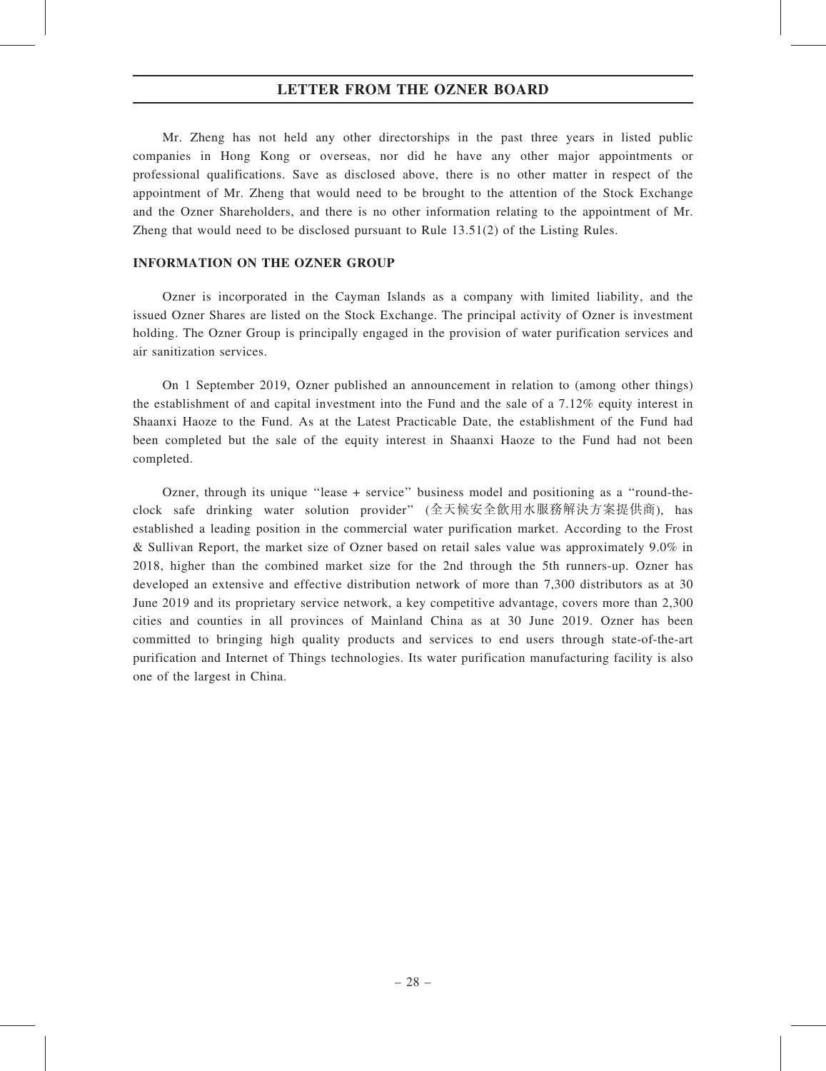Mr. Zheng has not held any other directorships in the past three years in listed public companies in Hong Kong or overseas, nor did he have any other major appointments or professional qualifications. Save as disclosed above, there is no other matter in respect of the appointment of Mr. Zheng that would need to be brought to the attention of the Stock Exchange and the Ozner Shareholders, and there is no other information relating to the appointment of Mr. Zheng that would need to be disclosed pursuant to Rule 13.51(2) of the Listing Rules.

**INFORMATION ON THE OZNER GROUP**

Ozner is incorporated in the Cayman Islands as a company with limited liability, and the issued Ozner Shares are listed on the Stock Exchange. The principal activity of Ozner is investment holding. The Ozner Group is principally engaged in the provision of water purification services and air sanitization services.

On 1 September 2019, Ozner published an announcement in relation to (among other things) the establishment of and capital investment into the Fund and the sale of a 7.12% equity interest in Shaanxi Haoze to the Fund. As at the Latest Practicable Date, the establishment of the Fund had been completed but the sale of the equity interest in Shaanxi Haoze to the Fund had not been completed.

Ozner, through its unique "lease + service" business model and positioning as a "round-the-clock safe drinking water solution provider" (全天候安全飲用水服務解決方案提供商), has established a leading position in the commercial water purification market. According to the Frost & Sullivan Report, the market size of Ozner based on retail sales value was approximately 9.0% in 2018, higher than the combined market size for the 2nd through the 5th runners-up. Ozner has developed an extensive and effective distribution network of more than 7,300 distributors as at 30 June 2019 and its proprietary service network, a key competitive advantage, covers more than 2,300 cities and counties in all provinces of Mainland China as at 30 June 2019. Ozner has been committed to bringing high quality products and services to end users through state-of-the-art purification and Internet of Things technologies. Its water purification manufacturing facility is also one of the largest in China.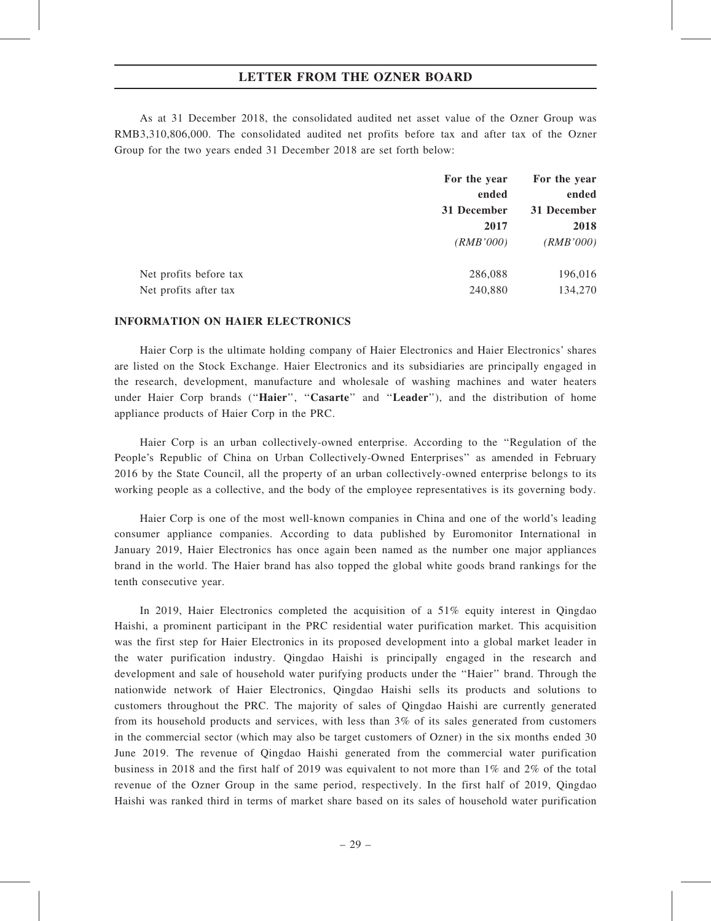As at 31 December 2018, the consolidated audited net asset value of the Ozner Group was RMB3,310,806,000. The consolidated audited net profits before tax and after tax of the Ozner Group for the two years ended 31 December 2018 are set forth below:

| | For the year ended 31 December 2017 *(RMB'000)* | For the year ended 31 December 2018 *(RMB'000)* |
|---|---|---|
| Net profits before tax | 286,088 | 196,016 |
| Net profits after tax | 240,880 | 134,270 |

## INFORMATION ON HAIER ELECTRONICS

Haier Corp is the ultimate holding company of Haier Electronics and Haier Electronics' shares are listed on the Stock Exchange. Haier Electronics and its subsidiaries are principally engaged in the research, development, manufacture and wholesale of washing machines and water heaters under Haier Corp brands (''**Haier**'', ''**Casarte**'' and ''**Leader**''), and the distribution of home appliance products of Haier Corp in the PRC.

Haier Corp is an urban collectively-owned enterprise. According to the ''Regulation of the People's Republic of China on Urban Collectively-Owned Enterprises'' as amended in February 2016 by the State Council, all the property of an urban collectively-owned enterprise belongs to its working people as a collective, and the body of the employee representatives is its governing body.

Haier Corp is one of the most well-known companies in China and one of the world's leading consumer appliance companies. According to data published by Euromonitor International in January 2019, Haier Electronics has once again been named as the number one major appliances brand in the world. The Haier brand has also topped the global white goods brand rankings for the tenth consecutive year.

In 2019, Haier Electronics completed the acquisition of a 51% equity interest in Qingdao Haishi, a prominent participant in the PRC residential water purification market. This acquisition was the first step for Haier Electronics in its proposed development into a global market leader in the water purification industry. Qingdao Haishi is principally engaged in the research and development and sale of household water purifying products under the ''Haier'' brand. Through the nationwide network of Haier Electronics, Qingdao Haishi sells its products and solutions to customers throughout the PRC. The majority of sales of Qingdao Haishi are currently generated from its household products and services, with less than 3% of its sales generated from customers in the commercial sector (which may also be target customers of Ozner) in the six months ended 30 June 2019. The revenue of Qingdao Haishi generated from the commercial water purification business in 2018 and the first half of 2019 was equivalent to not more than 1% and 2% of the total revenue of the Ozner Group in the same period, respectively. In the first half of 2019, Qingdao Haishi was ranked third in terms of market share based on its sales of household water purification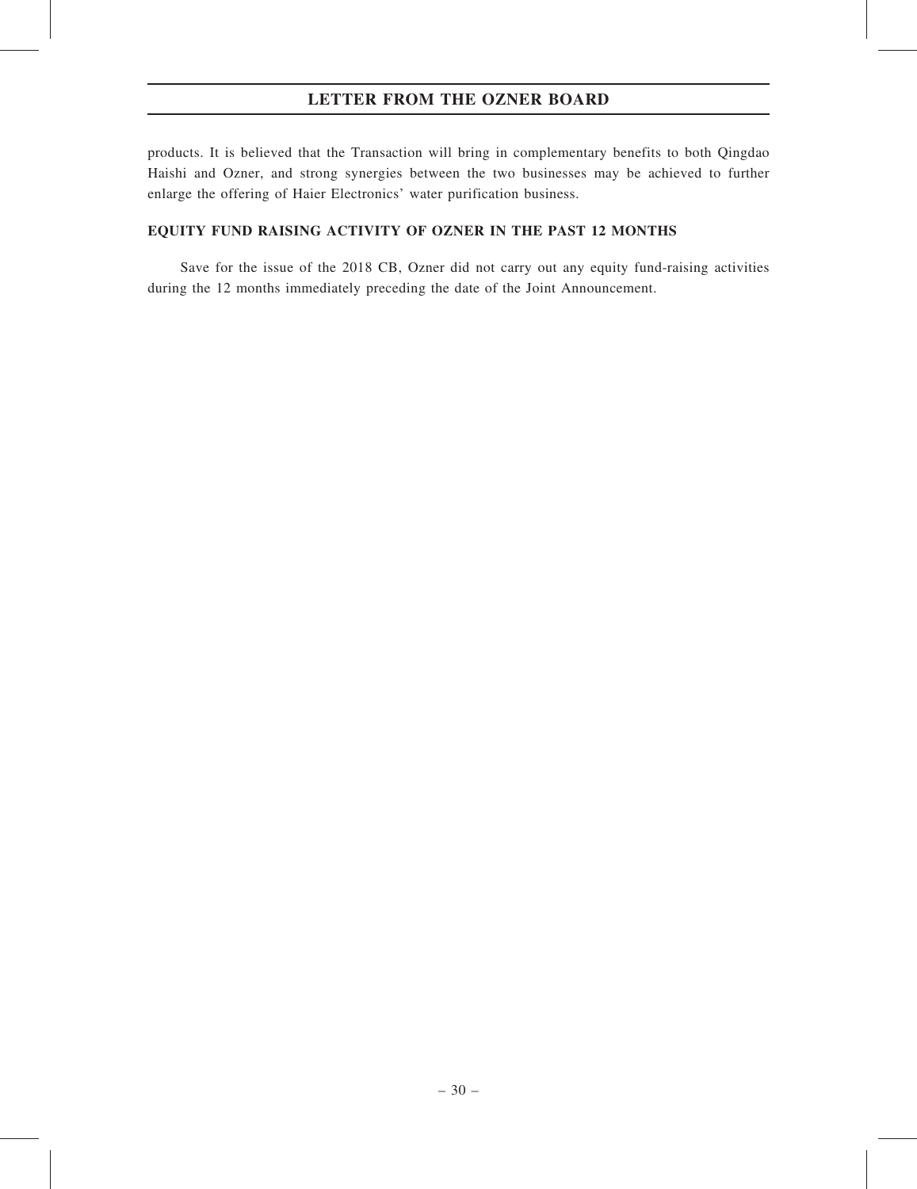products. It is believed that the Transaction will bring in complementary benefits to both Qingdao Haishi and Ozner, and strong synergies between the two businesses may be achieved to further enlarge the offering of Haier Electronics' water purification business.

## EQUITY FUND RAISING ACTIVITY OF OZNER IN THE PAST 12 MONTHS

Save for the issue of the 2018 CB, Ozner did not carry out any equity fund-raising activities during the 12 months immediately preceding the date of the Joint Announcement.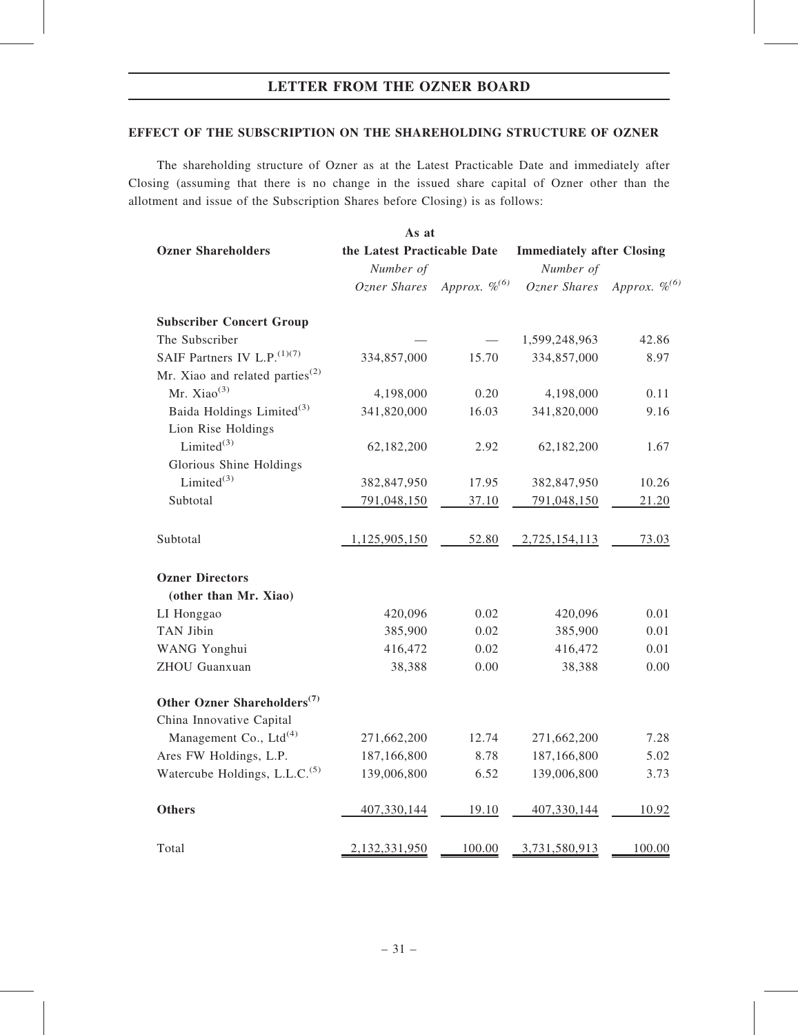## LETTER FROM THE OZNER BOARD

### EFFECT OF THE SUBSCRIPTION ON THE SHAREHOLDING STRUCTURE OF OZNER

The shareholding structure of Ozner as at the Latest Practicable Date and immediately after Closing (assuming that there is no change in the issued share capital of Ozner other than the allotment and issue of the Subscription Shares before Closing) is as follows:

| Ozner Shareholders | As at the Latest Practicable Date | | Immediately after Closing | |
|---|---|---|---|---|
| | *Number of Ozner Shares* | *Approx. %*[(6)] | *Number of Ozner Shares* | *Approx. %*[(6)] |
| **Subscriber Concert Group** | | | | |
| The Subscriber | — | — | 1,599,248,963 | 42.86 |
| SAIF Partners IV L.P.[(1)(7)] | 334,857,000 | 15.70 | 334,857,000 | 8.97 |
| Mr. Xiao and related parties[(2)] | | | | |
| Mr. Xiao[(3)] | 4,198,000 | 0.20 | 4,198,000 | 0.11 |
| Baida Holdings Limited[(3)] | 341,820,000 | 16.03 | 341,820,000 | 9.16 |
| Lion Rise Holdings Limited[(3)] | 62,182,200 | 2.92 | 62,182,200 | 1.67 |
| Glorious Shine Holdings Limited[(3)] | 382,847,950 | 17.95 | 382,847,950 | 10.26 |
| Subtotal | 791,048,150 | 37.10 | 791,048,150 | 21.20 |
| Subtotal | 1,125,905,150 | 52.80 | 2,725,154,113 | 73.03 |
| **Ozner Directors (other than Mr. Xiao)** | | | | |
| LI Honggao | 420,096 | 0.02 | 420,096 | 0.01 |
| TAN Jibin | 385,900 | 0.02 | 385,900 | 0.01 |
| WANG Yonghui | 416,472 | 0.02 | 416,472 | 0.01 |
| ZHOU Guanxuan | 38,388 | 0.00 | 38,388 | 0.00 |
| **Other Ozner Shareholders[(7)]** | | | | |
| China Innovative Capital Management Co., Ltd[(4)] | 271,662,200 | 12.74 | 271,662,200 | 7.28 |
| Ares FW Holdings, L.P. | 187,166,800 | 8.78 | 187,166,800 | 5.02 |
| Watercube Holdings, L.L.C.[(5)] | 139,006,800 | 6.52 | 139,006,800 | 3.73 |
| **Others** | 407,330,144 | 19.10 | 407,330,144 | 10.92 |
| Total | 2,132,331,950 | 100.00 | 3,731,580,913 | 100.00 |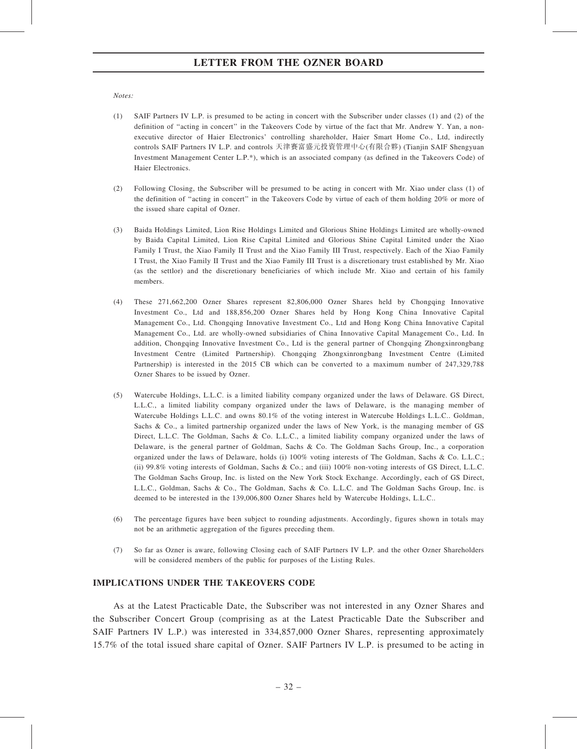*Notes:*

(1) SAIF Partners IV L.P. is presumed to be acting in concert with the Subscriber under classes (1) and (2) of the definition of "acting in concert" in the Takeovers Code by virtue of the fact that Mr. Andrew Y. Yan, a non-executive director of Haier Electronics' controlling shareholder, Haier Smart Home Co., Ltd, indirectly controls SAIF Partners IV L.P. and controls 天津賽富盛元投資管理中心(有限合夥) (Tianjin SAIF Shengyuan Investment Management Center L.P.*), which is an associated company (as defined in the Takeovers Code) of Haier Electronics.

(2) Following Closing, the Subscriber will be presumed to be acting in concert with Mr. Xiao under class (1) of the definition of "acting in concert" in the Takeovers Code by virtue of each of them holding 20% or more of the issued share capital of Ozner.

(3) Baida Holdings Limited, Lion Rise Holdings Limited and Glorious Shine Holdings Limited are wholly-owned by Baida Capital Limited, Lion Rise Capital Limited and Glorious Shine Capital Limited under the Xiao Family I Trust, the Xiao Family II Trust and the Xiao Family III Trust, respectively. Each of the Xiao Family I Trust, the Xiao Family II Trust and the Xiao Family III Trust is a discretionary trust established by Mr. Xiao (as the settlor) and the discretionary beneficiaries of which include Mr. Xiao and certain of his family members.

(4) These 271,662,200 Ozner Shares represent 82,806,000 Ozner Shares held by Chongqing Innovative Investment Co., Ltd and 188,856,200 Ozner Shares held by Hong Kong China Innovative Capital Management Co., Ltd. Chongqing Innovative Investment Co., Ltd and Hong Kong China Innovative Capital Management Co., Ltd. are wholly-owned subsidiaries of China Innovative Capital Management Co., Ltd. In addition, Chongqing Innovative Investment Co., Ltd is the general partner of Chongqing Zhongxinrongbang Investment Centre (Limited Partnership). Chongqing Zhongxinrongbang Investment Centre (Limited Partnership) is interested in the 2015 CB which can be converted to a maximum number of 247,329,788 Ozner Shares to be issued by Ozner.

(5) Watercube Holdings, L.L.C. is a limited liability company organized under the laws of Delaware. GS Direct, L.L.C., a limited liability company organized under the laws of Delaware, is the managing member of Watercube Holdings L.L.C. and owns 80.1% of the voting interest in Watercube Holdings L.L.C.. Goldman, Sachs & Co., a limited partnership organized under the laws of New York, is the managing member of GS Direct, L.L.C. The Goldman, Sachs & Co. L.L.C., a limited liability company organized under the laws of Delaware, is the general partner of Goldman, Sachs & Co. The Goldman Sachs Group, Inc., a corporation organized under the laws of Delaware, holds (i) 100% voting interests of The Goldman, Sachs & Co. L.L.C.; (ii) 99.8% voting interests of Goldman, Sachs & Co.; and (iii) 100% non-voting interests of GS Direct, L.L.C. The Goldman Sachs Group, Inc. is listed on the New York Stock Exchange. Accordingly, each of GS Direct, L.L.C., Goldman, Sachs & Co., The Goldman, Sachs & Co. L.L.C. and The Goldman Sachs Group, Inc. is deemed to be interested in the 139,006,800 Ozner Shares held by Watercube Holdings, L.L.C..

(6) The percentage figures have been subject to rounding adjustments. Accordingly, figures shown in totals may not be an arithmetic aggregation of the figures preceding them.

(7) So far as Ozner is aware, following Closing each of SAIF Partners IV L.P. and the other Ozner Shareholders will be considered members of the public for purposes of the Listing Rules.

## IMPLICATIONS UNDER THE TAKEOVERS CODE

As at the Latest Practicable Date, the Subscriber was not interested in any Ozner Shares and the Subscriber Concert Group (comprising as at the Latest Practicable Date the Subscriber and SAIF Partners IV L.P.) was interested in 334,857,000 Ozner Shares, representing approximately 15.7% of the total issued share capital of Ozner. SAIF Partners IV L.P. is presumed to be acting in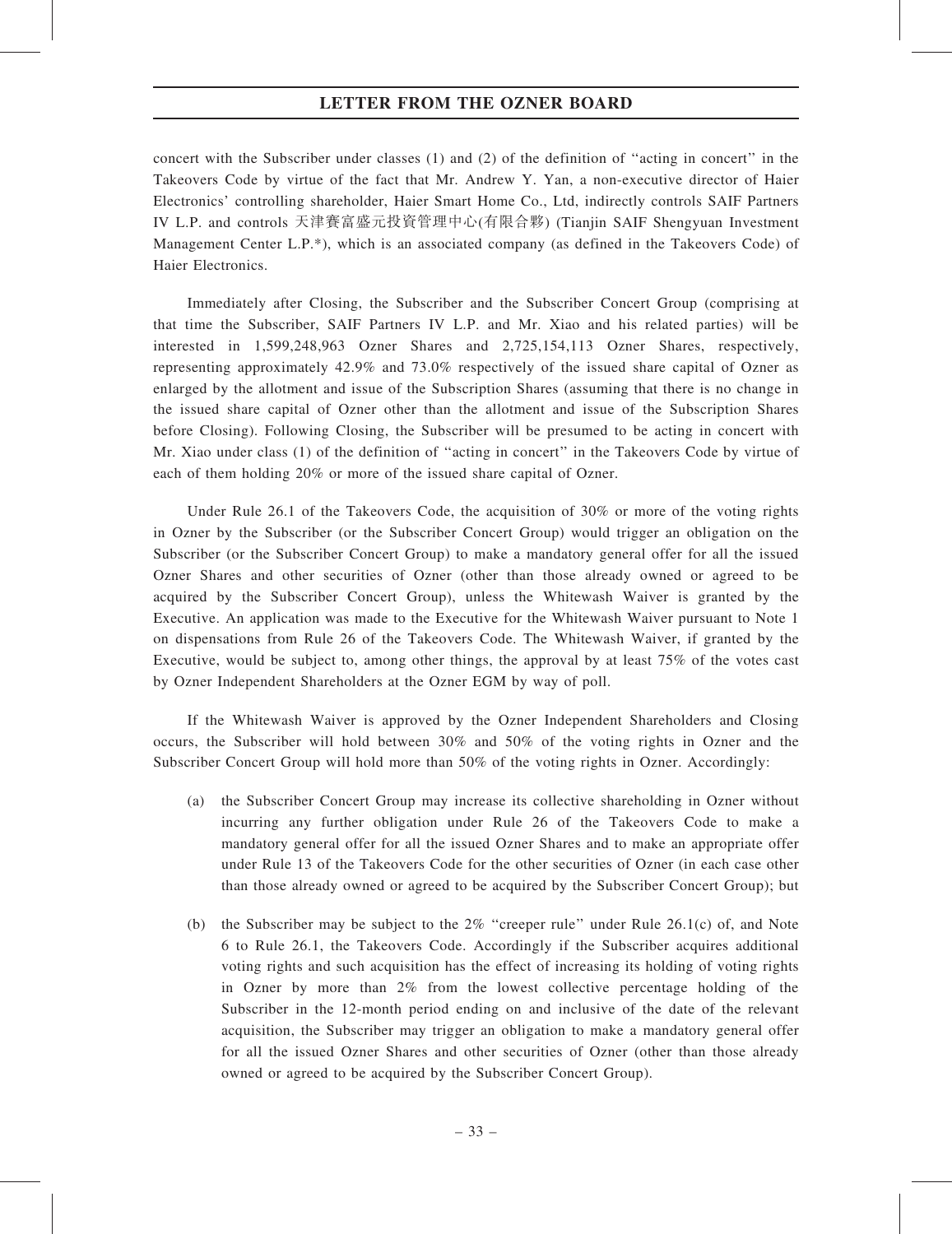concert with the Subscriber under classes (1) and (2) of the definition of "acting in concert" in the Takeovers Code by virtue of the fact that Mr. Andrew Y. Yan, a non-executive director of Haier Electronics' controlling shareholder, Haier Smart Home Co., Ltd, indirectly controls SAIF Partners IV L.P. and controls 天津賽富盛元投資管理中心(有限合夥) (Tianjin SAIF Shengyuan Investment Management Center L.P.*), which is an associated company (as defined in the Takeovers Code) of Haier Electronics.

Immediately after Closing, the Subscriber and the Subscriber Concert Group (comprising at that time the Subscriber, SAIF Partners IV L.P. and Mr. Xiao and his related parties) will be interested in 1,599,248,963 Ozner Shares and 2,725,154,113 Ozner Shares, respectively, representing approximately 42.9% and 73.0% respectively of the issued share capital of Ozner as enlarged by the allotment and issue of the Subscription Shares (assuming that there is no change in the issued share capital of Ozner other than the allotment and issue of the Subscription Shares before Closing). Following Closing, the Subscriber will be presumed to be acting in concert with Mr. Xiao under class (1) of the definition of "acting in concert" in the Takeovers Code by virtue of each of them holding 20% or more of the issued share capital of Ozner.

Under Rule 26.1 of the Takeovers Code, the acquisition of 30% or more of the voting rights in Ozner by the Subscriber (or the Subscriber Concert Group) would trigger an obligation on the Subscriber (or the Subscriber Concert Group) to make a mandatory general offer for all the issued Ozner Shares and other securities of Ozner (other than those already owned or agreed to be acquired by the Subscriber Concert Group), unless the Whitewash Waiver is granted by the Executive. An application was made to the Executive for the Whitewash Waiver pursuant to Note 1 on dispensations from Rule 26 of the Takeovers Code. The Whitewash Waiver, if granted by the Executive, would be subject to, among other things, the approval by at least 75% of the votes cast by Ozner Independent Shareholders at the Ozner EGM by way of poll.

If the Whitewash Waiver is approved by the Ozner Independent Shareholders and Closing occurs, the Subscriber will hold between 30% and 50% of the voting rights in Ozner and the Subscriber Concert Group will hold more than 50% of the voting rights in Ozner. Accordingly:

(a) the Subscriber Concert Group may increase its collective shareholding in Ozner without incurring any further obligation under Rule 26 of the Takeovers Code to make a mandatory general offer for all the issued Ozner Shares and to make an appropriate offer under Rule 13 of the Takeovers Code for the other securities of Ozner (in each case other than those already owned or agreed to be acquired by the Subscriber Concert Group); but

(b) the Subscriber may be subject to the 2% "creeper rule" under Rule 26.1(c) of, and Note 6 to Rule 26.1, the Takeovers Code. Accordingly if the Subscriber acquires additional voting rights and such acquisition has the effect of increasing its holding of voting rights in Ozner by more than 2% from the lowest collective percentage holding of the Subscriber in the 12-month period ending on and inclusive of the date of the relevant acquisition, the Subscriber may trigger an obligation to make a mandatory general offer for all the issued Ozner Shares and other securities of Ozner (other than those already owned or agreed to be acquired by the Subscriber Concert Group).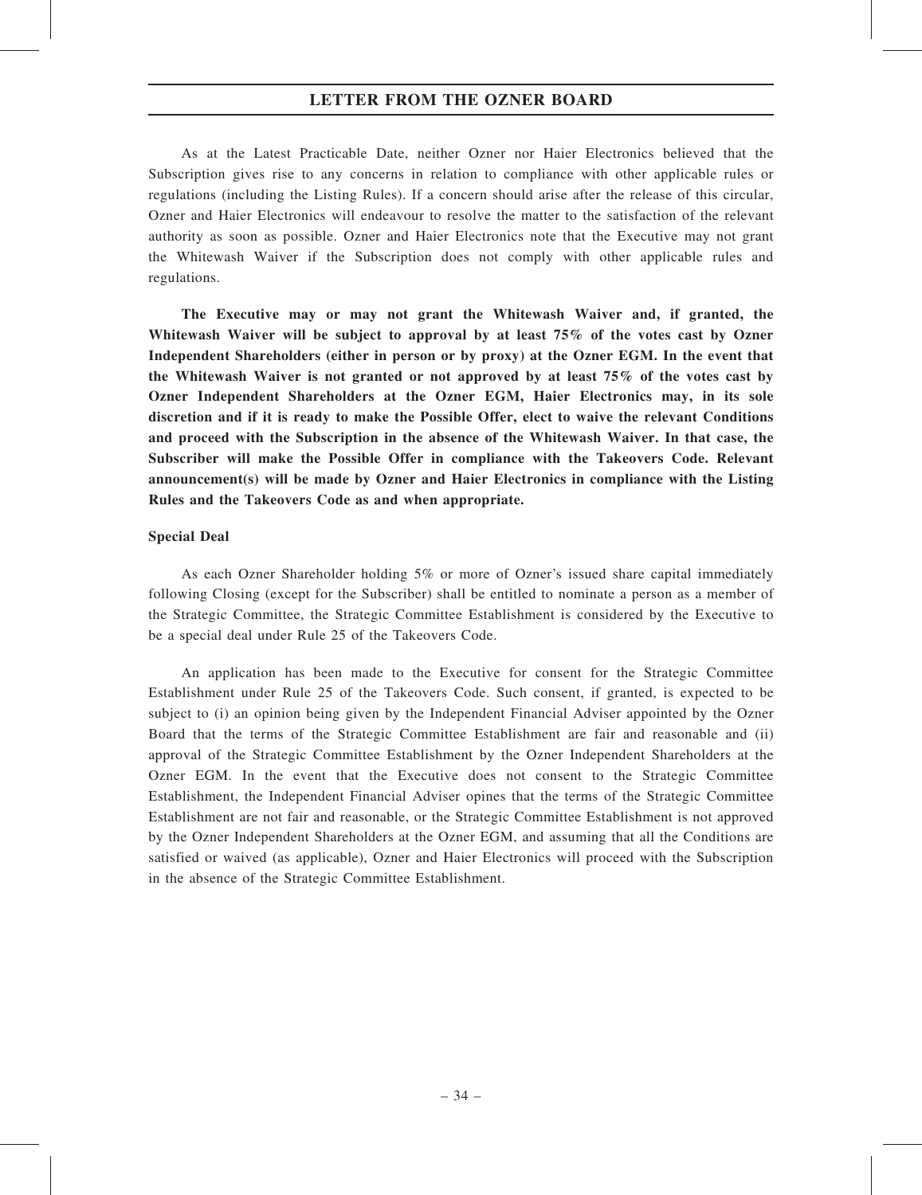As at the Latest Practicable Date, neither Ozner nor Haier Electronics believed that the Subscription gives rise to any concerns in relation to compliance with other applicable rules or regulations (including the Listing Rules). If a concern should arise after the release of this circular, Ozner and Haier Electronics will endeavour to resolve the matter to the satisfaction of the relevant authority as soon as possible. Ozner and Haier Electronics note that the Executive may not grant the Whitewash Waiver if the Subscription does not comply with other applicable rules and regulations.

**The Executive may or may not grant the Whitewash Waiver and, if granted, the Whitewash Waiver will be subject to approval by at least 75% of the votes cast by Ozner Independent Shareholders (either in person or by proxy) at the Ozner EGM. In the event that the Whitewash Waiver is not granted or not approved by at least 75% of the votes cast by Ozner Independent Shareholders at the Ozner EGM, Haier Electronics may, in its sole discretion and if it is ready to make the Possible Offer, elect to waive the relevant Conditions and proceed with the Subscription in the absence of the Whitewash Waiver. In that case, the Subscriber will make the Possible Offer in compliance with the Takeovers Code. Relevant announcement(s) will be made by Ozner and Haier Electronics in compliance with the Listing Rules and the Takeovers Code as and when appropriate.**

**Special Deal**

As each Ozner Shareholder holding 5% or more of Ozner's issued share capital immediately following Closing (except for the Subscriber) shall be entitled to nominate a person as a member of the Strategic Committee, the Strategic Committee Establishment is considered by the Executive to be a special deal under Rule 25 of the Takeovers Code.

An application has been made to the Executive for consent for the Strategic Committee Establishment under Rule 25 of the Takeovers Code. Such consent, if granted, is expected to be subject to (i) an opinion being given by the Independent Financial Adviser appointed by the Ozner Board that the terms of the Strategic Committee Establishment are fair and reasonable and (ii) approval of the Strategic Committee Establishment by the Ozner Independent Shareholders at the Ozner EGM. In the event that the Executive does not consent to the Strategic Committee Establishment, the Independent Financial Adviser opines that the terms of the Strategic Committee Establishment are not fair and reasonable, or the Strategic Committee Establishment is not approved by the Ozner Independent Shareholders at the Ozner EGM, and assuming that all the Conditions are satisfied or waived (as applicable), Ozner and Haier Electronics will proceed with the Subscription in the absence of the Strategic Committee Establishment.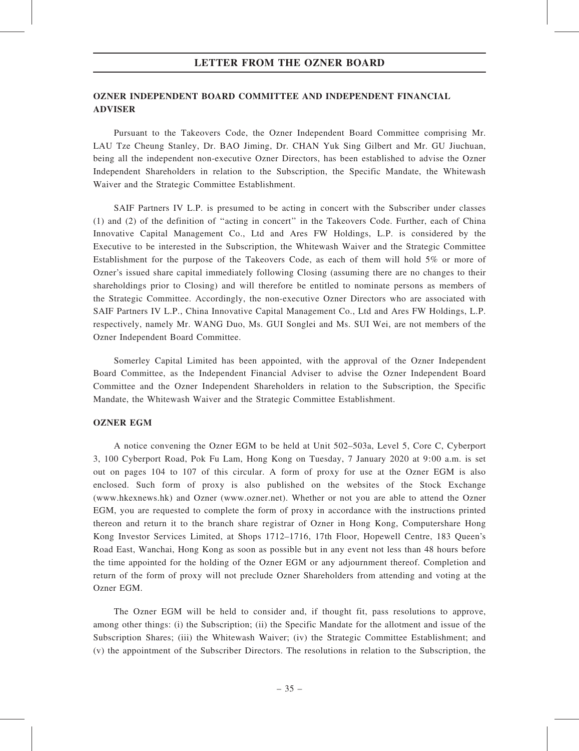## OZNER INDEPENDENT BOARD COMMITTEE AND INDEPENDENT FINANCIAL ADVISER

Pursuant to the Takeovers Code, the Ozner Independent Board Committee comprising Mr. LAU Tze Cheung Stanley, Dr. BAO Jiming, Dr. CHAN Yuk Sing Gilbert and Mr. GU Jiuchuan, being all the independent non-executive Ozner Directors, has been established to advise the Ozner Independent Shareholders in relation to the Subscription, the Specific Mandate, the Whitewash Waiver and the Strategic Committee Establishment.

SAIF Partners IV L.P. is presumed to be acting in concert with the Subscriber under classes (1) and (2) of the definition of ''acting in concert'' in the Takeovers Code. Further, each of China Innovative Capital Management Co., Ltd and Ares FW Holdings, L.P. is considered by the Executive to be interested in the Subscription, the Whitewash Waiver and the Strategic Committee Establishment for the purpose of the Takeovers Code, as each of them will hold 5% or more of Ozner's issued share capital immediately following Closing (assuming there are no changes to their shareholdings prior to Closing) and will therefore be entitled to nominate persons as members of the Strategic Committee. Accordingly, the non-executive Ozner Directors who are associated with SAIF Partners IV L.P., China Innovative Capital Management Co., Ltd and Ares FW Holdings, L.P. respectively, namely Mr. WANG Duo, Ms. GUI Songlei and Ms. SUI Wei, are not members of the Ozner Independent Board Committee.

Somerley Capital Limited has been appointed, with the approval of the Ozner Independent Board Committee, as the Independent Financial Adviser to advise the Ozner Independent Board Committee and the Ozner Independent Shareholders in relation to the Subscription, the Specific Mandate, the Whitewash Waiver and the Strategic Committee Establishment.

## OZNER EGM

A notice convening the Ozner EGM to be held at Unit 502–503a, Level 5, Core C, Cyberport 3, 100 Cyberport Road, Pok Fu Lam, Hong Kong on Tuesday, 7 January 2020 at 9:00 a.m. is set out on pages 104 to 107 of this circular. A form of proxy for use at the Ozner EGM is also enclosed. Such form of proxy is also published on the websites of the Stock Exchange (www.hkexnews.hk) and Ozner (www.ozner.net). Whether or not you are able to attend the Ozner EGM, you are requested to complete the form of proxy in accordance with the instructions printed thereon and return it to the branch share registrar of Ozner in Hong Kong, Computershare Hong Kong Investor Services Limited, at Shops 1712–1716, 17th Floor, Hopewell Centre, 183 Queen's Road East, Wanchai, Hong Kong as soon as possible but in any event not less than 48 hours before the time appointed for the holding of the Ozner EGM or any adjournment thereof. Completion and return of the form of proxy will not preclude Ozner Shareholders from attending and voting at the Ozner EGM.

The Ozner EGM will be held to consider and, if thought fit, pass resolutions to approve, among other things: (i) the Subscription; (ii) the Specific Mandate for the allotment and issue of the Subscription Shares; (iii) the Whitewash Waiver; (iv) the Strategic Committee Establishment; and (v) the appointment of the Subscriber Directors. The resolutions in relation to the Subscription, the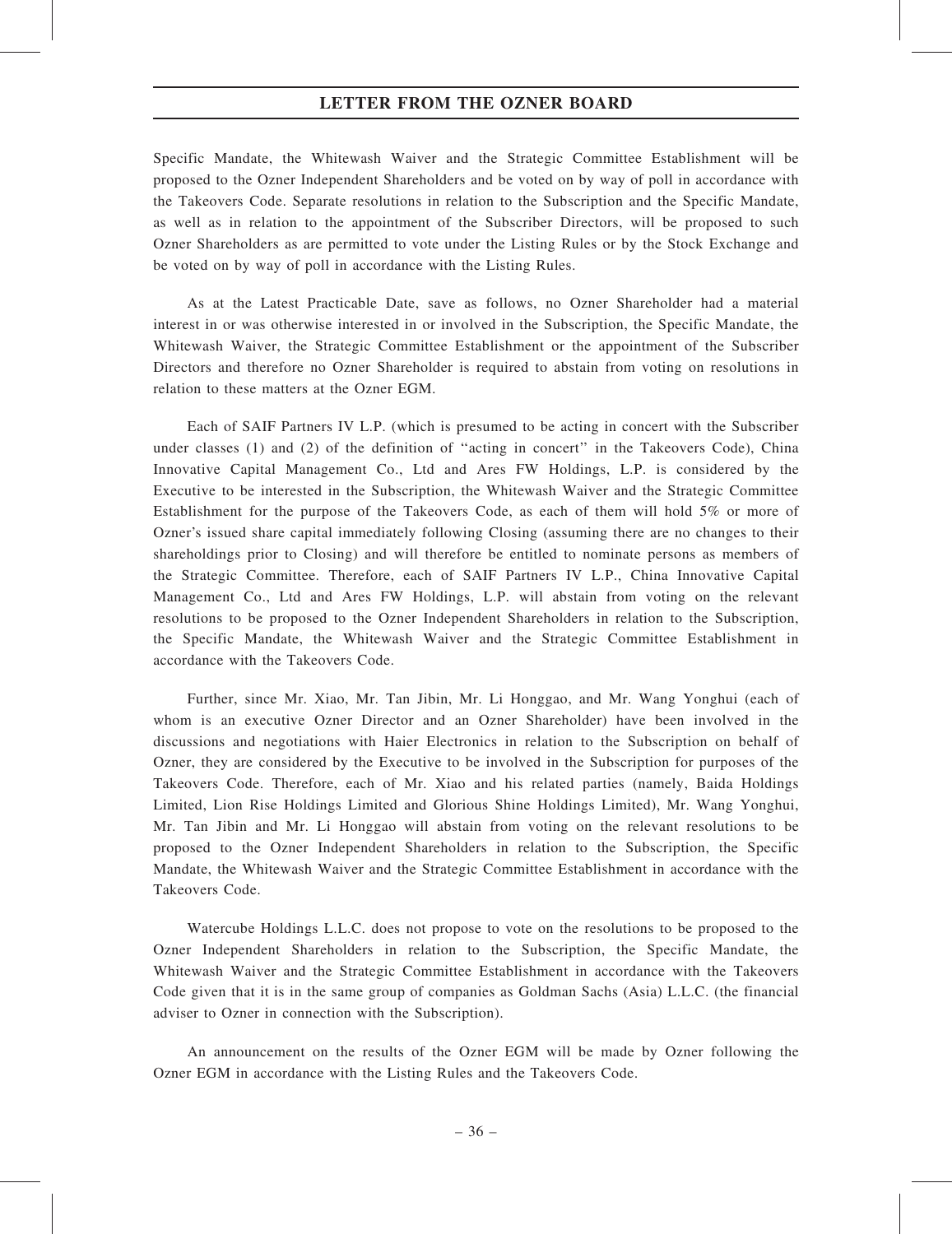Specific Mandate, the Whitewash Waiver and the Strategic Committee Establishment will be proposed to the Ozner Independent Shareholders and be voted on by way of poll in accordance with the Takeovers Code. Separate resolutions in relation to the Subscription and the Specific Mandate, as well as in relation to the appointment of the Subscriber Directors, will be proposed to such Ozner Shareholders as are permitted to vote under the Listing Rules or by the Stock Exchange and be voted on by way of poll in accordance with the Listing Rules.

As at the Latest Practicable Date, save as follows, no Ozner Shareholder had a material interest in or was otherwise interested in or involved in the Subscription, the Specific Mandate, the Whitewash Waiver, the Strategic Committee Establishment or the appointment of the Subscriber Directors and therefore no Ozner Shareholder is required to abstain from voting on resolutions in relation to these matters at the Ozner EGM.

Each of SAIF Partners IV L.P. (which is presumed to be acting in concert with the Subscriber under classes (1) and (2) of the definition of "acting in concert" in the Takeovers Code), China Innovative Capital Management Co., Ltd and Ares FW Holdings, L.P. is considered by the Executive to be interested in the Subscription, the Whitewash Waiver and the Strategic Committee Establishment for the purpose of the Takeovers Code, as each of them will hold 5% or more of Ozner's issued share capital immediately following Closing (assuming there are no changes to their shareholdings prior to Closing) and will therefore be entitled to nominate persons as members of the Strategic Committee. Therefore, each of SAIF Partners IV L.P., China Innovative Capital Management Co., Ltd and Ares FW Holdings, L.P. will abstain from voting on the relevant resolutions to be proposed to the Ozner Independent Shareholders in relation to the Subscription, the Specific Mandate, the Whitewash Waiver and the Strategic Committee Establishment in accordance with the Takeovers Code.

Further, since Mr. Xiao, Mr. Tan Jibin, Mr. Li Honggao, and Mr. Wang Yonghui (each of whom is an executive Ozner Director and an Ozner Shareholder) have been involved in the discussions and negotiations with Haier Electronics in relation to the Subscription on behalf of Ozner, they are considered by the Executive to be involved in the Subscription for purposes of the Takeovers Code. Therefore, each of Mr. Xiao and his related parties (namely, Baida Holdings Limited, Lion Rise Holdings Limited and Glorious Shine Holdings Limited), Mr. Wang Yonghui, Mr. Tan Jibin and Mr. Li Honggao will abstain from voting on the relevant resolutions to be proposed to the Ozner Independent Shareholders in relation to the Subscription, the Specific Mandate, the Whitewash Waiver and the Strategic Committee Establishment in accordance with the Takeovers Code.

Watercube Holdings L.L.C. does not propose to vote on the resolutions to be proposed to the Ozner Independent Shareholders in relation to the Subscription, the Specific Mandate, the Whitewash Waiver and the Strategic Committee Establishment in accordance with the Takeovers Code given that it is in the same group of companies as Goldman Sachs (Asia) L.L.C. (the financial adviser to Ozner in connection with the Subscription).

An announcement on the results of the Ozner EGM will be made by Ozner following the Ozner EGM in accordance with the Listing Rules and the Takeovers Code.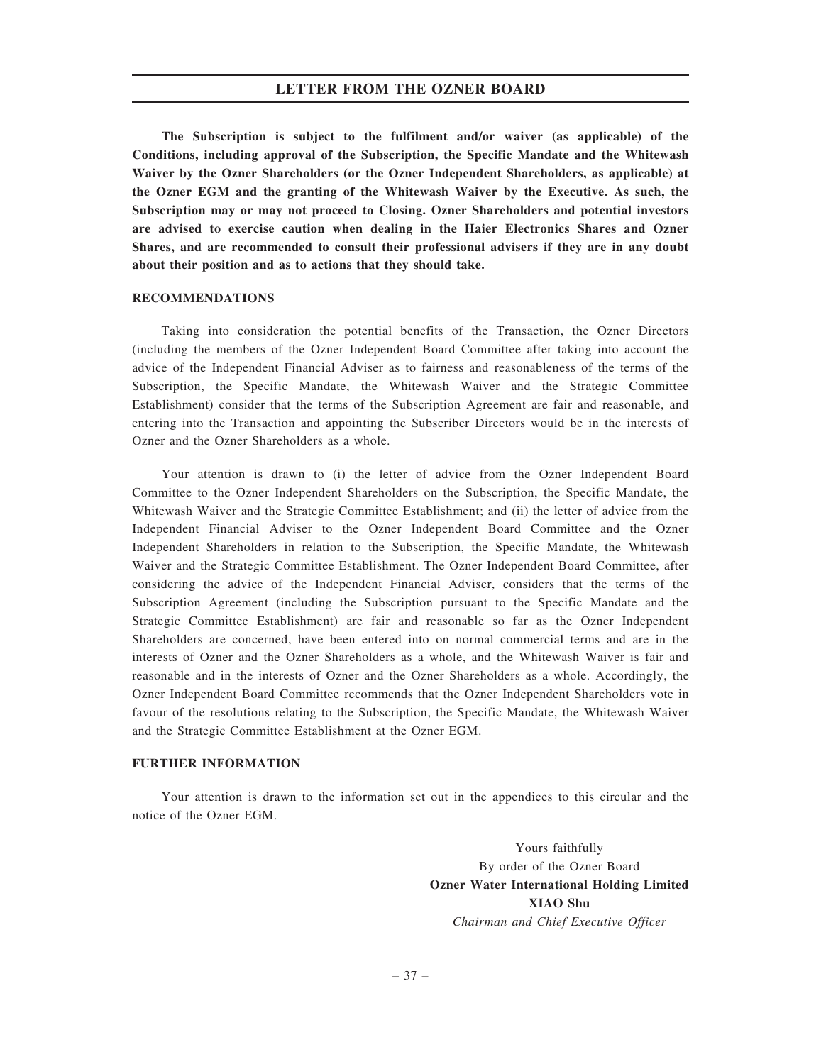**The Subscription is subject to the fulfilment and/or waiver (as applicable) of the Conditions, including approval of the Subscription, the Specific Mandate and the Whitewash Waiver by the Ozner Shareholders (or the Ozner Independent Shareholders, as applicable) at the Ozner EGM and the granting of the Whitewash Waiver by the Executive. As such, the Subscription may or may not proceed to Closing. Ozner Shareholders and potential investors are advised to exercise caution when dealing in the Haier Electronics Shares and Ozner Shares, and are recommended to consult their professional advisers if they are in any doubt about their position and as to actions that they should take.**

## RECOMMENDATIONS

Taking into consideration the potential benefits of the Transaction, the Ozner Directors (including the members of the Ozner Independent Board Committee after taking into account the advice of the Independent Financial Adviser as to fairness and reasonableness of the terms of the Subscription, the Specific Mandate, the Whitewash Waiver and the Strategic Committee Establishment) consider that the terms of the Subscription Agreement are fair and reasonable, and entering into the Transaction and appointing the Subscriber Directors would be in the interests of Ozner and the Ozner Shareholders as a whole.

Your attention is drawn to (i) the letter of advice from the Ozner Independent Board Committee to the Ozner Independent Shareholders on the Subscription, the Specific Mandate, the Whitewash Waiver and the Strategic Committee Establishment; and (ii) the letter of advice from the Independent Financial Adviser to the Ozner Independent Board Committee and the Ozner Independent Shareholders in relation to the Subscription, the Specific Mandate, the Whitewash Waiver and the Strategic Committee Establishment. The Ozner Independent Board Committee, after considering the advice of the Independent Financial Adviser, considers that the terms of the Subscription Agreement (including the Subscription pursuant to the Specific Mandate and the Strategic Committee Establishment) are fair and reasonable so far as the Ozner Independent Shareholders are concerned, have been entered into on normal commercial terms and are in the interests of Ozner and the Ozner Shareholders as a whole, and the Whitewash Waiver is fair and reasonable and in the interests of Ozner and the Ozner Shareholders as a whole. Accordingly, the Ozner Independent Board Committee recommends that the Ozner Independent Shareholders vote in favour of the resolutions relating to the Subscription, the Specific Mandate, the Whitewash Waiver and the Strategic Committee Establishment at the Ozner EGM.

## FURTHER INFORMATION

Your attention is drawn to the information set out in the appendices to this circular and the notice of the Ozner EGM.

Yours faithfully
By order of the Ozner Board
**Ozner Water International Holding Limited**
**XIAO Shu**
*Chairman and Chief Executive Officer*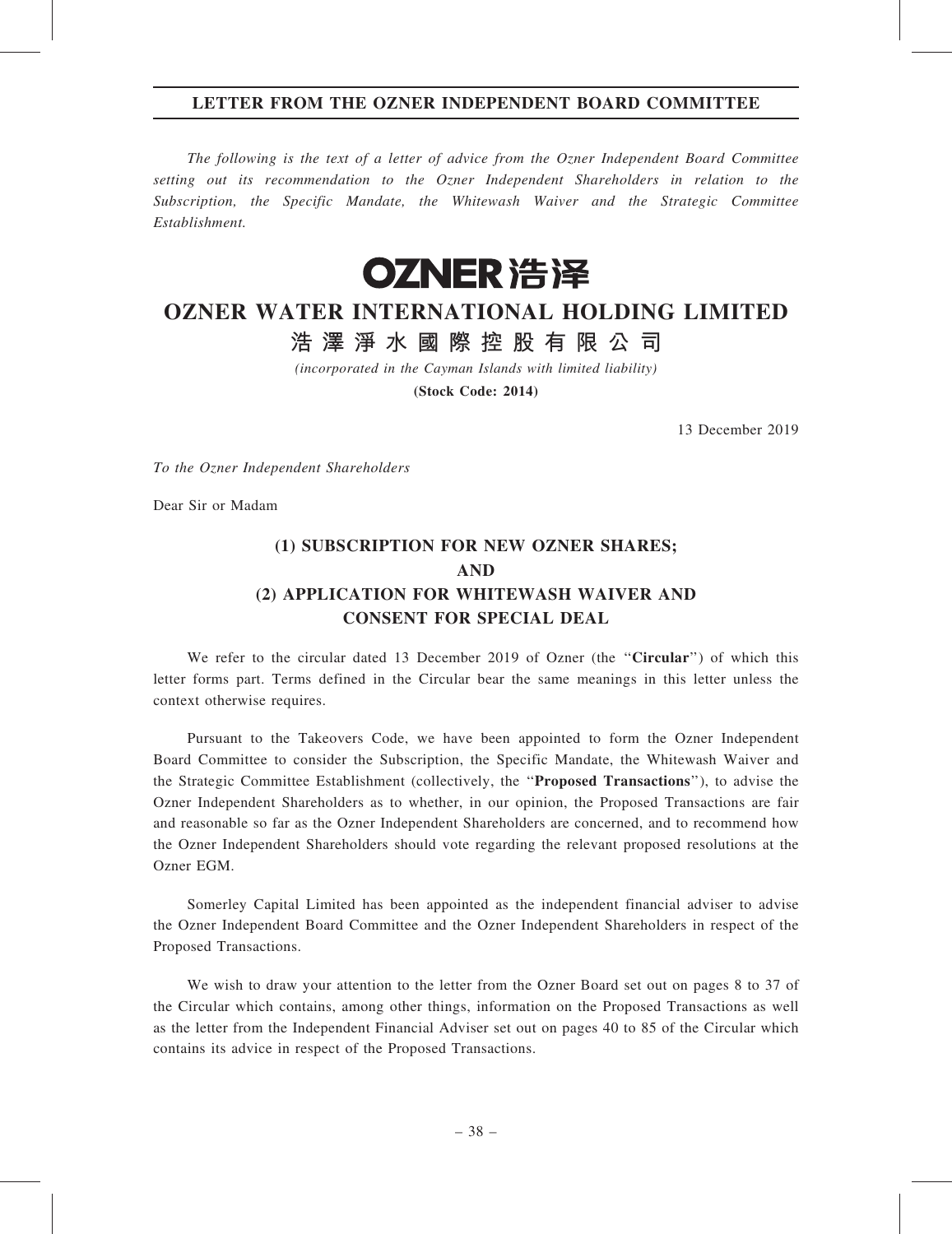## LETTER FROM THE OZNER INDEPENDENT BOARD COMMITTEE

*The following is the text of a letter of advice from the Ozner Independent Board Committee setting out its recommendation to the Ozner Independent Shareholders in relation to the Subscription, the Specific Mandate, the Whitewash Waiver and the Strategic Committee Establishment.*

# OZNER 浩泽

# OZNER WATER INTERNATIONAL HOLDING LIMITED

# 浩澤淨水國際控股有限公司

*(incorporated in the Cayman Islands with limited liability)*

**(Stock Code: 2014)**

13 December 2019

*To the Ozner Independent Shareholders*

Dear Sir or Madam

## (1) SUBSCRIPTION FOR NEW OZNER SHARES; AND (2) APPLICATION FOR WHITEWASH WAIVER AND CONSENT FOR SPECIAL DEAL

We refer to the circular dated 13 December 2019 of Ozner (the "**Circular**") of which this letter forms part. Terms defined in the Circular bear the same meanings in this letter unless the context otherwise requires.

Pursuant to the Takeovers Code, we have been appointed to form the Ozner Independent Board Committee to consider the Subscription, the Specific Mandate, the Whitewash Waiver and the Strategic Committee Establishment (collectively, the "**Proposed Transactions**"), to advise the Ozner Independent Shareholders as to whether, in our opinion, the Proposed Transactions are fair and reasonable so far as the Ozner Independent Shareholders are concerned, and to recommend how the Ozner Independent Shareholders should vote regarding the relevant proposed resolutions at the Ozner EGM.

Somerley Capital Limited has been appointed as the independent financial adviser to advise the Ozner Independent Board Committee and the Ozner Independent Shareholders in respect of the Proposed Transactions.

We wish to draw your attention to the letter from the Ozner Board set out on pages 8 to 37 of the Circular which contains, among other things, information on the Proposed Transactions as well as the letter from the Independent Financial Adviser set out on pages 40 to 85 of the Circular which contains its advice in respect of the Proposed Transactions.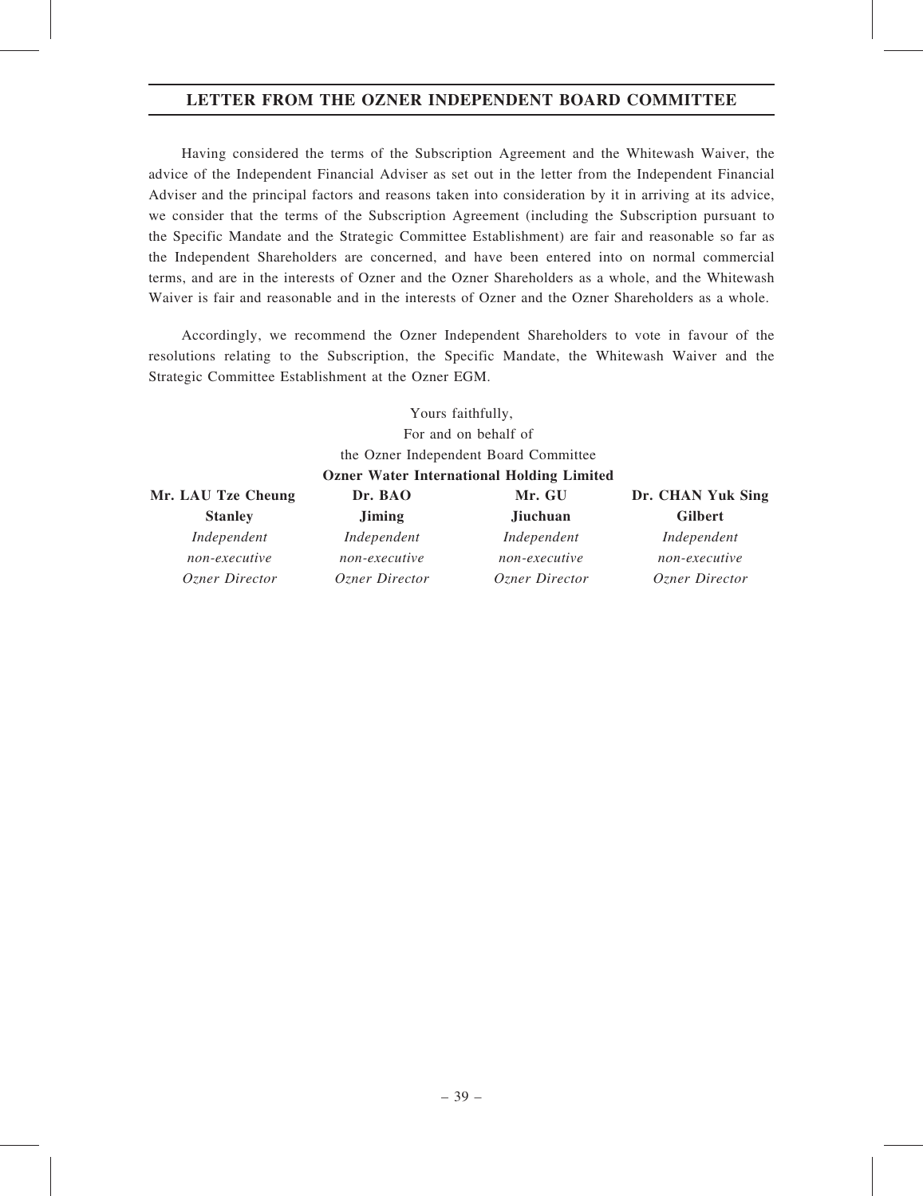## LETTER FROM THE OZNER INDEPENDENT BOARD COMMITTEE

Having considered the terms of the Subscription Agreement and the Whitewash Waiver, the advice of the Independent Financial Adviser as set out in the letter from the Independent Financial Adviser and the principal factors and reasons taken into consideration by it in arriving at its advice, we consider that the terms of the Subscription Agreement (including the Subscription pursuant to the Specific Mandate and the Strategic Committee Establishment) are fair and reasonable so far as the Independent Shareholders are concerned, and have been entered into on normal commercial terms, and are in the interests of Ozner and the Ozner Shareholders as a whole, and the Whitewash Waiver is fair and reasonable and in the interests of Ozner and the Ozner Shareholders as a whole.

Accordingly, we recommend the Ozner Independent Shareholders to vote in favour of the resolutions relating to the Subscription, the Specific Mandate, the Whitewash Waiver and the Strategic Committee Establishment at the Ozner EGM.

Yours faithfully,
For and on behalf of
the Ozner Independent Board Committee
**Ozner Water International Holding Limited**

| **Mr. LAU Tze Cheung Stanley** | **Dr. BAO Jiming** | **Mr. GU Jiuchuan** | **Dr. CHAN Yuk Sing Gilbert** |
|---|---|---|---|
| *Independent non-executive Ozner Director* | *Independent non-executive Ozner Director* | *Independent non-executive Ozner Director* | *Independent non-executive Ozner Director* |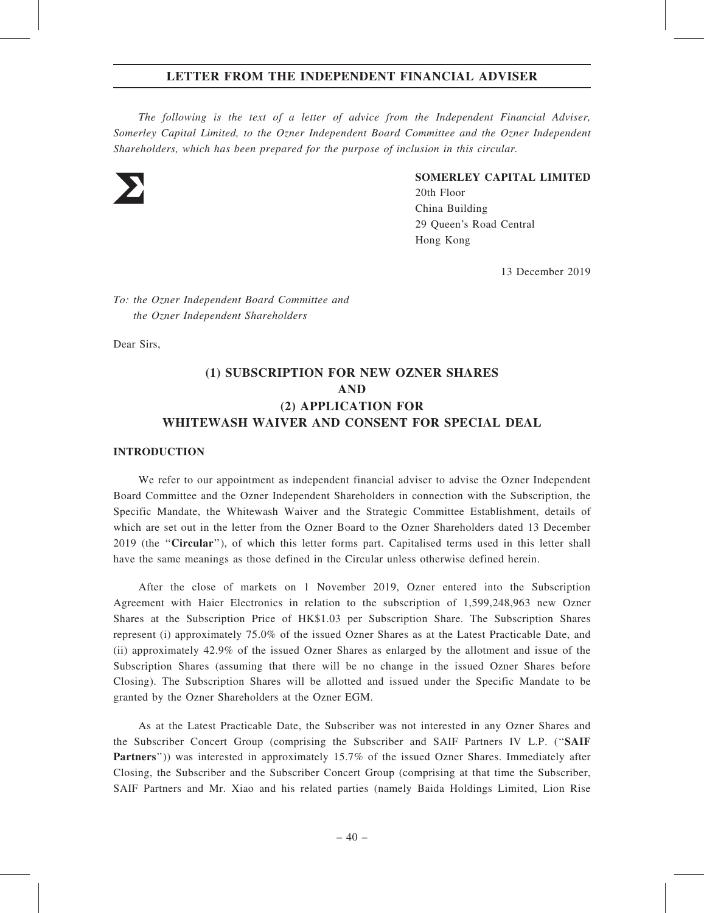## LETTER FROM THE INDEPENDENT FINANCIAL ADVISER

*The following is the text of a letter of advice from the Independent Financial Adviser, Somerley Capital Limited, to the Ozner Independent Board Committee and the Ozner Independent Shareholders, which has been prepared for the purpose of inclusion in this circular.*

**SOMERLEY CAPITAL LIMITED**
20th Floor
China Building
29 Queen's Road Central
Hong Kong

13 December 2019

*To: the Ozner Independent Board Committee and the Ozner Independent Shareholders*

Dear Sirs,

## (1) SUBSCRIPTION FOR NEW OZNER SHARES AND (2) APPLICATION FOR WHITEWASH WAIVER AND CONSENT FOR SPECIAL DEAL

### INTRODUCTION

We refer to our appointment as independent financial adviser to advise the Ozner Independent Board Committee and the Ozner Independent Shareholders in connection with the Subscription, the Specific Mandate, the Whitewash Waiver and the Strategic Committee Establishment, details of which are set out in the letter from the Ozner Board to the Ozner Shareholders dated 13 December 2019 (the "**Circular**"), of which this letter forms part. Capitalised terms used in this letter shall have the same meanings as those defined in the Circular unless otherwise defined herein.

After the close of markets on 1 November 2019, Ozner entered into the Subscription Agreement with Haier Electronics in relation to the subscription of 1,599,248,963 new Ozner Shares at the Subscription Price of HK$1.03 per Subscription Share. The Subscription Shares represent (i) approximately 75.0% of the issued Ozner Shares as at the Latest Practicable Date, and (ii) approximately 42.9% of the issued Ozner Shares as enlarged by the allotment and issue of the Subscription Shares (assuming that there will be no change in the issued Ozner Shares before Closing). The Subscription Shares will be allotted and issued under the Specific Mandate to be granted by the Ozner Shareholders at the Ozner EGM.

As at the Latest Practicable Date, the Subscriber was not interested in any Ozner Shares and the Subscriber Concert Group (comprising the Subscriber and SAIF Partners IV L.P. ("**SAIF Partners**")) was interested in approximately 15.7% of the issued Ozner Shares. Immediately after Closing, the Subscriber and the Subscriber Concert Group (comprising at that time the Subscriber, SAIF Partners and Mr. Xiao and his related parties (namely Baida Holdings Limited, Lion Rise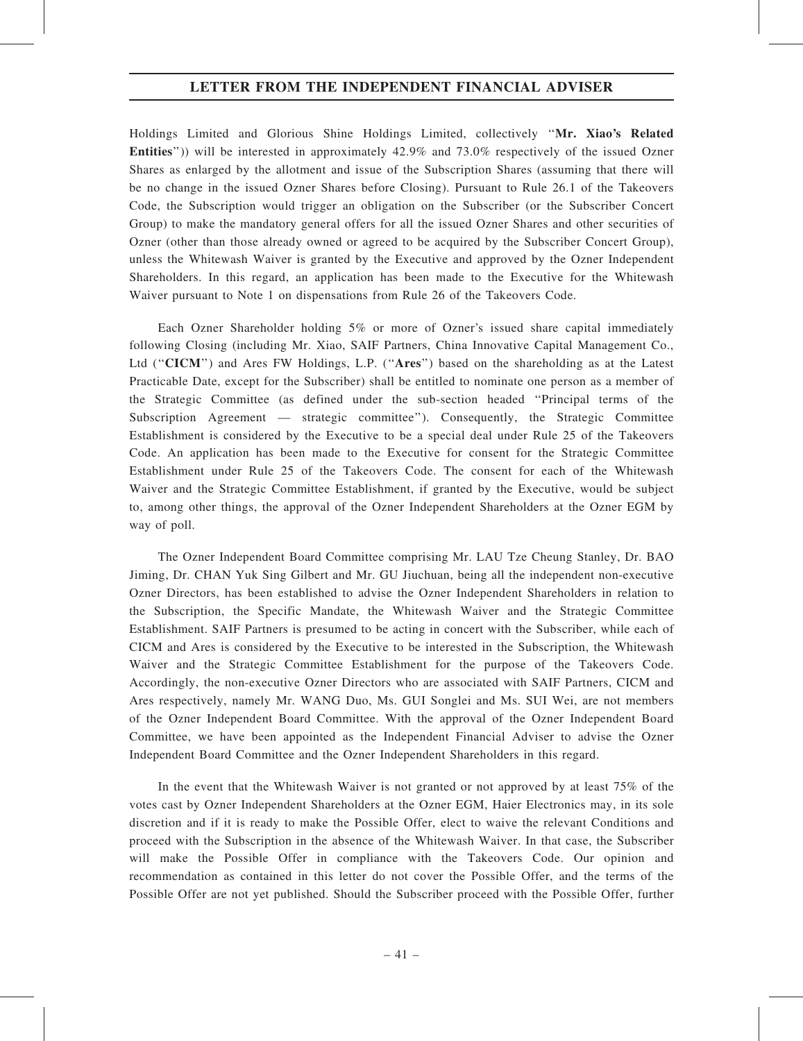Holdings Limited and Glorious Shine Holdings Limited, collectively "**Mr. Xiao's Related Entities**")) will be interested in approximately 42.9% and 73.0% respectively of the issued Ozner Shares as enlarged by the allotment and issue of the Subscription Shares (assuming that there will be no change in the issued Ozner Shares before Closing). Pursuant to Rule 26.1 of the Takeovers Code, the Subscription would trigger an obligation on the Subscriber (or the Subscriber Concert Group) to make the mandatory general offers for all the issued Ozner Shares and other securities of Ozner (other than those already owned or agreed to be acquired by the Subscriber Concert Group), unless the Whitewash Waiver is granted by the Executive and approved by the Ozner Independent Shareholders. In this regard, an application has been made to the Executive for the Whitewash Waiver pursuant to Note 1 on dispensations from Rule 26 of the Takeovers Code.

Each Ozner Shareholder holding 5% or more of Ozner's issued share capital immediately following Closing (including Mr. Xiao, SAIF Partners, China Innovative Capital Management Co., Ltd ("**CICM**") and Ares FW Holdings, L.P. ("**Ares**") based on the shareholding as at the Latest Practicable Date, except for the Subscriber) shall be entitled to nominate one person as a member of the Strategic Committee (as defined under the sub-section headed "Principal terms of the Subscription Agreement — strategic committee"). Consequently, the Strategic Committee Establishment is considered by the Executive to be a special deal under Rule 25 of the Takeovers Code. An application has been made to the Executive for consent for the Strategic Committee Establishment under Rule 25 of the Takeovers Code. The consent for each of the Whitewash Waiver and the Strategic Committee Establishment, if granted by the Executive, would be subject to, among other things, the approval of the Ozner Independent Shareholders at the Ozner EGM by way of poll.

The Ozner Independent Board Committee comprising Mr. LAU Tze Cheung Stanley, Dr. BAO Jiming, Dr. CHAN Yuk Sing Gilbert and Mr. GU Jiuchuan, being all the independent non-executive Ozner Directors, has been established to advise the Ozner Independent Shareholders in relation to the Subscription, the Specific Mandate, the Whitewash Waiver and the Strategic Committee Establishment. SAIF Partners is presumed to be acting in concert with the Subscriber, while each of CICM and Ares is considered by the Executive to be interested in the Subscription, the Whitewash Waiver and the Strategic Committee Establishment for the purpose of the Takeovers Code. Accordingly, the non-executive Ozner Directors who are associated with SAIF Partners, CICM and Ares respectively, namely Mr. WANG Duo, Ms. GUI Songlei and Ms. SUI Wei, are not members of the Ozner Independent Board Committee. With the approval of the Ozner Independent Board Committee, we have been appointed as the Independent Financial Adviser to advise the Ozner Independent Board Committee and the Ozner Independent Shareholders in this regard.

In the event that the Whitewash Waiver is not granted or not approved by at least 75% of the votes cast by Ozner Independent Shareholders at the Ozner EGM, Haier Electronics may, in its sole discretion and if it is ready to make the Possible Offer, elect to waive the relevant Conditions and proceed with the Subscription in the absence of the Whitewash Waiver. In that case, the Subscriber will make the Possible Offer in compliance with the Takeovers Code. Our opinion and recommendation as contained in this letter do not cover the Possible Offer, and the terms of the Possible Offer are not yet published. Should the Subscriber proceed with the Possible Offer, further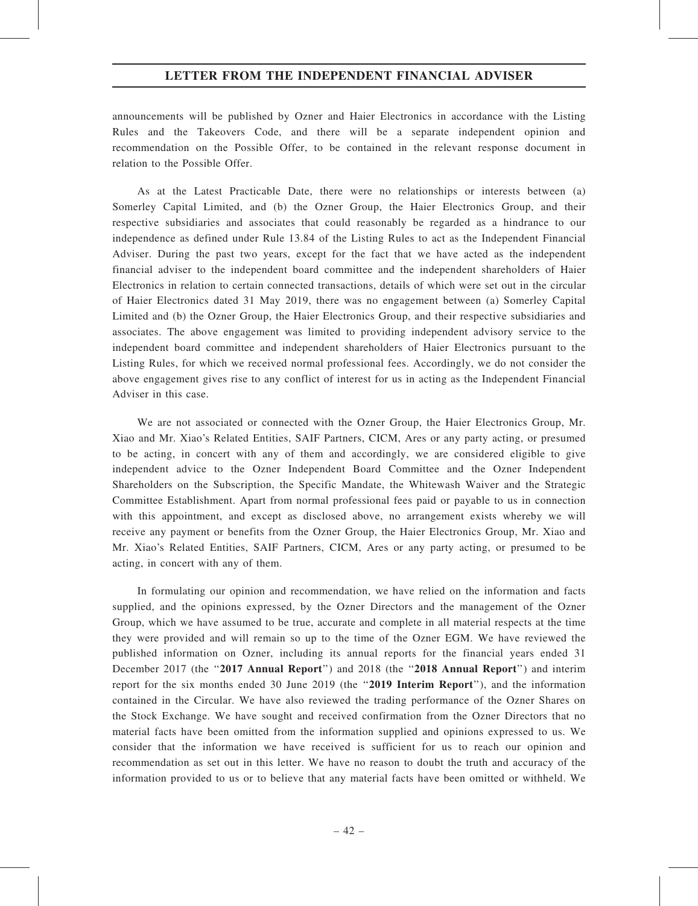announcements will be published by Ozner and Haier Electronics in accordance with the Listing Rules and the Takeovers Code, and there will be a separate independent opinion and recommendation on the Possible Offer, to be contained in the relevant response document in relation to the Possible Offer.

As at the Latest Practicable Date, there were no relationships or interests between (a) Somerley Capital Limited, and (b) the Ozner Group, the Haier Electronics Group, and their respective subsidiaries and associates that could reasonably be regarded as a hindrance to our independence as defined under Rule 13.84 of the Listing Rules to act as the Independent Financial Adviser. During the past two years, except for the fact that we have acted as the independent financial adviser to the independent board committee and the independent shareholders of Haier Electronics in relation to certain connected transactions, details of which were set out in the circular of Haier Electronics dated 31 May 2019, there was no engagement between (a) Somerley Capital Limited and (b) the Ozner Group, the Haier Electronics Group, and their respective subsidiaries and associates. The above engagement was limited to providing independent advisory service to the independent board committee and independent shareholders of Haier Electronics pursuant to the Listing Rules, for which we received normal professional fees. Accordingly, we do not consider the above engagement gives rise to any conflict of interest for us in acting as the Independent Financial Adviser in this case.

We are not associated or connected with the Ozner Group, the Haier Electronics Group, Mr. Xiao and Mr. Xiao's Related Entities, SAIF Partners, CICM, Ares or any party acting, or presumed to be acting, in concert with any of them and accordingly, we are considered eligible to give independent advice to the Ozner Independent Board Committee and the Ozner Independent Shareholders on the Subscription, the Specific Mandate, the Whitewash Waiver and the Strategic Committee Establishment. Apart from normal professional fees paid or payable to us in connection with this appointment, and except as disclosed above, no arrangement exists whereby we will receive any payment or benefits from the Ozner Group, the Haier Electronics Group, Mr. Xiao and Mr. Xiao's Related Entities, SAIF Partners, CICM, Ares or any party acting, or presumed to be acting, in concert with any of them.

In formulating our opinion and recommendation, we have relied on the information and facts supplied, and the opinions expressed, by the Ozner Directors and the management of the Ozner Group, which we have assumed to be true, accurate and complete in all material respects at the time they were provided and will remain so up to the time of the Ozner EGM. We have reviewed the published information on Ozner, including its annual reports for the financial years ended 31 December 2017 (the "**2017 Annual Report**") and 2018 (the "**2018 Annual Report**") and interim report for the six months ended 30 June 2019 (the "**2019 Interim Report**"), and the information contained in the Circular. We have also reviewed the trading performance of the Ozner Shares on the Stock Exchange. We have sought and received confirmation from the Ozner Directors that no material facts have been omitted from the information supplied and opinions expressed to us. We consider that the information we have received is sufficient for us to reach our opinion and recommendation as set out in this letter. We have no reason to doubt the truth and accuracy of the information provided to us or to believe that any material facts have been omitted or withheld. We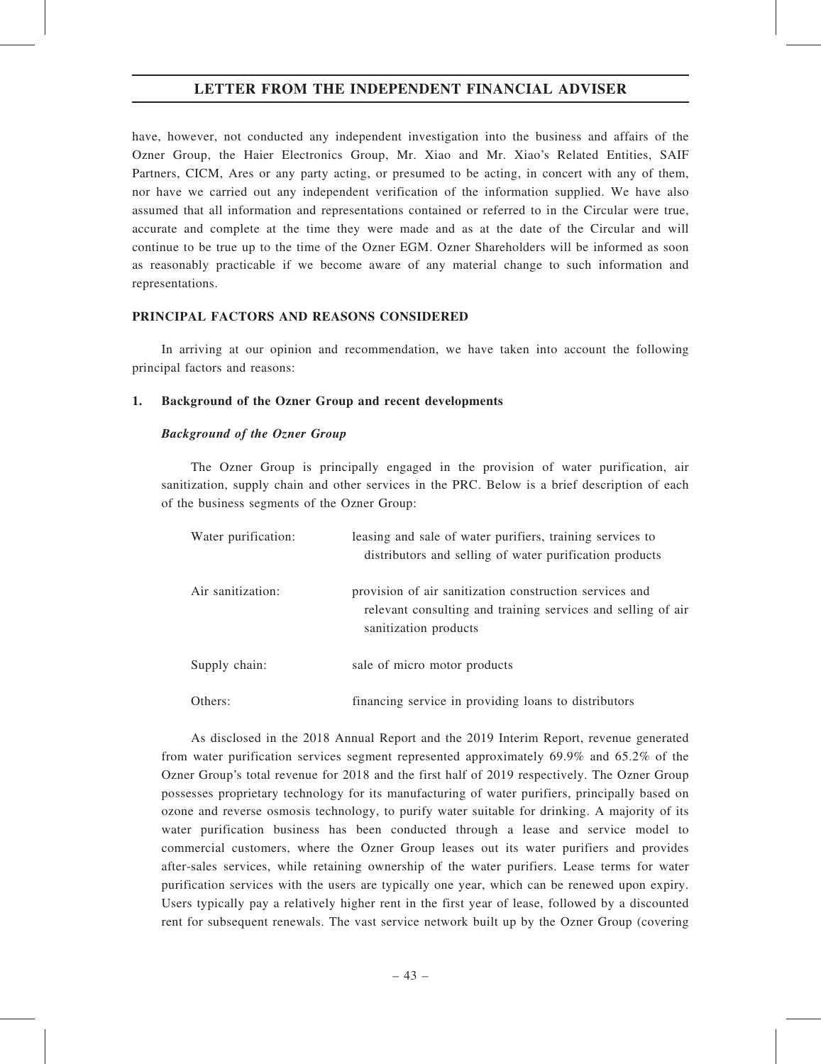have, however, not conducted any independent investigation into the business and affairs of the Ozner Group, the Haier Electronics Group, Mr. Xiao and Mr. Xiao's Related Entities, SAIF Partners, CICM, Ares or any party acting, or presumed to be acting, in concert with any of them, nor have we carried out any independent verification of the information supplied. We have also assumed that all information and representations contained or referred to in the Circular were true, accurate and complete at the time they were made and as at the date of the Circular and will continue to be true up to the time of the Ozner EGM. Ozner Shareholders will be informed as soon as reasonably practicable if we become aware of any material change to such information and representations.

## PRINCIPAL FACTORS AND REASONS CONSIDERED

In arriving at our opinion and recommendation, we have taken into account the following principal factors and reasons:

### 1. Background of the Ozner Group and recent developments

***Background of the Ozner Group***

The Ozner Group is principally engaged in the provision of water purification, air sanitization, supply chain and other services in the PRC. Below is a brief description of each of the business segments of the Ozner Group:

| | |
|---|---|
| Water purification: | leasing and sale of water purifiers, training services to distributors and selling of water purification products |
| Air sanitization: | provision of air sanitization construction services and relevant consulting and training services and selling of air sanitization products |
| Supply chain: | sale of micro motor products |
| Others: | financing service in providing loans to distributors |

As disclosed in the 2018 Annual Report and the 2019 Interim Report, revenue generated from water purification services segment represented approximately 69.9% and 65.2% of the Ozner Group's total revenue for 2018 and the first half of 2019 respectively. The Ozner Group possesses proprietary technology for its manufacturing of water purifiers, principally based on ozone and reverse osmosis technology, to purify water suitable for drinking. A majority of its water purification business has been conducted through a lease and service model to commercial customers, where the Ozner Group leases out its water purifiers and provides after-sales services, while retaining ownership of the water purifiers. Lease terms for water purification services with the users are typically one year, which can be renewed upon expiry. Users typically pay a relatively higher rent in the first year of lease, followed by a discounted rent for subsequent renewals. The vast service network built up by the Ozner Group (covering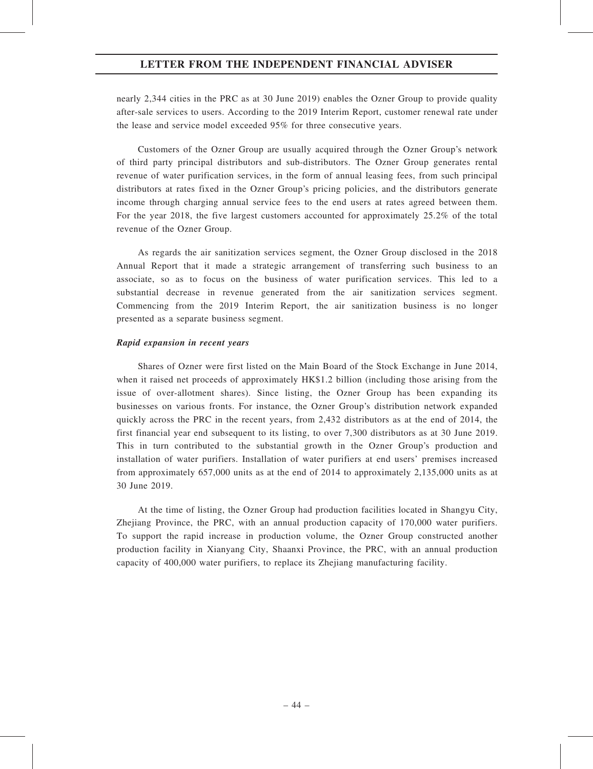nearly 2,344 cities in the PRC as at 30 June 2019) enables the Ozner Group to provide quality after-sale services to users. According to the 2019 Interim Report, customer renewal rate under the lease and service model exceeded 95% for three consecutive years.

Customers of the Ozner Group are usually acquired through the Ozner Group's network of third party principal distributors and sub-distributors. The Ozner Group generates rental revenue of water purification services, in the form of annual leasing fees, from such principal distributors at rates fixed in the Ozner Group's pricing policies, and the distributors generate income through charging annual service fees to the end users at rates agreed between them. For the year 2018, the five largest customers accounted for approximately 25.2% of the total revenue of the Ozner Group.

As regards the air sanitization services segment, the Ozner Group disclosed in the 2018 Annual Report that it made a strategic arrangement of transferring such business to an associate, so as to focus on the business of water purification services. This led to a substantial decrease in revenue generated from the air sanitization services segment. Commencing from the 2019 Interim Report, the air sanitization business is no longer presented as a separate business segment.

***Rapid expansion in recent years***

Shares of Ozner were first listed on the Main Board of the Stock Exchange in June 2014, when it raised net proceeds of approximately HK$1.2 billion (including those arising from the issue of over-allotment shares). Since listing, the Ozner Group has been expanding its businesses on various fronts. For instance, the Ozner Group's distribution network expanded quickly across the PRC in the recent years, from 2,432 distributors as at the end of 2014, the first financial year end subsequent to its listing, to over 7,300 distributors as at 30 June 2019. This in turn contributed to the substantial growth in the Ozner Group's production and installation of water purifiers. Installation of water purifiers at end users' premises increased from approximately 657,000 units as at the end of 2014 to approximately 2,135,000 units as at 30 June 2019.

At the time of listing, the Ozner Group had production facilities located in Shangyu City, Zhejiang Province, the PRC, with an annual production capacity of 170,000 water purifiers. To support the rapid increase in production volume, the Ozner Group constructed another production facility in Xianyang City, Shaanxi Province, the PRC, with an annual production capacity of 400,000 water purifiers, to replace its Zhejiang manufacturing facility.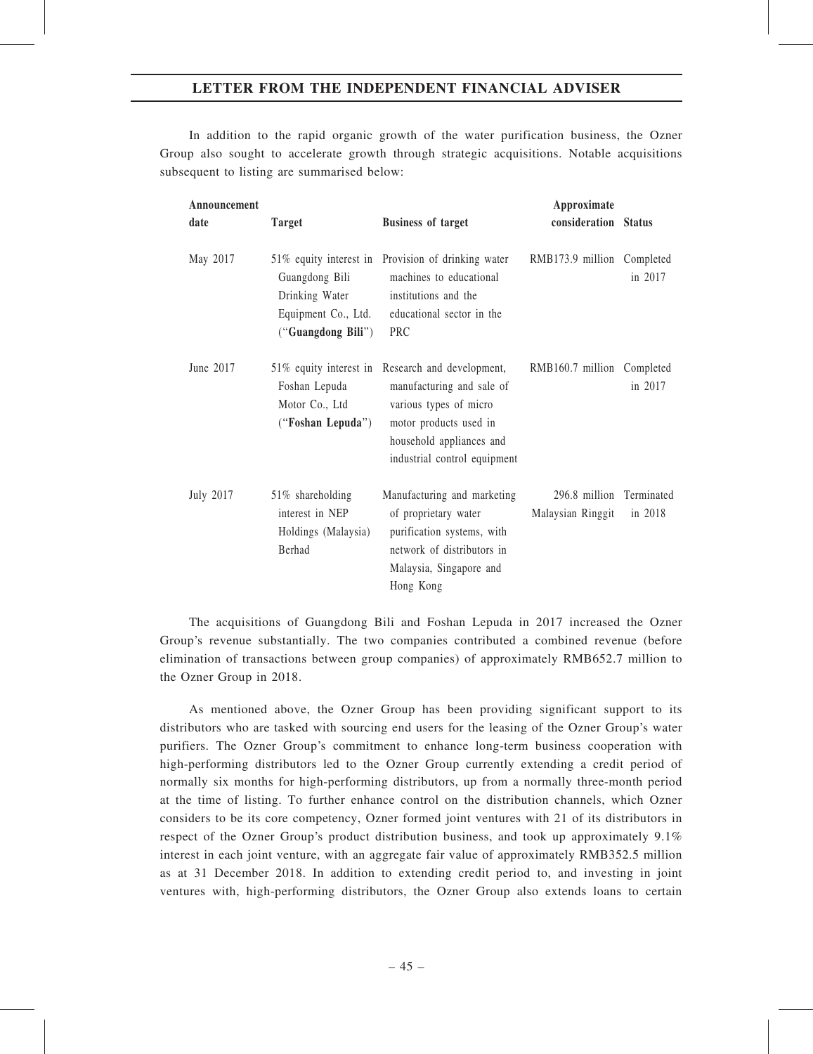In addition to the rapid organic growth of the water purification business, the Ozner Group also sought to accelerate growth through strategic acquisitions. Notable acquisitions subsequent to listing are summarised below:

| Announcement date | Target | Business of target | Approximate consideration | Status |
|---|---|---|---|---|
| May 2017 | 51% equity interest in Guangdong Bili Drinking Water Equipment Co., Ltd. ("**Guangdong Bili**") | Provision of drinking water machines to educational institutions and the educational sector in the PRC | RMB173.9 million | Completed in 2017 |
| June 2017 | 51% equity interest in Foshan Lepuda Motor Co., Ltd ("**Foshan Lepuda**") | Research and development, manufacturing and sale of various types of micro motor products used in household appliances and industrial control equipment | RMB160.7 million | Completed in 2017 |
| July 2017 | 51% shareholding interest in NEP Holdings (Malaysia) Berhad | Manufacturing and marketing of proprietary water purification systems, with network of distributors in Malaysia, Singapore and Hong Kong | 296.8 million Malaysian Ringgit | Terminated in 2018 |

The acquisitions of Guangdong Bili and Foshan Lepuda in 2017 increased the Ozner Group's revenue substantially. The two companies contributed a combined revenue (before elimination of transactions between group companies) of approximately RMB652.7 million to the Ozner Group in 2018.

As mentioned above, the Ozner Group has been providing significant support to its distributors who are tasked with sourcing end users for the leasing of the Ozner Group's water purifiers. The Ozner Group's commitment to enhance long-term business cooperation with high-performing distributors led to the Ozner Group currently extending a credit period of normally six months for high-performing distributors, up from a normally three-month period at the time of listing. To further enhance control on the distribution channels, which Ozner considers to be its core competency, Ozner formed joint ventures with 21 of its distributors in respect of the Ozner Group's product distribution business, and took up approximately 9.1% interest in each joint venture, with an aggregate fair value of approximately RMB352.5 million as at 31 December 2018. In addition to extending credit period to, and investing in joint ventures with, high-performing distributors, the Ozner Group also extends loans to certain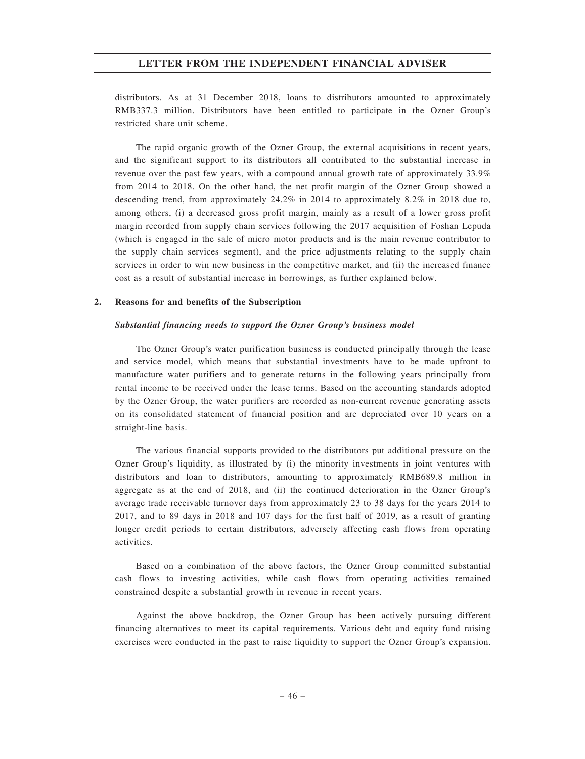distributors. As at 31 December 2018, loans to distributors amounted to approximately RMB337.3 million. Distributors have been entitled to participate in the Ozner Group's restricted share unit scheme.

The rapid organic growth of the Ozner Group, the external acquisitions in recent years, and the significant support to its distributors all contributed to the substantial increase in revenue over the past few years, with a compound annual growth rate of approximately 33.9% from 2014 to 2018. On the other hand, the net profit margin of the Ozner Group showed a descending trend, from approximately 24.2% in 2014 to approximately 8.2% in 2018 due to, among others, (i) a decreased gross profit margin, mainly as a result of a lower gross profit margin recorded from supply chain services following the 2017 acquisition of Foshan Lepuda (which is engaged in the sale of micro motor products and is the main revenue contributor to the supply chain services segment), and the price adjustments relating to the supply chain services in order to win new business in the competitive market, and (ii) the increased finance cost as a result of substantial increase in borrowings, as further explained below.

**2. Reasons for and benefits of the Subscription**

***Substantial financing needs to support the Ozner Group's business model***

The Ozner Group's water purification business is conducted principally through the lease and service model, which means that substantial investments have to be made upfront to manufacture water purifiers and to generate returns in the following years principally from rental income to be received under the lease terms. Based on the accounting standards adopted by the Ozner Group, the water purifiers are recorded as non-current revenue generating assets on its consolidated statement of financial position and are depreciated over 10 years on a straight-line basis.

The various financial supports provided to the distributors put additional pressure on the Ozner Group's liquidity, as illustrated by (i) the minority investments in joint ventures with distributors and loan to distributors, amounting to approximately RMB689.8 million in aggregate as at the end of 2018, and (ii) the continued deterioration in the Ozner Group's average trade receivable turnover days from approximately 23 to 38 days for the years 2014 to 2017, and to 89 days in 2018 and 107 days for the first half of 2019, as a result of granting longer credit periods to certain distributors, adversely affecting cash flows from operating activities.

Based on a combination of the above factors, the Ozner Group committed substantial cash flows to investing activities, while cash flows from operating activities remained constrained despite a substantial growth in revenue in recent years.

Against the above backdrop, the Ozner Group has been actively pursuing different financing alternatives to meet its capital requirements. Various debt and equity fund raising exercises were conducted in the past to raise liquidity to support the Ozner Group's expansion.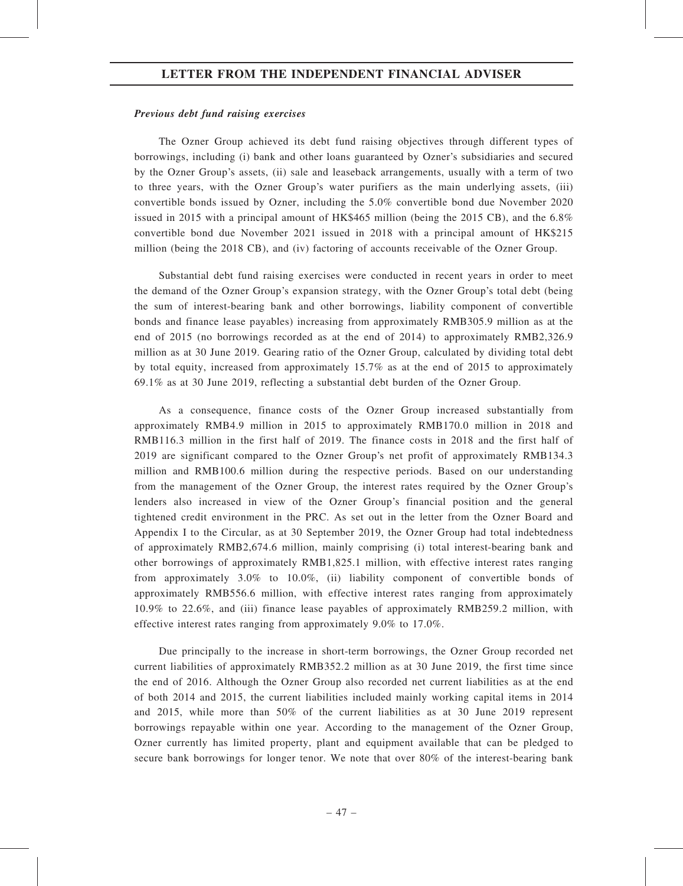***Previous debt fund raising exercises***

The Ozner Group achieved its debt fund raising objectives through different types of borrowings, including (i) bank and other loans guaranteed by Ozner's subsidiaries and secured by the Ozner Group's assets, (ii) sale and leaseback arrangements, usually with a term of two to three years, with the Ozner Group's water purifiers as the main underlying assets, (iii) convertible bonds issued by Ozner, including the 5.0% convertible bond due November 2020 issued in 2015 with a principal amount of HK$465 million (being the 2015 CB), and the 6.8% convertible bond due November 2021 issued in 2018 with a principal amount of HK$215 million (being the 2018 CB), and (iv) factoring of accounts receivable of the Ozner Group.

Substantial debt fund raising exercises were conducted in recent years in order to meet the demand of the Ozner Group's expansion strategy, with the Ozner Group's total debt (being the sum of interest-bearing bank and other borrowings, liability component of convertible bonds and finance lease payables) increasing from approximately RMB305.9 million as at the end of 2015 (no borrowings recorded as at the end of 2014) to approximately RMB2,326.9 million as at 30 June 2019. Gearing ratio of the Ozner Group, calculated by dividing total debt by total equity, increased from approximately 15.7% as at the end of 2015 to approximately 69.1% as at 30 June 2019, reflecting a substantial debt burden of the Ozner Group.

As a consequence, finance costs of the Ozner Group increased substantially from approximately RMB4.9 million in 2015 to approximately RMB170.0 million in 2018 and RMB116.3 million in the first half of 2019. The finance costs in 2018 and the first half of 2019 are significant compared to the Ozner Group's net profit of approximately RMB134.3 million and RMB100.6 million during the respective periods. Based on our understanding from the management of the Ozner Group, the interest rates required by the Ozner Group's lenders also increased in view of the Ozner Group's financial position and the general tightened credit environment in the PRC. As set out in the letter from the Ozner Board and Appendix I to the Circular, as at 30 September 2019, the Ozner Group had total indebtedness of approximately RMB2,674.6 million, mainly comprising (i) total interest-bearing bank and other borrowings of approximately RMB1,825.1 million, with effective interest rates ranging from approximately 3.0% to 10.0%, (ii) liability component of convertible bonds of approximately RMB556.6 million, with effective interest rates ranging from approximately 10.9% to 22.6%, and (iii) finance lease payables of approximately RMB259.2 million, with effective interest rates ranging from approximately 9.0% to 17.0%.

Due principally to the increase in short-term borrowings, the Ozner Group recorded net current liabilities of approximately RMB352.2 million as at 30 June 2019, the first time since the end of 2016. Although the Ozner Group also recorded net current liabilities as at the end of both 2014 and 2015, the current liabilities included mainly working capital items in 2014 and 2015, while more than 50% of the current liabilities as at 30 June 2019 represent borrowings repayable within one year. According to the management of the Ozner Group, Ozner currently has limited property, plant and equipment available that can be pledged to secure bank borrowings for longer tenor. We note that over 80% of the interest-bearing bank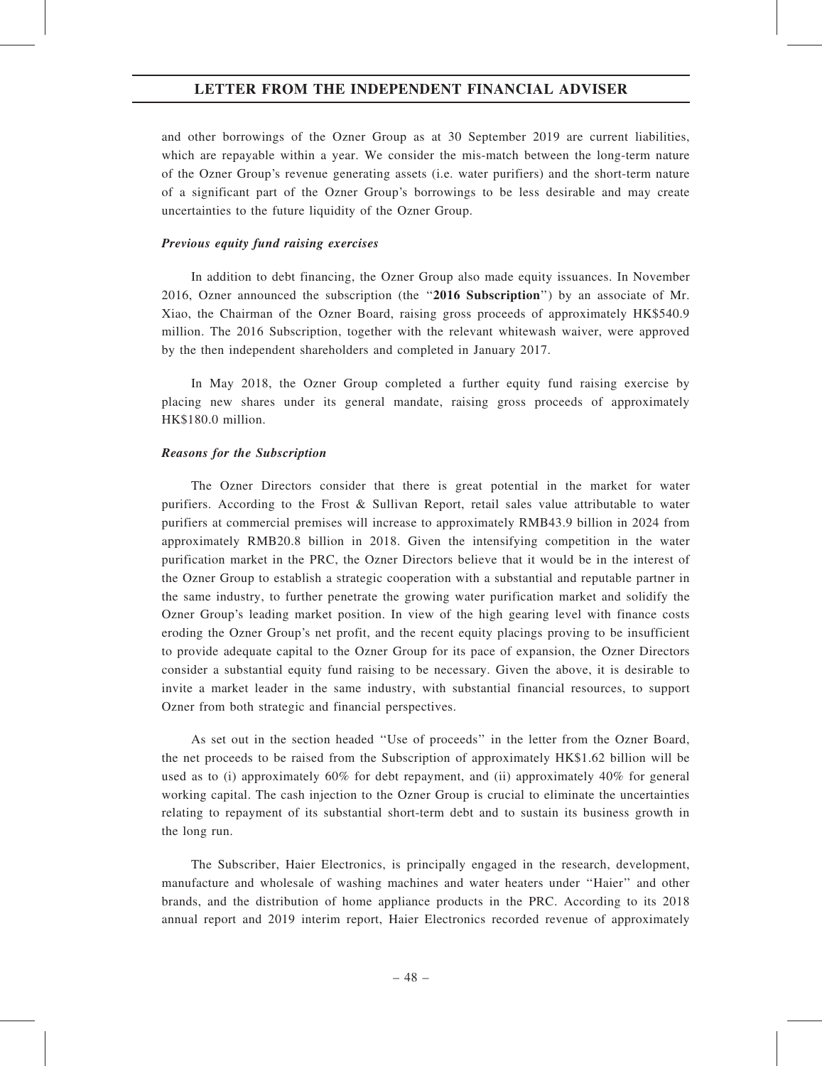and other borrowings of the Ozner Group as at 30 September 2019 are current liabilities, which are repayable within a year. We consider the mis-match between the long-term nature of the Ozner Group's revenue generating assets (i.e. water purifiers) and the short-term nature of a significant part of the Ozner Group's borrowings to be less desirable and may create uncertainties to the future liquidity of the Ozner Group.

***Previous equity fund raising exercises***

In addition to debt financing, the Ozner Group also made equity issuances. In November 2016, Ozner announced the subscription (the "**2016 Subscription**") by an associate of Mr. Xiao, the Chairman of the Ozner Board, raising gross proceeds of approximately HK$540.9 million. The 2016 Subscription, together with the relevant whitewash waiver, were approved by the then independent shareholders and completed in January 2017.

In May 2018, the Ozner Group completed a further equity fund raising exercise by placing new shares under its general mandate, raising gross proceeds of approximately HK$180.0 million.

***Reasons for the Subscription***

The Ozner Directors consider that there is great potential in the market for water purifiers. According to the Frost & Sullivan Report, retail sales value attributable to water purifiers at commercial premises will increase to approximately RMB43.9 billion in 2024 from approximately RMB20.8 billion in 2018. Given the intensifying competition in the water purification market in the PRC, the Ozner Directors believe that it would be in the interest of the Ozner Group to establish a strategic cooperation with a substantial and reputable partner in the same industry, to further penetrate the growing water purification market and solidify the Ozner Group's leading market position. In view of the high gearing level with finance costs eroding the Ozner Group's net profit, and the recent equity placings proving to be insufficient to provide adequate capital to the Ozner Group for its pace of expansion, the Ozner Directors consider a substantial equity fund raising to be necessary. Given the above, it is desirable to invite a market leader in the same industry, with substantial financial resources, to support Ozner from both strategic and financial perspectives.

As set out in the section headed "Use of proceeds" in the letter from the Ozner Board, the net proceeds to be raised from the Subscription of approximately HK$1.62 billion will be used as to (i) approximately 60% for debt repayment, and (ii) approximately 40% for general working capital. The cash injection to the Ozner Group is crucial to eliminate the uncertainties relating to repayment of its substantial short-term debt and to sustain its business growth in the long run.

The Subscriber, Haier Electronics, is principally engaged in the research, development, manufacture and wholesale of washing machines and water heaters under "Haier" and other brands, and the distribution of home appliance products in the PRC. According to its 2018 annual report and 2019 interim report, Haier Electronics recorded revenue of approximately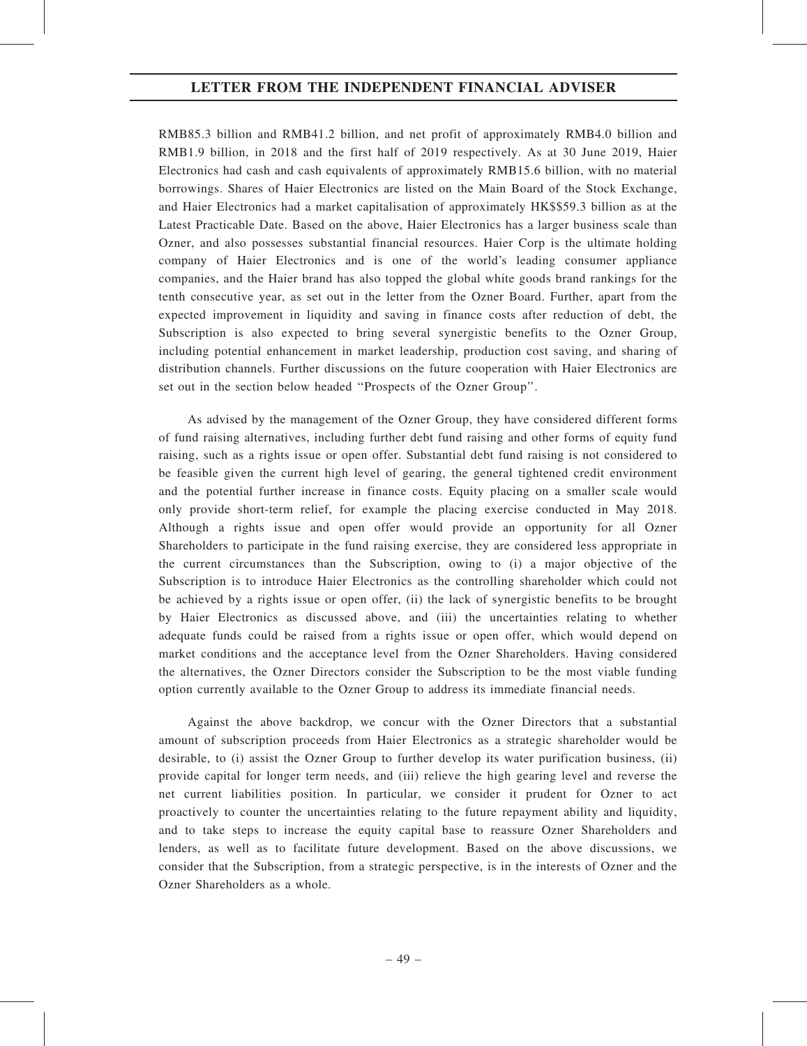RMB85.3 billion and RMB41.2 billion, and net profit of approximately RMB4.0 billion and RMB1.9 billion, in 2018 and the first half of 2019 respectively. As at 30 June 2019, Haier Electronics had cash and cash equivalents of approximately RMB15.6 billion, with no material borrowings. Shares of Haier Electronics are listed on the Main Board of the Stock Exchange, and Haier Electronics had a market capitalisation of approximately HK$$59.3 billion as at the Latest Practicable Date. Based on the above, Haier Electronics has a larger business scale than Ozner, and also possesses substantial financial resources. Haier Corp is the ultimate holding company of Haier Electronics and is one of the world's leading consumer appliance companies, and the Haier brand has also topped the global white goods brand rankings for the tenth consecutive year, as set out in the letter from the Ozner Board. Further, apart from the expected improvement in liquidity and saving in finance costs after reduction of debt, the Subscription is also expected to bring several synergistic benefits to the Ozner Group, including potential enhancement in market leadership, production cost saving, and sharing of distribution channels. Further discussions on the future cooperation with Haier Electronics are set out in the section below headed ''Prospects of the Ozner Group''.

As advised by the management of the Ozner Group, they have considered different forms of fund raising alternatives, including further debt fund raising and other forms of equity fund raising, such as a rights issue or open offer. Substantial debt fund raising is not considered to be feasible given the current high level of gearing, the general tightened credit environment and the potential further increase in finance costs. Equity placing on a smaller scale would only provide short-term relief, for example the placing exercise conducted in May 2018. Although a rights issue and open offer would provide an opportunity for all Ozner Shareholders to participate in the fund raising exercise, they are considered less appropriate in the current circumstances than the Subscription, owing to (i) a major objective of the Subscription is to introduce Haier Electronics as the controlling shareholder which could not be achieved by a rights issue or open offer, (ii) the lack of synergistic benefits to be brought by Haier Electronics as discussed above, and (iii) the uncertainties relating to whether adequate funds could be raised from a rights issue or open offer, which would depend on market conditions and the acceptance level from the Ozner Shareholders. Having considered the alternatives, the Ozner Directors consider the Subscription to be the most viable funding option currently available to the Ozner Group to address its immediate financial needs.

Against the above backdrop, we concur with the Ozner Directors that a substantial amount of subscription proceeds from Haier Electronics as a strategic shareholder would be desirable, to (i) assist the Ozner Group to further develop its water purification business, (ii) provide capital for longer term needs, and (iii) relieve the high gearing level and reverse the net current liabilities position. In particular, we consider it prudent for Ozner to act proactively to counter the uncertainties relating to the future repayment ability and liquidity, and to take steps to increase the equity capital base to reassure Ozner Shareholders and lenders, as well as to facilitate future development. Based on the above discussions, we consider that the Subscription, from a strategic perspective, is in the interests of Ozner and the Ozner Shareholders as a whole.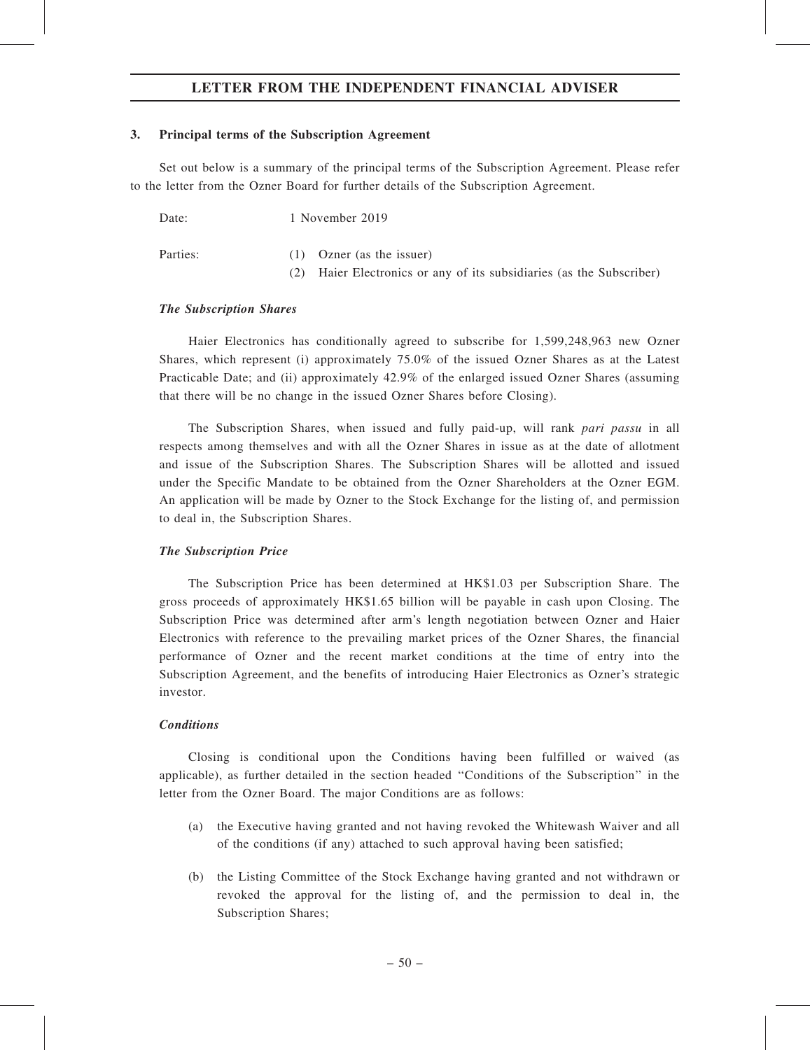### 3. Principal terms of the Subscription Agreement

Set out below is a summary of the principal terms of the Subscription Agreement. Please refer to the letter from the Ozner Board for further details of the Subscription Agreement.

| | |
|---|---|
| Date: | 1 November 2019 |
| Parties: | (1) Ozner (as the issuer) |
| | (2) Haier Electronics or any of its subsidiaries (as the Subscriber) |

***The Subscription Shares***

Haier Electronics has conditionally agreed to subscribe for 1,599,248,963 new Ozner Shares, which represent (i) approximately 75.0% of the issued Ozner Shares as at the Latest Practicable Date; and (ii) approximately 42.9% of the enlarged issued Ozner Shares (assuming that there will be no change in the issued Ozner Shares before Closing).

The Subscription Shares, when issued and fully paid-up, will rank *pari passu* in all respects among themselves and with all the Ozner Shares in issue as at the date of allotment and issue of the Subscription Shares. The Subscription Shares will be allotted and issued under the Specific Mandate to be obtained from the Ozner Shareholders at the Ozner EGM. An application will be made by Ozner to the Stock Exchange for the listing of, and permission to deal in, the Subscription Shares.

***The Subscription Price***

The Subscription Price has been determined at HK$1.03 per Subscription Share. The gross proceeds of approximately HK$1.65 billion will be payable in cash upon Closing. The Subscription Price was determined after arm's length negotiation between Ozner and Haier Electronics with reference to the prevailing market prices of the Ozner Shares, the financial performance of Ozner and the recent market conditions at the time of entry into the Subscription Agreement, and the benefits of introducing Haier Electronics as Ozner's strategic investor.

***Conditions***

Closing is conditional upon the Conditions having been fulfilled or waived (as applicable), as further detailed in the section headed "Conditions of the Subscription" in the letter from the Ozner Board. The major Conditions are as follows:

(a) the Executive having granted and not having revoked the Whitewash Waiver and all of the conditions (if any) attached to such approval having been satisfied;

(b) the Listing Committee of the Stock Exchange having granted and not withdrawn or revoked the approval for the listing of, and the permission to deal in, the Subscription Shares;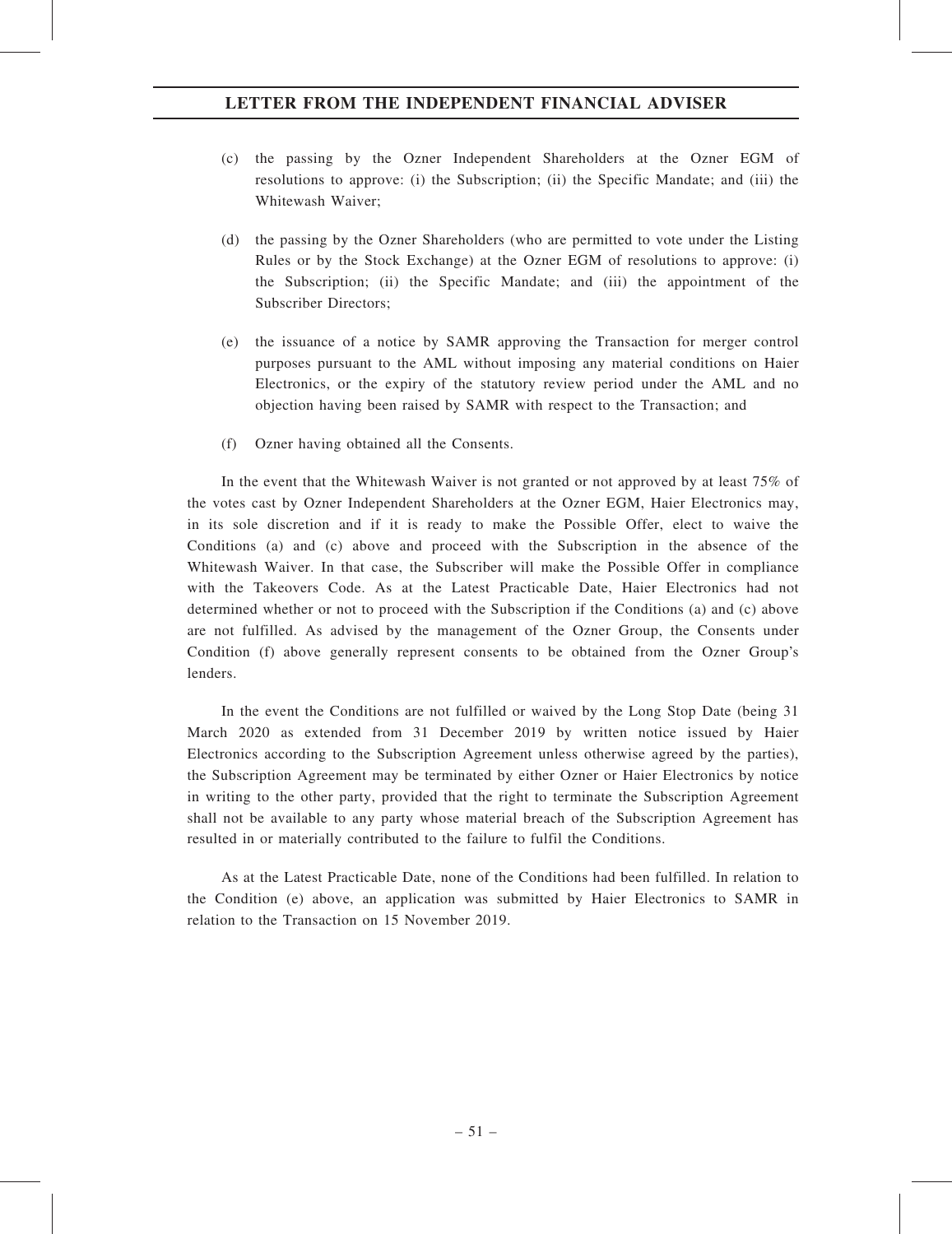(c) the passing by the Ozner Independent Shareholders at the Ozner EGM of resolutions to approve: (i) the Subscription; (ii) the Specific Mandate; and (iii) the Whitewash Waiver;

(d) the passing by the Ozner Shareholders (who are permitted to vote under the Listing Rules or by the Stock Exchange) at the Ozner EGM of resolutions to approve: (i) the Subscription; (ii) the Specific Mandate; and (iii) the appointment of the Subscriber Directors;

(e) the issuance of a notice by SAMR approving the Transaction for merger control purposes pursuant to the AML without imposing any material conditions on Haier Electronics, or the expiry of the statutory review period under the AML and no objection having been raised by SAMR with respect to the Transaction; and

(f) Ozner having obtained all the Consents.

In the event that the Whitewash Waiver is not granted or not approved by at least 75% of the votes cast by Ozner Independent Shareholders at the Ozner EGM, Haier Electronics may, in its sole discretion and if it is ready to make the Possible Offer, elect to waive the Conditions (a) and (c) above and proceed with the Subscription in the absence of the Whitewash Waiver. In that case, the Subscriber will make the Possible Offer in compliance with the Takeovers Code. As at the Latest Practicable Date, Haier Electronics had not determined whether or not to proceed with the Subscription if the Conditions (a) and (c) above are not fulfilled. As advised by the management of the Ozner Group, the Consents under Condition (f) above generally represent consents to be obtained from the Ozner Group's lenders.

In the event the Conditions are not fulfilled or waived by the Long Stop Date (being 31 March 2020 as extended from 31 December 2019 by written notice issued by Haier Electronics according to the Subscription Agreement unless otherwise agreed by the parties), the Subscription Agreement may be terminated by either Ozner or Haier Electronics by notice in writing to the other party, provided that the right to terminate the Subscription Agreement shall not be available to any party whose material breach of the Subscription Agreement has resulted in or materially contributed to the failure to fulfil the Conditions.

As at the Latest Practicable Date, none of the Conditions had been fulfilled. In relation to the Condition (e) above, an application was submitted by Haier Electronics to SAMR in relation to the Transaction on 15 November 2019.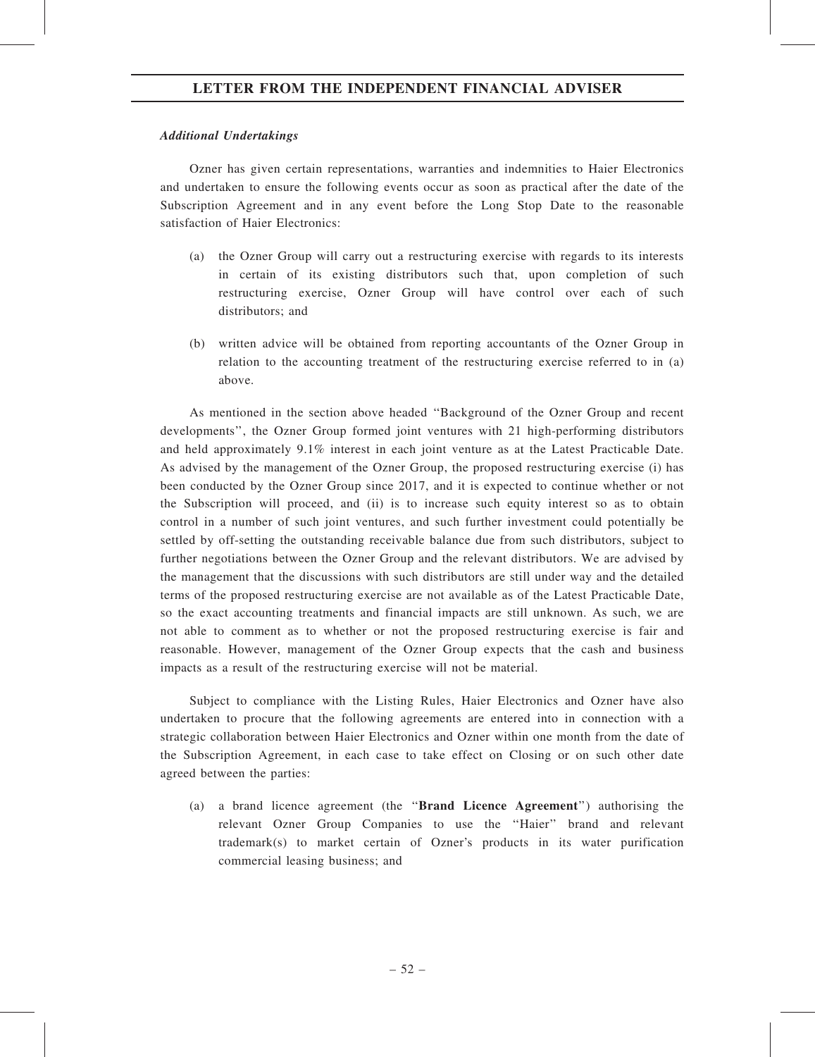***Additional Undertakings***

Ozner has given certain representations, warranties and indemnities to Haier Electronics and undertaken to ensure the following events occur as soon as practical after the date of the Subscription Agreement and in any event before the Long Stop Date to the reasonable satisfaction of Haier Electronics:

(a) the Ozner Group will carry out a restructuring exercise with regards to its interests in certain of its existing distributors such that, upon completion of such restructuring exercise, Ozner Group will have control over each of such distributors; and

(b) written advice will be obtained from reporting accountants of the Ozner Group in relation to the accounting treatment of the restructuring exercise referred to in (a) above.

As mentioned in the section above headed "Background of the Ozner Group and recent developments", the Ozner Group formed joint ventures with 21 high-performing distributors and held approximately 9.1% interest in each joint venture as at the Latest Practicable Date. As advised by the management of the Ozner Group, the proposed restructuring exercise (i) has been conducted by the Ozner Group since 2017, and it is expected to continue whether or not the Subscription will proceed, and (ii) is to increase such equity interest so as to obtain control in a number of such joint ventures, and such further investment could potentially be settled by off-setting the outstanding receivable balance due from such distributors, subject to further negotiations between the Ozner Group and the relevant distributors. We are advised by the management that the discussions with such distributors are still under way and the detailed terms of the proposed restructuring exercise are not available as of the Latest Practicable Date, so the exact accounting treatments and financial impacts are still unknown. As such, we are not able to comment as to whether or not the proposed restructuring exercise is fair and reasonable. However, management of the Ozner Group expects that the cash and business impacts as a result of the restructuring exercise will not be material.

Subject to compliance with the Listing Rules, Haier Electronics and Ozner have also undertaken to procure that the following agreements are entered into in connection with a strategic collaboration between Haier Electronics and Ozner within one month from the date of the Subscription Agreement, in each case to take effect on Closing or on such other date agreed between the parties:

(a) a brand licence agreement (the "**Brand Licence Agreement**") authorising the relevant Ozner Group Companies to use the "Haier" brand and relevant trademark(s) to market certain of Ozner's products in its water purification commercial leasing business; and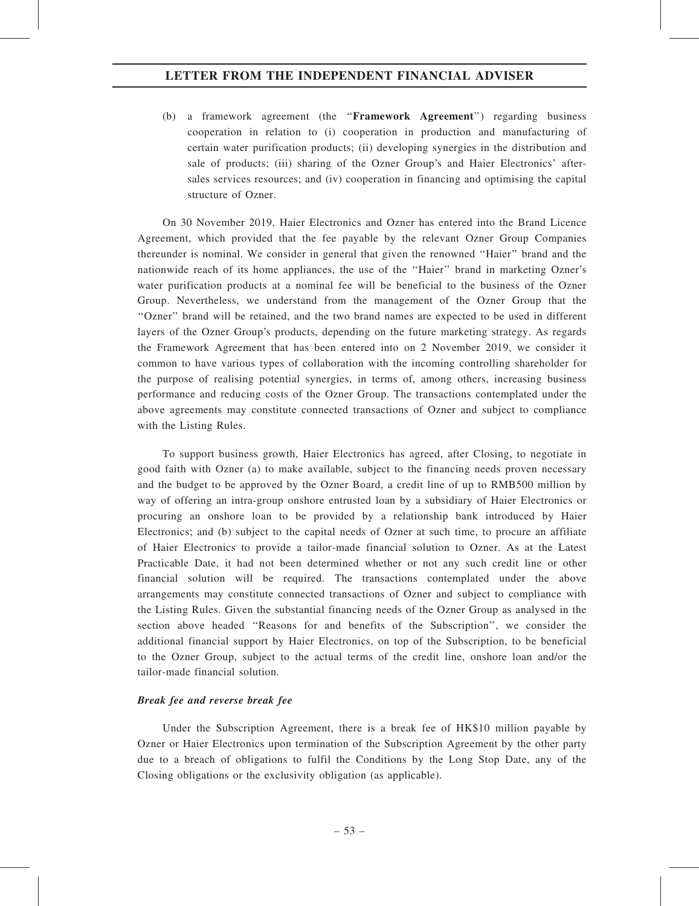(b) a framework agreement (the "**Framework Agreement**") regarding business cooperation in relation to (i) cooperation in production and manufacturing of certain water purification products; (ii) developing synergies in the distribution and sale of products; (iii) sharing of the Ozner Group's and Haier Electronics' after-sales services resources; and (iv) cooperation in financing and optimising the capital structure of Ozner.

On 30 November 2019, Haier Electronics and Ozner has entered into the Brand Licence Agreement, which provided that the fee payable by the relevant Ozner Group Companies thereunder is nominal. We consider in general that given the renowned "Haier" brand and the nationwide reach of its home appliances, the use of the "Haier" brand in marketing Ozner's water purification products at a nominal fee will be beneficial to the business of the Ozner Group. Nevertheless, we understand from the management of the Ozner Group that the "Ozner" brand will be retained, and the two brand names are expected to be used in different layers of the Ozner Group's products, depending on the future marketing strategy. As regards the Framework Agreement that has been entered into on 2 November 2019, we consider it common to have various types of collaboration with the incoming controlling shareholder for the purpose of realising potential synergies, in terms of, among others, increasing business performance and reducing costs of the Ozner Group. The transactions contemplated under the above agreements may constitute connected transactions of Ozner and subject to compliance with the Listing Rules.

To support business growth, Haier Electronics has agreed, after Closing, to negotiate in good faith with Ozner (a) to make available, subject to the financing needs proven necessary and the budget to be approved by the Ozner Board, a credit line of up to RMB500 million by way of offering an intra-group onshore entrusted loan by a subsidiary of Haier Electronics or procuring an onshore loan to be provided by a relationship bank introduced by Haier Electronics; and (b) subject to the capital needs of Ozner at such time, to procure an affiliate of Haier Electronics to provide a tailor-made financial solution to Ozner. As at the Latest Practicable Date, it had not been determined whether or not any such credit line or other financial solution will be required. The transactions contemplated under the above arrangements may constitute connected transactions of Ozner and subject to compliance with the Listing Rules. Given the substantial financing needs of the Ozner Group as analysed in the section above headed "Reasons for and benefits of the Subscription", we consider the additional financial support by Haier Electronics, on top of the Subscription, to be beneficial to the Ozner Group, subject to the actual terms of the credit line, onshore loan and/or the tailor-made financial solution.

***Break fee and reverse break fee***

Under the Subscription Agreement, there is a break fee of HK$10 million payable by Ozner or Haier Electronics upon termination of the Subscription Agreement by the other party due to a breach of obligations to fulfil the Conditions by the Long Stop Date, any of the Closing obligations or the exclusivity obligation (as applicable).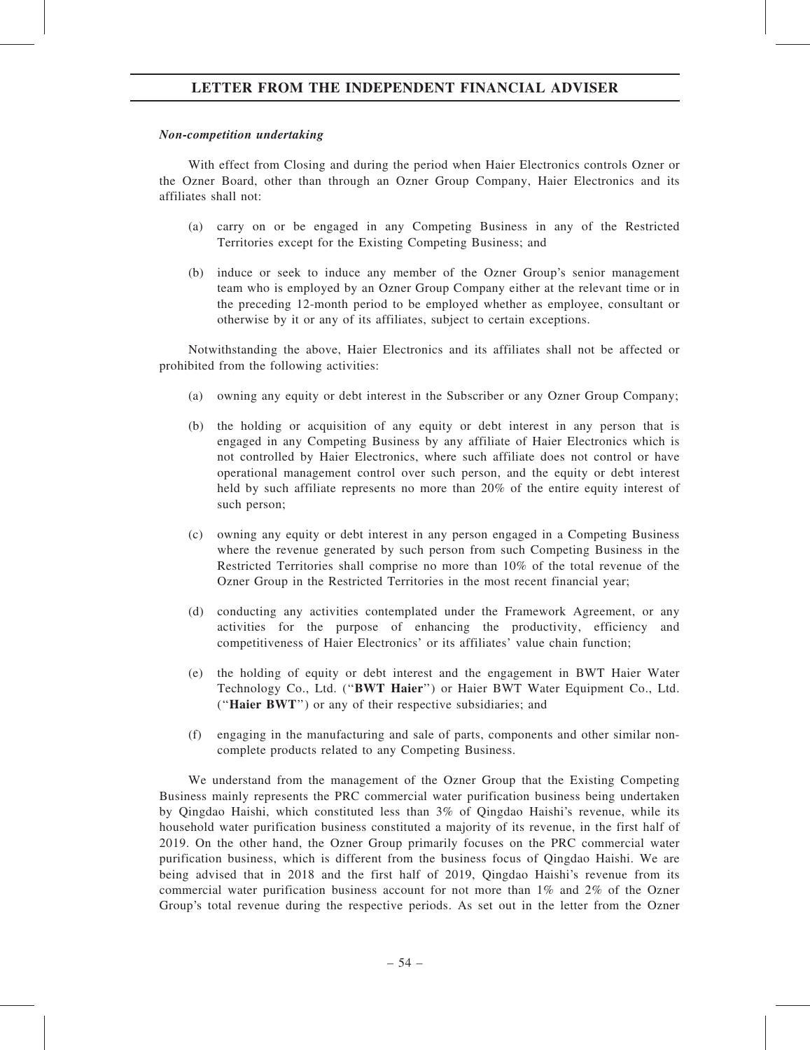***Non-competition undertaking***

With effect from Closing and during the period when Haier Electronics controls Ozner or the Ozner Board, other than through an Ozner Group Company, Haier Electronics and its affiliates shall not:

(a) carry on or be engaged in any Competing Business in any of the Restricted Territories except for the Existing Competing Business; and

(b) induce or seek to induce any member of the Ozner Group's senior management team who is employed by an Ozner Group Company either at the relevant time or in the preceding 12-month period to be employed whether as employee, consultant or otherwise by it or any of its affiliates, subject to certain exceptions.

Notwithstanding the above, Haier Electronics and its affiliates shall not be affected or prohibited from the following activities:

(a) owning any equity or debt interest in the Subscriber or any Ozner Group Company;

(b) the holding or acquisition of any equity or debt interest in any person that is engaged in any Competing Business by any affiliate of Haier Electronics which is not controlled by Haier Electronics, where such affiliate does not control or have operational management control over such person, and the equity or debt interest held by such affiliate represents no more than 20% of the entire equity interest of such person;

(c) owning any equity or debt interest in any person engaged in a Competing Business where the revenue generated by such person from such Competing Business in the Restricted Territories shall comprise no more than 10% of the total revenue of the Ozner Group in the Restricted Territories in the most recent financial year;

(d) conducting any activities contemplated under the Framework Agreement, or any activities for the purpose of enhancing the productivity, efficiency and competitiveness of Haier Electronics' or its affiliates' value chain function;

(e) the holding of equity or debt interest and the engagement in BWT Haier Water Technology Co., Ltd. ("**BWT Haier**") or Haier BWT Water Equipment Co., Ltd. ("**Haier BWT**") or any of their respective subsidiaries; and

(f) engaging in the manufacturing and sale of parts, components and other similar non-complete products related to any Competing Business.

We understand from the management of the Ozner Group that the Existing Competing Business mainly represents the PRC commercial water purification business being undertaken by Qingdao Haishi, which constituted less than 3% of Qingdao Haishi's revenue, while its household water purification business constituted a majority of its revenue, in the first half of 2019. On the other hand, the Ozner Group primarily focuses on the PRC commercial water purification business, which is different from the business focus of Qingdao Haishi. We are being advised that in 2018 and the first half of 2019, Qingdao Haishi's revenue from its commercial water purification business account for not more than 1% and 2% of the Ozner Group's total revenue during the respective periods. As set out in the letter from the Ozner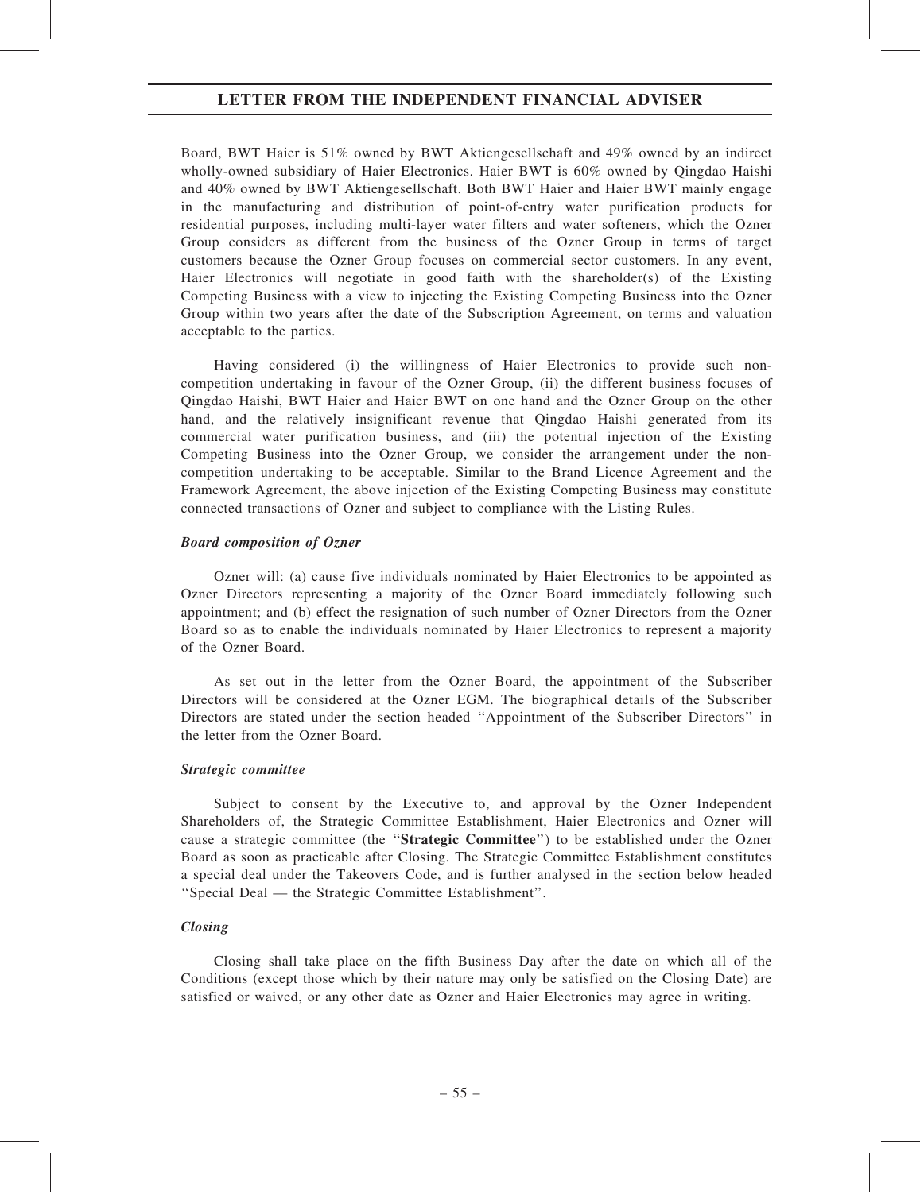Board, BWT Haier is 51% owned by BWT Aktiengesellschaft and 49% owned by an indirect wholly-owned subsidiary of Haier Electronics. Haier BWT is 60% owned by Qingdao Haishi and 40% owned by BWT Aktiengesellschaft. Both BWT Haier and Haier BWT mainly engage in the manufacturing and distribution of point-of-entry water purification products for residential purposes, including multi-layer water filters and water softeners, which the Ozner Group considers as different from the business of the Ozner Group in terms of target customers because the Ozner Group focuses on commercial sector customers. In any event, Haier Electronics will negotiate in good faith with the shareholder(s) of the Existing Competing Business with a view to injecting the Existing Competing Business into the Ozner Group within two years after the date of the Subscription Agreement, on terms and valuation acceptable to the parties.

Having considered (i) the willingness of Haier Electronics to provide such non-competition undertaking in favour of the Ozner Group, (ii) the different business focuses of Qingdao Haishi, BWT Haier and Haier BWT on one hand and the Ozner Group on the other hand, and the relatively insignificant revenue that Qingdao Haishi generated from its commercial water purification business, and (iii) the potential injection of the Existing Competing Business into the Ozner Group, we consider the arrangement under the non-competition undertaking to be acceptable. Similar to the Brand Licence Agreement and the Framework Agreement, the above injection of the Existing Competing Business may constitute connected transactions of Ozner and subject to compliance with the Listing Rules.

***Board composition of Ozner***

Ozner will: (a) cause five individuals nominated by Haier Electronics to be appointed as Ozner Directors representing a majority of the Ozner Board immediately following such appointment; and (b) effect the resignation of such number of Ozner Directors from the Ozner Board so as to enable the individuals nominated by Haier Electronics to represent a majority of the Ozner Board.

As set out in the letter from the Ozner Board, the appointment of the Subscriber Directors will be considered at the Ozner EGM. The biographical details of the Subscriber Directors are stated under the section headed ''Appointment of the Subscriber Directors'' in the letter from the Ozner Board.

***Strategic committee***

Subject to consent by the Executive to, and approval by the Ozner Independent Shareholders of, the Strategic Committee Establishment, Haier Electronics and Ozner will cause a strategic committee (the ''**Strategic Committee**'') to be established under the Ozner Board as soon as practicable after Closing. The Strategic Committee Establishment constitutes a special deal under the Takeovers Code, and is further analysed in the section below headed ''Special Deal — the Strategic Committee Establishment''.

***Closing***

Closing shall take place on the fifth Business Day after the date on which all of the Conditions (except those which by their nature may only be satisfied on the Closing Date) are satisfied or waived, or any other date as Ozner and Haier Electronics may agree in writing.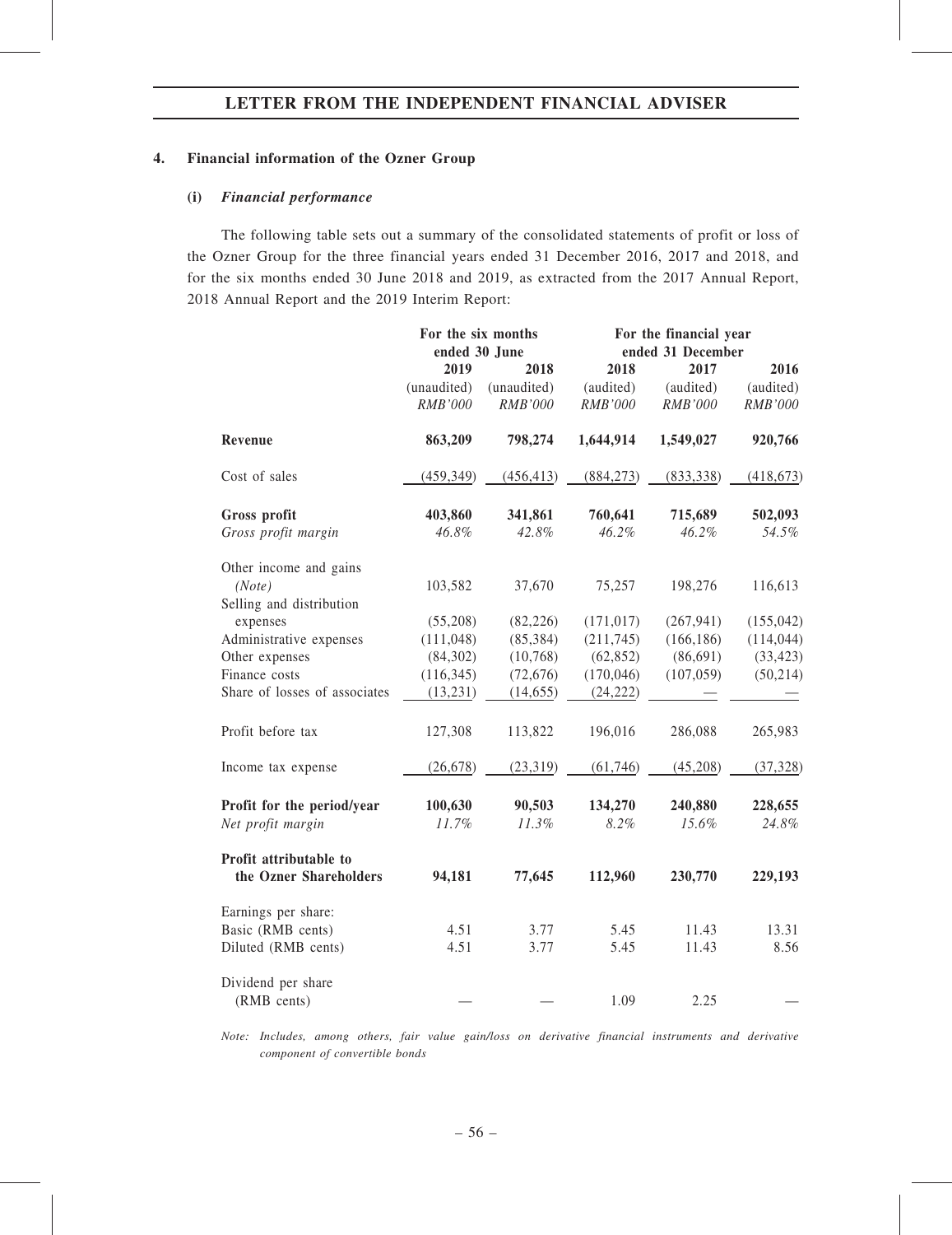## 4. Financial information of the Ozner Group

### (i) *Financial performance*

The following table sets out a summary of the consolidated statements of profit or loss of the Ozner Group for the three financial years ended 31 December 2016, 2017 and 2018, and for the six months ended 30 June 2018 and 2019, as extracted from the 2017 Annual Report, 2018 Annual Report and the 2019 Interim Report:

| | For the six months ended 30 June | | For the financial year ended 31 December | | |
|---|---|---|---|---|---|
| | 2019 | 2018 | 2018 | 2017 | 2016 |
| | (unaudited) | (unaudited) | (audited) | (audited) | (audited) |
| | *RMB'000* | *RMB'000* | *RMB'000* | *RMB'000* | *RMB'000* |
| **Revenue** | **863,209** | **798,274** | **1,644,914** | **1,549,027** | **920,766** |
| Cost of sales | (459,349) | (456,413) | (884,273) | (833,338) | (418,673) |
| **Gross profit** | **403,860** | **341,861** | **760,641** | **715,689** | **502,093** |
| *Gross profit margin* | *46.8%* | *42.8%* | *46.2%* | *46.2%* | *54.5%* |
| Other income and gains *(Note)* | 103,582 | 37,670 | 75,257 | 198,276 | 116,613 |
| Selling and distribution expenses | (55,208) | (82,226) | (171,017) | (267,941) | (155,042) |
| Administrative expenses | (111,048) | (85,384) | (211,745) | (166,186) | (114,044) |
| Other expenses | (84,302) | (10,768) | (62,852) | (86,691) | (33,423) |
| Finance costs | (116,345) | (72,676) | (170,046) | (107,059) | (50,214) |
| Share of losses of associates | (13,231) | (14,655) | (24,222) | — | — |
| Profit before tax | 127,308 | 113,822 | 196,016 | 286,088 | 265,983 |
| Income tax expense | (26,678) | (23,319) | (61,746) | (45,208) | (37,328) |
| **Profit for the period/year** | **100,630** | **90,503** | **134,270** | **240,880** | **228,655** |
| *Net profit margin* | *11.7%* | *11.3%* | *8.2%* | *15.6%* | *24.8%* |
| **Profit attributable to the Ozner Shareholders** | **94,181** | **77,645** | **112,960** | **230,770** | **229,193** |
| Earnings per share: | | | | | |
| Basic (RMB cents) | 4.51 | 3.77 | 5.45 | 11.43 | 13.31 |
| Diluted (RMB cents) | 4.51 | 3.77 | 5.45 | 11.43 | 8.56 |
| Dividend per share (RMB cents) | — | — | 1.09 | 2.25 | — |

*Note: Includes, among others, fair value gain/loss on derivative financial instruments and derivative component of convertible bonds*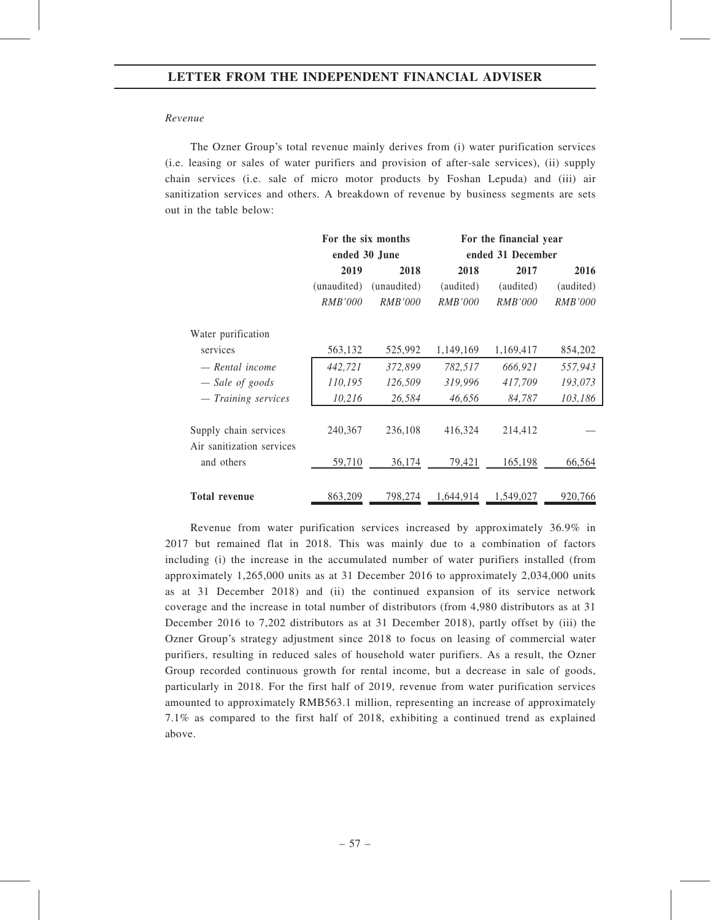*Revenue*

The Ozner Group's total revenue mainly derives from (i) water purification services (i.e. leasing or sales of water purifiers and provision of after-sale services), (ii) supply chain services (i.e. sale of micro motor products by Foshan Lepuda) and (iii) air sanitization services and others. A breakdown of revenue by business segments are sets out in the table below:

| | For the six months ended 30 June | | For the financial year ended 31 December | | |
|---|---|---|---|---|---|
| | **2019** | **2018** | **2018** | **2017** | **2016** |
| | (unaudited) | (unaudited) | (audited) | (audited) | (audited) |
| | *RMB'000* | *RMB'000* | *RMB'000* | *RMB'000* | *RMB'000* |
| Water purification services | 563,132 | 525,992 | 1,149,169 | 1,169,417 | 854,202 |
| *— Rental income* | *442,721* | *372,899* | *782,517* | *666,921* | *557,943* |
| *— Sale of goods* | *110,195* | *126,509* | *319,996* | *417,709* | *193,073* |
| *— Training services* | *10,216* | *26,584* | *46,656* | *84,787* | *103,186* |
| Supply chain services | 240,367 | 236,108 | 416,324 | 214,412 | — |
| Air sanitization services and others | 59,710 | 36,174 | 79,421 | 165,198 | 66,564 |
| **Total revenue** | 863,209 | 798,274 | 1,644,914 | 1,549,027 | 920,766 |

Revenue from water purification services increased by approximately 36.9% in 2017 but remained flat in 2018. This was mainly due to a combination of factors including (i) the increase in the accumulated number of water purifiers installed (from approximately 1,265,000 units as at 31 December 2016 to approximately 2,034,000 units as at 31 December 2018) and (ii) the continued expansion of its service network coverage and the increase in total number of distributors (from 4,980 distributors as at 31 December 2016 to 7,202 distributors as at 31 December 2018), partly offset by (iii) the Ozner Group's strategy adjustment since 2018 to focus on leasing of commercial water purifiers, resulting in reduced sales of household water purifiers. As a result, the Ozner Group recorded continuous growth for rental income, but a decrease in sale of goods, particularly in 2018. For the first half of 2019, revenue from water purification services amounted to approximately RMB563.1 million, representing an increase of approximately 7.1% as compared to the first half of 2018, exhibiting a continued trend as explained above.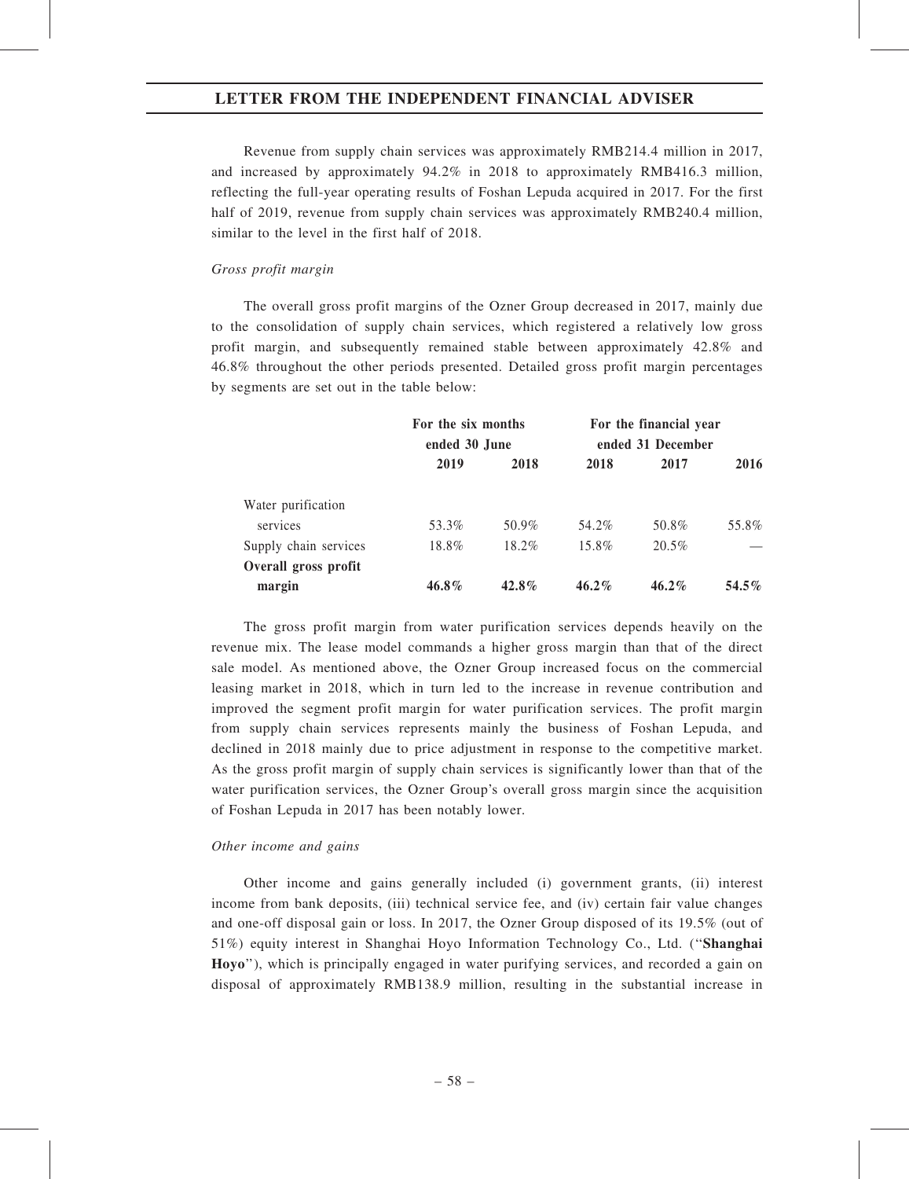Revenue from supply chain services was approximately RMB214.4 million in 2017, and increased by approximately 94.2% in 2018 to approximately RMB416.3 million, reflecting the full-year operating results of Foshan Lepuda acquired in 2017. For the first half of 2019, revenue from supply chain services was approximately RMB240.4 million, similar to the level in the first half of 2018.

*Gross profit margin*

The overall gross profit margins of the Ozner Group decreased in 2017, mainly due to the consolidation of supply chain services, which registered a relatively low gross profit margin, and subsequently remained stable between approximately 42.8% and 46.8% throughout the other periods presented. Detailed gross profit margin percentages by segments are set out in the table below:

| | For the six months ended 30 June | | For the financial year ended 31 December | | |
|---|---|---|---|---|---|
| | **2019** | **2018** | **2018** | **2017** | **2016** |
| Water purification services | 53.3% | 50.9% | 54.2% | 50.8% | 55.8% |
| Supply chain services | 18.8% | 18.2% | 15.8% | 20.5% | — |
| **Overall gross profit margin** | **46.8%** | **42.8%** | **46.2%** | **46.2%** | **54.5%** |

The gross profit margin from water purification services depends heavily on the revenue mix. The lease model commands a higher gross margin than that of the direct sale model. As mentioned above, the Ozner Group increased focus on the commercial leasing market in 2018, which in turn led to the increase in revenue contribution and improved the segment profit margin for water purification services. The profit margin from supply chain services represents mainly the business of Foshan Lepuda, and declined in 2018 mainly due to price adjustment in response to the competitive market. As the gross profit margin of supply chain services is significantly lower than that of the water purification services, the Ozner Group's overall gross margin since the acquisition of Foshan Lepuda in 2017 has been notably lower.

*Other income and gains*

Other income and gains generally included (i) government grants, (ii) interest income from bank deposits, (iii) technical service fee, and (iv) certain fair value changes and one-off disposal gain or loss. In 2017, the Ozner Group disposed of its 19.5% (out of 51%) equity interest in Shanghai Hoyo Information Technology Co., Ltd. ("**Shanghai Hoyo**"), which is principally engaged in water purifying services, and recorded a gain on disposal of approximately RMB138.9 million, resulting in the substantial increase in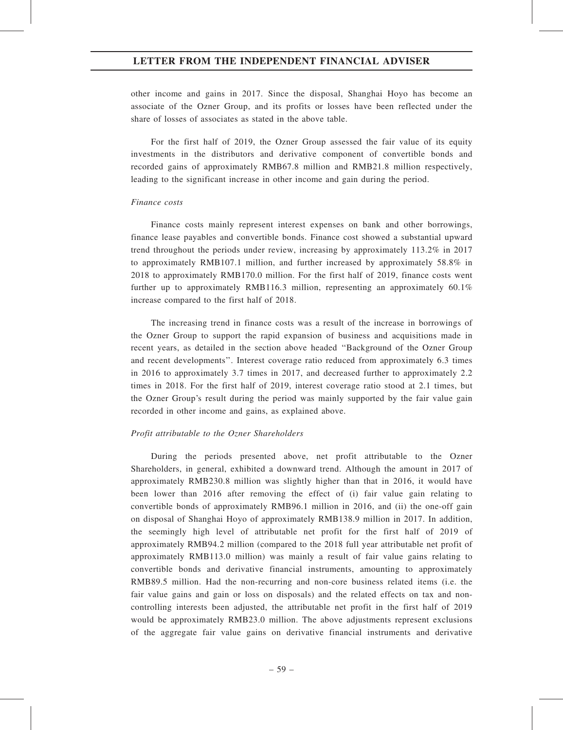other income and gains in 2017. Since the disposal, Shanghai Hoyo has become an associate of the Ozner Group, and its profits or losses have been reflected under the share of losses of associates as stated in the above table.

For the first half of 2019, the Ozner Group assessed the fair value of its equity investments in the distributors and derivative component of convertible bonds and recorded gains of approximately RMB67.8 million and RMB21.8 million respectively, leading to the significant increase in other income and gain during the period.

*Finance costs*

Finance costs mainly represent interest expenses on bank and other borrowings, finance lease payables and convertible bonds. Finance cost showed a substantial upward trend throughout the periods under review, increasing by approximately 113.2% in 2017 to approximately RMB107.1 million, and further increased by approximately 58.8% in 2018 to approximately RMB170.0 million. For the first half of 2019, finance costs went further up to approximately RMB116.3 million, representing an approximately 60.1% increase compared to the first half of 2018.

The increasing trend in finance costs was a result of the increase in borrowings of the Ozner Group to support the rapid expansion of business and acquisitions made in recent years, as detailed in the section above headed ''Background of the Ozner Group and recent developments''. Interest coverage ratio reduced from approximately 6.3 times in 2016 to approximately 3.7 times in 2017, and decreased further to approximately 2.2 times in 2018. For the first half of 2019, interest coverage ratio stood at 2.1 times, but the Ozner Group's result during the period was mainly supported by the fair value gain recorded in other income and gains, as explained above.

*Profit attributable to the Ozner Shareholders*

During the periods presented above, net profit attributable to the Ozner Shareholders, in general, exhibited a downward trend. Although the amount in 2017 of approximately RMB230.8 million was slightly higher than that in 2016, it would have been lower than 2016 after removing the effect of (i) fair value gain relating to convertible bonds of approximately RMB96.1 million in 2016, and (ii) the one-off gain on disposal of Shanghai Hoyo of approximately RMB138.9 million in 2017. In addition, the seemingly high level of attributable net profit for the first half of 2019 of approximately RMB94.2 million (compared to the 2018 full year attributable net profit of approximately RMB113.0 million) was mainly a result of fair value gains relating to convertible bonds and derivative financial instruments, amounting to approximately RMB89.5 million. Had the non-recurring and non-core business related items (i.e. the fair value gains and gain or loss on disposals) and the related effects on tax and non-controlling interests been adjusted, the attributable net profit in the first half of 2019 would be approximately RMB23.0 million. The above adjustments represent exclusions of the aggregate fair value gains on derivative financial instruments and derivative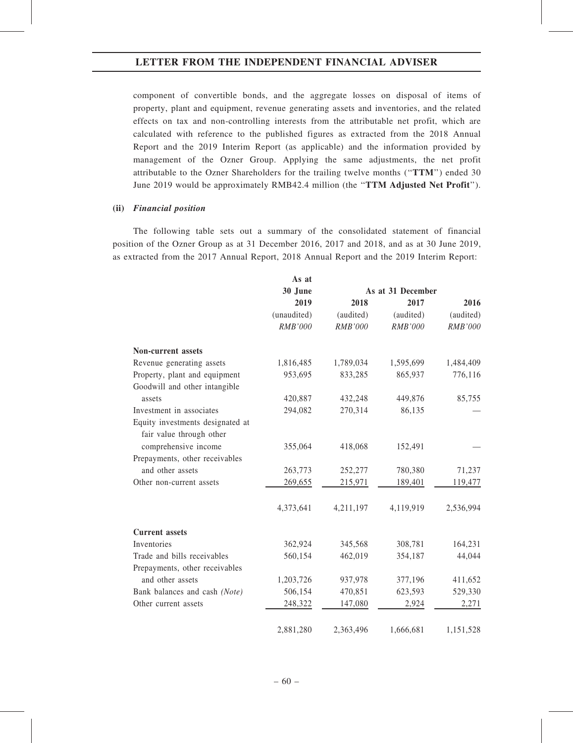component of convertible bonds, and the aggregate losses on disposal of items of property, plant and equipment, revenue generating assets and inventories, and the related effects on tax and non-controlling interests from the attributable net profit, which are calculated with reference to the published figures as extracted from the 2018 Annual Report and the 2019 Interim Report (as applicable) and the information provided by management of the Ozner Group. Applying the same adjustments, the net profit attributable to the Ozner Shareholders for the trailing twelve months ("**TTM**") ended 30 June 2019 would be approximately RMB42.4 million (the "**TTM Adjusted Net Profit**").

**(ii)** ***Financial position***

The following table sets out a summary of the consolidated statement of financial position of the Ozner Group as at 31 December 2016, 2017 and 2018, and as at 30 June 2019, as extracted from the 2017 Annual Report, 2018 Annual Report and the 2019 Interim Report:

| | As at 30 June | As at 31 December | | |
|---|---|---|---|---|
| | **2019** | **2018** | **2017** | **2016** |
| | (unaudited) | (audited) | (audited) | (audited) |
| | *RMB'000* | *RMB'000* | *RMB'000* | *RMB'000* |
| **Non-current assets** | | | | |
| Revenue generating assets | 1,816,485 | 1,789,034 | 1,595,699 | 1,484,409 |
| Property, plant and equipment | 953,695 | 833,285 | 865,937 | 776,116 |
| Goodwill and other intangible assets | 420,887 | 432,248 | 449,876 | 85,755 |
| Investment in associates | 294,082 | 270,314 | 86,135 | — |
| Equity investments designated at fair value through other comprehensive income | 355,064 | 418,068 | 152,491 | — |
| Prepayments, other receivables and other assets | 263,773 | 252,277 | 780,380 | 71,237 |
| Other non-current assets | 269,655 | 215,971 | 189,401 | 119,477 |
| | 4,373,641 | 4,211,197 | 4,119,919 | 2,536,994 |
| **Current assets** | | | | |
| Inventories | 362,924 | 345,568 | 308,781 | 164,231 |
| Trade and bills receivables | 560,154 | 462,019 | 354,187 | 44,044 |
| Prepayments, other receivables and other assets | 1,203,726 | 937,978 | 377,196 | 411,652 |
| Bank balances and cash *(Note)* | 506,154 | 470,851 | 623,593 | 529,330 |
| Other current assets | 248,322 | 147,080 | 2,924 | 2,271 |
| | 2,881,280 | 2,363,496 | 1,666,681 | 1,151,528 |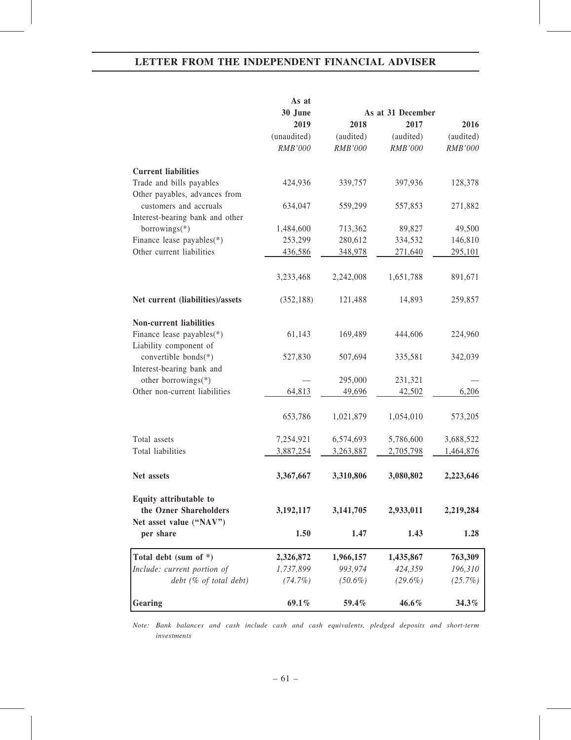| | As at 30 June | As at 31 December | | |
|---|---|---|---|---|
| | 2019 | 2018 | 2017 | 2016 |
| | (unaudited) | (audited) | (audited) | (audited) |
| | *RMB'000* | *RMB'000* | *RMB'000* | *RMB'000* |
| **Current liabilities** | | | | |
| Trade and bills payables | 424,936 | 339,757 | 397,936 | 128,378 |
| Other payables, advances from customers and accruals | 634,047 | 559,299 | 557,853 | 271,882 |
| Interest-bearing bank and other borrowings(*) | 1,484,600 | 713,362 | 89,827 | 49,500 |
| Finance lease payables(*) | 253,299 | 280,612 | 334,532 | 146,810 |
| Other current liabilities | 436,586 | 348,978 | 271,640 | 295,101 |
| | 3,233,468 | 2,242,008 | 1,651,788 | 891,671 |
| **Net current (liabilities)/assets** | (352,188) | 121,488 | 14,893 | 259,857 |
| **Non-current liabilities** | | | | |
| Finance lease payables(*) | 61,143 | 169,489 | 444,606 | 224,960 |
| Liability component of convertible bonds(*) | 527,830 | 507,694 | 335,581 | 342,039 |
| Interest-bearing bank and other borrowings(*) | — | 295,000 | 231,321 | — |
| Other non-current liabilities | 64,813 | 49,696 | 42,502 | 6,206 |
| | 653,786 | 1,021,879 | 1,054,010 | 573,205 |
| Total assets | 7,254,921 | 6,574,693 | 5,786,600 | 3,688,522 |
| Total liabilities | 3,887,254 | 3,263,887 | 2,705,798 | 1,464,876 |
| **Net assets** | **3,367,667** | **3,310,806** | **3,080,802** | **2,223,646** |
| **Equity attributable to the Ozner Shareholders** | **3,192,117** | **3,141,705** | **2,933,011** | **2,219,284** |
| **Net asset value ("NAV") per share** | **1.50** | **1.47** | **1.43** | **1.28** |
| **Total debt (sum of *)** | **2,326,872** | **1,966,157** | **1,435,867** | **763,309** |
| *Include: current portion of* | *1,737,899* | *993,974* | *424,359* | *196,310* |
| *debt (% of total debt)* | *(74.7%)* | *(50.6%)* | *(29.6%)* | *(25.7%)* |
| **Gearing** | **69.1%** | **59.4%** | **46.6%** | **34.3%** |

*Note: Bank balances and cash include cash and cash equivalents, pledged deposits and short-term investments*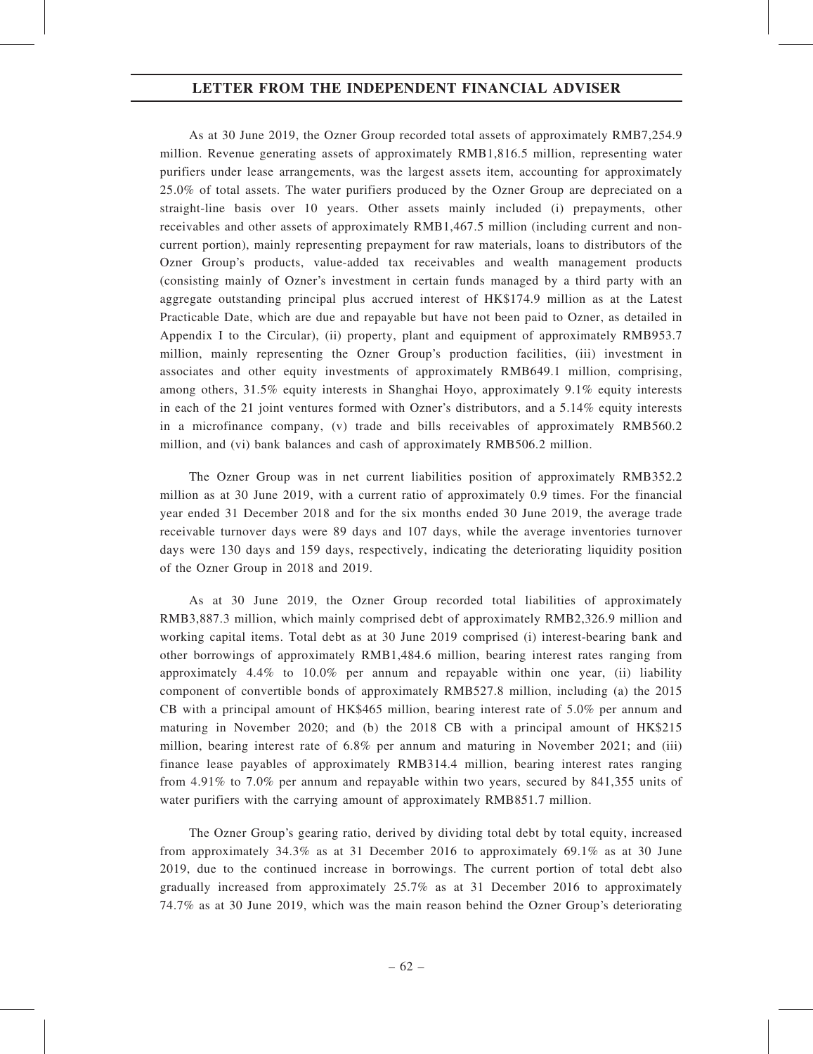As at 30 June 2019, the Ozner Group recorded total assets of approximately RMB7,254.9 million. Revenue generating assets of approximately RMB1,816.5 million, representing water purifiers under lease arrangements, was the largest assets item, accounting for approximately 25.0% of total assets. The water purifiers produced by the Ozner Group are depreciated on a straight-line basis over 10 years. Other assets mainly included (i) prepayments, other receivables and other assets of approximately RMB1,467.5 million (including current and non-current portion), mainly representing prepayment for raw materials, loans to distributors of the Ozner Group's products, value-added tax receivables and wealth management products (consisting mainly of Ozner's investment in certain funds managed by a third party with an aggregate outstanding principal plus accrued interest of HK$174.9 million as at the Latest Practicable Date, which are due and repayable but have not been paid to Ozner, as detailed in Appendix I to the Circular), (ii) property, plant and equipment of approximately RMB953.7 million, mainly representing the Ozner Group's production facilities, (iii) investment in associates and other equity investments of approximately RMB649.1 million, comprising, among others, 31.5% equity interests in Shanghai Hoyo, approximately 9.1% equity interests in each of the 21 joint ventures formed with Ozner's distributors, and a 5.14% equity interests in a microfinance company, (v) trade and bills receivables of approximately RMB560.2 million, and (vi) bank balances and cash of approximately RMB506.2 million.

The Ozner Group was in net current liabilities position of approximately RMB352.2 million as at 30 June 2019, with a current ratio of approximately 0.9 times. For the financial year ended 31 December 2018 and for the six months ended 30 June 2019, the average trade receivable turnover days were 89 days and 107 days, while the average inventories turnover days were 130 days and 159 days, respectively, indicating the deteriorating liquidity position of the Ozner Group in 2018 and 2019.

As at 30 June 2019, the Ozner Group recorded total liabilities of approximately RMB3,887.3 million, which mainly comprised debt of approximately RMB2,326.9 million and working capital items. Total debt as at 30 June 2019 comprised (i) interest-bearing bank and other borrowings of approximately RMB1,484.6 million, bearing interest rates ranging from approximately 4.4% to 10.0% per annum and repayable within one year, (ii) liability component of convertible bonds of approximately RMB527.8 million, including (a) the 2015 CB with a principal amount of HK$465 million, bearing interest rate of 5.0% per annum and maturing in November 2020; and (b) the 2018 CB with a principal amount of HK$215 million, bearing interest rate of 6.8% per annum and maturing in November 2021; and (iii) finance lease payables of approximately RMB314.4 million, bearing interest rates ranging from 4.91% to 7.0% per annum and repayable within two years, secured by 841,355 units of water purifiers with the carrying amount of approximately RMB851.7 million.

The Ozner Group's gearing ratio, derived by dividing total debt by total equity, increased from approximately 34.3% as at 31 December 2016 to approximately 69.1% as at 30 June 2019, due to the continued increase in borrowings. The current portion of total debt also gradually increased from approximately 25.7% as at 31 December 2016 to approximately 74.7% as at 30 June 2019, which was the main reason behind the Ozner Group's deteriorating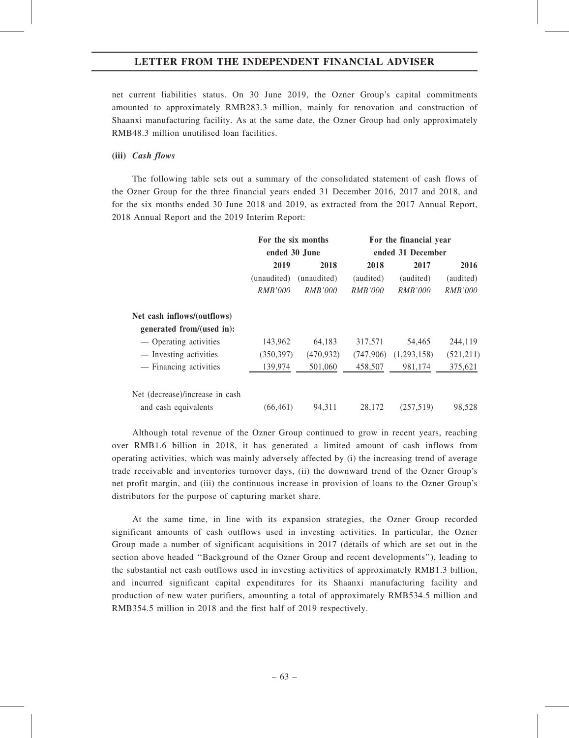net current liabilities status. On 30 June 2019, the Ozner Group's capital commitments amounted to approximately RMB283.3 million, mainly for renovation and construction of Shaanxi manufacturing facility. As at the same date, the Ozner Group had only approximately RMB48.3 million unutilised loan facilities.

**(iii) *Cash flows***

The following table sets out a summary of the consolidated statement of cash flows of the Ozner Group for the three financial years ended 31 December 2016, 2017 and 2018, and for the six months ended 30 June 2018 and 2019, as extracted from the 2017 Annual Report, 2018 Annual Report and the 2019 Interim Report:

| | **For the six months ended 30 June** | | **For the financial year ended 31 December** | | |
|---|---|---|---|---|---|
| | **2019** | **2018** | **2018** | **2017** | **2016** |
| | (unaudited) | (unaudited) | (audited) | (audited) | (audited) |
| | *RMB'000* | *RMB'000* | *RMB'000* | *RMB'000* | *RMB'000* |
| **Net cash inflows/(outflows) generated from/(used in):** | | | | | |
| — Operating activities | 143,962 | 64,183 | 317,571 | 54,465 | 244,119 |
| — Investing activities | (350,397) | (470,932) | (747,906) | (1,293,158) | (521,211) |
| — Financing activities | 139,974 | 501,060 | 458,507 | 981,174 | 375,621 |
| Net (decrease)/increase in cash and cash equivalents | (66,461) | 94,311 | 28,172 | (257,519) | 98,528 |

Although total revenue of the Ozner Group continued to grow in recent years, reaching over RMB1.6 billion in 2018, it has generated a limited amount of cash inflows from operating activities, which was mainly adversely affected by (i) the increasing trend of average trade receivable and inventories turnover days, (ii) the downward trend of the Ozner Group's net profit margin, and (iii) the continuous increase in provision of loans to the Ozner Group's distributors for the purpose of capturing market share.

At the same time, in line with its expansion strategies, the Ozner Group recorded significant amounts of cash outflows used in investing activities. In particular, the Ozner Group made a number of significant acquisitions in 2017 (details of which are set out in the section above headed "Background of the Ozner Group and recent developments"), leading to the substantial net cash outflows used in investing activities of approximately RMB1.3 billion, and incurred significant capital expenditures for its Shaanxi manufacturing facility and production of new water purifiers, amounting a total of approximately RMB534.5 million and RMB354.5 million in 2018 and the first half of 2019 respectively.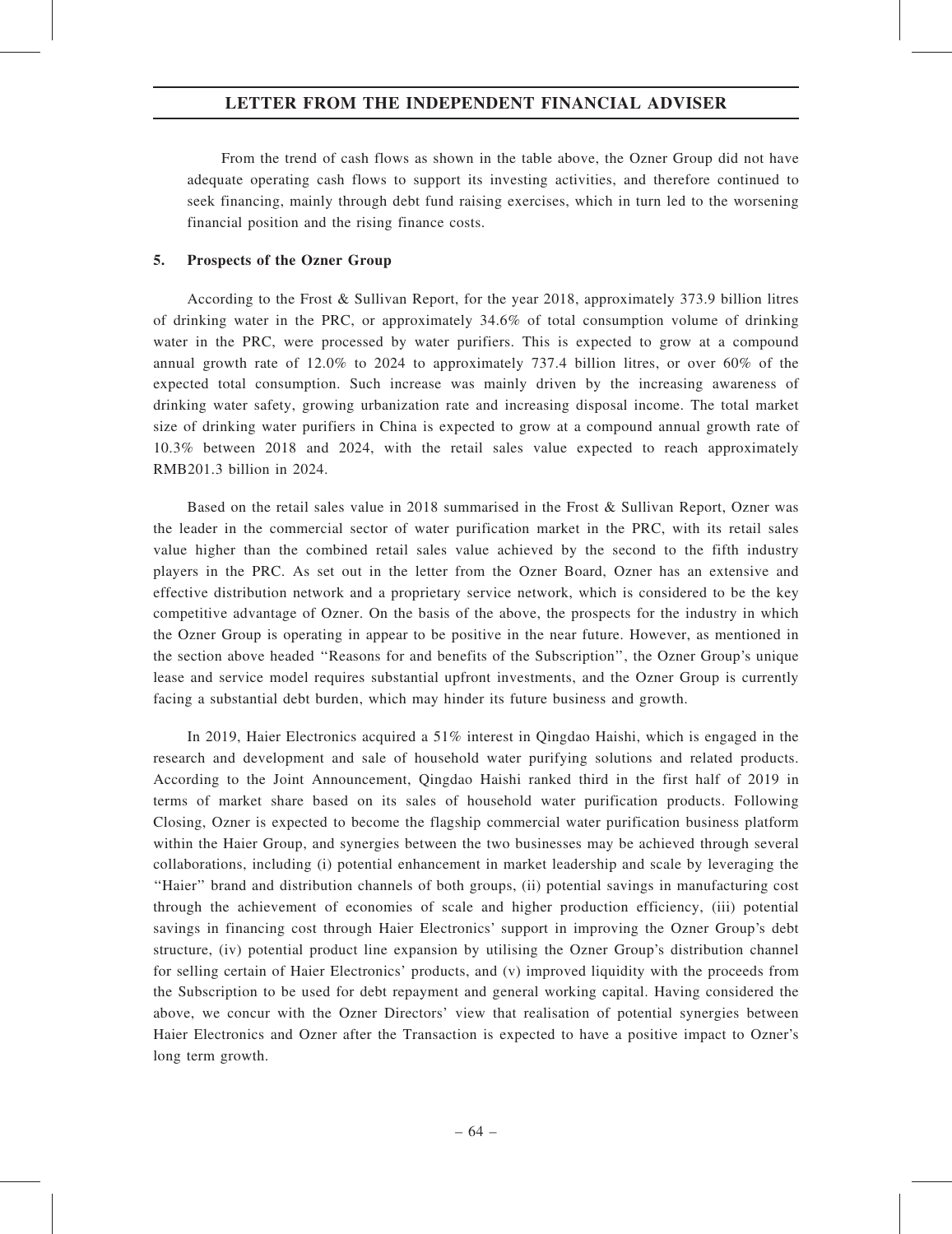From the trend of cash flows as shown in the table above, the Ozner Group did not have adequate operating cash flows to support its investing activities, and therefore continued to seek financing, mainly through debt fund raising exercises, which in turn led to the worsening financial position and the rising finance costs.

## 5. Prospects of the Ozner Group

According to the Frost & Sullivan Report, for the year 2018, approximately 373.9 billion litres of drinking water in the PRC, or approximately 34.6% of total consumption volume of drinking water in the PRC, were processed by water purifiers. This is expected to grow at a compound annual growth rate of 12.0% to 2024 to approximately 737.4 billion litres, or over 60% of the expected total consumption. Such increase was mainly driven by the increasing awareness of drinking water safety, growing urbanization rate and increasing disposal income. The total market size of drinking water purifiers in China is expected to grow at a compound annual growth rate of 10.3% between 2018 and 2024, with the retail sales value expected to reach approximately RMB201.3 billion in 2024.

Based on the retail sales value in 2018 summarised in the Frost & Sullivan Report, Ozner was the leader in the commercial sector of water purification market in the PRC, with its retail sales value higher than the combined retail sales value achieved by the second to the fifth industry players in the PRC. As set out in the letter from the Ozner Board, Ozner has an extensive and effective distribution network and a proprietary service network, which is considered to be the key competitive advantage of Ozner. On the basis of the above, the prospects for the industry in which the Ozner Group is operating in appear to be positive in the near future. However, as mentioned in the section above headed "Reasons for and benefits of the Subscription", the Ozner Group's unique lease and service model requires substantial upfront investments, and the Ozner Group is currently facing a substantial debt burden, which may hinder its future business and growth.

In 2019, Haier Electronics acquired a 51% interest in Qingdao Haishi, which is engaged in the research and development and sale of household water purifying solutions and related products. According to the Joint Announcement, Qingdao Haishi ranked third in the first half of 2019 in terms of market share based on its sales of household water purification products. Following Closing, Ozner is expected to become the flagship commercial water purification business platform within the Haier Group, and synergies between the two businesses may be achieved through several collaborations, including (i) potential enhancement in market leadership and scale by leveraging the "Haier" brand and distribution channels of both groups, (ii) potential savings in manufacturing cost through the achievement of economies of scale and higher production efficiency, (iii) potential savings in financing cost through Haier Electronics' support in improving the Ozner Group's debt structure, (iv) potential product line expansion by utilising the Ozner Group's distribution channel for selling certain of Haier Electronics' products, and (v) improved liquidity with the proceeds from the Subscription to be used for debt repayment and general working capital. Having considered the above, we concur with the Ozner Directors' view that realisation of potential synergies between Haier Electronics and Ozner after the Transaction is expected to have a positive impact to Ozner's long term growth.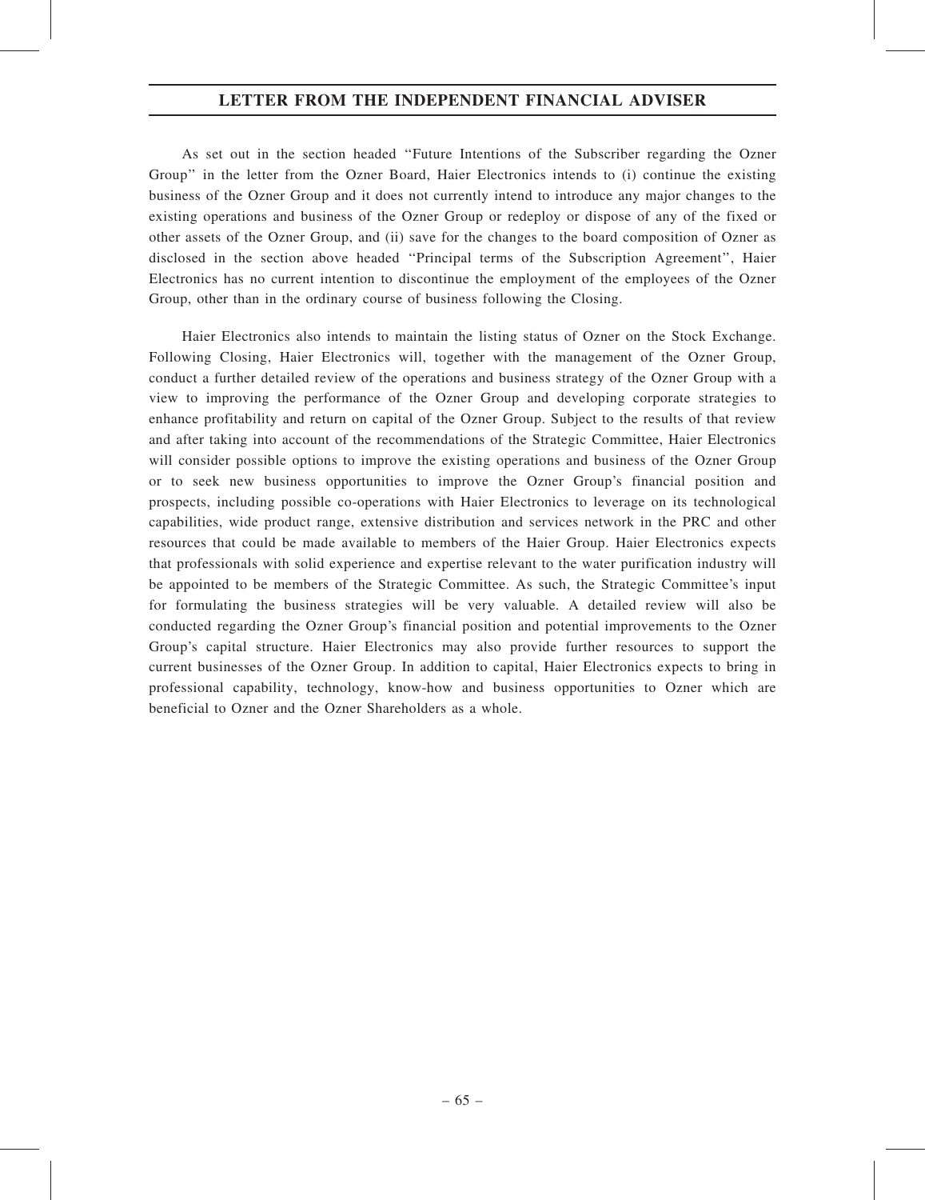As set out in the section headed "Future Intentions of the Subscriber regarding the Ozner Group" in the letter from the Ozner Board, Haier Electronics intends to (i) continue the existing business of the Ozner Group and it does not currently intend to introduce any major changes to the existing operations and business of the Ozner Group or redeploy or dispose of any of the fixed or other assets of the Ozner Group, and (ii) save for the changes to the board composition of Ozner as disclosed in the section above headed "Principal terms of the Subscription Agreement", Haier Electronics has no current intention to discontinue the employment of the employees of the Ozner Group, other than in the ordinary course of business following the Closing.

Haier Electronics also intends to maintain the listing status of Ozner on the Stock Exchange. Following Closing, Haier Electronics will, together with the management of the Ozner Group, conduct a further detailed review of the operations and business strategy of the Ozner Group with a view to improving the performance of the Ozner Group and developing corporate strategies to enhance profitability and return on capital of the Ozner Group. Subject to the results of that review and after taking into account of the recommendations of the Strategic Committee, Haier Electronics will consider possible options to improve the existing operations and business of the Ozner Group or to seek new business opportunities to improve the Ozner Group's financial position and prospects, including possible co-operations with Haier Electronics to leverage on its technological capabilities, wide product range, extensive distribution and services network in the PRC and other resources that could be made available to members of the Haier Group. Haier Electronics expects that professionals with solid experience and expertise relevant to the water purification industry will be appointed to be members of the Strategic Committee. As such, the Strategic Committee's input for formulating the business strategies will be very valuable. A detailed review will also be conducted regarding the Ozner Group's financial position and potential improvements to the Ozner Group's capital structure. Haier Electronics may also provide further resources to support the current businesses of the Ozner Group. In addition to capital, Haier Electronics expects to bring in professional capability, technology, know-how and business opportunities to Ozner which are beneficial to Ozner and the Ozner Shareholders as a whole.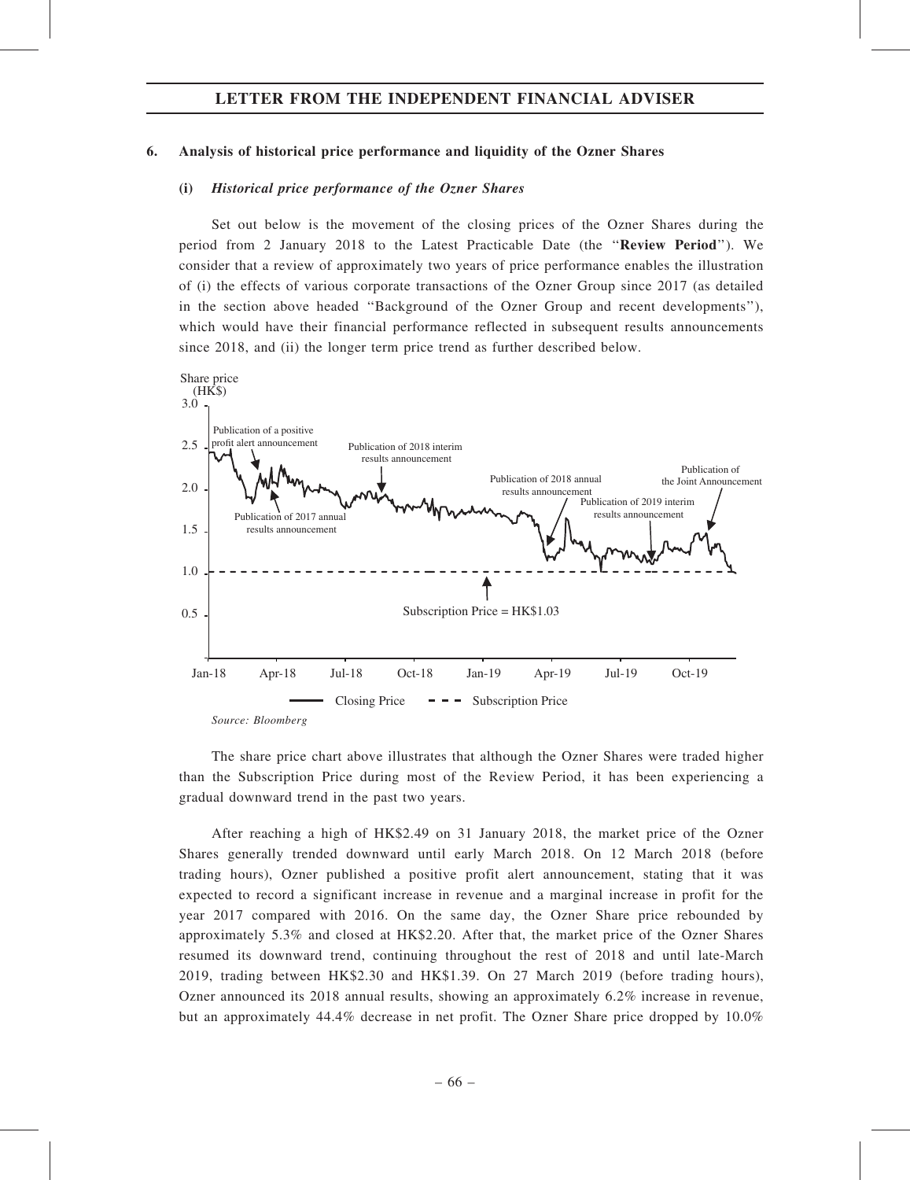## 6. Analysis of historical price performance and liquidity of the Ozner Shares

### (i) *Historical price performance of the Ozner Shares*

Set out below is the movement of the closing prices of the Ozner Shares during the period from 2 January 2018 to the Latest Practicable Date (the ''**Review Period**''). We consider that a review of approximately two years of price performance enables the illustration of (i) the effects of various corporate transactions of the Ozner Group since 2017 (as detailed in the section above headed ''Background of the Ozner Group and recent developments''), which would have their financial performance reflected in subsequent results announcements since 2018, and (ii) the longer term price trend as further described below.

*Source: Bloomberg*

The share price chart above illustrates that although the Ozner Shares were traded higher than the Subscription Price during most of the Review Period, it has been experiencing a gradual downward trend in the past two years.

After reaching a high of HK$2.49 on 31 January 2018, the market price of the Ozner Shares generally trended downward until early March 2018. On 12 March 2018 (before trading hours), Ozner published a positive profit alert announcement, stating that it was expected to record a significant increase in revenue and a marginal increase in profit for the year 2017 compared with 2016. On the same day, the Ozner Share price rebounded by approximately 5.3% and closed at HK$2.20. After that, the market price of the Ozner Shares resumed its downward trend, continuing throughout the rest of 2018 and until late-March 2019, trading between HK$2.30 and HK$1.39. On 27 March 2019 (before trading hours), Ozner announced its 2018 annual results, showing an approximately 6.2% increase in revenue, but an approximately 44.4% decrease in net profit. The Ozner Share price dropped by 10.0%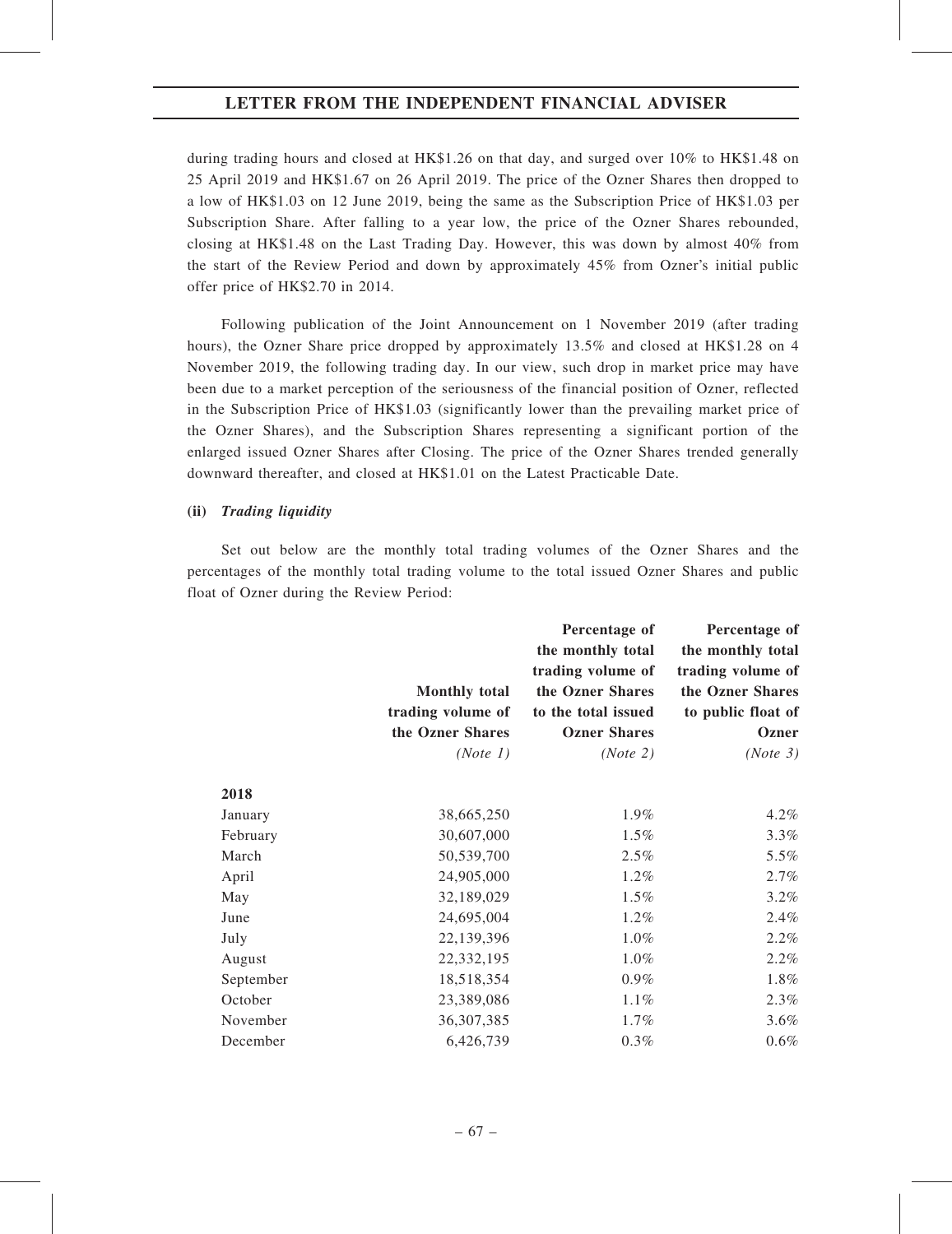during trading hours and closed at HK$1.26 on that day, and surged over 10% to HK$1.48 on 25 April 2019 and HK$1.67 on 26 April 2019. The price of the Ozner Shares then dropped to a low of HK$1.03 on 12 June 2019, being the same as the Subscription Price of HK$1.03 per Subscription Share. After falling to a year low, the price of the Ozner Shares rebounded, closing at HK$1.48 on the Last Trading Day. However, this was down by almost 40% from the start of the Review Period and down by approximately 45% from Ozner's initial public offer price of HK$2.70 in 2014.

Following publication of the Joint Announcement on 1 November 2019 (after trading hours), the Ozner Share price dropped by approximately 13.5% and closed at HK$1.28 on 4 November 2019, the following trading day. In our view, such drop in market price may have been due to a market perception of the seriousness of the financial position of Ozner, reflected in the Subscription Price of HK$1.03 (significantly lower than the prevailing market price of the Ozner Shares), and the Subscription Shares representing a significant portion of the enlarged issued Ozner Shares after Closing. The price of the Ozner Shares trended generally downward thereafter, and closed at HK$1.01 on the Latest Practicable Date.

**(ii) *Trading liquidity***

Set out below are the monthly total trading volumes of the Ozner Shares and the percentages of the monthly total trading volume to the total issued Ozner Shares and public float of Ozner during the Review Period:

| | Monthly total trading volume of the Ozner Shares *(Note 1)* | Percentage of the monthly total trading volume of the Ozner Shares to the total issued Ozner Shares *(Note 2)* | Percentage of the monthly total trading volume of the Ozner Shares to public float of Ozner *(Note 3)* |
|---|---|---|---|
| **2018** | | | |
| January | 38,665,250 | 1.9% | 4.2% |
| February | 30,607,000 | 1.5% | 3.3% |
| March | 50,539,700 | 2.5% | 5.5% |
| April | 24,905,000 | 1.2% | 2.7% |
| May | 32,189,029 | 1.5% | 3.2% |
| June | 24,695,004 | 1.2% | 2.4% |
| July | 22,139,396 | 1.0% | 2.2% |
| August | 22,332,195 | 1.0% | 2.2% |
| September | 18,518,354 | 0.9% | 1.8% |
| October | 23,389,086 | 1.1% | 2.3% |
| November | 36,307,385 | 1.7% | 3.6% |
| December | 6,426,739 | 0.3% | 0.6% |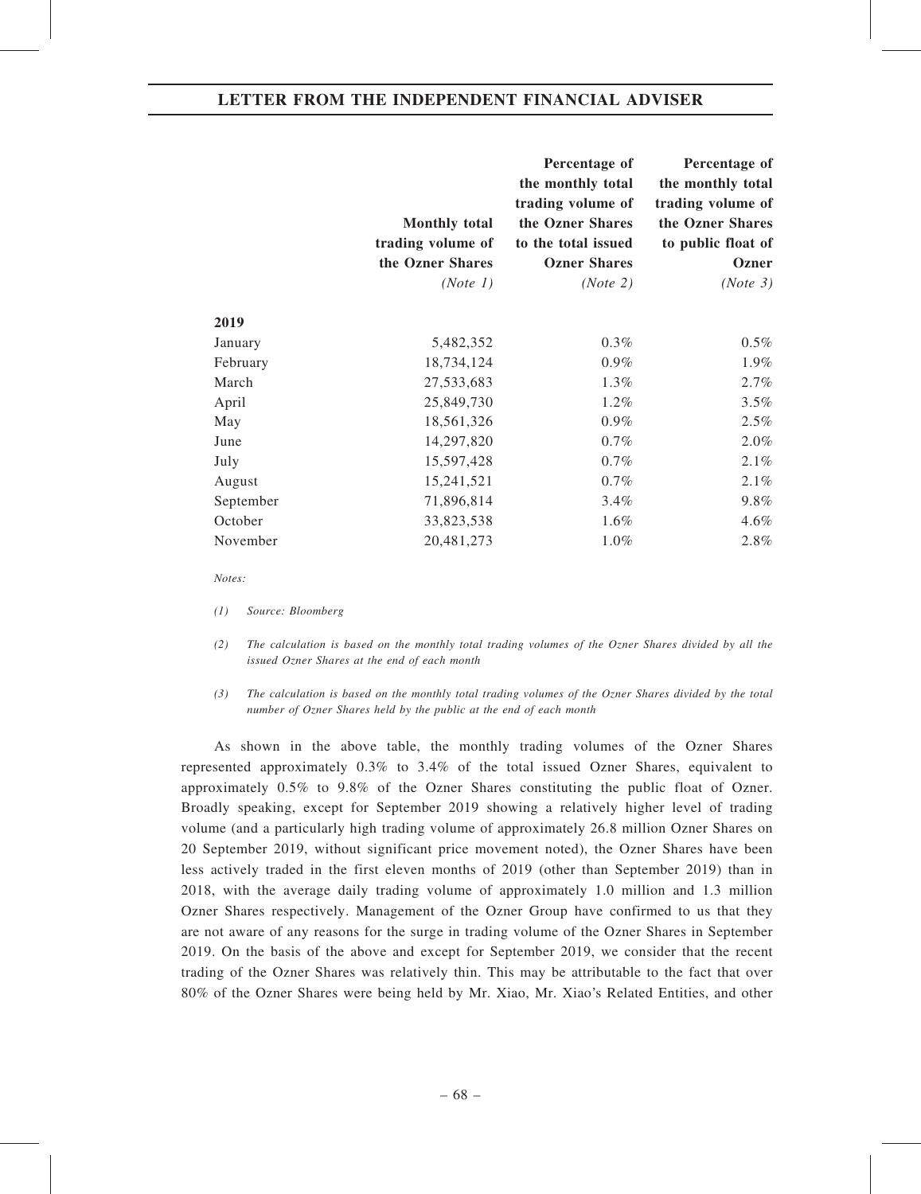| | Monthly total trading volume of the Ozner Shares *(Note 1)* | Percentage of the monthly total trading volume of the Ozner Shares to the total issued Ozner Shares *(Note 2)* | Percentage of the monthly total trading volume of the Ozner Shares to public float of Ozner *(Note 3)* |
|---|---|---|---|
| **2019** | | | |
| January | 5,482,352 | 0.3% | 0.5% |
| February | 18,734,124 | 0.9% | 1.9% |
| March | 27,533,683 | 1.3% | 2.7% |
| April | 25,849,730 | 1.2% | 3.5% |
| May | 18,561,326 | 0.9% | 2.5% |
| June | 14,297,820 | 0.7% | 2.0% |
| July | 15,597,428 | 0.7% | 2.1% |
| August | 15,241,521 | 0.7% | 2.1% |
| September | 71,896,814 | 3.4% | 9.8% |
| October | 33,823,538 | 1.6% | 4.6% |
| November | 20,481,273 | 1.0% | 2.8% |

*Notes:*

*(1) Source: Bloomberg*

*(2) The calculation is based on the monthly total trading volumes of the Ozner Shares divided by all the issued Ozner Shares at the end of each month*

*(3) The calculation is based on the monthly total trading volumes of the Ozner Shares divided by the total number of Ozner Shares held by the public at the end of each month*

As shown in the above table, the monthly trading volumes of the Ozner Shares represented approximately 0.3% to 3.4% of the total issued Ozner Shares, equivalent to approximately 0.5% to 9.8% of the Ozner Shares constituting the public float of Ozner. Broadly speaking, except for September 2019 showing a relatively higher level of trading volume (and a particularly high trading volume of approximately 26.8 million Ozner Shares on 20 September 2019, without significant price movement noted), the Ozner Shares have been less actively traded in the first eleven months of 2019 (other than September 2019) than in 2018, with the average daily trading volume of approximately 1.0 million and 1.3 million Ozner Shares respectively. Management of the Ozner Group have confirmed to us that they are not aware of any reasons for the surge in trading volume of the Ozner Shares in September 2019. On the basis of the above and except for September 2019, we consider that the recent trading of the Ozner Shares was relatively thin. This may be attributable to the fact that over 80% of the Ozner Shares were being held by Mr. Xiao, Mr. Xiao's Related Entities, and other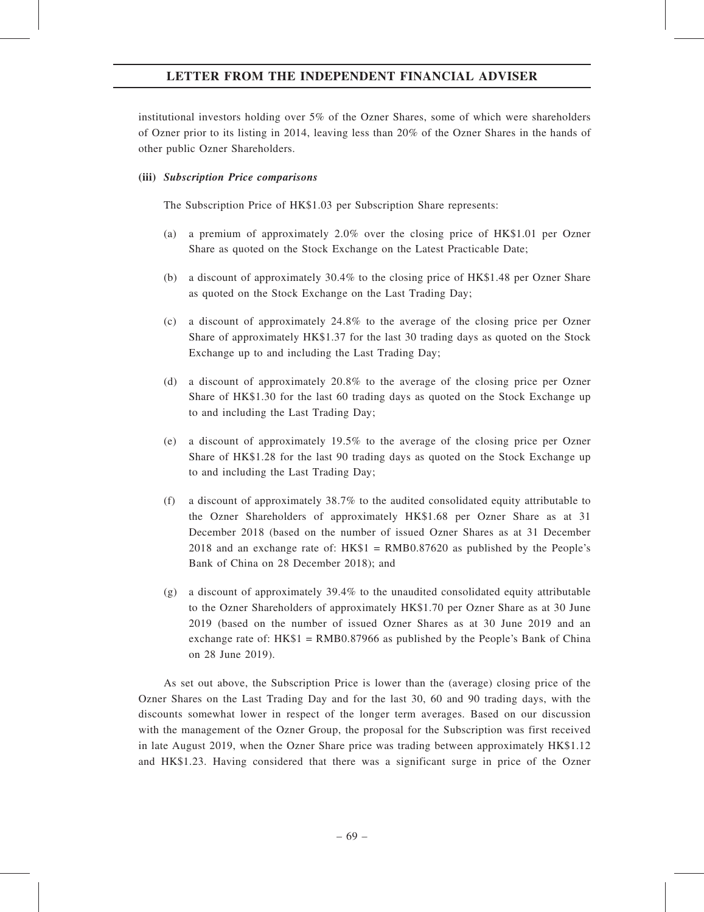institutional investors holding over 5% of the Ozner Shares, some of which were shareholders of Ozner prior to its listing in 2014, leaving less than 20% of the Ozner Shares in the hands of other public Ozner Shareholders.

**(iii) *Subscription Price comparisons***

The Subscription Price of HK$1.03 per Subscription Share represents:

(a) a premium of approximately 2.0% over the closing price of HK$1.01 per Ozner Share as quoted on the Stock Exchange on the Latest Practicable Date;

(b) a discount of approximately 30.4% to the closing price of HK$1.48 per Ozner Share as quoted on the Stock Exchange on the Last Trading Day;

(c) a discount of approximately 24.8% to the average of the closing price per Ozner Share of approximately HK$1.37 for the last 30 trading days as quoted on the Stock Exchange up to and including the Last Trading Day;

(d) a discount of approximately 20.8% to the average of the closing price per Ozner Share of HK$1.30 for the last 60 trading days as quoted on the Stock Exchange up to and including the Last Trading Day;

(e) a discount of approximately 19.5% to the average of the closing price per Ozner Share of HK$1.28 for the last 90 trading days as quoted on the Stock Exchange up to and including the Last Trading Day;

(f) a discount of approximately 38.7% to the audited consolidated equity attributable to the Ozner Shareholders of approximately HK$1.68 per Ozner Share as at 31 December 2018 (based on the number of issued Ozner Shares as at 31 December 2018 and an exchange rate of: HK$1 = RMB0.87620 as published by the People's Bank of China on 28 December 2018); and

(g) a discount of approximately 39.4% to the unaudited consolidated equity attributable to the Ozner Shareholders of approximately HK$1.70 per Ozner Share as at 30 June 2019 (based on the number of issued Ozner Shares as at 30 June 2019 and an exchange rate of: HK$1 = RMB0.87966 as published by the People's Bank of China on 28 June 2019).

As set out above, the Subscription Price is lower than the (average) closing price of the Ozner Shares on the Last Trading Day and for the last 30, 60 and 90 trading days, with the discounts somewhat lower in respect of the longer term averages. Based on our discussion with the management of the Ozner Group, the proposal for the Subscription was first received in late August 2019, when the Ozner Share price was trading between approximately HK$1.12 and HK$1.23. Having considered that there was a significant surge in price of the Ozner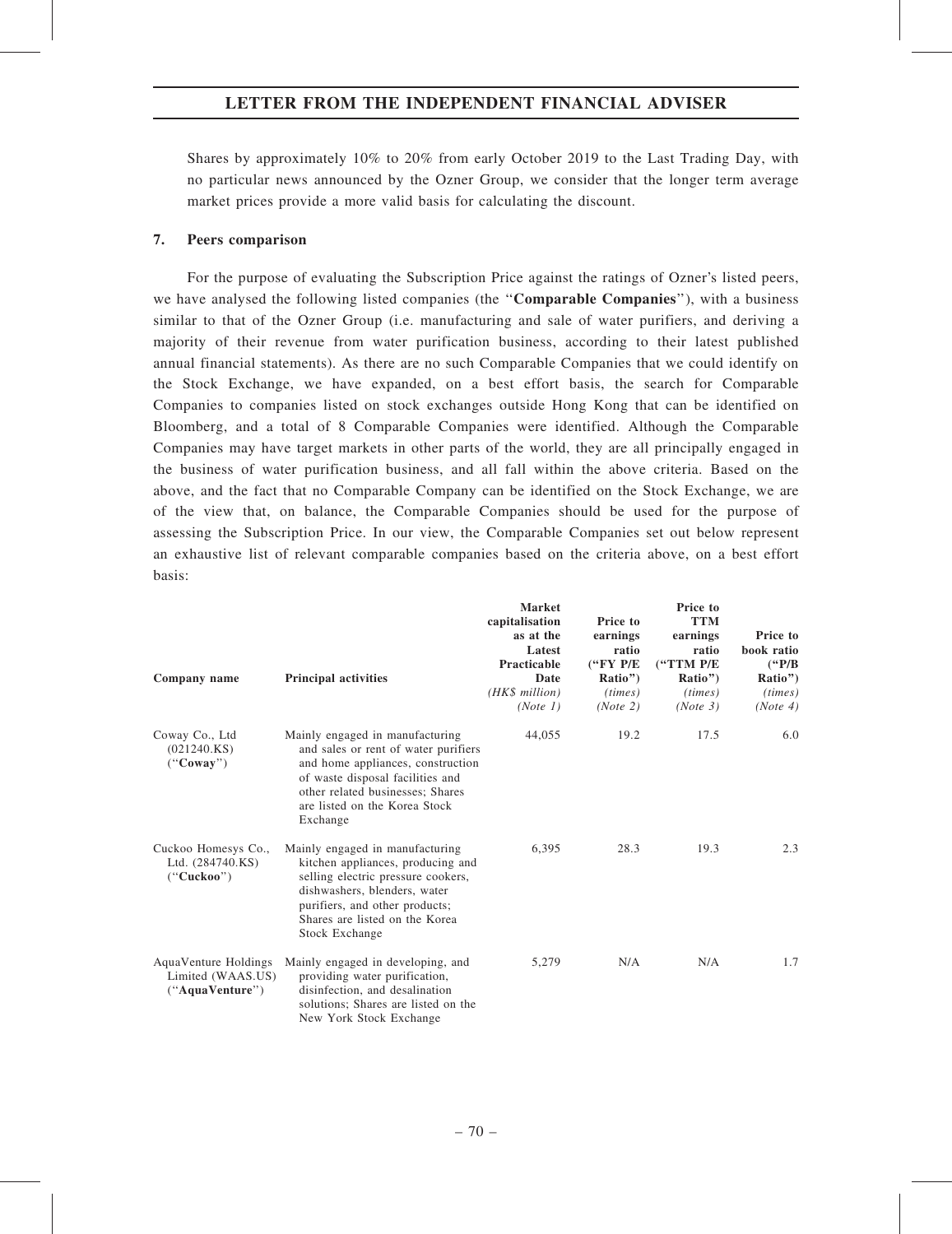Shares by approximately 10% to 20% from early October 2019 to the Last Trading Day, with no particular news announced by the Ozner Group, we consider that the longer term average market prices provide a more valid basis for calculating the discount.

### 7. Peers comparison

For the purpose of evaluating the Subscription Price against the ratings of Ozner's listed peers, we have analysed the following listed companies (the "**Comparable Companies**"), with a business similar to that of the Ozner Group (i.e. manufacturing and sale of water purifiers, and deriving a majority of their revenue from water purification business, according to their latest published annual financial statements). As there are no such Comparable Companies that we could identify on the Stock Exchange, we have expanded, on a best effort basis, the search for Comparable Companies to companies listed on stock exchanges outside Hong Kong that can be identified on Bloomberg, and a total of 8 Comparable Companies were identified. Although the Comparable Companies may have target markets in other parts of the world, they are all principally engaged in the business of water purification business, and all fall within the above criteria. Based on the above, and the fact that no Comparable Company can be identified on the Stock Exchange, we are of the view that, on balance, the Comparable Companies should be used for the purpose of assessing the Subscription Price. In our view, the Comparable Companies set out below represent an exhaustive list of relevant comparable companies based on the criteria above, on a best effort basis:

| Company name | Principal activities | Market capitalisation as at the Latest Practicable Date (HK$ million) (Note 1) | Price to earnings ratio ("FY P/E Ratio") (times) (Note 2) | Price to TTM earnings ratio ("TTM P/E Ratio") (times) (Note 3) | Price to book ratio ("P/B Ratio") (times) (Note 4) |
|---|---|---|---|---|---|
| Coway Co., Ltd (021240.KS) ("**Coway**") | Mainly engaged in manufacturing and sales or rent of water purifiers and home appliances, construction of waste disposal facilities and other related businesses; Shares are listed on the Korea Stock Exchange | 44,055 | 19.2 | 17.5 | 6.0 |
| Cuckoo Homesys Co., Ltd. (284740.KS) ("**Cuckoo**") | Mainly engaged in manufacturing kitchen appliances, producing and selling electric pressure cookers, dishwashers, blenders, water purifiers, and other products; Shares are listed on the Korea Stock Exchange | 6,395 | 28.3 | 19.3 | 2.3 |
| AquaVenture Holdings Limited (WAAS.US) ("**AquaVenture**") | Mainly engaged in developing, and providing water purification, disinfection, and desalination solutions; Shares are listed on the New York Stock Exchange | 5,279 | N/A | N/A | 1.7 |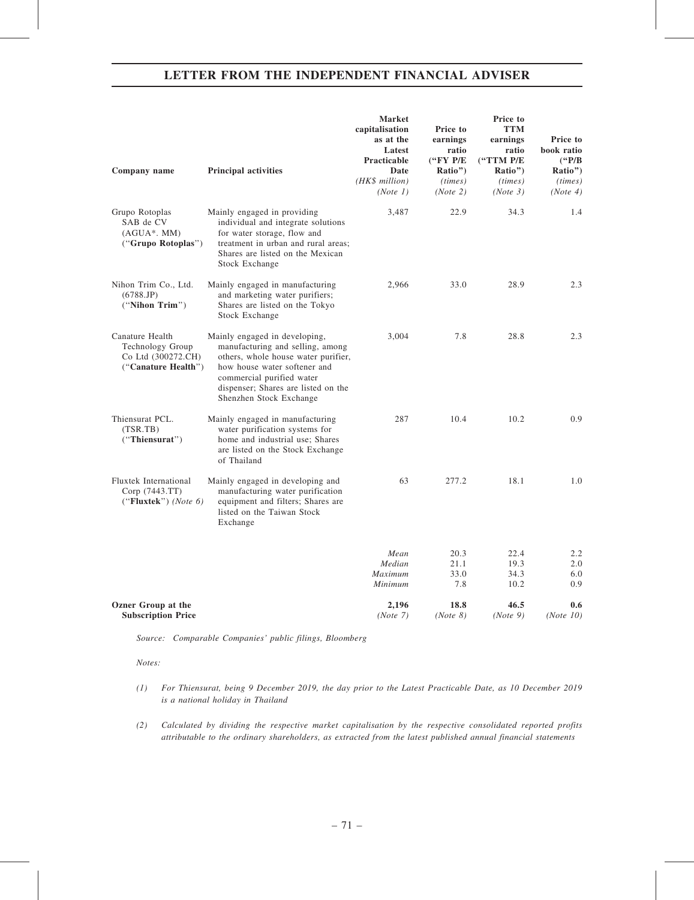| Company name | Principal activities | Market capitalisation as at the Latest Practicable Date *(HK$ million)* *(Note 1)* | Price to earnings ratio ("FY P/E Ratio") *(times)* *(Note 2)* | Price to TTM earnings ratio ("TTM P/E Ratio") *(times)* *(Note 3)* | Price to book ratio ("P/B Ratio") *(times)* *(Note 4)* |
|---|---|---|---|---|---|
| Grupo Rotoplas SAB de CV (AGUA*. MM) ("**Grupo Rotoplas**") | Mainly engaged in providing individual and integrate solutions for water storage, flow and treatment in urban and rural areas; Shares are listed on the Mexican Stock Exchange | 3,487 | 22.9 | 34.3 | 1.4 |
| Nihon Trim Co., Ltd. (6788.JP) ("**Nihon Trim**") | Mainly engaged in manufacturing and marketing water purifiers; Shares are listed on the Tokyo Stock Exchange | 2,966 | 33.0 | 28.9 | 2.3 |
| Canature Health Technology Group Co Ltd (300272.CH) ("**Canature Health**") | Mainly engaged in developing, manufacturing and selling, among others, whole house water purifier, how house water softener and commercial purified water dispenser; Shares are listed on the Shenzhen Stock Exchange | 3,004 | 7.8 | 28.8 | 2.3 |
| Thiensurat PCL. (TSR.TB) ("**Thiensurat**") | Mainly engaged in manufacturing water purification systems for home and industrial use; Shares are listed on the Stock Exchange of Thailand | 287 | 10.4 | 10.2 | 0.9 |
| Fluxtek International Corp (7443.TT) ("**Fluxtek**") *(Note 6)* | Mainly engaged in developing and manufacturing water purification equipment and filters; Shares are listed on the Taiwan Stock Exchange | 63 | 277.2 | 18.1 | 1.0 |
| | | *Mean* | 20.3 | 22.4 | 2.2 |
| | | *Median* | 21.1 | 19.3 | 2.0 |
| | | *Maximum* | 33.0 | 34.3 | 6.0 |
| | | *Minimum* | 7.8 | 10.2 | 0.9 |
| **Ozner Group at the Subscription Price** | | **2,196** *(Note 7)* | **18.8** *(Note 8)* | **46.5** *(Note 9)* | **0.6** *(Note 10)* |

*Source: Comparable Companies' public filings, Bloomberg*

*Notes:*

*(1) For Thiensurat, being 9 December 2019, the day prior to the Latest Practicable Date, as 10 December 2019 is a national holiday in Thailand*

*(2) Calculated by dividing the respective market capitalisation by the respective consolidated reported profits attributable to the ordinary shareholders, as extracted from the latest published annual financial statements*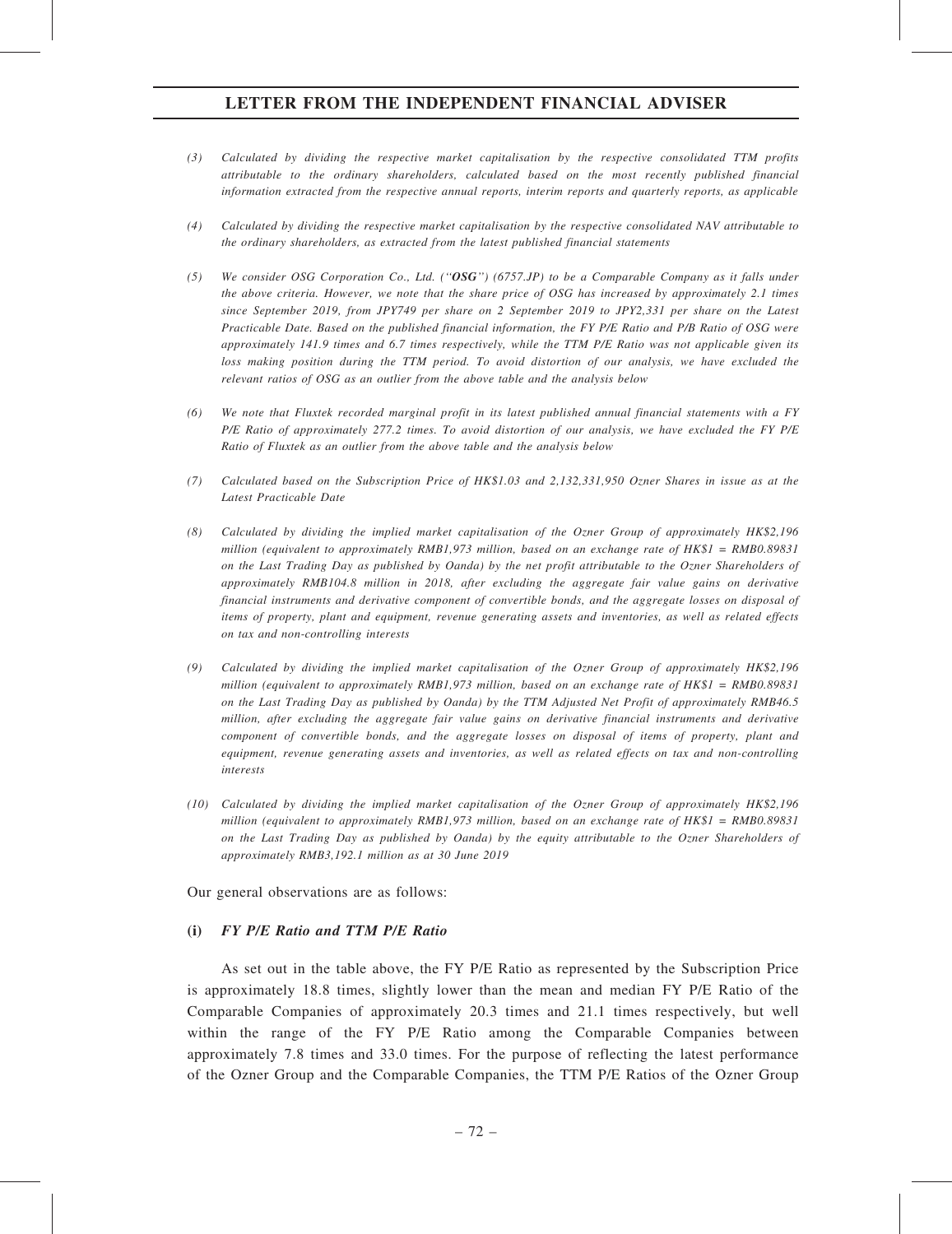(3) *Calculated by dividing the respective market capitalisation by the respective consolidated TTM profits attributable to the ordinary shareholders, calculated based on the most recently published financial information extracted from the respective annual reports, interim reports and quarterly reports, as applicable*

(4) *Calculated by dividing the respective market capitalisation by the respective consolidated NAV attributable to the ordinary shareholders, as extracted from the latest published financial statements*

(5) *We consider OSG Corporation Co., Ltd. ("**OSG**") (6757.JP) to be a Comparable Company as it falls under the above criteria. However, we note that the share price of OSG has increased by approximately 2.1 times since September 2019, from JPY749 per share on 2 September 2019 to JPY2,331 per share on the Latest Practicable Date. Based on the published financial information, the FY P/E Ratio and P/B Ratio of OSG were approximately 141.9 times and 6.7 times respectively, while the TTM P/E Ratio was not applicable given its loss making position during the TTM period. To avoid distortion of our analysis, we have excluded the relevant ratios of OSG as an outlier from the above table and the analysis below*

(6) *We note that Fluxtek recorded marginal profit in its latest published annual financial statements with a FY P/E Ratio of approximately 277.2 times. To avoid distortion of our analysis, we have excluded the FY P/E Ratio of Fluxtek as an outlier from the above table and the analysis below*

(7) *Calculated based on the Subscription Price of HK$1.03 and 2,132,331,950 Ozner Shares in issue as at the Latest Practicable Date*

(8) *Calculated by dividing the implied market capitalisation of the Ozner Group of approximately HK$2,196 million (equivalent to approximately RMB1,973 million, based on an exchange rate of HK$1 = RMB0.89831 on the Last Trading Day as published by Oanda) by the net profit attributable to the Ozner Shareholders of approximately RMB104.8 million in 2018, after excluding the aggregate fair value gains on derivative financial instruments and derivative component of convertible bonds, and the aggregate losses on disposal of items of property, plant and equipment, revenue generating assets and inventories, as well as related effects on tax and non-controlling interests*

(9) *Calculated by dividing the implied market capitalisation of the Ozner Group of approximately HK$2,196 million (equivalent to approximately RMB1,973 million, based on an exchange rate of HK$1 = RMB0.89831 on the Last Trading Day as published by Oanda) by the TTM Adjusted Net Profit of approximately RMB46.5 million, after excluding the aggregate fair value gains on derivative financial instruments and derivative component of convertible bonds, and the aggregate losses on disposal of items of property, plant and equipment, revenue generating assets and inventories, as well as related effects on tax and non-controlling interests*

(10) *Calculated by dividing the implied market capitalisation of the Ozner Group of approximately HK$2,196 million (equivalent to approximately RMB1,973 million, based on an exchange rate of HK$1 = RMB0.89831 on the Last Trading Day as published by Oanda) by the equity attributable to the Ozner Shareholders of approximately RMB3,192.1 million as at 30 June 2019*

Our general observations are as follows:

**(i) *FY P/E Ratio and TTM P/E Ratio***

As set out in the table above, the FY P/E Ratio as represented by the Subscription Price is approximately 18.8 times, slightly lower than the mean and median FY P/E Ratio of the Comparable Companies of approximately 20.3 times and 21.1 times respectively, but well within the range of the FY P/E Ratio among the Comparable Companies between approximately 7.8 times and 33.0 times. For the purpose of reflecting the latest performance of the Ozner Group and the Comparable Companies, the TTM P/E Ratios of the Ozner Group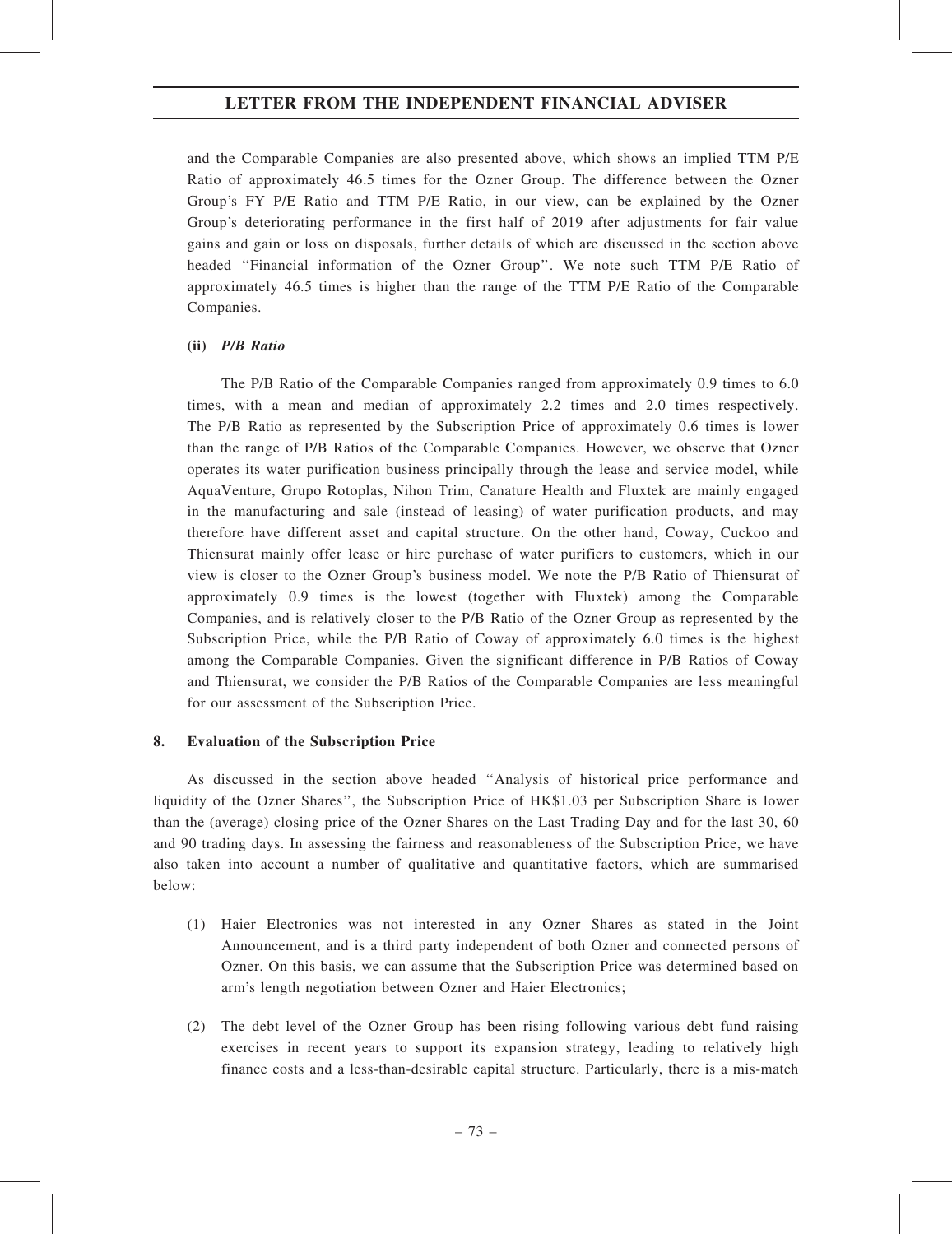and the Comparable Companies are also presented above, which shows an implied TTM P/E Ratio of approximately 46.5 times for the Ozner Group. The difference between the Ozner Group's FY P/E Ratio and TTM P/E Ratio, in our view, can be explained by the Ozner Group's deteriorating performance in the first half of 2019 after adjustments for fair value gains and gain or loss on disposals, further details of which are discussed in the section above headed "Financial information of the Ozner Group". We note such TTM P/E Ratio of approximately 46.5 times is higher than the range of the TTM P/E Ratio of the Comparable Companies.

**(ii) *P/B Ratio***

The P/B Ratio of the Comparable Companies ranged from approximately 0.9 times to 6.0 times, with a mean and median of approximately 2.2 times and 2.0 times respectively. The P/B Ratio as represented by the Subscription Price of approximately 0.6 times is lower than the range of P/B Ratios of the Comparable Companies. However, we observe that Ozner operates its water purification business principally through the lease and service model, while AquaVenture, Grupo Rotoplas, Nihon Trim, Canature Health and Fluxtek are mainly engaged in the manufacturing and sale (instead of leasing) of water purification products, and may therefore have different asset and capital structure. On the other hand, Coway, Cuckoo and Thiensurat mainly offer lease or hire purchase of water purifiers to customers, which in our view is closer to the Ozner Group's business model. We note the P/B Ratio of Thiensurat of approximately 0.9 times is the lowest (together with Fluxtek) among the Comparable Companies, and is relatively closer to the P/B Ratio of the Ozner Group as represented by the Subscription Price, while the P/B Ratio of Coway of approximately 6.0 times is the highest among the Comparable Companies. Given the significant difference in P/B Ratios of Coway and Thiensurat, we consider the P/B Ratios of the Comparable Companies are less meaningful for our assessment of the Subscription Price.

**8. Evaluation of the Subscription Price**

As discussed in the section above headed "Analysis of historical price performance and liquidity of the Ozner Shares", the Subscription Price of HK$1.03 per Subscription Share is lower than the (average) closing price of the Ozner Shares on the Last Trading Day and for the last 30, 60 and 90 trading days. In assessing the fairness and reasonableness of the Subscription Price, we have also taken into account a number of qualitative and quantitative factors, which are summarised below:

(1) Haier Electronics was not interested in any Ozner Shares as stated in the Joint Announcement, and is a third party independent of both Ozner and connected persons of Ozner. On this basis, we can assume that the Subscription Price was determined based on arm's length negotiation between Ozner and Haier Electronics;

(2) The debt level of the Ozner Group has been rising following various debt fund raising exercises in recent years to support its expansion strategy, leading to relatively high finance costs and a less-than-desirable capital structure. Particularly, there is a mis-match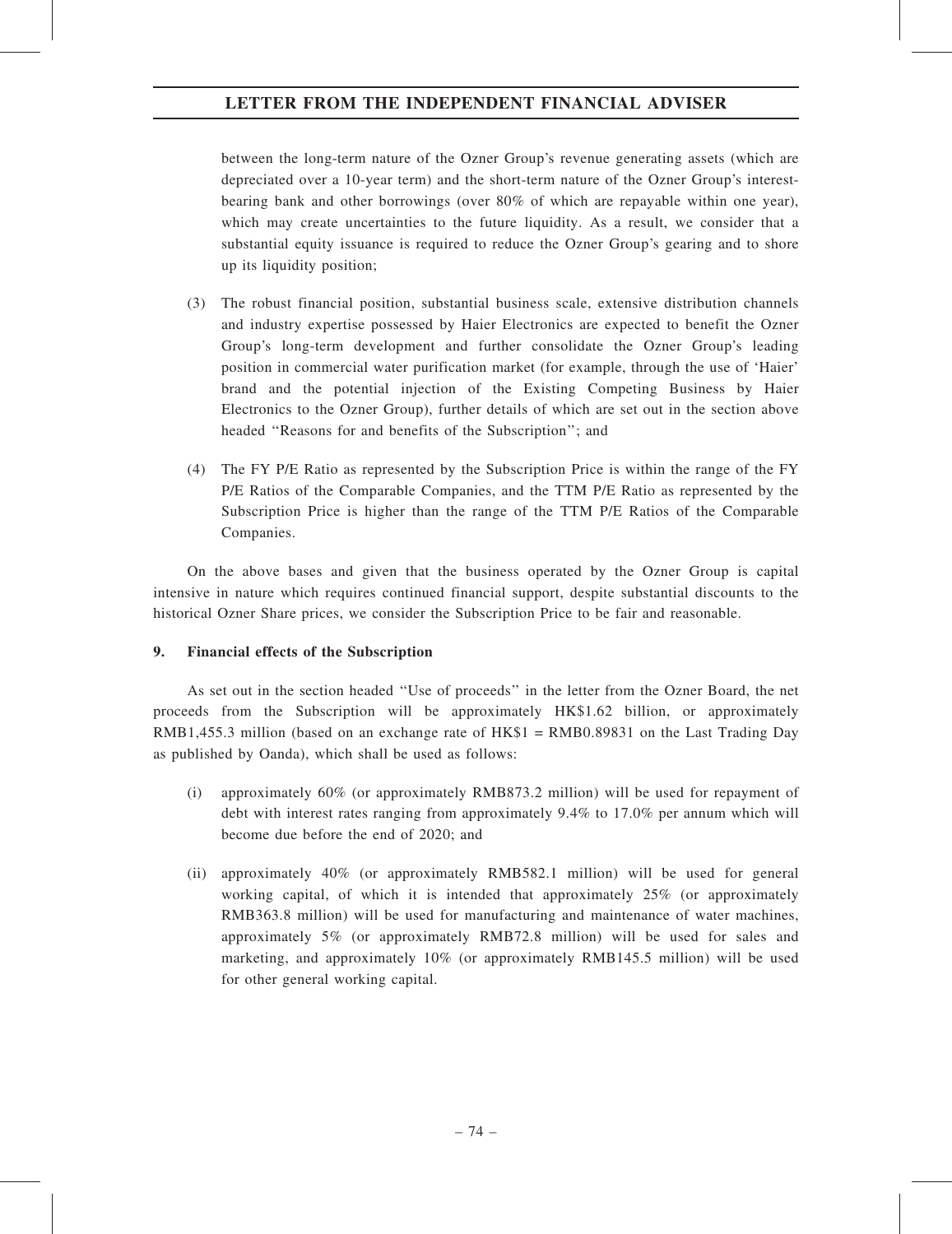between the long-term nature of the Ozner Group's revenue generating assets (which are depreciated over a 10-year term) and the short-term nature of the Ozner Group's interest-bearing bank and other borrowings (over 80% of which are repayable within one year), which may create uncertainties to the future liquidity. As a result, we consider that a substantial equity issuance is required to reduce the Ozner Group's gearing and to shore up its liquidity position;

(3) The robust financial position, substantial business scale, extensive distribution channels and industry expertise possessed by Haier Electronics are expected to benefit the Ozner Group's long-term development and further consolidate the Ozner Group's leading position in commercial water purification market (for example, through the use of 'Haier' brand and the potential injection of the Existing Competing Business by Haier Electronics to the Ozner Group), further details of which are set out in the section above headed "Reasons for and benefits of the Subscription"; and

(4) The FY P/E Ratio as represented by the Subscription Price is within the range of the FY P/E Ratios of the Comparable Companies, and the TTM P/E Ratio as represented by the Subscription Price is higher than the range of the TTM P/E Ratios of the Comparable Companies.

On the above bases and given that the business operated by the Ozner Group is capital intensive in nature which requires continued financial support, despite substantial discounts to the historical Ozner Share prices, we consider the Subscription Price to be fair and reasonable.

## 9. Financial effects of the Subscription

As set out in the section headed "Use of proceeds" in the letter from the Ozner Board, the net proceeds from the Subscription will be approximately HK$1.62 billion, or approximately RMB1,455.3 million (based on an exchange rate of HK$1 = RMB0.89831 on the Last Trading Day as published by Oanda), which shall be used as follows:

(i) approximately 60% (or approximately RMB873.2 million) will be used for repayment of debt with interest rates ranging from approximately 9.4% to 17.0% per annum which will become due before the end of 2020; and

(ii) approximately 40% (or approximately RMB582.1 million) will be used for general working capital, of which it is intended that approximately 25% (or approximately RMB363.8 million) will be used for manufacturing and maintenance of water machines, approximately 5% (or approximately RMB72.8 million) will be used for sales and marketing, and approximately 10% (or approximately RMB145.5 million) will be used for other general working capital.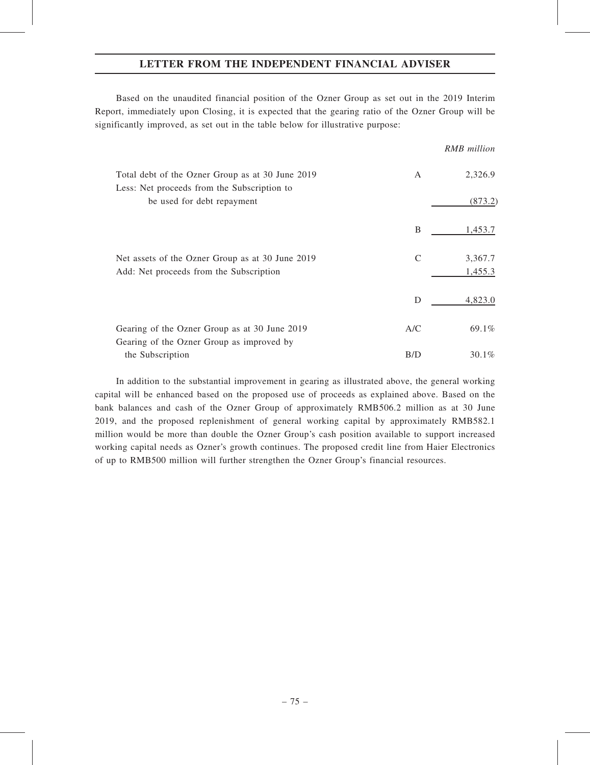## LETTER FROM THE INDEPENDENT FINANCIAL ADVISER

Based on the unaudited financial position of the Ozner Group as set out in the 2019 Interim Report, immediately upon Closing, it is expected that the gearing ratio of the Ozner Group will be significantly improved, as set out in the table below for illustrative purpose:

| | | *RMB million* |
|---|---|---|
| Total debt of the Ozner Group as at 30 June 2019 | A | 2,326.9 |
| Less: Net proceeds from the Subscription to be used for debt repayment | | (873.2) |
| | B | 1,453.7 |
| Net assets of the Ozner Group as at 30 June 2019 | C | 3,367.7 |
| Add: Net proceeds from the Subscription | | 1,455.3 |
| | D | 4,823.0 |
| Gearing of the Ozner Group as at 30 June 2019 | A/C | 69.1% |
| Gearing of the Ozner Group as improved by the Subscription | B/D | 30.1% |

In addition to the substantial improvement in gearing as illustrated above, the general working capital will be enhanced based on the proposed use of proceeds as explained above. Based on the bank balances and cash of the Ozner Group of approximately RMB506.2 million as at 30 June 2019, and the proposed replenishment of general working capital by approximately RMB582.1 million would be more than double the Ozner Group's cash position available to support increased working capital needs as Ozner's growth continues. The proposed credit line from Haier Electronics of up to RMB500 million will further strengthen the Ozner Group's financial resources.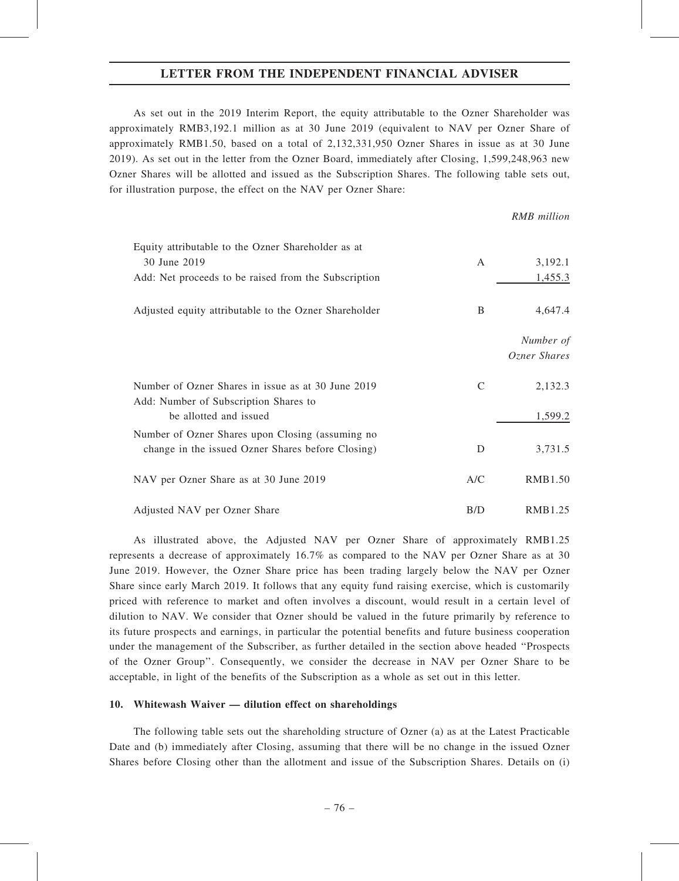As set out in the 2019 Interim Report, the equity attributable to the Ozner Shareholder was approximately RMB3,192.1 million as at 30 June 2019 (equivalent to NAV per Ozner Share of approximately RMB1.50, based on a total of 2,132,331,950 Ozner Shares in issue as at 30 June 2019). As set out in the letter from the Ozner Board, immediately after Closing, 1,599,248,963 new Ozner Shares will be allotted and issued as the Subscription Shares. The following table sets out, for illustration purpose, the effect on the NAV per Ozner Share:

| | | *RMB million* |
|---|---|---|
| Equity attributable to the Ozner Shareholder as at 30 June 2019 | A | 3,192.1 |
| Add: Net proceeds to be raised from the Subscription | | 1,455.3 |
| Adjusted equity attributable to the Ozner Shareholder | B | 4,647.4 |
| | | *Number of Ozner Shares* |
| Number of Ozner Shares in issue as at 30 June 2019 | C | 2,132.3 |
| Add: Number of Subscription Shares to be allotted and issued | | 1,599.2 |
| Number of Ozner Shares upon Closing (assuming no change in the issued Ozner Shares before Closing) | D | 3,731.5 |
| NAV per Ozner Share as at 30 June 2019 | A/C | RMB1.50 |
| Adjusted NAV per Ozner Share | B/D | RMB1.25 |

As illustrated above, the Adjusted NAV per Ozner Share of approximately RMB1.25 represents a decrease of approximately 16.7% as compared to the NAV per Ozner Share as at 30 June 2019. However, the Ozner Share price has been trading largely below the NAV per Ozner Share since early March 2019. It follows that any equity fund raising exercise, which is customarily priced with reference to market and often involves a discount, would result in a certain level of dilution to NAV. We consider that Ozner should be valued in the future primarily by reference to its future prospects and earnings, in particular the potential benefits and future business cooperation under the management of the Subscriber, as further detailed in the section above headed "Prospects of the Ozner Group". Consequently, we consider the decrease in NAV per Ozner Share to be acceptable, in light of the benefits of the Subscription as a whole as set out in this letter.

**10. Whitewash Waiver — dilution effect on shareholdings**

The following table sets out the shareholding structure of Ozner (a) as at the Latest Practicable Date and (b) immediately after Closing, assuming that there will be no change in the issued Ozner Shares before Closing other than the allotment and issue of the Subscription Shares. Details on (i)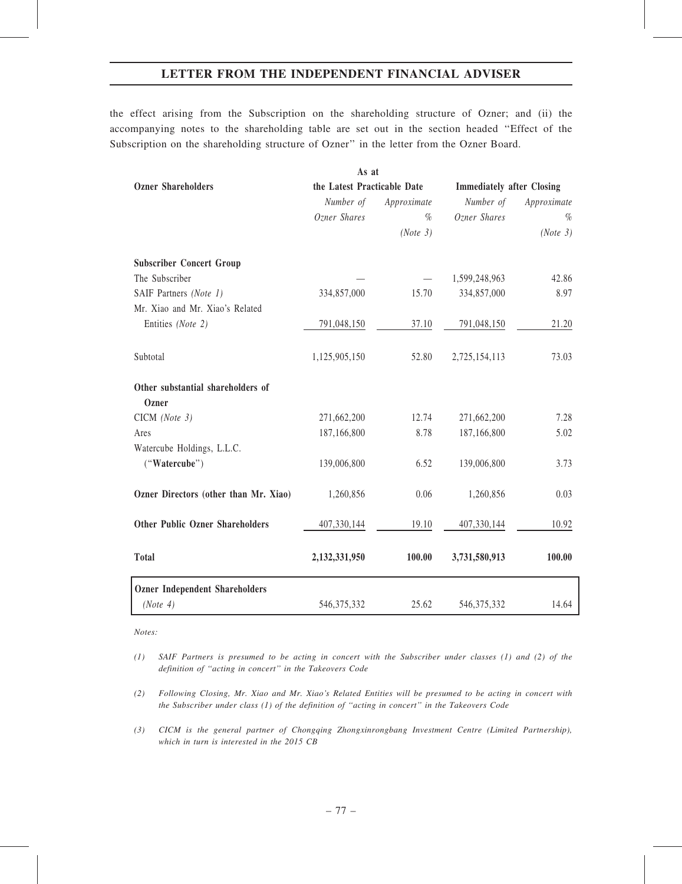the effect arising from the Subscription on the shareholding structure of Ozner; and (ii) the accompanying notes to the shareholding table are set out in the section headed "Effect of the Subscription on the shareholding structure of Ozner" in the letter from the Ozner Board.

| Ozner Shareholders | As at the Latest Practicable Date | | Immediately after Closing | |
|---|---|---|---|---|
| | *Number of Ozner Shares* | *Approximate %* *(Note 3)* | *Number of Ozner Shares* | *Approximate %* *(Note 3)* |
| **Subscriber Concert Group** | | | | |
| The Subscriber | — | — | 1,599,248,963 | 42.86 |
| SAIF Partners *(Note 1)* | 334,857,000 | 15.70 | 334,857,000 | 8.97 |
| Mr. Xiao and Mr. Xiao's Related Entities *(Note 2)* | 791,048,150 | 37.10 | 791,048,150 | 21.20 |
| Subtotal | 1,125,905,150 | 52.80 | 2,725,154,113 | 73.03 |
| **Other substantial shareholders of Ozner** | | | | |
| CICM *(Note 3)* | 271,662,200 | 12.74 | 271,662,200 | 7.28 |
| Ares | 187,166,800 | 8.78 | 187,166,800 | 5.02 |
| Watercube Holdings, L.L.C. ("**Watercube**") | 139,006,800 | 6.52 | 139,006,800 | 3.73 |
| **Ozner Directors (other than Mr. Xiao)** | 1,260,856 | 0.06 | 1,260,856 | 0.03 |
| **Other Public Ozner Shareholders** | 407,330,144 | 19.10 | 407,330,144 | 10.92 |
| **Total** | **2,132,331,950** | **100.00** | **3,731,580,913** | **100.00** |
| **Ozner Independent Shareholders** *(Note 4)* | 546,375,332 | 25.62 | 546,375,332 | 14.64 |

*Notes:*

*(1) SAIF Partners is presumed to be acting in concert with the Subscriber under classes (1) and (2) of the definition of "acting in concert" in the Takeovers Code*

*(2) Following Closing, Mr. Xiao and Mr. Xiao's Related Entities will be presumed to be acting in concert with the Subscriber under class (1) of the definition of "acting in concert" in the Takeovers Code*

*(3) CICM is the general partner of Chongqing Zhongxinrongbang Investment Centre (Limited Partnership), which in turn is interested in the 2015 CB*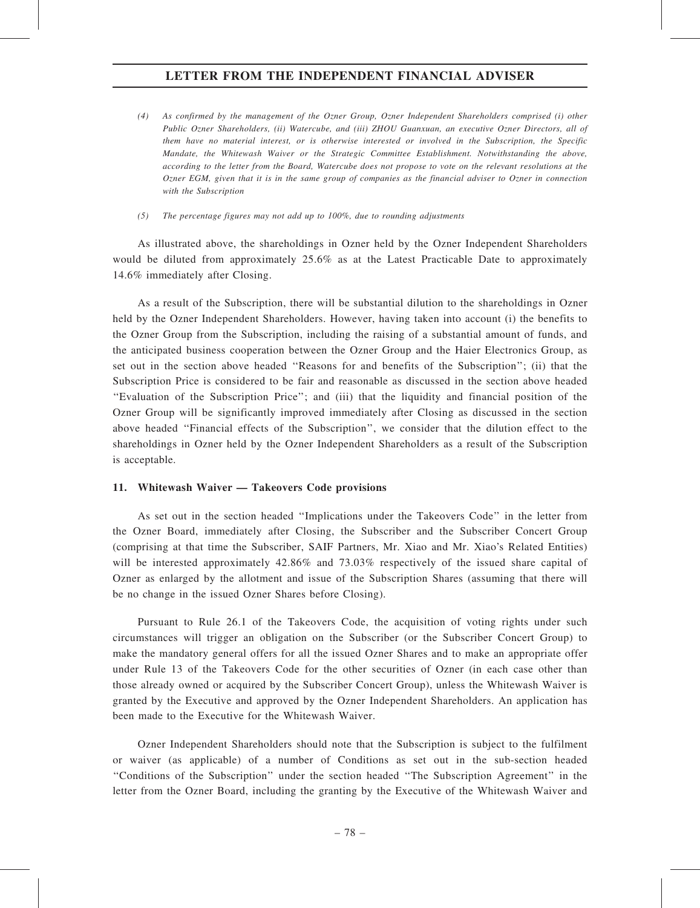*(4) As confirmed by the management of the Ozner Group, Ozner Independent Shareholders comprised (i) other Public Ozner Shareholders, (ii) Watercube, and (iii) ZHOU Guanxuan, an executive Ozner Directors, all of them have no material interest, or is otherwise interested or involved in the Subscription, the Specific Mandate, the Whitewash Waiver or the Strategic Committee Establishment. Notwithstanding the above, according to the letter from the Board, Watercube does not propose to vote on the relevant resolutions at the Ozner EGM, given that it is in the same group of companies as the financial adviser to Ozner in connection with the Subscription*

*(5) The percentage figures may not add up to 100%, due to rounding adjustments*

As illustrated above, the shareholdings in Ozner held by the Ozner Independent Shareholders would be diluted from approximately 25.6% as at the Latest Practicable Date to approximately 14.6% immediately after Closing.

As a result of the Subscription, there will be substantial dilution to the shareholdings in Ozner held by the Ozner Independent Shareholders. However, having taken into account (i) the benefits to the Ozner Group from the Subscription, including the raising of a substantial amount of funds, and the anticipated business cooperation between the Ozner Group and the Haier Electronics Group, as set out in the section above headed ''Reasons for and benefits of the Subscription''; (ii) that the Subscription Price is considered to be fair and reasonable as discussed in the section above headed ''Evaluation of the Subscription Price''; and (iii) that the liquidity and financial position of the Ozner Group will be significantly improved immediately after Closing as discussed in the section above headed ''Financial effects of the Subscription'', we consider that the dilution effect to the shareholdings in Ozner held by the Ozner Independent Shareholders as a result of the Subscription is acceptable.

### 11. Whitewash Waiver — Takeovers Code provisions

As set out in the section headed ''Implications under the Takeovers Code'' in the letter from the Ozner Board, immediately after Closing, the Subscriber and the Subscriber Concert Group (comprising at that time the Subscriber, SAIF Partners, Mr. Xiao and Mr. Xiao's Related Entities) will be interested approximately 42.86% and 73.03% respectively of the issued share capital of Ozner as enlarged by the allotment and issue of the Subscription Shares (assuming that there will be no change in the issued Ozner Shares before Closing).

Pursuant to Rule 26.1 of the Takeovers Code, the acquisition of voting rights under such circumstances will trigger an obligation on the Subscriber (or the Subscriber Concert Group) to make the mandatory general offers for all the issued Ozner Shares and to make an appropriate offer under Rule 13 of the Takeovers Code for the other securities of Ozner (in each case other than those already owned or acquired by the Subscriber Concert Group), unless the Whitewash Waiver is granted by the Executive and approved by the Ozner Independent Shareholders. An application has been made to the Executive for the Whitewash Waiver.

Ozner Independent Shareholders should note that the Subscription is subject to the fulfilment or waiver (as applicable) of a number of Conditions as set out in the sub-section headed ''Conditions of the Subscription'' under the section headed ''The Subscription Agreement'' in the letter from the Ozner Board, including the granting by the Executive of the Whitewash Waiver and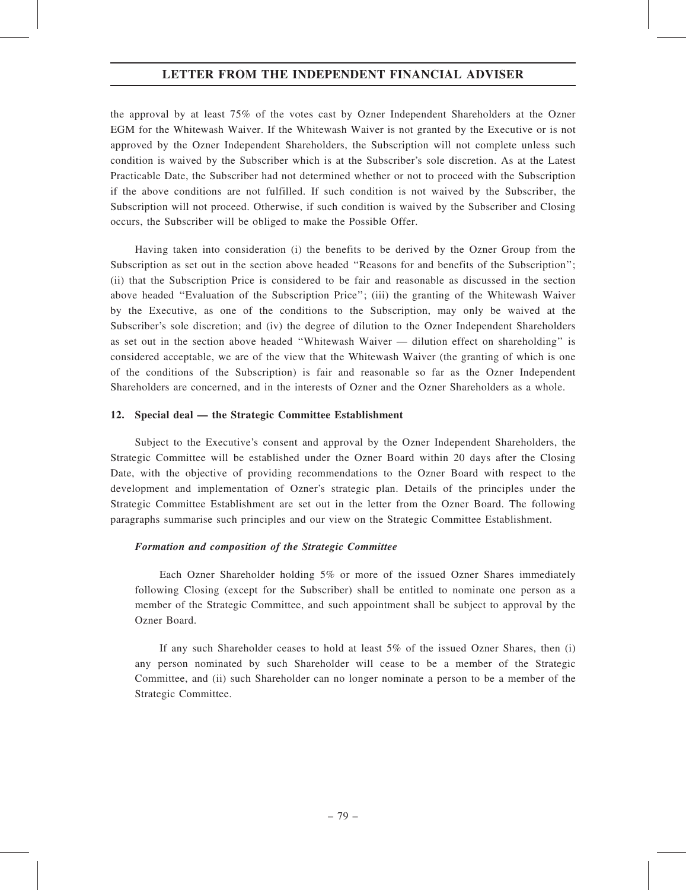the approval by at least 75% of the votes cast by Ozner Independent Shareholders at the Ozner EGM for the Whitewash Waiver. If the Whitewash Waiver is not granted by the Executive or is not approved by the Ozner Independent Shareholders, the Subscription will not complete unless such condition is waived by the Subscriber which is at the Subscriber's sole discretion. As at the Latest Practicable Date, the Subscriber had not determined whether or not to proceed with the Subscription if the above conditions are not fulfilled. If such condition is not waived by the Subscriber, the Subscription will not proceed. Otherwise, if such condition is waived by the Subscriber and Closing occurs, the Subscriber will be obliged to make the Possible Offer.

Having taken into consideration (i) the benefits to be derived by the Ozner Group from the Subscription as set out in the section above headed "Reasons for and benefits of the Subscription"; (ii) that the Subscription Price is considered to be fair and reasonable as discussed in the section above headed "Evaluation of the Subscription Price"; (iii) the granting of the Whitewash Waiver by the Executive, as one of the conditions to the Subscription, may only be waived at the Subscriber's sole discretion; and (iv) the degree of dilution to the Ozner Independent Shareholders as set out in the section above headed "Whitewash Waiver — dilution effect on shareholding" is considered acceptable, we are of the view that the Whitewash Waiver (the granting of which is one of the conditions of the Subscription) is fair and reasonable so far as the Ozner Independent Shareholders are concerned, and in the interests of Ozner and the Ozner Shareholders as a whole.

### 12. Special deal — the Strategic Committee Establishment

Subject to the Executive's consent and approval by the Ozner Independent Shareholders, the Strategic Committee will be established under the Ozner Board within 20 days after the Closing Date, with the objective of providing recommendations to the Ozner Board with respect to the development and implementation of Ozner's strategic plan. Details of the principles under the Strategic Committee Establishment are set out in the letter from the Ozner Board. The following paragraphs summarise such principles and our view on the Strategic Committee Establishment.

***Formation and composition of the Strategic Committee***

Each Ozner Shareholder holding 5% or more of the issued Ozner Shares immediately following Closing (except for the Subscriber) shall be entitled to nominate one person as a member of the Strategic Committee, and such appointment shall be subject to approval by the Ozner Board.

If any such Shareholder ceases to hold at least 5% of the issued Ozner Shares, then (i) any person nominated by such Shareholder will cease to be a member of the Strategic Committee, and (ii) such Shareholder can no longer nominate a person to be a member of the Strategic Committee.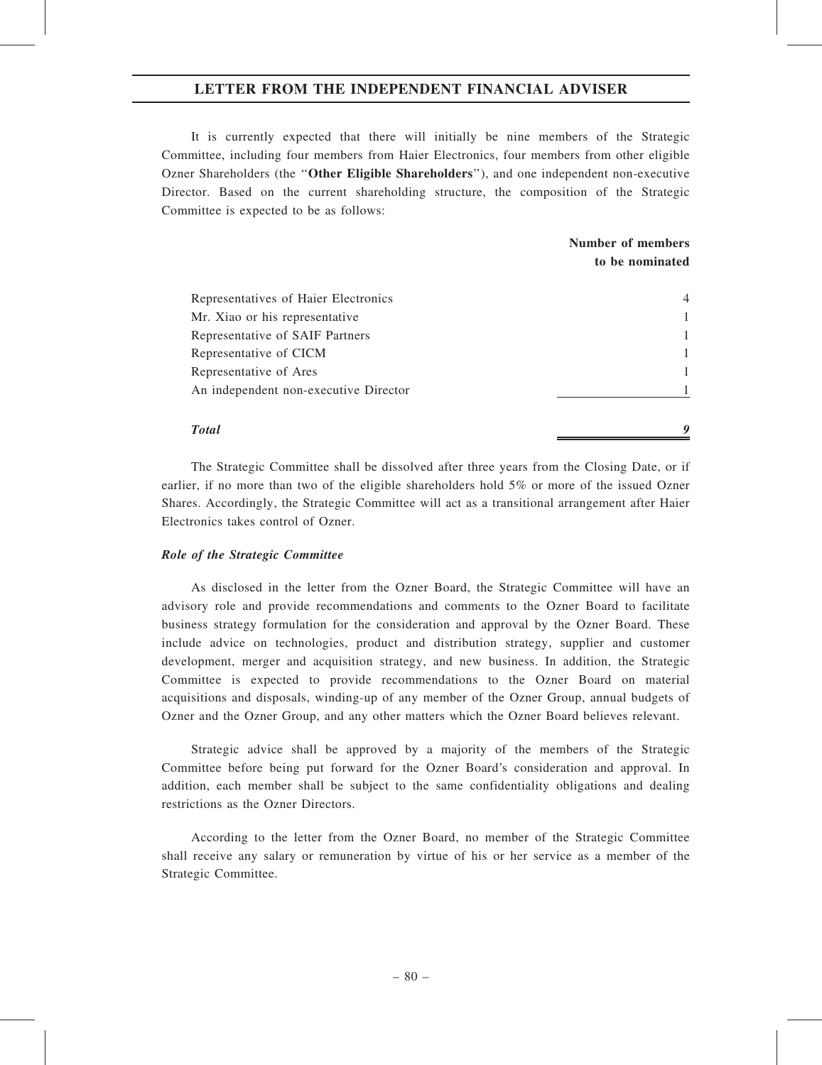It is currently expected that there will initially be nine members of the Strategic Committee, including four members from Haier Electronics, four members from other eligible Ozner Shareholders (the "**Other Eligible Shareholders**"), and one independent non-executive Director. Based on the current shareholding structure, the composition of the Strategic Committee is expected to be as follows:

| | Number of members to be nominated |
|---|---|
| Representatives of Haier Electronics | 4 |
| Mr. Xiao or his representative | 1 |
| Representative of SAIF Partners | 1 |
| Representative of CICM | 1 |
| Representative of Ares | 1 |
| An independent non-executive Director | 1 |
| ***Total*** | ***9*** |

The Strategic Committee shall be dissolved after three years from the Closing Date, or if earlier, if no more than two of the eligible shareholders hold 5% or more of the issued Ozner Shares. Accordingly, the Strategic Committee will act as a transitional arrangement after Haier Electronics takes control of Ozner.

***Role of the Strategic Committee***

As disclosed in the letter from the Ozner Board, the Strategic Committee will have an advisory role and provide recommendations and comments to the Ozner Board to facilitate business strategy formulation for the consideration and approval by the Ozner Board. These include advice on technologies, product and distribution strategy, supplier and customer development, merger and acquisition strategy, and new business. In addition, the Strategic Committee is expected to provide recommendations to the Ozner Board on material acquisitions and disposals, winding-up of any member of the Ozner Group, annual budgets of Ozner and the Ozner Group, and any other matters which the Ozner Board believes relevant.

Strategic advice shall be approved by a majority of the members of the Strategic Committee before being put forward for the Ozner Board's consideration and approval. In addition, each member shall be subject to the same confidentiality obligations and dealing restrictions as the Ozner Directors.

According to the letter from the Ozner Board, no member of the Strategic Committee shall receive any salary or remuneration by virtue of his or her service as a member of the Strategic Committee.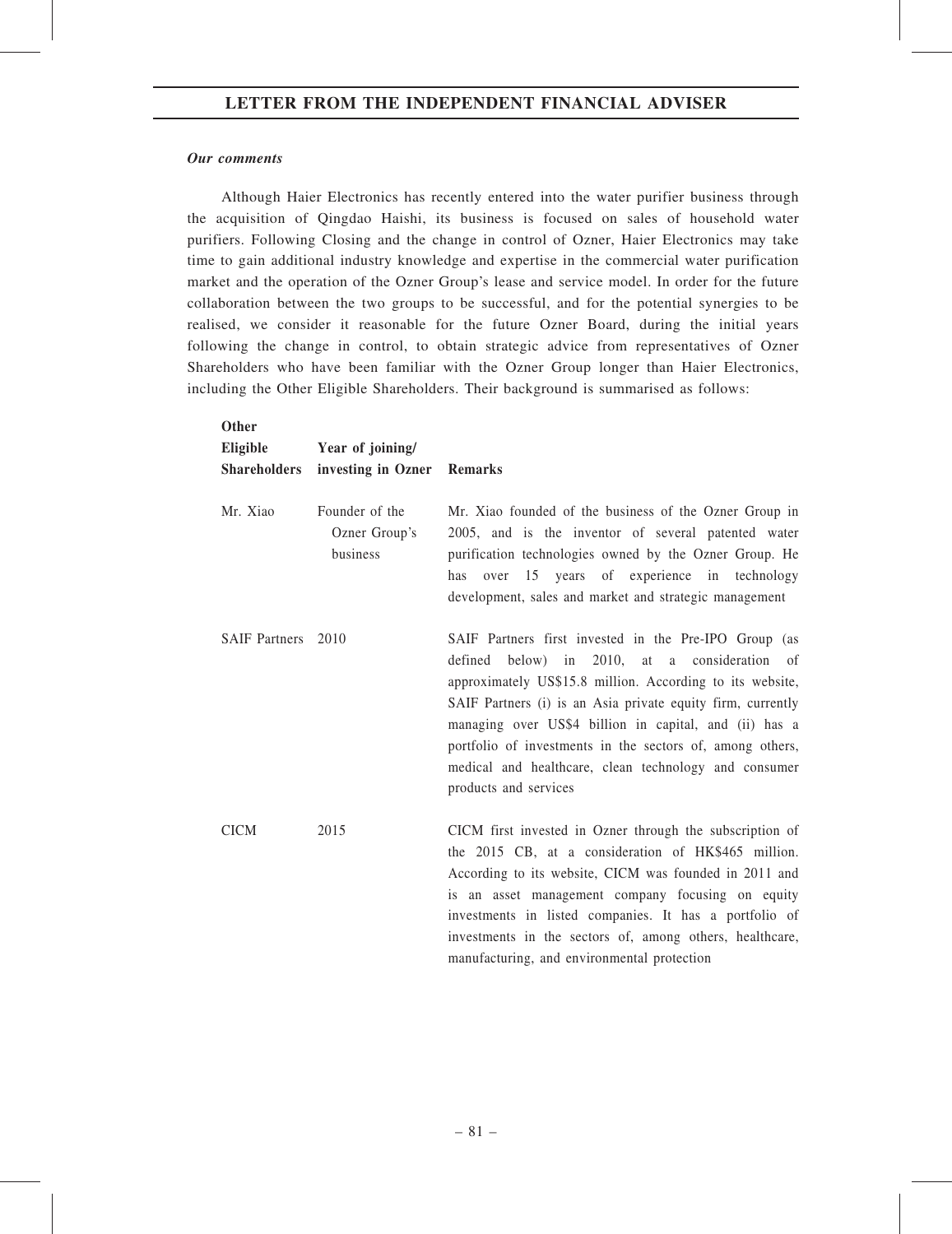*Our comments*

Although Haier Electronics has recently entered into the water purifier business through the acquisition of Qingdao Haishi, its business is focused on sales of household water purifiers. Following Closing and the change in control of Ozner, Haier Electronics may take time to gain additional industry knowledge and expertise in the commercial water purification market and the operation of the Ozner Group's lease and service model. In order for the future collaboration between the two groups to be successful, and for the potential synergies to be realised, we consider it reasonable for the future Ozner Board, during the initial years following the change in control, to obtain strategic advice from representatives of Ozner Shareholders who have been familiar with the Ozner Group longer than Haier Electronics, including the Other Eligible Shareholders. Their background is summarised as follows:

| Other Eligible Shareholders | Year of joining/ investing in Ozner | Remarks |
|---|---|---|
| Mr. Xiao | Founder of the Ozner Group's business | Mr. Xiao founded of the business of the Ozner Group in 2005, and is the inventor of several patented water purification technologies owned by the Ozner Group. He has over 15 years of experience in technology development, sales and market and strategic management |
| SAIF Partners | 2010 | SAIF Partners first invested in the Pre-IPO Group (as defined below) in 2010, at a consideration of approximately US$15.8 million. According to its website, SAIF Partners (i) is an Asia private equity firm, currently managing over US$4 billion in capital, and (ii) has a portfolio of investments in the sectors of, among others, medical and healthcare, clean technology and consumer products and services |
| CICM | 2015 | CICM first invested in Ozner through the subscription of the 2015 CB, at a consideration of HK$465 million. According to its website, CICM was founded in 2011 and is an asset management company focusing on equity investments in listed companies. It has a portfolio of investments in the sectors of, among others, healthcare, manufacturing, and environmental protection |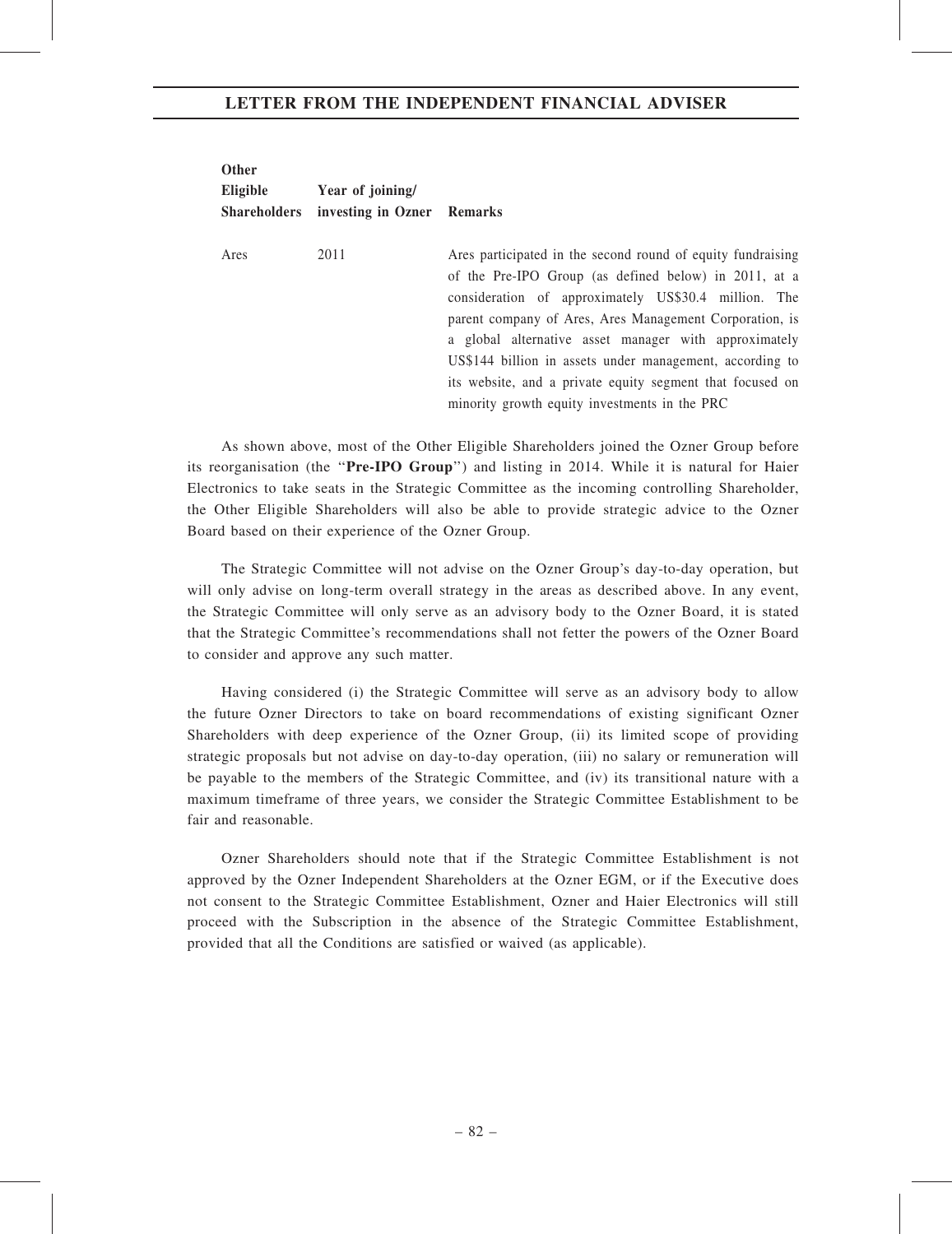| Other Eligible Shareholders | Year of joining/ investing in Ozner | Remarks |
| --- | --- | --- |
| Ares | 2011 | Ares participated in the second round of equity fundraising of the Pre-IPO Group (as defined below) in 2011, at a consideration of approximately US$30.4 million. The parent company of Ares, Ares Management Corporation, is a global alternative asset manager with approximately US$144 billion in assets under management, according to its website, and a private equity segment that focused on minority growth equity investments in the PRC |

As shown above, most of the Other Eligible Shareholders joined the Ozner Group before its reorganisation (the "**Pre-IPO Group**") and listing in 2014. While it is natural for Haier Electronics to take seats in the Strategic Committee as the incoming controlling Shareholder, the Other Eligible Shareholders will also be able to provide strategic advice to the Ozner Board based on their experience of the Ozner Group.

The Strategic Committee will not advise on the Ozner Group's day-to-day operation, but will only advise on long-term overall strategy in the areas as described above. In any event, the Strategic Committee will only serve as an advisory body to the Ozner Board, it is stated that the Strategic Committee's recommendations shall not fetter the powers of the Ozner Board to consider and approve any such matter.

Having considered (i) the Strategic Committee will serve as an advisory body to allow the future Ozner Directors to take on board recommendations of existing significant Ozner Shareholders with deep experience of the Ozner Group, (ii) its limited scope of providing strategic proposals but not advise on day-to-day operation, (iii) no salary or remuneration will be payable to the members of the Strategic Committee, and (iv) its transitional nature with a maximum timeframe of three years, we consider the Strategic Committee Establishment to be fair and reasonable.

Ozner Shareholders should note that if the Strategic Committee Establishment is not approved by the Ozner Independent Shareholders at the Ozner EGM, or if the Executive does not consent to the Strategic Committee Establishment, Ozner and Haier Electronics will still proceed with the Subscription in the absence of the Strategic Committee Establishment, provided that all the Conditions are satisfied or waived (as applicable).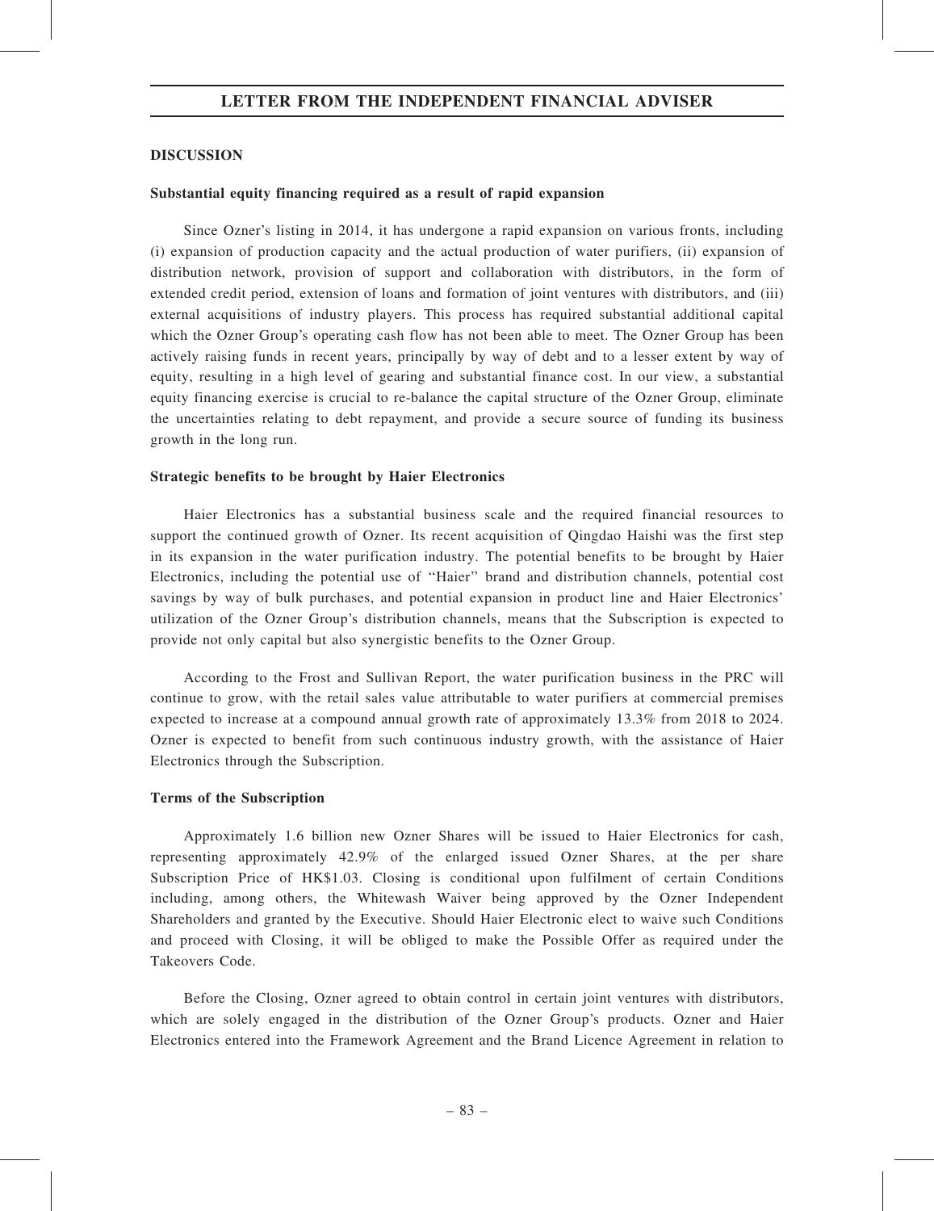## DISCUSSION

### Substantial equity financing required as a result of rapid expansion

Since Ozner's listing in 2014, it has undergone a rapid expansion on various fronts, including (i) expansion of production capacity and the actual production of water purifiers, (ii) expansion of distribution network, provision of support and collaboration with distributors, in the form of extended credit period, extension of loans and formation of joint ventures with distributors, and (iii) external acquisitions of industry players. This process has required substantial additional capital which the Ozner Group's operating cash flow has not been able to meet. The Ozner Group has been actively raising funds in recent years, principally by way of debt and to a lesser extent by way of equity, resulting in a high level of gearing and substantial finance cost. In our view, a substantial equity financing exercise is crucial to re-balance the capital structure of the Ozner Group, eliminate the uncertainties relating to debt repayment, and provide a secure source of funding its business growth in the long run.

### Strategic benefits to be brought by Haier Electronics

Haier Electronics has a substantial business scale and the required financial resources to support the continued growth of Ozner. Its recent acquisition of Qingdao Haishi was the first step in its expansion in the water purification industry. The potential benefits to be brought by Haier Electronics, including the potential use of "Haier" brand and distribution channels, potential cost savings by way of bulk purchases, and potential expansion in product line and Haier Electronics' utilization of the Ozner Group's distribution channels, means that the Subscription is expected to provide not only capital but also synergistic benefits to the Ozner Group.

According to the Frost and Sullivan Report, the water purification business in the PRC will continue to grow, with the retail sales value attributable to water purifiers at commercial premises expected to increase at a compound annual growth rate of approximately 13.3% from 2018 to 2024. Ozner is expected to benefit from such continuous industry growth, with the assistance of Haier Electronics through the Subscription.

### Terms of the Subscription

Approximately 1.6 billion new Ozner Shares will be issued to Haier Electronics for cash, representing approximately 42.9% of the enlarged issued Ozner Shares, at the per share Subscription Price of HK$1.03. Closing is conditional upon fulfilment of certain Conditions including, among others, the Whitewash Waiver being approved by the Ozner Independent Shareholders and granted by the Executive. Should Haier Electronic elect to waive such Conditions and proceed with Closing, it will be obliged to make the Possible Offer as required under the Takeovers Code.

Before the Closing, Ozner agreed to obtain control in certain joint ventures with distributors, which are solely engaged in the distribution of the Ozner Group's products. Ozner and Haier Electronics entered into the Framework Agreement and the Brand Licence Agreement in relation to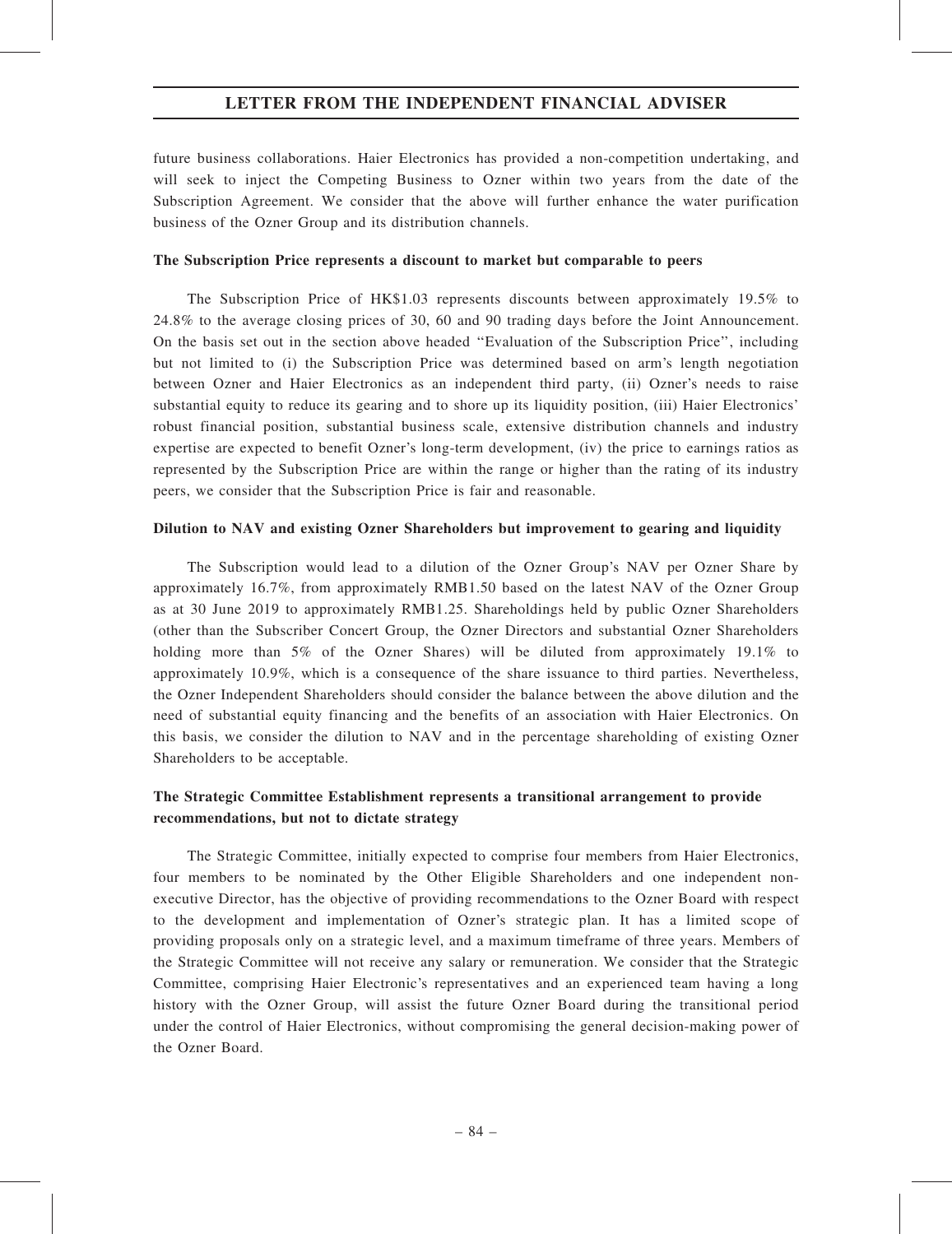future business collaborations. Haier Electronics has provided a non-competition undertaking, and will seek to inject the Competing Business to Ozner within two years from the date of the Subscription Agreement. We consider that the above will further enhance the water purification business of the Ozner Group and its distribution channels.

**The Subscription Price represents a discount to market but comparable to peers**

The Subscription Price of HK$1.03 represents discounts between approximately 19.5% to 24.8% to the average closing prices of 30, 60 and 90 trading days before the Joint Announcement. On the basis set out in the section above headed ''Evaluation of the Subscription Price'', including but not limited to (i) the Subscription Price was determined based on arm's length negotiation between Ozner and Haier Electronics as an independent third party, (ii) Ozner's needs to raise substantial equity to reduce its gearing and to shore up its liquidity position, (iii) Haier Electronics' robust financial position, substantial business scale, extensive distribution channels and industry expertise are expected to benefit Ozner's long-term development, (iv) the price to earnings ratios as represented by the Subscription Price are within the range or higher than the rating of its industry peers, we consider that the Subscription Price is fair and reasonable.

**Dilution to NAV and existing Ozner Shareholders but improvement to gearing and liquidity**

The Subscription would lead to a dilution of the Ozner Group's NAV per Ozner Share by approximately 16.7%, from approximately RMB1.50 based on the latest NAV of the Ozner Group as at 30 June 2019 to approximately RMB1.25. Shareholdings held by public Ozner Shareholders (other than the Subscriber Concert Group, the Ozner Directors and substantial Ozner Shareholders holding more than 5% of the Ozner Shares) will be diluted from approximately 19.1% to approximately 10.9%, which is a consequence of the share issuance to third parties. Nevertheless, the Ozner Independent Shareholders should consider the balance between the above dilution and the need of substantial equity financing and the benefits of an association with Haier Electronics. On this basis, we consider the dilution to NAV and in the percentage shareholding of existing Ozner Shareholders to be acceptable.

**The Strategic Committee Establishment represents a transitional arrangement to provide recommendations, but not to dictate strategy**

The Strategic Committee, initially expected to comprise four members from Haier Electronics, four members to be nominated by the Other Eligible Shareholders and one independent non-executive Director, has the objective of providing recommendations to the Ozner Board with respect to the development and implementation of Ozner's strategic plan. It has a limited scope of providing proposals only on a strategic level, and a maximum timeframe of three years. Members of the Strategic Committee will not receive any salary or remuneration. We consider that the Strategic Committee, comprising Haier Electronic's representatives and an experienced team having a long history with the Ozner Group, will assist the future Ozner Board during the transitional period under the control of Haier Electronics, without compromising the general decision-making power of the Ozner Board.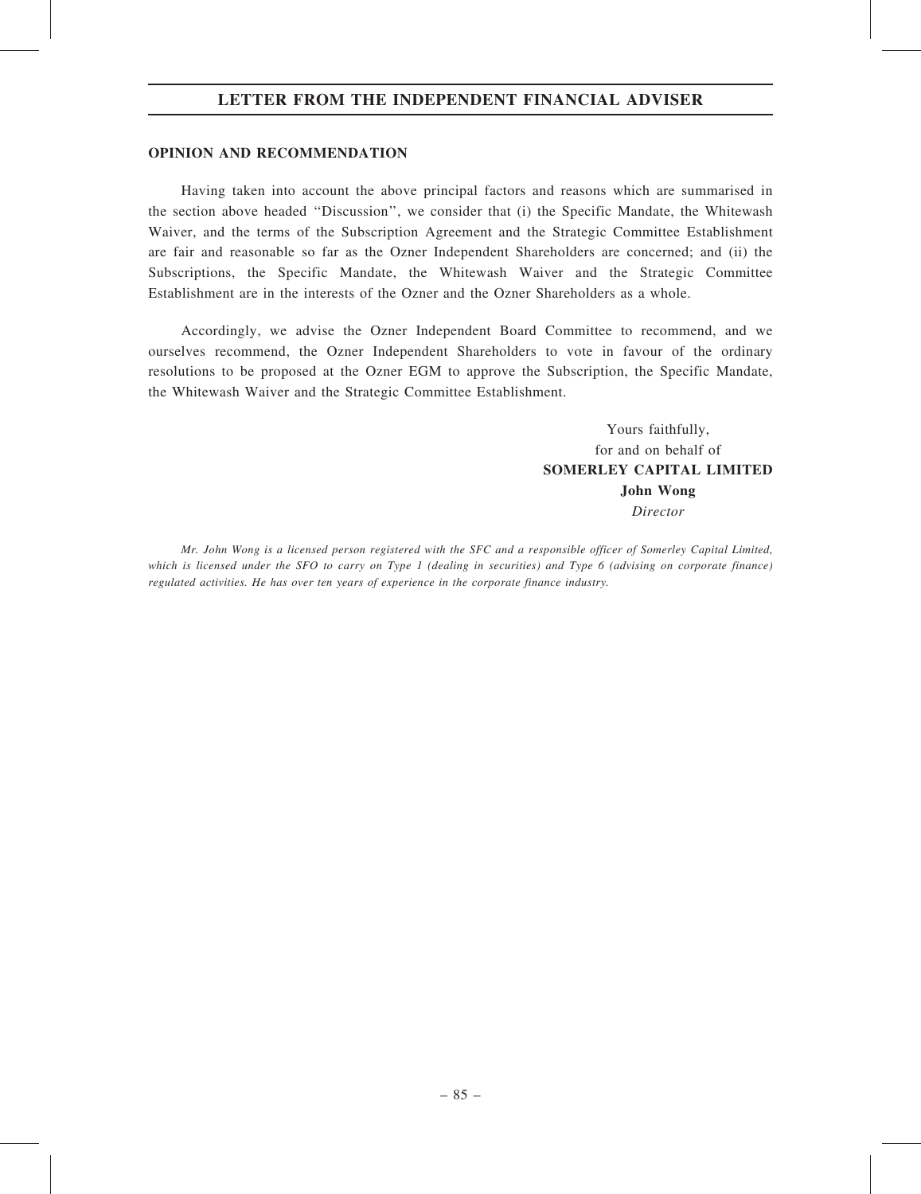## OPINION AND RECOMMENDATION

Having taken into account the above principal factors and reasons which are summarised in the section above headed "Discussion", we consider that (i) the Specific Mandate, the Whitewash Waiver, and the terms of the Subscription Agreement and the Strategic Committee Establishment are fair and reasonable so far as the Ozner Independent Shareholders are concerned; and (ii) the Subscriptions, the Specific Mandate, the Whitewash Waiver and the Strategic Committee Establishment are in the interests of the Ozner and the Ozner Shareholders as a whole.

Accordingly, we advise the Ozner Independent Board Committee to recommend, and we ourselves recommend, the Ozner Independent Shareholders to vote in favour of the ordinary resolutions to be proposed at the Ozner EGM to approve the Subscription, the Specific Mandate, the Whitewash Waiver and the Strategic Committee Establishment.

Yours faithfully,
for and on behalf of
**SOMERLEY CAPITAL LIMITED**
**John Wong**
*Director*

*Mr. John Wong is a licensed person registered with the SFC and a responsible officer of Somerley Capital Limited, which is licensed under the SFO to carry on Type 1 (dealing in securities) and Type 6 (advising on corporate finance) regulated activities. He has over ten years of experience in the corporate finance industry.*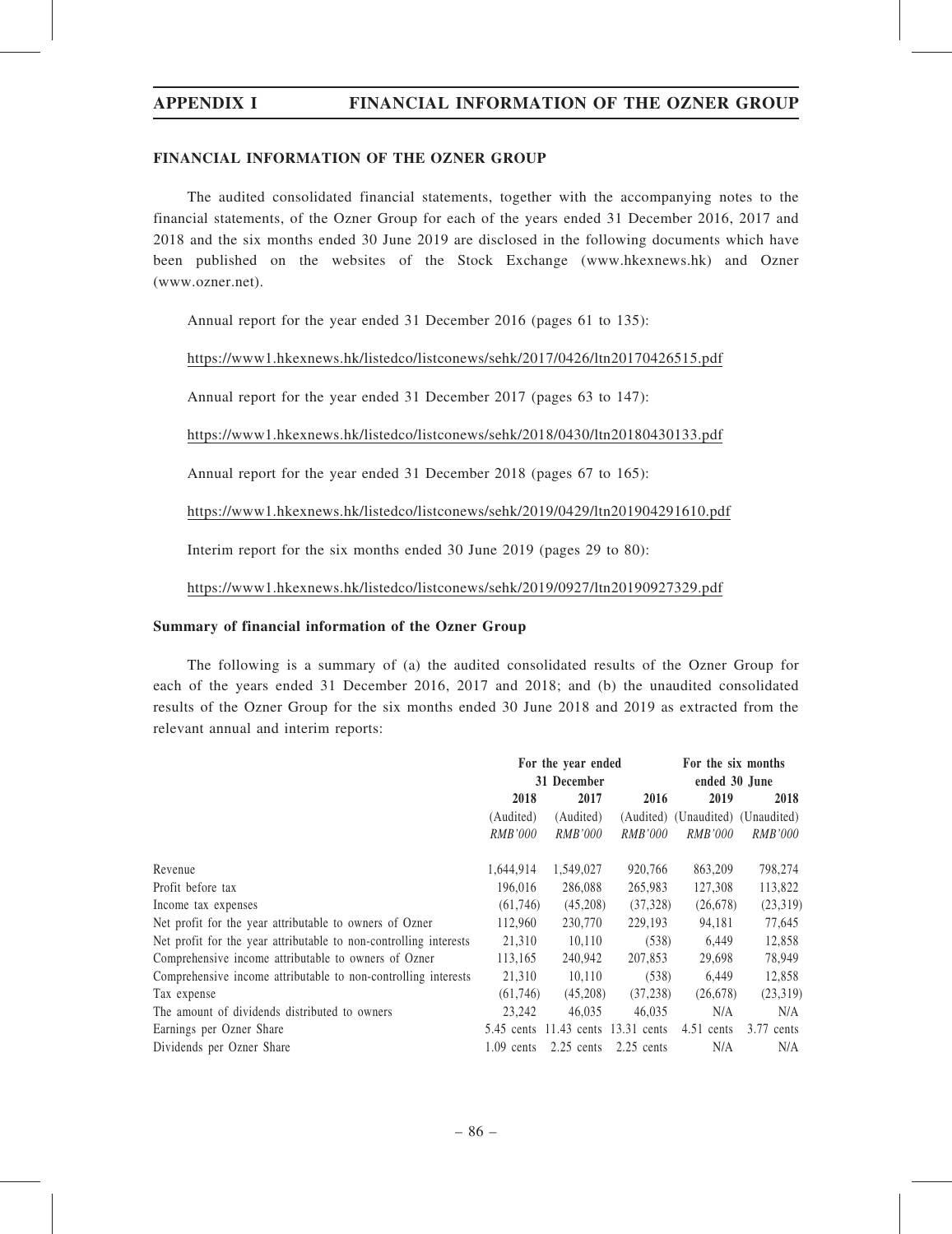## FINANCIAL INFORMATION OF THE OZNER GROUP

The audited consolidated financial statements, together with the accompanying notes to the financial statements, of the Ozner Group for each of the years ended 31 December 2016, 2017 and 2018 and the six months ended 30 June 2019 are disclosed in the following documents which have been published on the websites of the Stock Exchange (www.hkexnews.hk) and Ozner (www.ozner.net).

Annual report for the year ended 31 December 2016 (pages 61 to 135):

https://www1.hkexnews.hk/listedco/listconews/sehk/2017/0426/ltn20170426515.pdf

Annual report for the year ended 31 December 2017 (pages 63 to 147):

https://www1.hkexnews.hk/listedco/listconews/sehk/2018/0430/ltn20180430133.pdf

Annual report for the year ended 31 December 2018 (pages 67 to 165):

https://www1.hkexnews.hk/listedco/listconews/sehk/2019/0429/ltn201904291610.pdf

Interim report for the six months ended 30 June 2019 (pages 29 to 80):

https://www1.hkexnews.hk/listedco/listconews/sehk/2019/0927/ltn20190927329.pdf

### Summary of financial information of the Ozner Group

The following is a summary of (a) the audited consolidated results of the Ozner Group for each of the years ended 31 December 2016, 2017 and 2018; and (b) the unaudited consolidated results of the Ozner Group for the six months ended 30 June 2018 and 2019 as extracted from the relevant annual and interim reports:

| | For the year ended 31 December | | | For the six months ended 30 June | |
|---|---|---|---|---|---|
| | 2018 | 2017 | 2016 | 2019 | 2018 |
| | (Audited) | (Audited) | (Audited) | (Unaudited) | (Unaudited) |
| | *RMB'000* | *RMB'000* | *RMB'000* | *RMB'000* | *RMB'000* |
| Revenue | 1,644,914 | 1,549,027 | 920,766 | 863,209 | 798,274 |
| Profit before tax | 196,016 | 286,088 | 265,983 | 127,308 | 113,822 |
| Income tax expenses | (61,746) | (45,208) | (37,328) | (26,678) | (23,319) |
| Net profit for the year attributable to owners of Ozner | 112,960 | 230,770 | 229,193 | 94,181 | 77,645 |
| Net profit for the year attributable to non-controlling interests | 21,310 | 10,110 | (538) | 6,449 | 12,858 |
| Comprehensive income attributable to owners of Ozner | 113,165 | 240,942 | 207,853 | 29,698 | 78,949 |
| Comprehensive income attributable to non-controlling interests | 21,310 | 10,110 | (538) | 6,449 | 12,858 |
| Tax expense | (61,746) | (45,208) | (37,238) | (26,678) | (23,319) |
| The amount of dividends distributed to owners | 23,242 | 46,035 | 46,035 | N/A | N/A |
| Earnings per Ozner Share | 5.45 cents | 11.43 cents | 13.31 cents | 4.51 cents | 3.77 cents |
| Dividends per Ozner Share | 1.09 cents | 2.25 cents | 2.25 cents | N/A | N/A |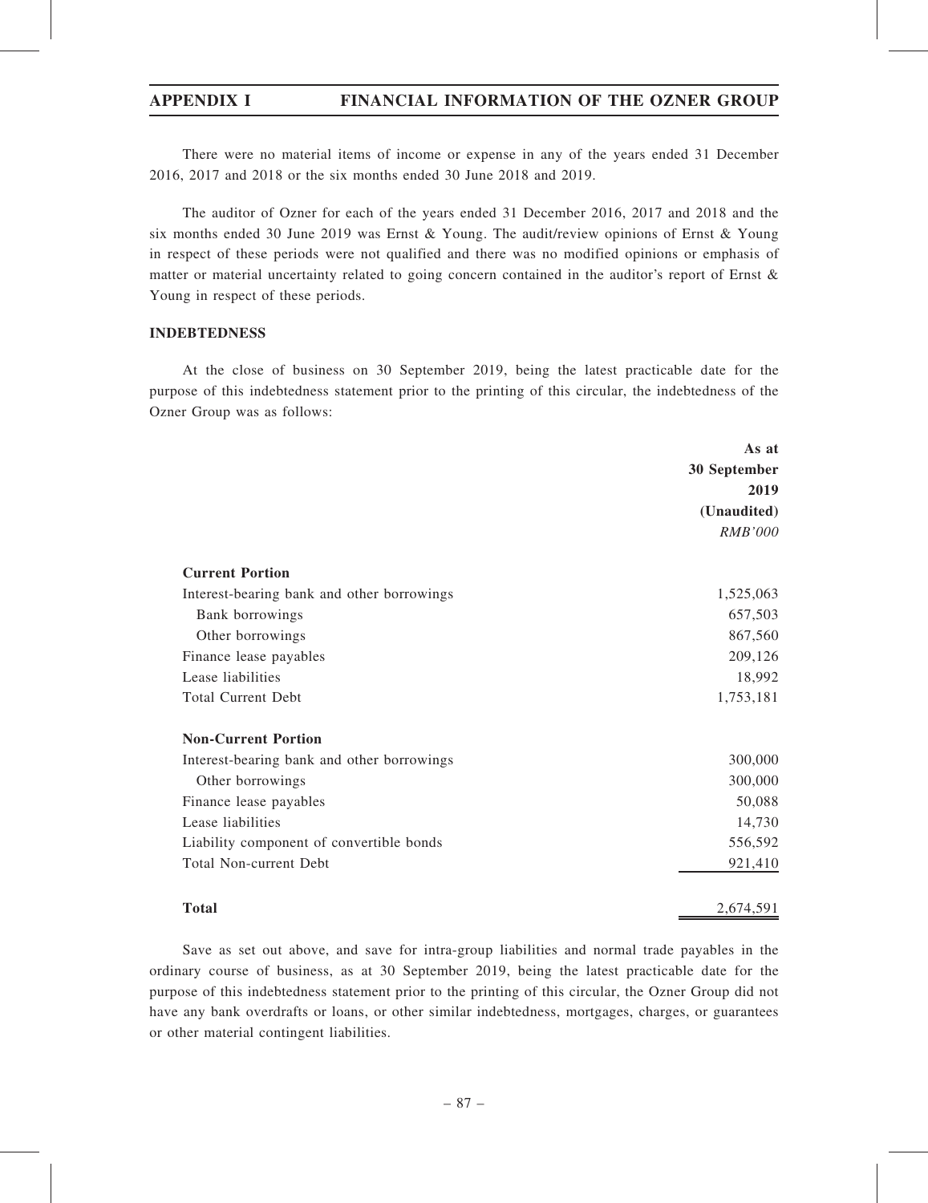There were no material items of income or expense in any of the years ended 31 December 2016, 2017 and 2018 or the six months ended 30 June 2018 and 2019.

The auditor of Ozner for each of the years ended 31 December 2016, 2017 and 2018 and the six months ended 30 June 2019 was Ernst & Young. The audit/review opinions of Ernst & Young in respect of these periods were not qualified and there was no modified opinions or emphasis of matter or material uncertainty related to going concern contained in the auditor's report of Ernst & Young in respect of these periods.

## INDEBTEDNESS

At the close of business on 30 September 2019, being the latest practicable date for the purpose of this indebtedness statement prior to the printing of this circular, the indebtedness of the Ozner Group was as follows:

| | As at 30 September 2019 (Unaudited) *RMB'000* |
|---|---|
| **Current Portion** | |
| Interest-bearing bank and other borrowings | 1,525,063 |
| Bank borrowings | 657,503 |
| Other borrowings | 867,560 |
| Finance lease payables | 209,126 |
| Lease liabilities | 18,992 |
| Total Current Debt | 1,753,181 |
| **Non-Current Portion** | |
| Interest-bearing bank and other borrowings | 300,000 |
| Other borrowings | 300,000 |
| Finance lease payables | 50,088 |
| Lease liabilities | 14,730 |
| Liability component of convertible bonds | 556,592 |
| Total Non-current Debt | 921,410 |
| **Total** | 2,674,591 |

Save as set out above, and save for intra-group liabilities and normal trade payables in the ordinary course of business, as at 30 September 2019, being the latest practicable date for the purpose of this indebtedness statement prior to the printing of this circular, the Ozner Group did not have any bank overdrafts or loans, or other similar indebtedness, mortgages, charges, or guarantees or other material contingent liabilities.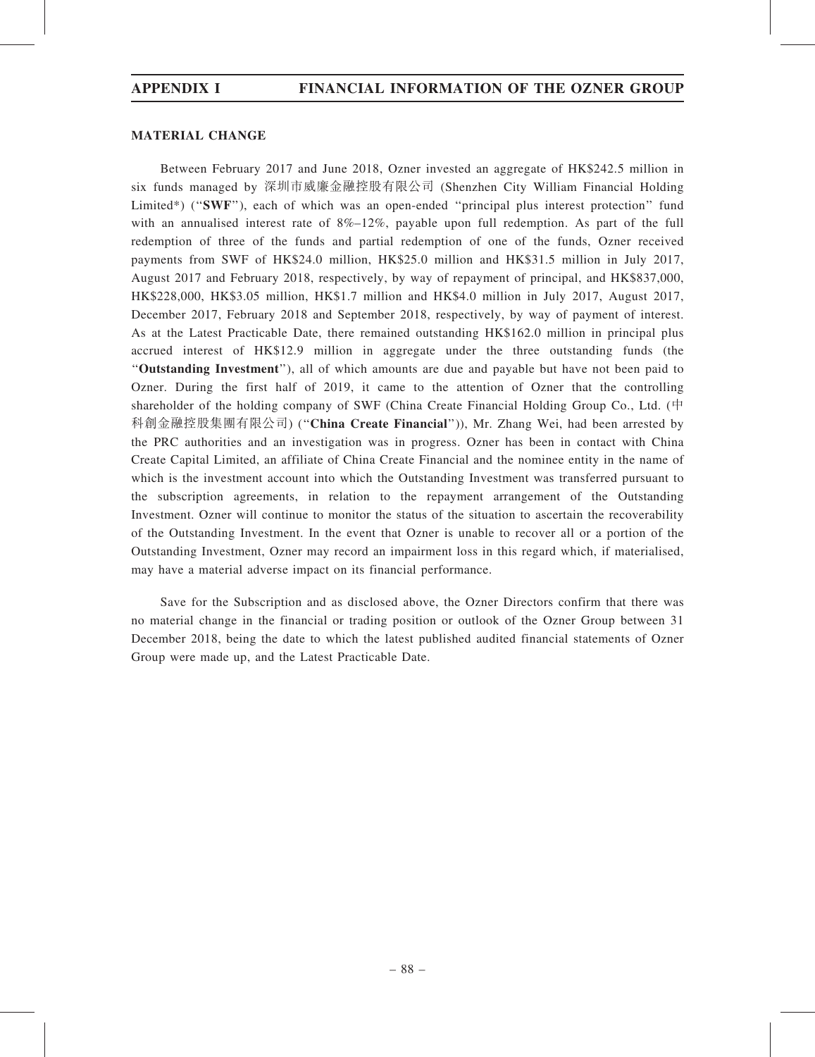## MATERIAL CHANGE

Between February 2017 and June 2018, Ozner invested an aggregate of HK$242.5 million in six funds managed by 深圳市威廉金融控股有限公司 (Shenzhen City William Financial Holding Limited*) ("**SWF**"), each of which was an open-ended "principal plus interest protection" fund with an annualised interest rate of 8%–12%, payable upon full redemption. As part of the full redemption of three of the funds and partial redemption of one of the funds, Ozner received payments from SWF of HK$24.0 million, HK$25.0 million and HK$31.5 million in July 2017, August 2017 and February 2018, respectively, by way of repayment of principal, and HK$837,000, HK$228,000, HK$3.05 million, HK$1.7 million and HK$4.0 million in July 2017, August 2017, December 2017, February 2018 and September 2018, respectively, by way of payment of interest. As at the Latest Practicable Date, there remained outstanding HK$162.0 million in principal plus accrued interest of HK$12.9 million in aggregate under the three outstanding funds (the "**Outstanding Investment**"), all of which amounts are due and payable but have not been paid to Ozner. During the first half of 2019, it came to the attention of Ozner that the controlling shareholder of the holding company of SWF (China Create Financial Holding Group Co., Ltd. (中科創金融控股集團有限公司) ("**China Create Financial**")), Mr. Zhang Wei, had been arrested by the PRC authorities and an investigation was in progress. Ozner has been in contact with China Create Capital Limited, an affiliate of China Create Financial and the nominee entity in the name of which is the investment account into which the Outstanding Investment was transferred pursuant to the subscription agreements, in relation to the repayment arrangement of the Outstanding Investment. Ozner will continue to monitor the status of the situation to ascertain the recoverability of the Outstanding Investment. In the event that Ozner is unable to recover all or a portion of the Outstanding Investment, Ozner may record an impairment loss in this regard which, if materialised, may have a material adverse impact on its financial performance.

Save for the Subscription and as disclosed above, the Ozner Directors confirm that there was no material change in the financial or trading position or outlook of the Ozner Group between 31 December 2018, being the date to which the latest published audited financial statements of Ozner Group were made up, and the Latest Practicable Date.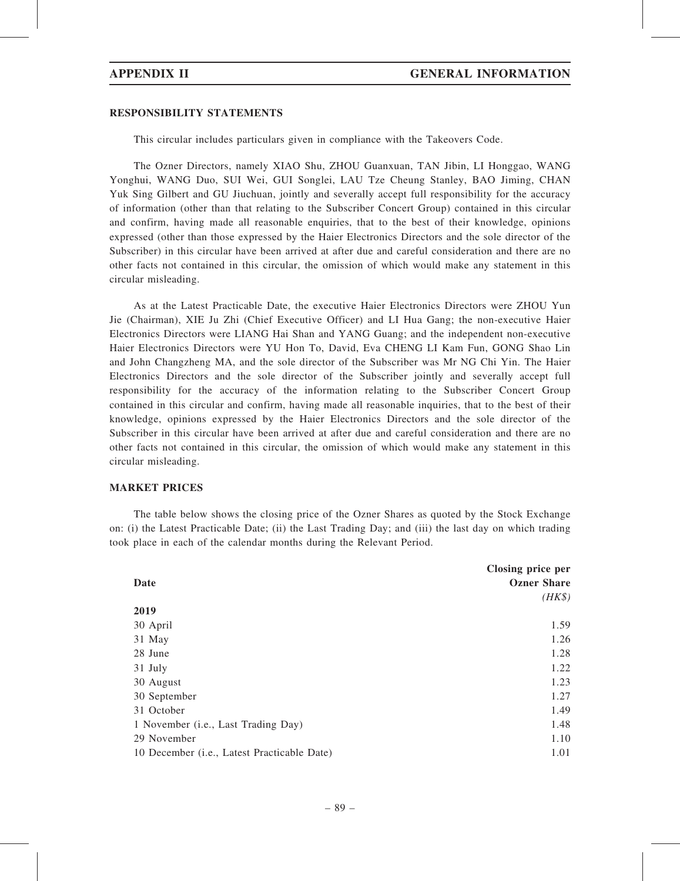## RESPONSIBILITY STATEMENTS

This circular includes particulars given in compliance with the Takeovers Code.

The Ozner Directors, namely XIAO Shu, ZHOU Guanxuan, TAN Jibin, LI Honggao, WANG Yonghui, WANG Duo, SUI Wei, GUI Songlei, LAU Tze Cheung Stanley, BAO Jiming, CHAN Yuk Sing Gilbert and GU Jiuchuan, jointly and severally accept full responsibility for the accuracy of information (other than that relating to the Subscriber Concert Group) contained in this circular and confirm, having made all reasonable enquiries, that to the best of their knowledge, opinions expressed (other than those expressed by the Haier Electronics Directors and the sole director of the Subscriber) in this circular have been arrived at after due and careful consideration and there are no other facts not contained in this circular, the omission of which would make any statement in this circular misleading.

As at the Latest Practicable Date, the executive Haier Electronics Directors were ZHOU Yun Jie (Chairman), XIE Ju Zhi (Chief Executive Officer) and LI Hua Gang; the non-executive Haier Electronics Directors were LIANG Hai Shan and YANG Guang; and the independent non-executive Haier Electronics Directors were YU Hon To, David, Eva CHENG LI Kam Fun, GONG Shao Lin and John Changzheng MA, and the sole director of the Subscriber was Mr NG Chi Yin. The Haier Electronics Directors and the sole director of the Subscriber jointly and severally accept full responsibility for the accuracy of the information relating to the Subscriber Concert Group contained in this circular and confirm, having made all reasonable inquiries, that to the best of their knowledge, opinions expressed by the Haier Electronics Directors and the sole director of the Subscriber in this circular have been arrived at after due and careful consideration and there are no other facts not contained in this circular, the omission of which would make any statement in this circular misleading.

## MARKET PRICES

The table below shows the closing price of the Ozner Shares as quoted by the Stock Exchange on: (i) the Latest Practicable Date; (ii) the Last Trading Day; and (iii) the last day on which trading took place in each of the calendar months during the Relevant Period.

| Date | Closing price per Ozner Share *(HK$)* |
|---|---|
| **2019** | |
| 30 April | 1.59 |
| 31 May | 1.26 |
| 28 June | 1.28 |
| 31 July | 1.22 |
| 30 August | 1.23 |
| 30 September | 1.27 |
| 31 October | 1.49 |
| 1 November (i.e., Last Trading Day) | 1.48 |
| 29 November | 1.10 |
| 10 December (i.e., Latest Practicable Date) | 1.01 |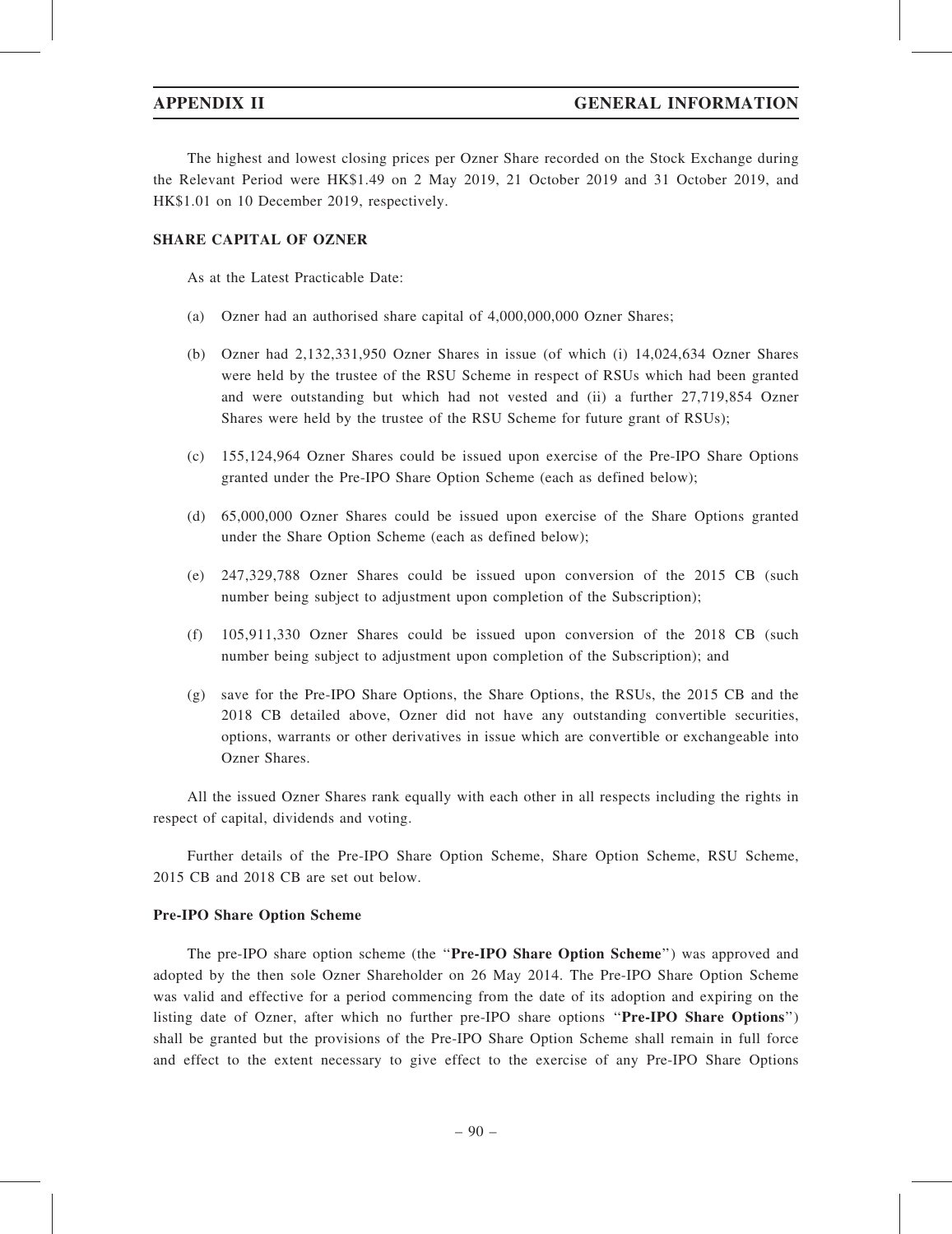The highest and lowest closing prices per Ozner Share recorded on the Stock Exchange during the Relevant Period were HK$1.49 on 2 May 2019, 21 October 2019 and 31 October 2019, and HK$1.01 on 10 December 2019, respectively.

**SHARE CAPITAL OF OZNER**

As at the Latest Practicable Date:

(a) Ozner had an authorised share capital of 4,000,000,000 Ozner Shares;

(b) Ozner had 2,132,331,950 Ozner Shares in issue (of which (i) 14,024,634 Ozner Shares were held by the trustee of the RSU Scheme in respect of RSUs which had been granted and were outstanding but which had not vested and (ii) a further 27,719,854 Ozner Shares were held by the trustee of the RSU Scheme for future grant of RSUs);

(c) 155,124,964 Ozner Shares could be issued upon exercise of the Pre-IPO Share Options granted under the Pre-IPO Share Option Scheme (each as defined below);

(d) 65,000,000 Ozner Shares could be issued upon exercise of the Share Options granted under the Share Option Scheme (each as defined below);

(e) 247,329,788 Ozner Shares could be issued upon conversion of the 2015 CB (such number being subject to adjustment upon completion of the Subscription);

(f) 105,911,330 Ozner Shares could be issued upon conversion of the 2018 CB (such number being subject to adjustment upon completion of the Subscription); and

(g) save for the Pre-IPO Share Options, the Share Options, the RSUs, the 2015 CB and the 2018 CB detailed above, Ozner did not have any outstanding convertible securities, options, warrants or other derivatives in issue which are convertible or exchangeable into Ozner Shares.

All the issued Ozner Shares rank equally with each other in all respects including the rights in respect of capital, dividends and voting.

Further details of the Pre-IPO Share Option Scheme, Share Option Scheme, RSU Scheme, 2015 CB and 2018 CB are set out below.

**Pre-IPO Share Option Scheme**

The pre-IPO share option scheme (the "**Pre-IPO Share Option Scheme**") was approved and adopted by the then sole Ozner Shareholder on 26 May 2014. The Pre-IPO Share Option Scheme was valid and effective for a period commencing from the date of its adoption and expiring on the listing date of Ozner, after which no further pre-IPO share options "**Pre-IPO Share Options**") shall be granted but the provisions of the Pre-IPO Share Option Scheme shall remain in full force and effect to the extent necessary to give effect to the exercise of any Pre-IPO Share Options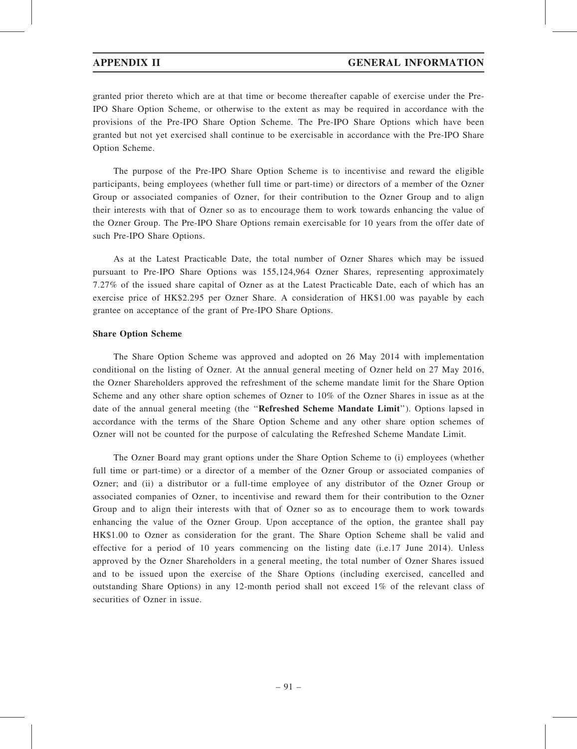granted prior thereto which are at that time or become thereafter capable of exercise under the Pre-IPO Share Option Scheme, or otherwise to the extent as may be required in accordance with the provisions of the Pre-IPO Share Option Scheme. The Pre-IPO Share Options which have been granted but not yet exercised shall continue to be exercisable in accordance with the Pre-IPO Share Option Scheme.

The purpose of the Pre-IPO Share Option Scheme is to incentivise and reward the eligible participants, being employees (whether full time or part-time) or directors of a member of the Ozner Group or associated companies of Ozner, for their contribution to the Ozner Group and to align their interests with that of Ozner so as to encourage them to work towards enhancing the value of the Ozner Group. The Pre-IPO Share Options remain exercisable for 10 years from the offer date of such Pre-IPO Share Options.

As at the Latest Practicable Date, the total number of Ozner Shares which may be issued pursuant to Pre-IPO Share Options was 155,124,964 Ozner Shares, representing approximately 7.27% of the issued share capital of Ozner as at the Latest Practicable Date, each of which has an exercise price of HK$2.295 per Ozner Share. A consideration of HK$1.00 was payable by each grantee on acceptance of the grant of Pre-IPO Share Options.

**Share Option Scheme**

The Share Option Scheme was approved and adopted on 26 May 2014 with implementation conditional on the listing of Ozner. At the annual general meeting of Ozner held on 27 May 2016, the Ozner Shareholders approved the refreshment of the scheme mandate limit for the Share Option Scheme and any other share option schemes of Ozner to 10% of the Ozner Shares in issue as at the date of the annual general meeting (the "**Refreshed Scheme Mandate Limit**"). Options lapsed in accordance with the terms of the Share Option Scheme and any other share option schemes of Ozner will not be counted for the purpose of calculating the Refreshed Scheme Mandate Limit.

The Ozner Board may grant options under the Share Option Scheme to (i) employees (whether full time or part-time) or a director of a member of the Ozner Group or associated companies of Ozner; and (ii) a distributor or a full-time employee of any distributor of the Ozner Group or associated companies of Ozner, to incentivise and reward them for their contribution to the Ozner Group and to align their interests with that of Ozner so as to encourage them to work towards enhancing the value of the Ozner Group. Upon acceptance of the option, the grantee shall pay HK$1.00 to Ozner as consideration for the grant. The Share Option Scheme shall be valid and effective for a period of 10 years commencing on the listing date (i.e.17 June 2014). Unless approved by the Ozner Shareholders in a general meeting, the total number of Ozner Shares issued and to be issued upon the exercise of the Share Options (including exercised, cancelled and outstanding Share Options) in any 12-month period shall not exceed 1% of the relevant class of securities of Ozner in issue.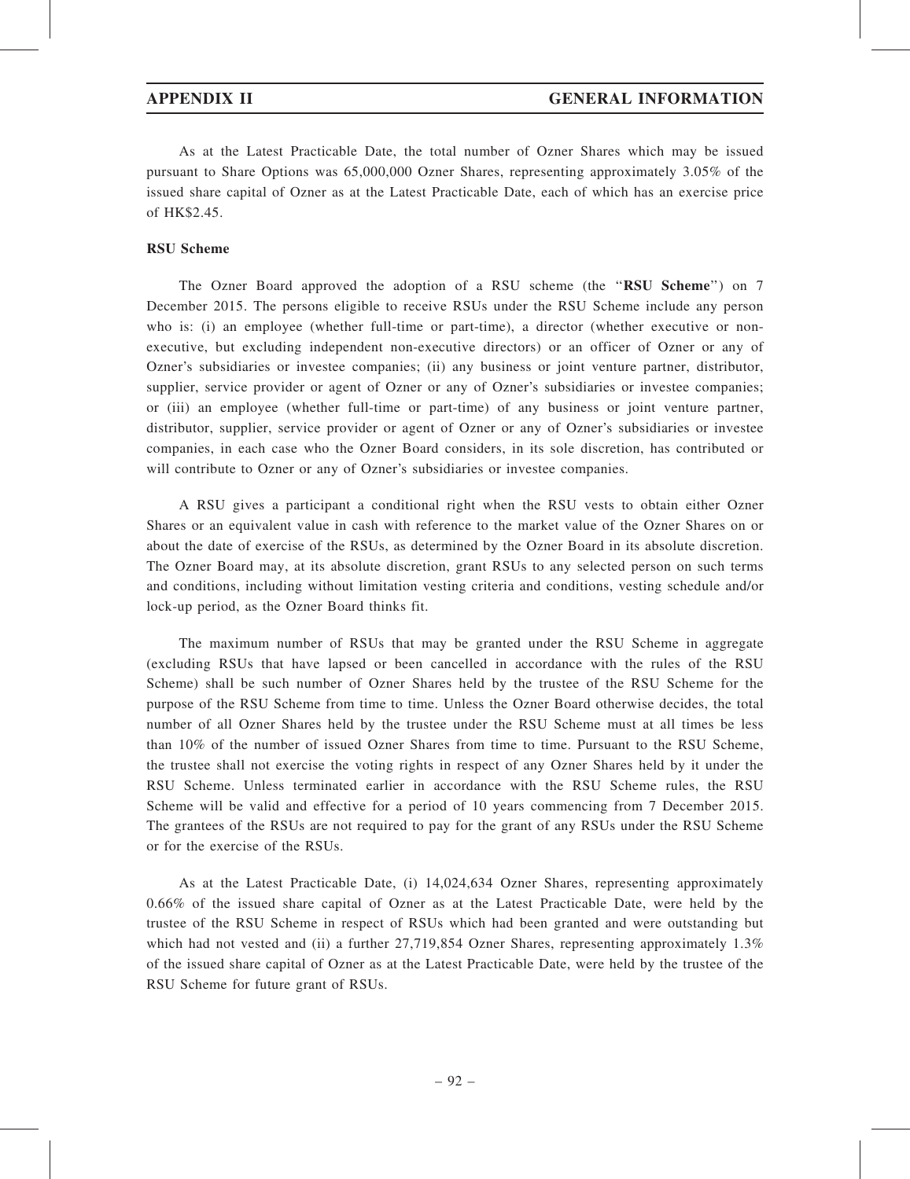As at the Latest Practicable Date, the total number of Ozner Shares which may be issued pursuant to Share Options was 65,000,000 Ozner Shares, representing approximately 3.05% of the issued share capital of Ozner as at the Latest Practicable Date, each of which has an exercise price of HK$2.45.

**RSU Scheme**

The Ozner Board approved the adoption of a RSU scheme (the "**RSU Scheme**") on 7 December 2015. The persons eligible to receive RSUs under the RSU Scheme include any person who is: (i) an employee (whether full-time or part-time), a director (whether executive or non-executive, but excluding independent non-executive directors) or an officer of Ozner or any of Ozner's subsidiaries or investee companies; (ii) any business or joint venture partner, distributor, supplier, service provider or agent of Ozner or any of Ozner's subsidiaries or investee companies; or (iii) an employee (whether full-time or part-time) of any business or joint venture partner, distributor, supplier, service provider or agent of Ozner or any of Ozner's subsidiaries or investee companies, in each case who the Ozner Board considers, in its sole discretion, has contributed or will contribute to Ozner or any of Ozner's subsidiaries or investee companies.

A RSU gives a participant a conditional right when the RSU vests to obtain either Ozner Shares or an equivalent value in cash with reference to the market value of the Ozner Shares on or about the date of exercise of the RSUs, as determined by the Ozner Board in its absolute discretion. The Ozner Board may, at its absolute discretion, grant RSUs to any selected person on such terms and conditions, including without limitation vesting criteria and conditions, vesting schedule and/or lock-up period, as the Ozner Board thinks fit.

The maximum number of RSUs that may be granted under the RSU Scheme in aggregate (excluding RSUs that have lapsed or been cancelled in accordance with the rules of the RSU Scheme) shall be such number of Ozner Shares held by the trustee of the RSU Scheme for the purpose of the RSU Scheme from time to time. Unless the Ozner Board otherwise decides, the total number of all Ozner Shares held by the trustee under the RSU Scheme must at all times be less than 10% of the number of issued Ozner Shares from time to time. Pursuant to the RSU Scheme, the trustee shall not exercise the voting rights in respect of any Ozner Shares held by it under the RSU Scheme. Unless terminated earlier in accordance with the RSU Scheme rules, the RSU Scheme will be valid and effective for a period of 10 years commencing from 7 December 2015. The grantees of the RSUs are not required to pay for the grant of any RSUs under the RSU Scheme or for the exercise of the RSUs.

As at the Latest Practicable Date, (i) 14,024,634 Ozner Shares, representing approximately 0.66% of the issued share capital of Ozner as at the Latest Practicable Date, were held by the trustee of the RSU Scheme in respect of RSUs which had been granted and were outstanding but which had not vested and (ii) a further 27,719,854 Ozner Shares, representing approximately 1.3% of the issued share capital of Ozner as at the Latest Practicable Date, were held by the trustee of the RSU Scheme for future grant of RSUs.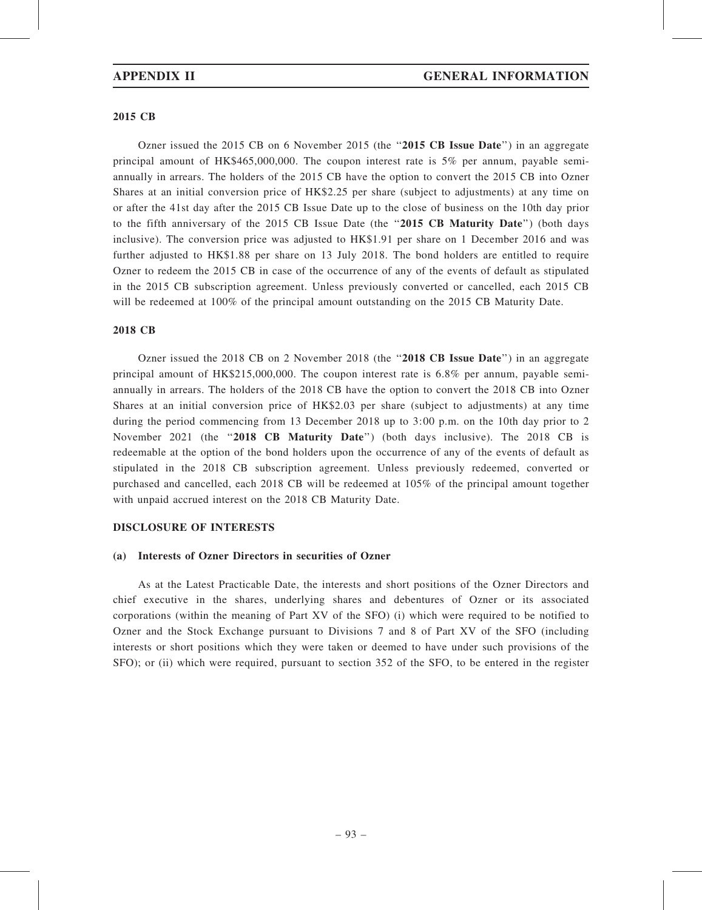**2015 CB**

Ozner issued the 2015 CB on 6 November 2015 (the "**2015 CB Issue Date**") in an aggregate principal amount of HK$465,000,000. The coupon interest rate is 5% per annum, payable semi-annually in arrears. The holders of the 2015 CB have the option to convert the 2015 CB into Ozner Shares at an initial conversion price of HK$2.25 per share (subject to adjustments) at any time on or after the 41st day after the 2015 CB Issue Date up to the close of business on the 10th day prior to the fifth anniversary of the 2015 CB Issue Date (the "**2015 CB Maturity Date**") (both days inclusive). The conversion price was adjusted to HK$1.91 per share on 1 December 2016 and was further adjusted to HK$1.88 per share on 13 July 2018. The bond holders are entitled to require Ozner to redeem the 2015 CB in case of the occurrence of any of the events of default as stipulated in the 2015 CB subscription agreement. Unless previously converted or cancelled, each 2015 CB will be redeemed at 100% of the principal amount outstanding on the 2015 CB Maturity Date.

**2018 CB**

Ozner issued the 2018 CB on 2 November 2018 (the "**2018 CB Issue Date**") in an aggregate principal amount of HK$215,000,000. The coupon interest rate is 6.8% per annum, payable semi-annually in arrears. The holders of the 2018 CB have the option to convert the 2018 CB into Ozner Shares at an initial conversion price of HK$2.03 per share (subject to adjustments) at any time during the period commencing from 13 December 2018 up to 3:00 p.m. on the 10th day prior to 2 November 2021 (the "**2018 CB Maturity Date**") (both days inclusive). The 2018 CB is redeemable at the option of the bond holders upon the occurrence of any of the events of default as stipulated in the 2018 CB subscription agreement. Unless previously redeemed, converted or purchased and cancelled, each 2018 CB will be redeemed at 105% of the principal amount together with unpaid accrued interest on the 2018 CB Maturity Date.

**DISCLOSURE OF INTERESTS**

**(a) Interests of Ozner Directors in securities of Ozner**

As at the Latest Practicable Date, the interests and short positions of the Ozner Directors and chief executive in the shares, underlying shares and debentures of Ozner or its associated corporations (within the meaning of Part XV of the SFO) (i) which were required to be notified to Ozner and the Stock Exchange pursuant to Divisions 7 and 8 of Part XV of the SFO (including interests or short positions which they were taken or deemed to have under such provisions of the SFO); or (ii) which were required, pursuant to section 352 of the SFO, to be entered in the register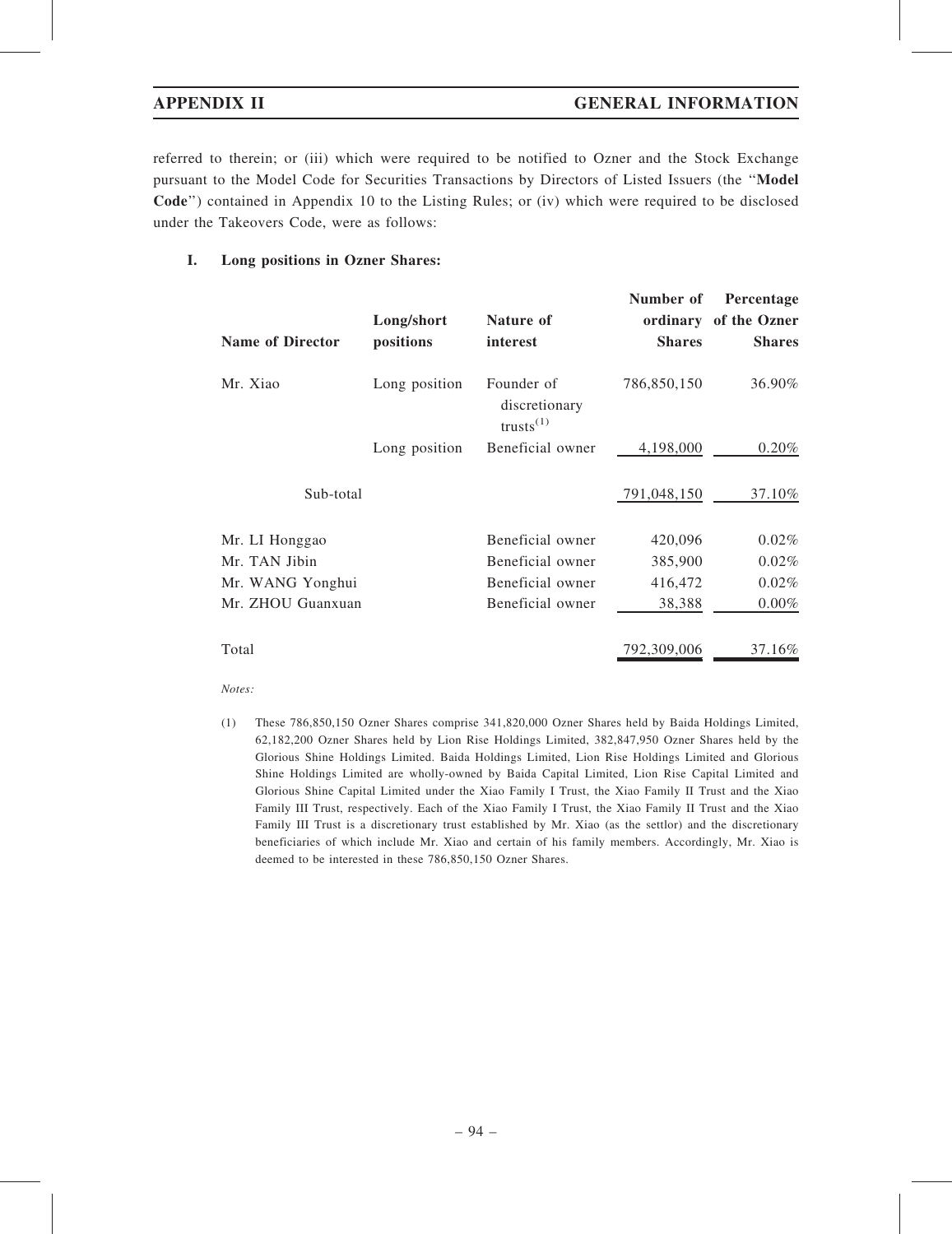referred to therein; or (iii) which were required to be notified to Ozner and the Stock Exchange pursuant to the Model Code for Securities Transactions by Directors of Listed Issuers (the "**Model Code**") contained in Appendix 10 to the Listing Rules; or (iv) which were required to be disclosed under the Takeovers Code, were as follows:

**I. Long positions in Ozner Shares:**

| Name of Director | Long/short positions | Nature of interest | Number of ordinary Shares | Percentage of the Ozner Shares |
|---|---|---|---|---|
| Mr. Xiao | Long position | Founder of discretionary trusts(1) | 786,850,150 | 36.90% |
| | Long position | Beneficial owner | 4,198,000 | 0.20% |
| Sub-total | | | 791,048,150 | 37.10% |
| Mr. LI Honggao | | Beneficial owner | 420,096 | 0.02% |
| Mr. TAN Jibin | | Beneficial owner | 385,900 | 0.02% |
| Mr. WANG Yonghui | | Beneficial owner | 416,472 | 0.02% |
| Mr. ZHOU Guanxuan | | Beneficial owner | 38,388 | 0.00% |
| Total | | | 792,309,006 | 37.16% |

*Notes:*

(1) These 786,850,150 Ozner Shares comprise 341,820,000 Ozner Shares held by Baida Holdings Limited, 62,182,200 Ozner Shares held by Lion Rise Holdings Limited, 382,847,950 Ozner Shares held by the Glorious Shine Holdings Limited. Baida Holdings Limited, Lion Rise Holdings Limited and Glorious Shine Holdings Limited are wholly-owned by Baida Capital Limited, Lion Rise Capital Limited and Glorious Shine Capital Limited under the Xiao Family I Trust, the Xiao Family II Trust and the Xiao Family III Trust, respectively. Each of the Xiao Family I Trust, the Xiao Family II Trust and the Xiao Family III Trust is a discretionary trust established by Mr. Xiao (as the settlor) and the discretionary beneficiaries of which include Mr. Xiao and certain of his family members. Accordingly, Mr. Xiao is deemed to be interested in these 786,850,150 Ozner Shares.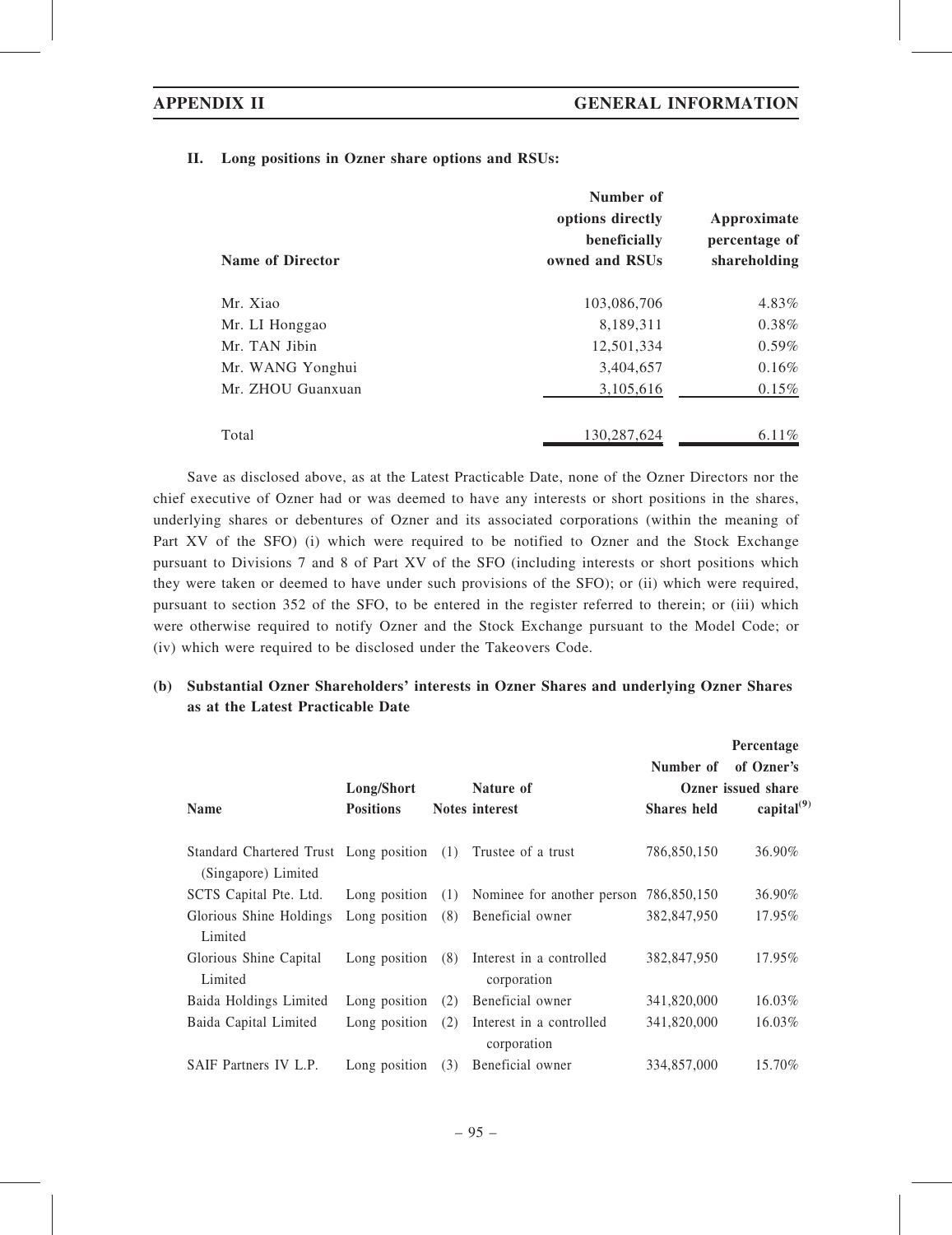### II. Long positions in Ozner share options and RSUs:

| Name of Director | Number of options directly beneficially owned and RSUs | Approximate percentage of shareholding |
|---|---|---|
| Mr. Xiao | 103,086,706 | 4.83% |
| Mr. LI Honggao | 8,189,311 | 0.38% |
| Mr. TAN Jibin | 12,501,334 | 0.59% |
| Mr. WANG Yonghui | 3,404,657 | 0.16% |
| Mr. ZHOU Guanxuan | 3,105,616 | 0.15% |
| Total | 130,287,624 | 6.11% |

Save as disclosed above, as at the Latest Practicable Date, none of the Ozner Directors nor the chief executive of Ozner had or was deemed to have any interests or short positions in the shares, underlying shares or debentures of Ozner and its associated corporations (within the meaning of Part XV of the SFO) (i) which were required to be notified to Ozner and the Stock Exchange pursuant to Divisions 7 and 8 of Part XV of the SFO (including interests or short positions which they were taken or deemed to have under such provisions of the SFO); or (ii) which were required, pursuant to section 352 of the SFO, to be entered in the register referred to therein; or (iii) which were otherwise required to notify Ozner and the Stock Exchange pursuant to the Model Code; or (iv) which were required to be disclosed under the Takeovers Code.

### (b) Substantial Ozner Shareholders' interests in Ozner Shares and underlying Ozner Shares as at the Latest Practicable Date

| Name | Long/Short Positions | Notes | Nature of interest | Number of Shares held | Percentage of Ozner's Ozner issued share capital[(9)] |
|---|---|---|---|---|---|
| Standard Chartered Trust (Singapore) Limited | Long position | (1) | Trustee of a trust | 786,850,150 | 36.90% |
| SCTS Capital Pte. Ltd. | Long position | (1) | Nominee for another person | 786,850,150 | 36.90% |
| Glorious Shine Holdings Limited | Long position | (8) | Beneficial owner | 382,847,950 | 17.95% |
| Glorious Shine Capital Limited | Long position | (8) | Interest in a controlled corporation | 382,847,950 | 17.95% |
| Baida Holdings Limited | Long position | (2) | Beneficial owner | 341,820,000 | 16.03% |
| Baida Capital Limited | Long position | (2) | Interest in a controlled corporation | 341,820,000 | 16.03% |
| SAIF Partners IV L.P. | Long position | (3) | Beneficial owner | 334,857,000 | 15.70% |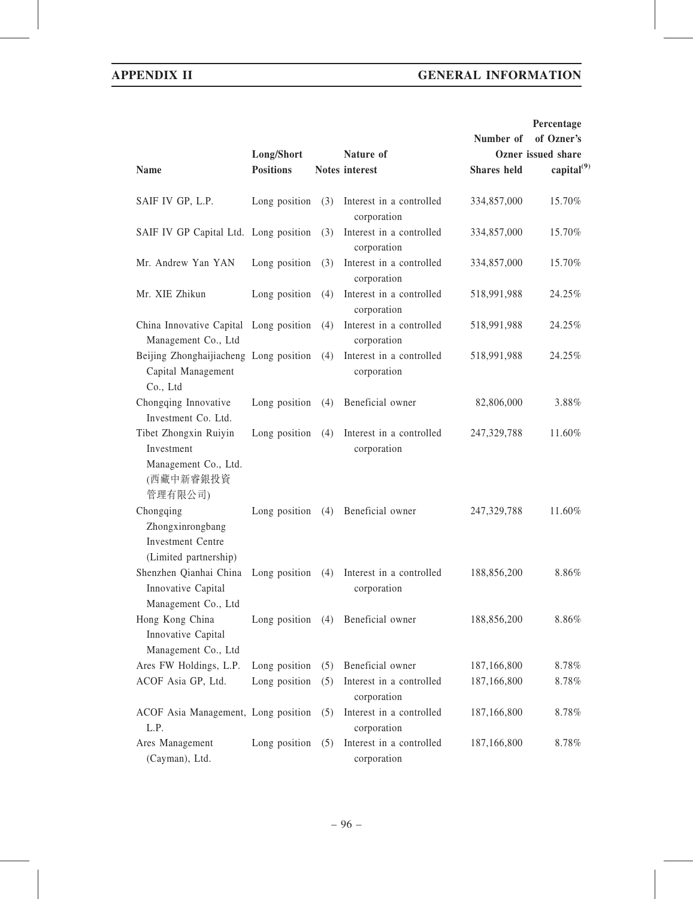| Name | Long/Short Positions | Notes | Nature of interest | Number of Ozner Shares held | Percentage of Ozner's issued share capital[(9)] |
|---|---|---|---|---|---|
| SAIF IV GP, L.P. | Long position | (3) | Interest in a controlled corporation | 334,857,000 | 15.70% |
| SAIF IV GP Capital Ltd. | Long position | (3) | Interest in a controlled corporation | 334,857,000 | 15.70% |
| Mr. Andrew Yan YAN | Long position | (3) | Interest in a controlled corporation | 334,857,000 | 15.70% |
| Mr. XIE Zhikun | Long position | (4) | Interest in a controlled corporation | 518,991,988 | 24.25% |
| China Innovative Capital Management Co., Ltd | Long position | (4) | Interest in a controlled corporation | 518,991,988 | 24.25% |
| Beijing Zhonghaijiacheng Capital Management Co., Ltd | Long position | (4) | Interest in a controlled corporation | 518,991,988 | 24.25% |
| Chongqing Innovative Investment Co. Ltd. | Long position | (4) | Beneficial owner | 82,806,000 | 3.88% |
| Tibet Zhongxin Ruiyin Investment Management Co., Ltd. (西藏中新睿銀投資管理有限公司) | Long position | (4) | Interest in a controlled corporation | 247,329,788 | 11.60% |
| Chongqing Zhongxinrongbang Investment Centre (Limited partnership) | Long position | (4) | Beneficial owner | 247,329,788 | 11.60% |
| Shenzhen Qianhai China Innovative Capital Management Co., Ltd | Long position | (4) | Interest in a controlled corporation | 188,856,200 | 8.86% |
| Hong Kong China Innovative Capital Management Co., Ltd | Long position | (4) | Beneficial owner | 188,856,200 | 8.86% |
| Ares FW Holdings, L.P. | Long position | (5) | Beneficial owner | 187,166,800 | 8.78% |
| ACOF Asia GP, Ltd. | Long position | (5) | Interest in a controlled corporation | 187,166,800 | 8.78% |
| ACOF Asia Management, L.P. | Long position | (5) | Interest in a controlled corporation | 187,166,800 | 8.78% |
| Ares Management (Cayman), Ltd. | Long position | (5) | Interest in a controlled corporation | 187,166,800 | 8.78% |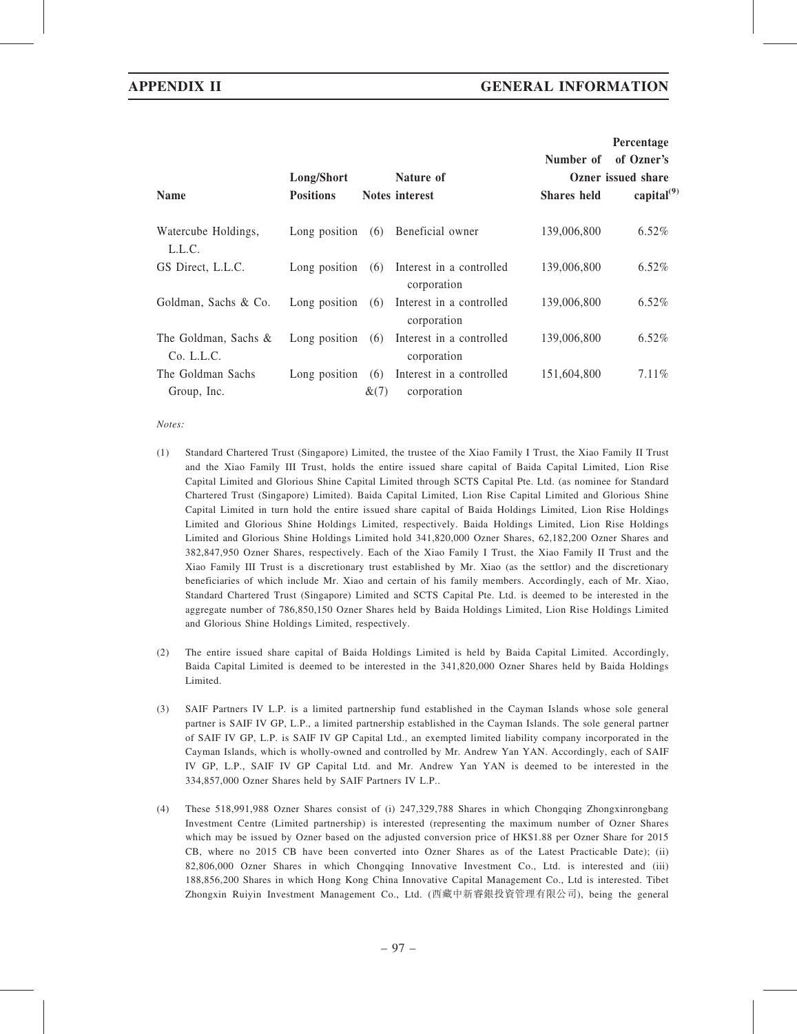| Name | Long/Short Positions | Notes | Nature of interest | Number of Ozner Shares held | Percentage of Ozner's issued share capital[(9)] |
|---|---|---|---|---|---|
| Watercube Holdings, L.L.C. | Long position | (6) | Beneficial owner | 139,006,800 | 6.52% |
| GS Direct, L.L.C. | Long position | (6) | Interest in a controlled corporation | 139,006,800 | 6.52% |
| Goldman, Sachs & Co. | Long position | (6) | Interest in a controlled corporation | 139,006,800 | 6.52% |
| The Goldman, Sachs & Co. L.L.C. | Long position | (6) | Interest in a controlled corporation | 139,006,800 | 6.52% |
| The Goldman Sachs Group, Inc. | Long position | (6) &(7) | Interest in a controlled corporation | 151,604,800 | 7.11% |

*Notes:*

(1) Standard Chartered Trust (Singapore) Limited, the trustee of the Xiao Family I Trust, the Xiao Family II Trust and the Xiao Family III Trust, holds the entire issued share capital of Baida Capital Limited, Lion Rise Capital Limited and Glorious Shine Capital Limited through SCTS Capital Pte. Ltd. (as nominee for Standard Chartered Trust (Singapore) Limited). Baida Capital Limited, Lion Rise Capital Limited and Glorious Shine Capital Limited in turn hold the entire issued share capital of Baida Holdings Limited, Lion Rise Holdings Limited and Glorious Shine Holdings Limited, respectively. Baida Holdings Limited, Lion Rise Holdings Limited and Glorious Shine Holdings Limited hold 341,820,000 Ozner Shares, 62,182,200 Ozner Shares and 382,847,950 Ozner Shares, respectively. Each of the Xiao Family I Trust, the Xiao Family II Trust and the Xiao Family III Trust is a discretionary trust established by Mr. Xiao (as the settlor) and the discretionary beneficiaries of which include Mr. Xiao and certain of his family members. Accordingly, each of Mr. Xiao, Standard Chartered Trust (Singapore) Limited and SCTS Capital Pte. Ltd. is deemed to be interested in the aggregate number of 786,850,150 Ozner Shares held by Baida Holdings Limited, Lion Rise Holdings Limited and Glorious Shine Holdings Limited, respectively.

(2) The entire issued share capital of Baida Holdings Limited is held by Baida Capital Limited. Accordingly, Baida Capital Limited is deemed to be interested in the 341,820,000 Ozner Shares held by Baida Holdings Limited.

(3) SAIF Partners IV L.P. is a limited partnership fund established in the Cayman Islands whose sole general partner is SAIF IV GP, L.P., a limited partnership established in the Cayman Islands. The sole general partner of SAIF IV GP, L.P. is SAIF IV GP Capital Ltd., an exempted limited liability company incorporated in the Cayman Islands, which is wholly-owned and controlled by Mr. Andrew Yan YAN. Accordingly, each of SAIF IV GP, L.P., SAIF IV GP Capital Ltd. and Mr. Andrew Yan YAN is deemed to be interested in the 334,857,000 Ozner Shares held by SAIF Partners IV L.P..

(4) These 518,991,988 Ozner Shares consist of (i) 247,329,788 Shares in which Chongqing Zhongxinrongbang Investment Centre (Limited partnership) is interested (representing the maximum number of Ozner Shares which may be issued by Ozner based on the adjusted conversion price of HK$1.88 per Ozner Share for 2015 CB, where no 2015 CB have been converted into Ozner Shares as of the Latest Practicable Date); (ii) 82,806,000 Ozner Shares in which Chongqing Innovative Investment Co., Ltd. is interested and (iii) 188,856,200 Shares in which Hong Kong China Innovative Capital Management Co., Ltd is interested. Tibet Zhongxin Ruiyin Investment Management Co., Ltd. (西藏中新睿銀投資管理有限公司), being the general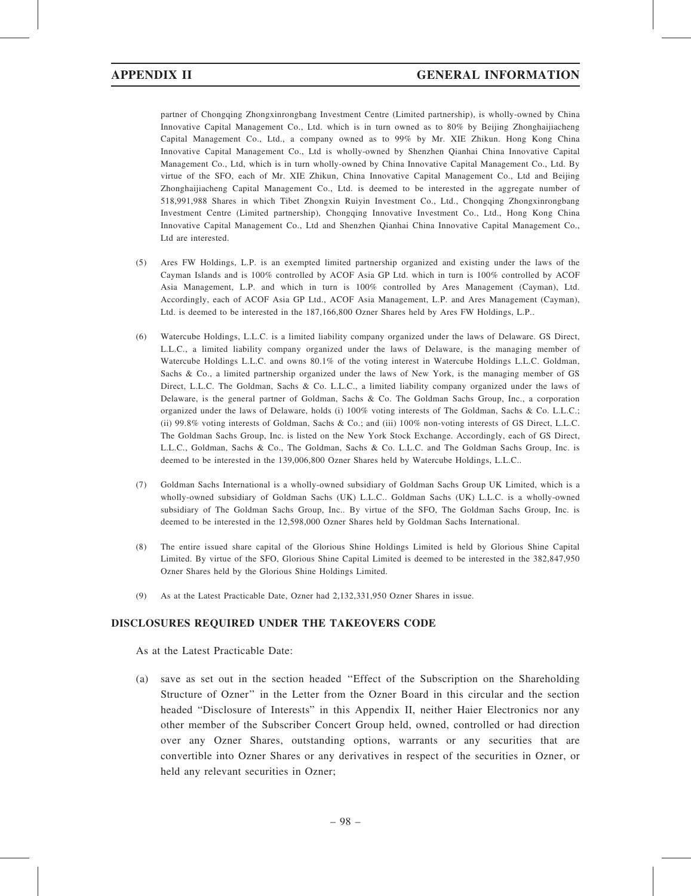partner of Chongqing Zhongxinrongbang Investment Centre (Limited partnership), is wholly-owned by China Innovative Capital Management Co., Ltd. which is in turn owned as to 80% by Beijing Zhonghaijiacheng Capital Management Co., Ltd., a company owned as to 99% by Mr. XIE Zhikun. Hong Kong China Innovative Capital Management Co., Ltd is wholly-owned by Shenzhen Qianhai China Innovative Capital Management Co., Ltd, which is in turn wholly-owned by China Innovative Capital Management Co., Ltd. By virtue of the SFO, each of Mr. XIE Zhikun, China Innovative Capital Management Co., Ltd and Beijing Zhonghaijiacheng Capital Management Co., Ltd. is deemed to be interested in the aggregate number of 518,991,988 Shares in which Tibet Zhongxin Ruiyin Investment Co., Ltd., Chongqing Zhongxinrongbang Investment Centre (Limited partnership), Chongqing Innovative Investment Co., Ltd., Hong Kong China Innovative Capital Management Co., Ltd and Shenzhen Qianhai China Innovative Capital Management Co., Ltd are interested.

(5) Ares FW Holdings, L.P. is an exempted limited partnership organized and existing under the laws of the Cayman Islands and is 100% controlled by ACOF Asia GP Ltd. which in turn is 100% controlled by ACOF Asia Management, L.P. and which in turn is 100% controlled by Ares Management (Cayman), Ltd. Accordingly, each of ACOF Asia GP Ltd., ACOF Asia Management, L.P. and Ares Management (Cayman), Ltd. is deemed to be interested in the 187,166,800 Ozner Shares held by Ares FW Holdings, L.P..

(6) Watercube Holdings, L.L.C. is a limited liability company organized under the laws of Delaware. GS Direct, L.L.C., a limited liability company organized under the laws of Delaware, is the managing member of Watercube Holdings L.L.C. and owns 80.1% of the voting interest in Watercube Holdings L.L.C. Goldman, Sachs & Co., a limited partnership organized under the laws of New York, is the managing member of GS Direct, L.L.C. The Goldman, Sachs & Co. L.L.C., a limited liability company organized under the laws of Delaware, is the general partner of Goldman, Sachs & Co. The Goldman Sachs Group, Inc., a corporation organized under the laws of Delaware, holds (i) 100% voting interests of The Goldman, Sachs & Co. L.L.C.; (ii) 99.8% voting interests of Goldman, Sachs & Co.; and (iii) 100% non-voting interests of GS Direct, L.L.C. The Goldman Sachs Group, Inc. is listed on the New York Stock Exchange. Accordingly, each of GS Direct, L.L.C., Goldman, Sachs & Co., The Goldman, Sachs & Co. L.L.C. and The Goldman Sachs Group, Inc. is deemed to be interested in the 139,006,800 Ozner Shares held by Watercube Holdings, L.L.C..

(7) Goldman Sachs International is a wholly-owned subsidiary of Goldman Sachs Group UK Limited, which is a wholly-owned subsidiary of Goldman Sachs (UK) L.L.C.. Goldman Sachs (UK) L.L.C. is a wholly-owned subsidiary of The Goldman Sachs Group, Inc.. By virtue of the SFO, The Goldman Sachs Group, Inc. is deemed to be interested in the 12,598,000 Ozner Shares held by Goldman Sachs International.

(8) The entire issued share capital of the Glorious Shine Holdings Limited is held by Glorious Shine Capital Limited. By virtue of the SFO, Glorious Shine Capital Limited is deemed to be interested in the 382,847,950 Ozner Shares held by the Glorious Shine Holdings Limited.

(9) As at the Latest Practicable Date, Ozner had 2,132,331,950 Ozner Shares in issue.

## DISCLOSURES REQUIRED UNDER THE TAKEOVERS CODE

As at the Latest Practicable Date:

(a) save as set out in the section headed "Effect of the Subscription on the Shareholding Structure of Ozner" in the Letter from the Ozner Board in this circular and the section headed "Disclosure of Interests" in this Appendix II, neither Haier Electronics nor any other member of the Subscriber Concert Group held, owned, controlled or had direction over any Ozner Shares, outstanding options, warrants or any securities that are convertible into Ozner Shares or any derivatives in respect of the securities in Ozner, or held any relevant securities in Ozner;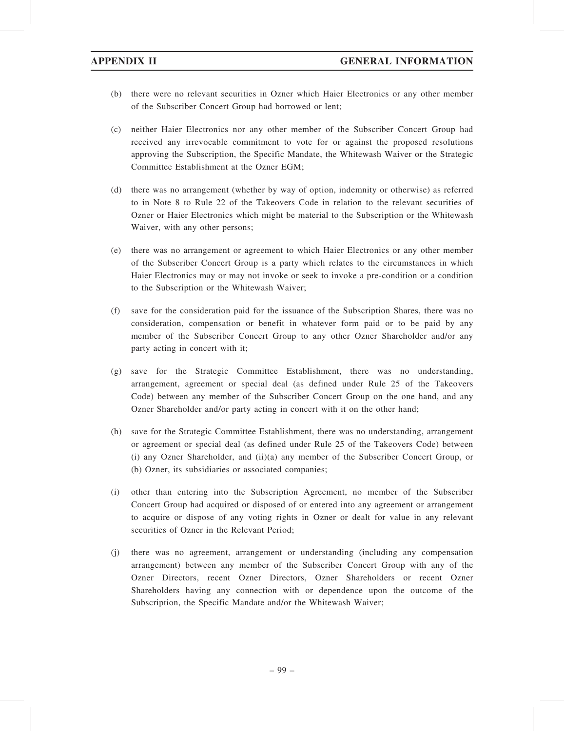(b) there were no relevant securities in Ozner which Haier Electronics or any other member of the Subscriber Concert Group had borrowed or lent;

(c) neither Haier Electronics nor any other member of the Subscriber Concert Group had received any irrevocable commitment to vote for or against the proposed resolutions approving the Subscription, the Specific Mandate, the Whitewash Waiver or the Strategic Committee Establishment at the Ozner EGM;

(d) there was no arrangement (whether by way of option, indemnity or otherwise) as referred to in Note 8 to Rule 22 of the Takeovers Code in relation to the relevant securities of Ozner or Haier Electronics which might be material to the Subscription or the Whitewash Waiver, with any other persons;

(e) there was no arrangement or agreement to which Haier Electronics or any other member of the Subscriber Concert Group is a party which relates to the circumstances in which Haier Electronics may or may not invoke or seek to invoke a pre-condition or a condition to the Subscription or the Whitewash Waiver;

(f) save for the consideration paid for the issuance of the Subscription Shares, there was no consideration, compensation or benefit in whatever form paid or to be paid by any member of the Subscriber Concert Group to any other Ozner Shareholder and/or any party acting in concert with it;

(g) save for the Strategic Committee Establishment, there was no understanding, arrangement, agreement or special deal (as defined under Rule 25 of the Takeovers Code) between any member of the Subscriber Concert Group on the one hand, and any Ozner Shareholder and/or party acting in concert with it on the other hand;

(h) save for the Strategic Committee Establishment, there was no understanding, arrangement or agreement or special deal (as defined under Rule 25 of the Takeovers Code) between (i) any Ozner Shareholder, and (ii)(a) any member of the Subscriber Concert Group, or (b) Ozner, its subsidiaries or associated companies;

(i) other than entering into the Subscription Agreement, no member of the Subscriber Concert Group had acquired or disposed of or entered into any agreement or arrangement to acquire or dispose of any voting rights in Ozner or dealt for value in any relevant securities of Ozner in the Relevant Period;

(j) there was no agreement, arrangement or understanding (including any compensation arrangement) between any member of the Subscriber Concert Group with any of the Ozner Directors, recent Ozner Directors, Ozner Shareholders or recent Ozner Shareholders having any connection with or dependence upon the outcome of the Subscription, the Specific Mandate and/or the Whitewash Waiver;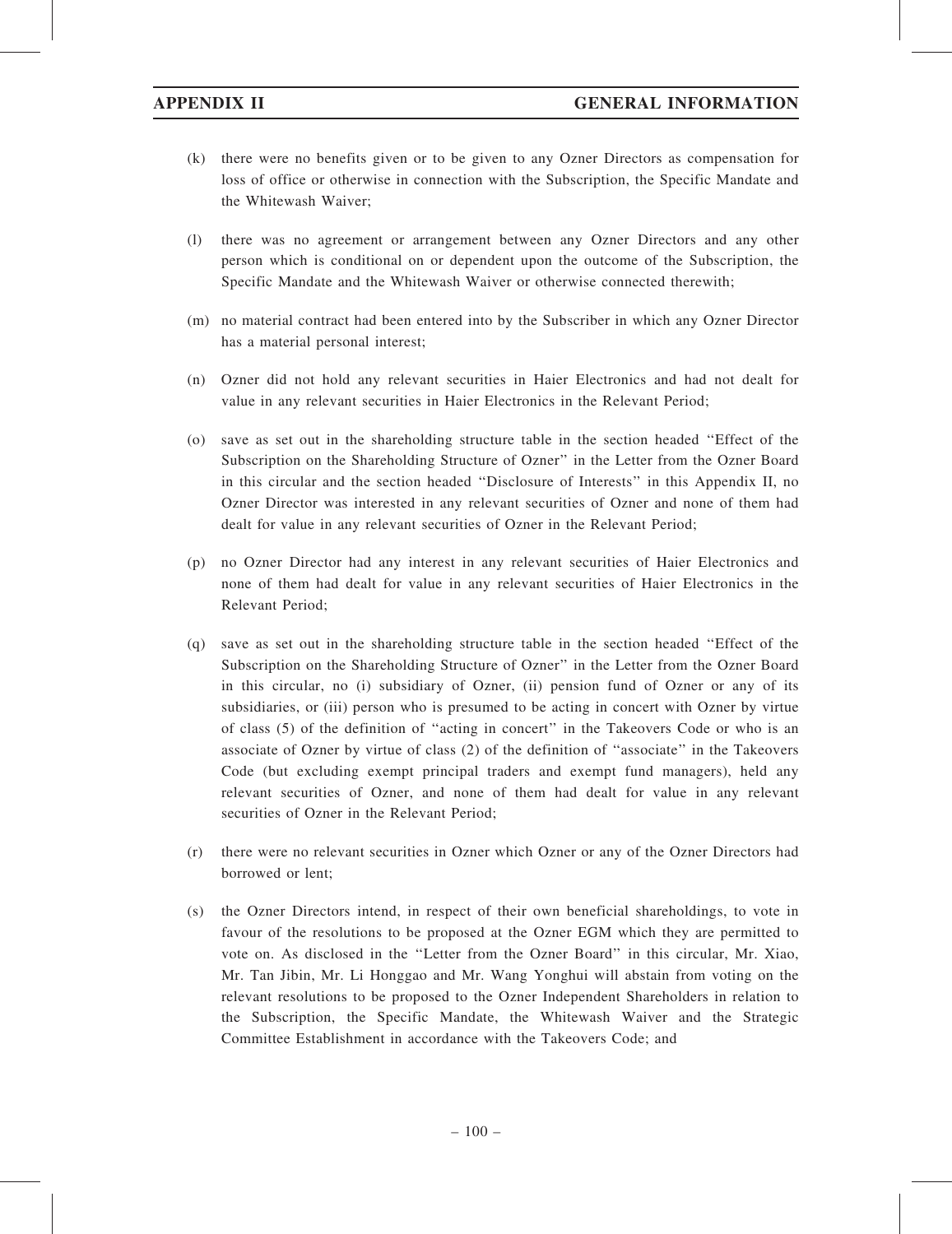(k) there were no benefits given or to be given to any Ozner Directors as compensation for loss of office or otherwise in connection with the Subscription, the Specific Mandate and the Whitewash Waiver;

(l) there was no agreement or arrangement between any Ozner Directors and any other person which is conditional on or dependent upon the outcome of the Subscription, the Specific Mandate and the Whitewash Waiver or otherwise connected therewith;

(m) no material contract had been entered into by the Subscriber in which any Ozner Director has a material personal interest;

(n) Ozner did not hold any relevant securities in Haier Electronics and had not dealt for value in any relevant securities in Haier Electronics in the Relevant Period;

(o) save as set out in the shareholding structure table in the section headed "Effect of the Subscription on the Shareholding Structure of Ozner" in the Letter from the Ozner Board in this circular and the section headed "Disclosure of Interests" in this Appendix II, no Ozner Director was interested in any relevant securities of Ozner and none of them had dealt for value in any relevant securities of Ozner in the Relevant Period;

(p) no Ozner Director had any interest in any relevant securities of Haier Electronics and none of them had dealt for value in any relevant securities of Haier Electronics in the Relevant Period;

(q) save as set out in the shareholding structure table in the section headed "Effect of the Subscription on the Shareholding Structure of Ozner" in the Letter from the Ozner Board in this circular, no (i) subsidiary of Ozner, (ii) pension fund of Ozner or any of its subsidiaries, or (iii) person who is presumed to be acting in concert with Ozner by virtue of class (5) of the definition of "acting in concert" in the Takeovers Code or who is an associate of Ozner by virtue of class (2) of the definition of "associate" in the Takeovers Code (but excluding exempt principal traders and exempt fund managers), held any relevant securities of Ozner, and none of them had dealt for value in any relevant securities of Ozner in the Relevant Period;

(r) there were no relevant securities in Ozner which Ozner or any of the Ozner Directors had borrowed or lent;

(s) the Ozner Directors intend, in respect of their own beneficial shareholdings, to vote in favour of the resolutions to be proposed at the Ozner EGM which they are permitted to vote on. As disclosed in the "Letter from the Ozner Board" in this circular, Mr. Xiao, Mr. Tan Jibin, Mr. Li Honggao and Mr. Wang Yonghui will abstain from voting on the relevant resolutions to be proposed to the Ozner Independent Shareholders in relation to the Subscription, the Specific Mandate, the Whitewash Waiver and the Strategic Committee Establishment in accordance with the Takeovers Code; and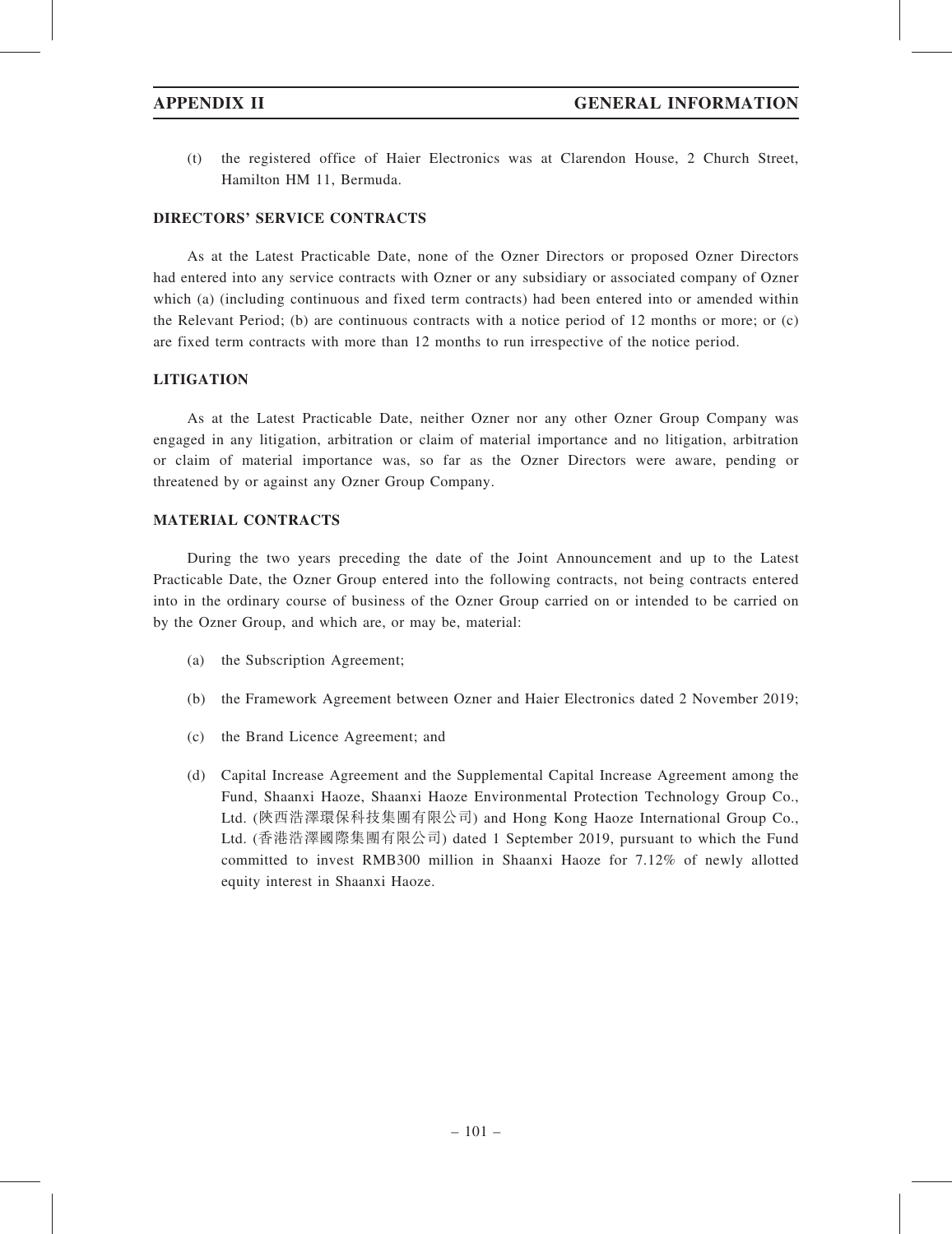(t) the registered office of Haier Electronics was at Clarendon House, 2 Church Street, Hamilton HM 11, Bermuda.

## DIRECTORS' SERVICE CONTRACTS

As at the Latest Practicable Date, none of the Ozner Directors or proposed Ozner Directors had entered into any service contracts with Ozner or any subsidiary or associated company of Ozner which (a) (including continuous and fixed term contracts) had been entered into or amended within the Relevant Period; (b) are continuous contracts with a notice period of 12 months or more; or (c) are fixed term contracts with more than 12 months to run irrespective of the notice period.

## LITIGATION

As at the Latest Practicable Date, neither Ozner nor any other Ozner Group Company was engaged in any litigation, arbitration or claim of material importance and no litigation, arbitration or claim of material importance was, so far as the Ozner Directors were aware, pending or threatened by or against any Ozner Group Company.

## MATERIAL CONTRACTS

During the two years preceding the date of the Joint Announcement and up to the Latest Practicable Date, the Ozner Group entered into the following contracts, not being contracts entered into in the ordinary course of business of the Ozner Group carried on or intended to be carried on by the Ozner Group, and which are, or may be, material:

(a) the Subscription Agreement;

(b) the Framework Agreement between Ozner and Haier Electronics dated 2 November 2019;

(c) the Brand Licence Agreement; and

(d) Capital Increase Agreement and the Supplemental Capital Increase Agreement among the Fund, Shaanxi Haoze, Shaanxi Haoze Environmental Protection Technology Group Co., Ltd. (陝西浩澤環保科技集團有限公司) and Hong Kong Haoze International Group Co., Ltd. (香港浩澤國際集團有限公司) dated 1 September 2019, pursuant to which the Fund committed to invest RMB300 million in Shaanxi Haoze for 7.12% of newly allotted equity interest in Shaanxi Haoze.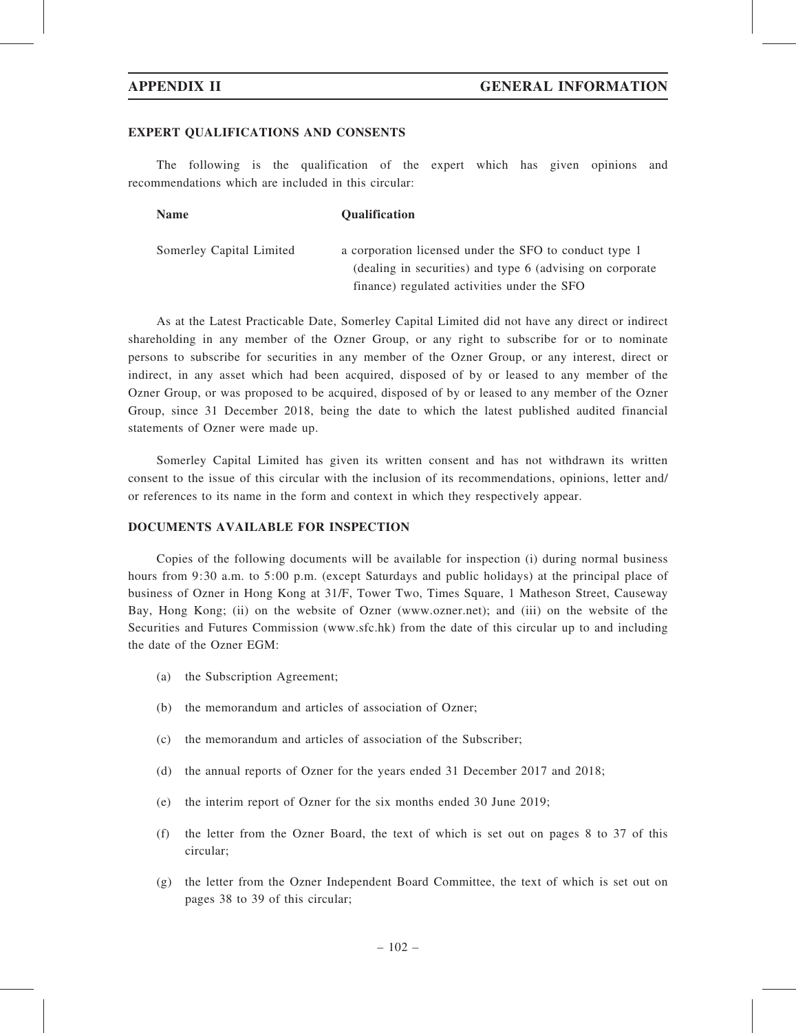## EXPERT QUALIFICATIONS AND CONSENTS

The following is the qualification of the expert which has given opinions and recommendations which are included in this circular:

| Name | Qualification |
|---|---|
| Somerley Capital Limited | a corporation licensed under the SFO to conduct type 1 (dealing in securities) and type 6 (advising on corporate finance) regulated activities under the SFO |

As at the Latest Practicable Date, Somerley Capital Limited did not have any direct or indirect shareholding in any member of the Ozner Group, or any right to subscribe for or to nominate persons to subscribe for securities in any member of the Ozner Group, or any interest, direct or indirect, in any asset which had been acquired, disposed of by or leased to any member of the Ozner Group, or was proposed to be acquired, disposed of by or leased to any member of the Ozner Group, since 31 December 2018, being the date to which the latest published audited financial statements of Ozner were made up.

Somerley Capital Limited has given its written consent and has not withdrawn its written consent to the issue of this circular with the inclusion of its recommendations, opinions, letter and/ or references to its name in the form and context in which they respectively appear.

## DOCUMENTS AVAILABLE FOR INSPECTION

Copies of the following documents will be available for inspection (i) during normal business hours from 9:30 a.m. to 5:00 p.m. (except Saturdays and public holidays) at the principal place of business of Ozner in Hong Kong at 31/F, Tower Two, Times Square, 1 Matheson Street, Causeway Bay, Hong Kong; (ii) on the website of Ozner (www.ozner.net); and (iii) on the website of the Securities and Futures Commission (www.sfc.hk) from the date of this circular up to and including the date of the Ozner EGM:

(a) the Subscription Agreement;

(b) the memorandum and articles of association of Ozner;

(c) the memorandum and articles of association of the Subscriber;

(d) the annual reports of Ozner for the years ended 31 December 2017 and 2018;

(e) the interim report of Ozner for the six months ended 30 June 2019;

(f) the letter from the Ozner Board, the text of which is set out on pages 8 to 37 of this circular;

(g) the letter from the Ozner Independent Board Committee, the text of which is set out on pages 38 to 39 of this circular;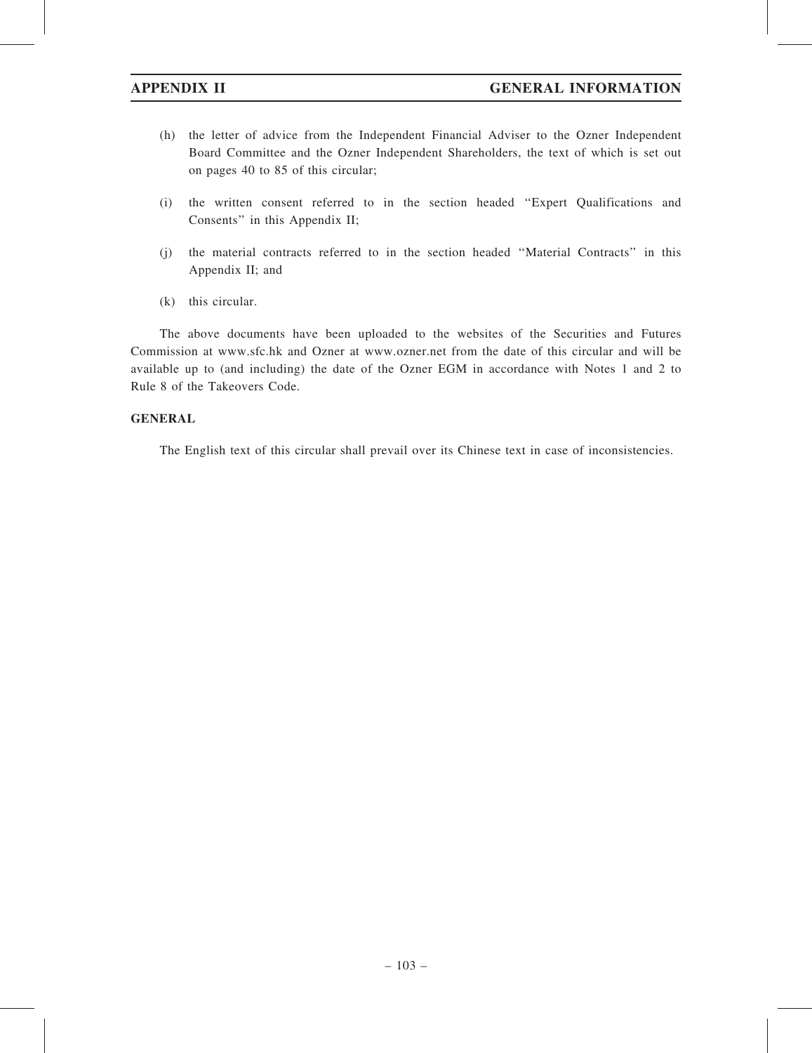(h) the letter of advice from the Independent Financial Adviser to the Ozner Independent Board Committee and the Ozner Independent Shareholders, the text of which is set out on pages 40 to 85 of this circular;

(i) the written consent referred to in the section headed "Expert Qualifications and Consents" in this Appendix II;

(j) the material contracts referred to in the section headed "Material Contracts" in this Appendix II; and

(k) this circular.

The above documents have been uploaded to the websites of the Securities and Futures Commission at www.sfc.hk and Ozner at www.ozner.net from the date of this circular and will be available up to (and including) the date of the Ozner EGM in accordance with Notes 1 and 2 to Rule 8 of the Takeovers Code.

## GENERAL

The English text of this circular shall prevail over its Chinese text in case of inconsistencies.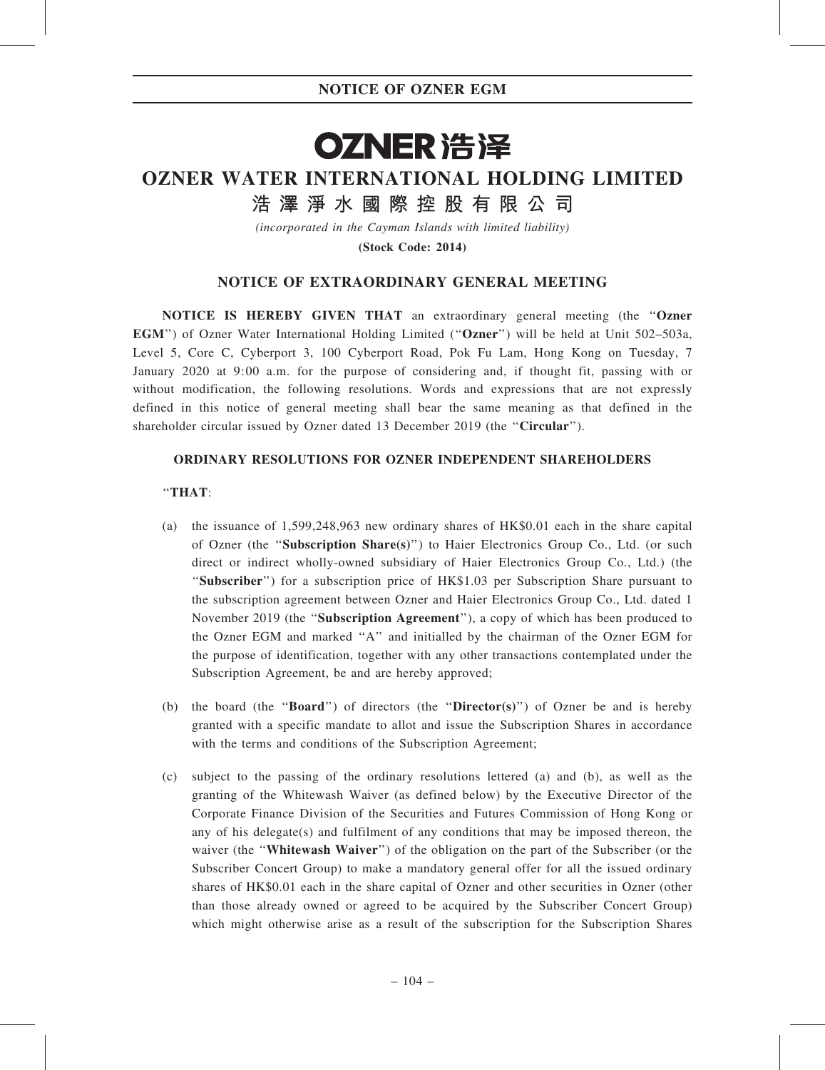## NOTICE OF OZNER EGM

# OZNER 浩泽

# OZNER WATER INTERNATIONAL HOLDING LIMITED

## 浩澤淨水國際控股有限公司

*(incorporated in the Cayman Islands with limited liability)*

**(Stock Code: 2014)**

## NOTICE OF EXTRAORDINARY GENERAL MEETING

**NOTICE IS HEREBY GIVEN THAT** an extraordinary general meeting (the "**Ozner EGM**") of Ozner Water International Holding Limited ("**Ozner**") will be held at Unit 502–503a, Level 5, Core C, Cyberport 3, 100 Cyberport Road, Pok Fu Lam, Hong Kong on Tuesday, 7 January 2020 at 9:00 a.m. for the purpose of considering and, if thought fit, passing with or without modification, the following resolutions. Words and expressions that are not expressly defined in this notice of general meeting shall bear the same meaning as that defined in the shareholder circular issued by Ozner dated 13 December 2019 (the "**Circular**").

**ORDINARY RESOLUTIONS FOR OZNER INDEPENDENT SHAREHOLDERS**

"**THAT**:

(a) the issuance of 1,599,248,963 new ordinary shares of HK$0.01 each in the share capital of Ozner (the "**Subscription Share(s)**") to Haier Electronics Group Co., Ltd. (or such direct or indirect wholly-owned subsidiary of Haier Electronics Group Co., Ltd.) (the "**Subscriber**") for a subscription price of HK$1.03 per Subscription Share pursuant to the subscription agreement between Ozner and Haier Electronics Group Co., Ltd. dated 1 November 2019 (the "**Subscription Agreement**"), a copy of which has been produced to the Ozner EGM and marked "A" and initialled by the chairman of the Ozner EGM for the purpose of identification, together with any other transactions contemplated under the Subscription Agreement, be and are hereby approved;

(b) the board (the "**Board**") of directors (the "**Director(s)**") of Ozner be and is hereby granted with a specific mandate to allot and issue the Subscription Shares in accordance with the terms and conditions of the Subscription Agreement;

(c) subject to the passing of the ordinary resolutions lettered (a) and (b), as well as the granting of the Whitewash Waiver (as defined below) by the Executive Director of the Corporate Finance Division of the Securities and Futures Commission of Hong Kong or any of his delegate(s) and fulfilment of any conditions that may be imposed thereon, the waiver (the "**Whitewash Waiver**") of the obligation on the part of the Subscriber (or the Subscriber Concert Group) to make a mandatory general offer for all the issued ordinary shares of HK$0.01 each in the share capital of Ozner and other securities in Ozner (other than those already owned or agreed to be acquired by the Subscriber Concert Group) which might otherwise arise as a result of the subscription for the Subscription Shares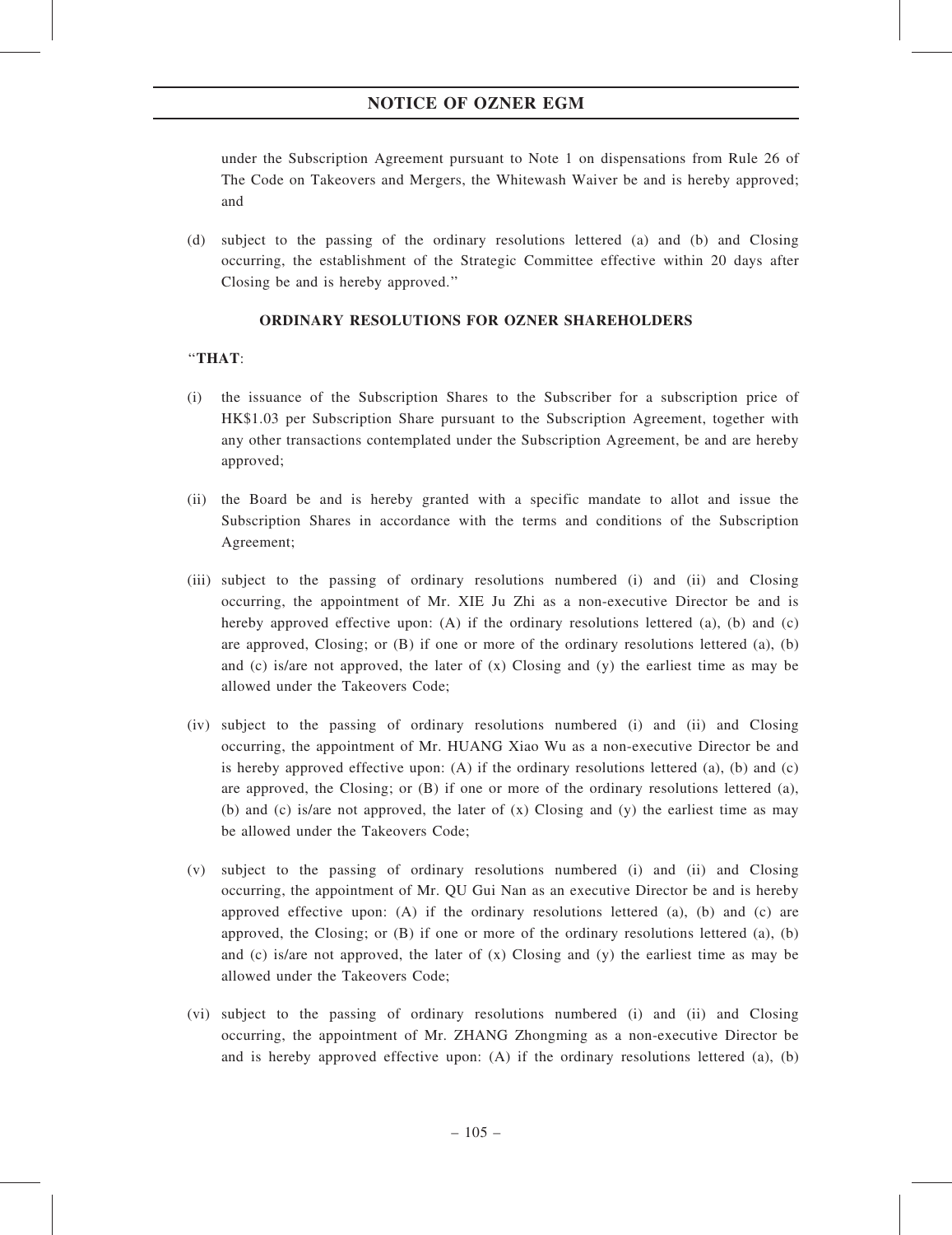under the Subscription Agreement pursuant to Note 1 on dispensations from Rule 26 of The Code on Takeovers and Mergers, the Whitewash Waiver be and is hereby approved; and

(d) subject to the passing of the ordinary resolutions lettered (a) and (b) and Closing occurring, the establishment of the Strategic Committee effective within 20 days after Closing be and is hereby approved."

**ORDINARY RESOLUTIONS FOR OZNER SHAREHOLDERS**

"**THAT**:

(i) the issuance of the Subscription Shares to the Subscriber for a subscription price of HK$1.03 per Subscription Share pursuant to the Subscription Agreement, together with any other transactions contemplated under the Subscription Agreement, be and are hereby approved;

(ii) the Board be and is hereby granted with a specific mandate to allot and issue the Subscription Shares in accordance with the terms and conditions of the Subscription Agreement;

(iii) subject to the passing of ordinary resolutions numbered (i) and (ii) and Closing occurring, the appointment of Mr. XIE Ju Zhi as a non-executive Director be and is hereby approved effective upon: (A) if the ordinary resolutions lettered (a), (b) and (c) are approved, Closing; or (B) if one or more of the ordinary resolutions lettered (a), (b) and (c) is/are not approved, the later of (x) Closing and (y) the earliest time as may be allowed under the Takeovers Code;

(iv) subject to the passing of ordinary resolutions numbered (i) and (ii) and Closing occurring, the appointment of Mr. HUANG Xiao Wu as a non-executive Director be and is hereby approved effective upon: (A) if the ordinary resolutions lettered (a), (b) and (c) are approved, the Closing; or (B) if one or more of the ordinary resolutions lettered (a), (b) and (c) is/are not approved, the later of (x) Closing and (y) the earliest time as may be allowed under the Takeovers Code;

(v) subject to the passing of ordinary resolutions numbered (i) and (ii) and Closing occurring, the appointment of Mr. QU Gui Nan as an executive Director be and is hereby approved effective upon: (A) if the ordinary resolutions lettered (a), (b) and (c) are approved, the Closing; or (B) if one or more of the ordinary resolutions lettered (a), (b) and (c) is/are not approved, the later of (x) Closing and (y) the earliest time as may be allowed under the Takeovers Code;

(vi) subject to the passing of ordinary resolutions numbered (i) and (ii) and Closing occurring, the appointment of Mr. ZHANG Zhongming as a non-executive Director be and is hereby approved effective upon: (A) if the ordinary resolutions lettered (a), (b)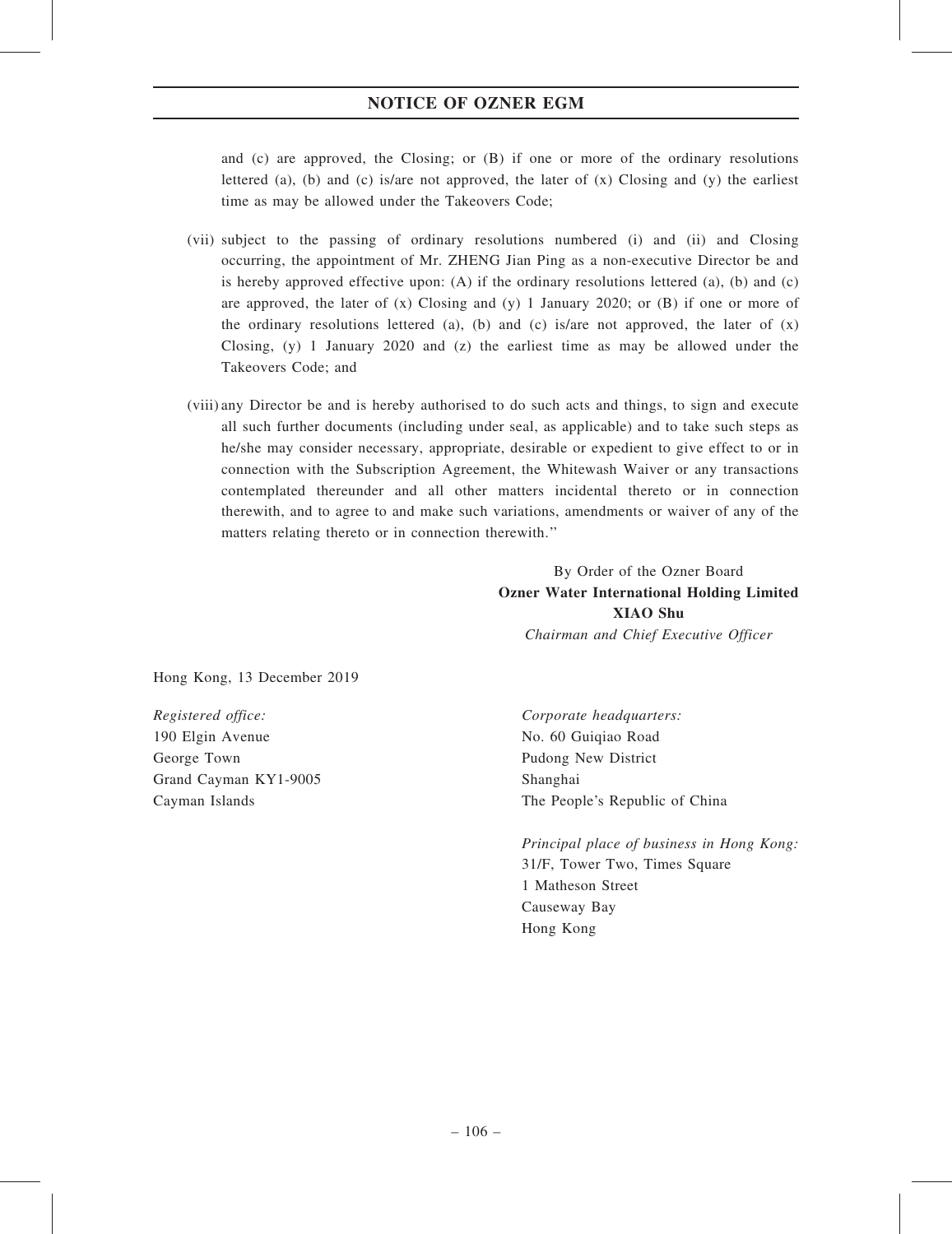and (c) are approved, the Closing; or (B) if one or more of the ordinary resolutions lettered (a), (b) and (c) is/are not approved, the later of (x) Closing and (y) the earliest time as may be allowed under the Takeovers Code;

(vii) subject to the passing of ordinary resolutions numbered (i) and (ii) and Closing occurring, the appointment of Mr. ZHENG Jian Ping as a non-executive Director be and is hereby approved effective upon: (A) if the ordinary resolutions lettered (a), (b) and (c) are approved, the later of (x) Closing and (y) 1 January 2020; or (B) if one or more of the ordinary resolutions lettered (a), (b) and (c) is/are not approved, the later of (x) Closing, (y) 1 January 2020 and (z) the earliest time as may be allowed under the Takeovers Code; and

(viii) any Director be and is hereby authorised to do such acts and things, to sign and execute all such further documents (including under seal, as applicable) and to take such steps as he/she may consider necessary, appropriate, desirable or expedient to give effect to or in connection with the Subscription Agreement, the Whitewash Waiver or any transactions contemplated thereunder and all other matters incidental thereto or in connection therewith, and to agree to and make such variations, amendments or waiver of any of the matters relating thereto or in connection therewith."

By Order of the Ozner Board
**Ozner Water International Holding Limited**
**XIAO Shu**
*Chairman and Chief Executive Officer*

Hong Kong, 13 December 2019

*Registered office:*
190 Elgin Avenue
George Town
Grand Cayman KY1-9005
Cayman Islands

*Corporate headquarters:*
No. 60 Guiqiao Road
Pudong New District
Shanghai
The People's Republic of China

*Principal place of business in Hong Kong:*
31/F, Tower Two, Times Square
1 Matheson Street
Causeway Bay
Hong Kong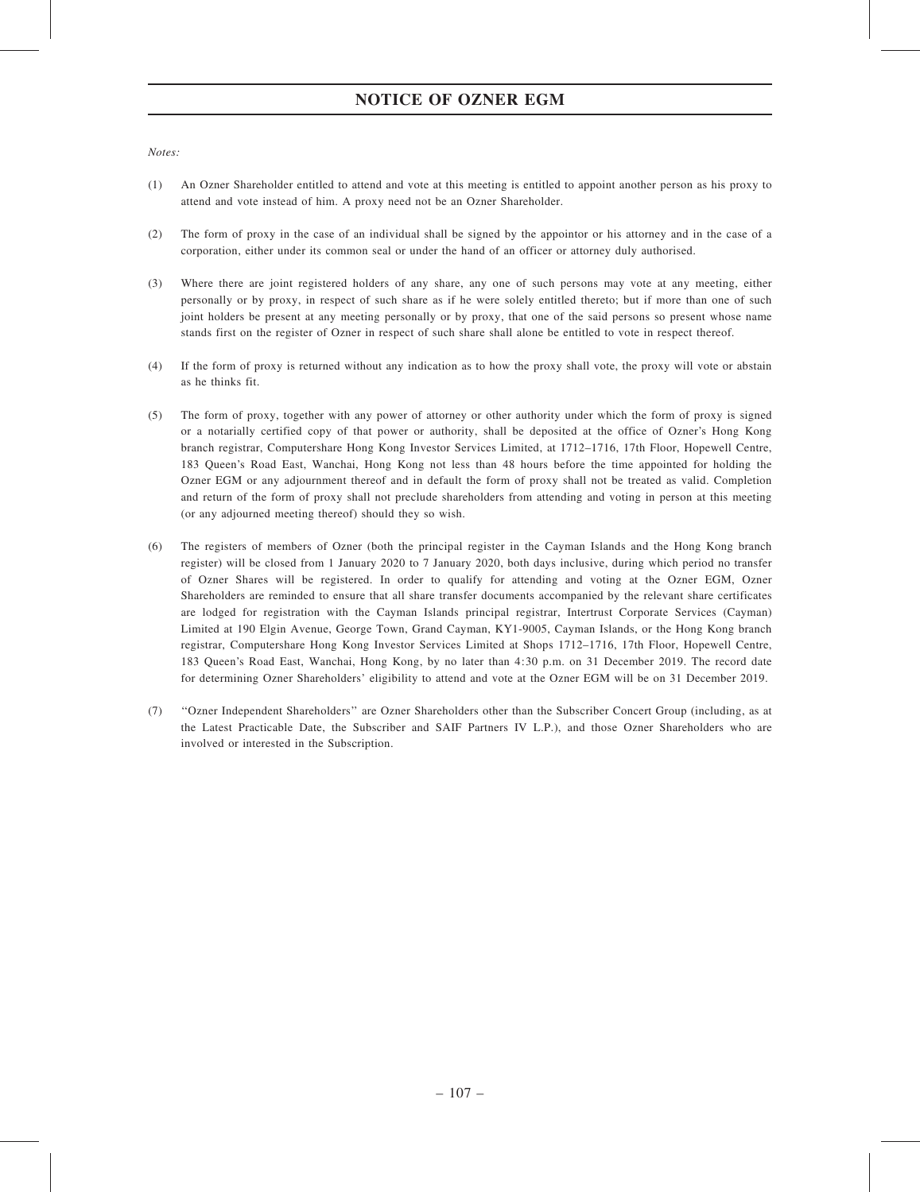# NOTICE OF OZNER EGM

*Notes:*

(1) An Ozner Shareholder entitled to attend and vote at this meeting is entitled to appoint another person as his proxy to attend and vote instead of him. A proxy need not be an Ozner Shareholder.

(2) The form of proxy in the case of an individual shall be signed by the appointor or his attorney and in the case of a corporation, either under its common seal or under the hand of an officer or attorney duly authorised.

(3) Where there are joint registered holders of any share, any one of such persons may vote at any meeting, either personally or by proxy, in respect of such share as if he were solely entitled thereto; but if more than one of such joint holders be present at any meeting personally or by proxy, that one of the said persons so present whose name stands first on the register of Ozner in respect of such share shall alone be entitled to vote in respect thereof.

(4) If the form of proxy is returned without any indication as to how the proxy shall vote, the proxy will vote or abstain as he thinks fit.

(5) The form of proxy, together with any power of attorney or other authority under which the form of proxy is signed or a notarially certified copy of that power or authority, shall be deposited at the office of Ozner's Hong Kong branch registrar, Computershare Hong Kong Investor Services Limited, at 1712–1716, 17th Floor, Hopewell Centre, 183 Queen's Road East, Wanchai, Hong Kong not less than 48 hours before the time appointed for holding the Ozner EGM or any adjournment thereof and in default the form of proxy shall not be treated as valid. Completion and return of the form of proxy shall not preclude shareholders from attending and voting in person at this meeting (or any adjourned meeting thereof) should they so wish.

(6) The registers of members of Ozner (both the principal register in the Cayman Islands and the Hong Kong branch register) will be closed from 1 January 2020 to 7 January 2020, both days inclusive, during which period no transfer of Ozner Shares will be registered. In order to qualify for attending and voting at the Ozner EGM, Ozner Shareholders are reminded to ensure that all share transfer documents accompanied by the relevant share certificates are lodged for registration with the Cayman Islands principal registrar, Intertrust Corporate Services (Cayman) Limited at 190 Elgin Avenue, George Town, Grand Cayman, KY1-9005, Cayman Islands, or the Hong Kong branch registrar, Computershare Hong Kong Investor Services Limited at Shops 1712–1716, 17th Floor, Hopewell Centre, 183 Queen's Road East, Wanchai, Hong Kong, by no later than 4:30 p.m. on 31 December 2019. The record date for determining Ozner Shareholders' eligibility to attend and vote at the Ozner EGM will be on 31 December 2019.

(7) ''Ozner Independent Shareholders'' are Ozner Shareholders other than the Subscriber Concert Group (including, as at the Latest Practicable Date, the Subscriber and SAIF Partners IV L.P.), and those Ozner Shareholders who are involved or interested in the Subscription.